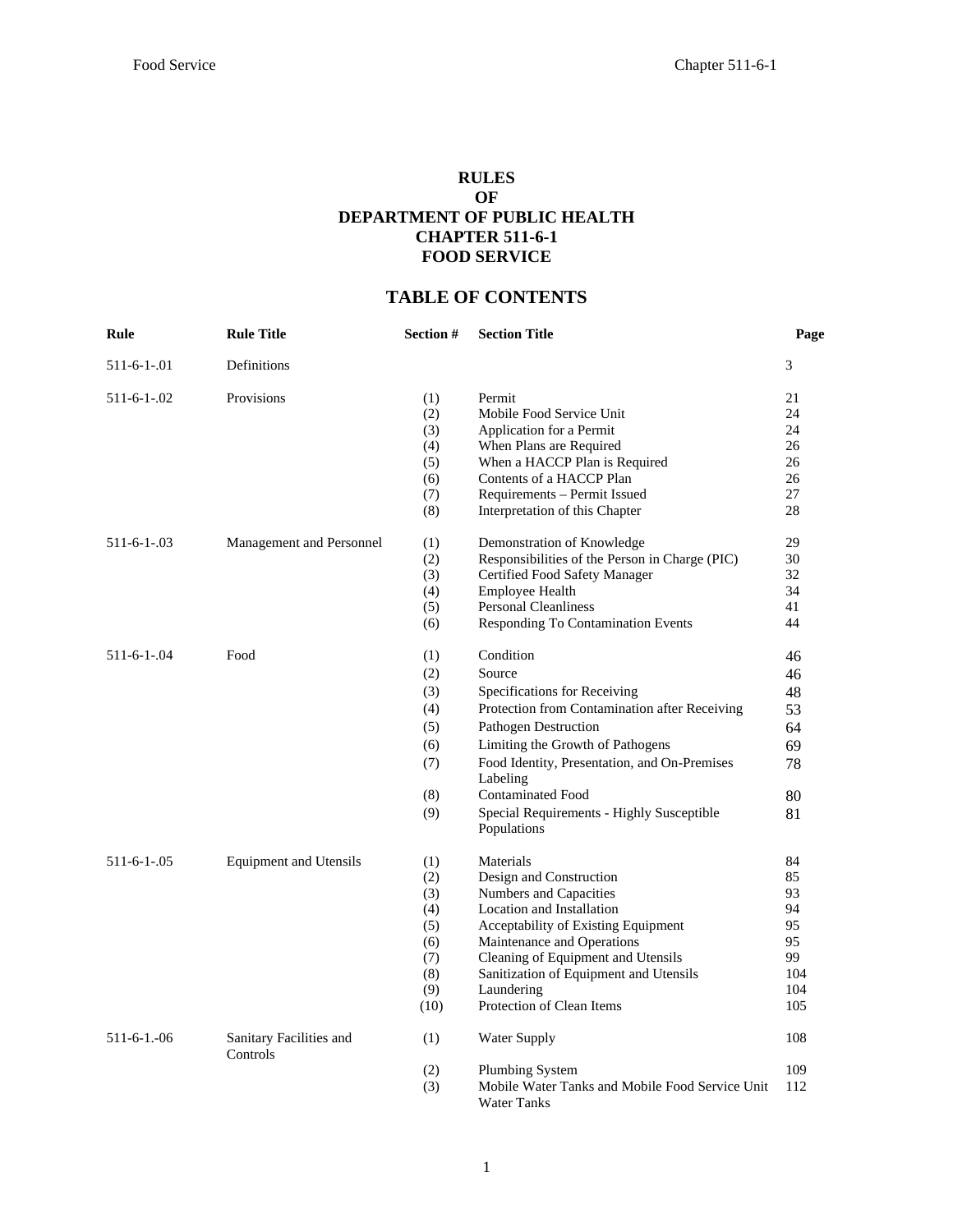# RULES
# OF
# DEPARTMENT OF PUBLIC HEALTH
# CHAPTER 511-6-1
# FOOD SERVICE

## TABLE OF CONTENTS

| Rule | Rule Title | Section # | Section Title | Page |
|---|---|---|---|---|
| 511-6-1-.01 | Definitions | | | 3 |
| 511-6-1-.02 | Provisions | (1) | Permit | 21 |
| | | (2) | Mobile Food Service Unit | 24 |
| | | (3) | Application for a Permit | 24 |
| | | (4) | When Plans are Required | 26 |
| | | (5) | When a HACCP Plan is Required | 26 |
| | | (6) | Contents of a HACCP Plan | 26 |
| | | (7) | Requirements – Permit Issued | 27 |
| | | (8) | Interpretation of this Chapter | 28 |
| 511-6-1-.03 | Management and Personnel | (1) | Demonstration of Knowledge | 29 |
| | | (2) | Responsibilities of the Person in Charge (PIC) | 30 |
| | | (3) | Certified Food Safety Manager | 32 |
| | | (4) | Employee Health | 34 |
| | | (5) | Personal Cleanliness | 41 |
| | | (6) | Responding To Contamination Events | 44 |
| 511-6-1-.04 | Food | (1) | Condition | 46 |
| | | (2) | Source | 46 |
| | | (3) | Specifications for Receiving | 48 |
| | | (4) | Protection from Contamination after Receiving | 53 |
| | | (5) | Pathogen Destruction | 64 |
| | | (6) | Limiting the Growth of Pathogens | 69 |
| | | (7) | Food Identity, Presentation, and On-Premises Labeling | 78 |
| | | (8) | Contaminated Food | 80 |
| | | (9) | Special Requirements - Highly Susceptible Populations | 81 |
| 511-6-1-.05 | Equipment and Utensils | (1) | Materials | 84 |
| | | (2) | Design and Construction | 85 |
| | | (3) | Numbers and Capacities | 93 |
| | | (4) | Location and Installation | 94 |
| | | (5) | Acceptability of Existing Equipment | 95 |
| | | (6) | Maintenance and Operations | 95 |
| | | (7) | Cleaning of Equipment and Utensils | 99 |
| | | (8) | Sanitization of Equipment and Utensils | 104 |
| | | (9) | Laundering | 104 |
| | | (10) | Protection of Clean Items | 105 |
| 511-6-1.-06 | Sanitary Facilities and Controls | (1) | Water Supply | 108 |
| | | (2) | Plumbing System | 109 |
| | | (3) | Mobile Water Tanks and Mobile Food Service Unit Water Tanks | 112 |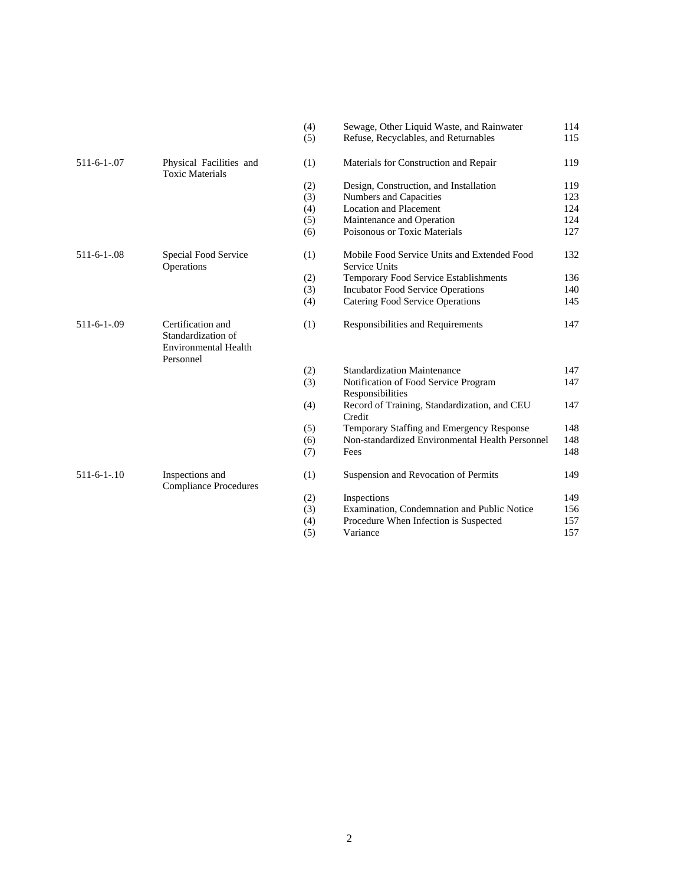| | | | | |
|---|---|---|---|---|
| | | (4) | Sewage, Other Liquid Waste, and Rainwater | 114 |
| | | (5) | Refuse, Recyclables, and Returnables | 115 |
| 511-6-1-.07 | Physical Facilities and Toxic Materials | (1) | Materials for Construction and Repair | 119 |
| | | (2) | Design, Construction, and Installation | 119 |
| | | (3) | Numbers and Capacities | 123 |
| | | (4) | Location and Placement | 124 |
| | | (5) | Maintenance and Operation | 124 |
| | | (6) | Poisonous or Toxic Materials | 127 |
| 511-6-1-.08 | Special Food Service Operations | (1) | Mobile Food Service Units and Extended Food Service Units | 132 |
| | | (2) | Temporary Food Service Establishments | 136 |
| | | (3) | Incubator Food Service Operations | 140 |
| | | (4) | Catering Food Service Operations | 145 |
| 511-6-1-.09 | Certification and Standardization of Environmental Health Personnel | (1) | Responsibilities and Requirements | 147 |
| | | (2) | Standardization Maintenance | 147 |
| | | (3) | Notification of Food Service Program Responsibilities | 147 |
| | | (4) | Record of Training, Standardization, and CEU Credit | 147 |
| | | (5) | Temporary Staffing and Emergency Response | 148 |
| | | (6) | Non-standardized Environmental Health Personnel | 148 |
| | | (7) | Fees | 148 |
| 511-6-1-.10 | Inspections and Compliance Procedures | (1) | Suspension and Revocation of Permits | 149 |
| | | (2) | Inspections | 149 |
| | | (3) | Examination, Condemnation and Public Notice | 156 |
| | | (4) | Procedure When Infection is Suspected | 157 |
| | | (5) | Variance | 157 |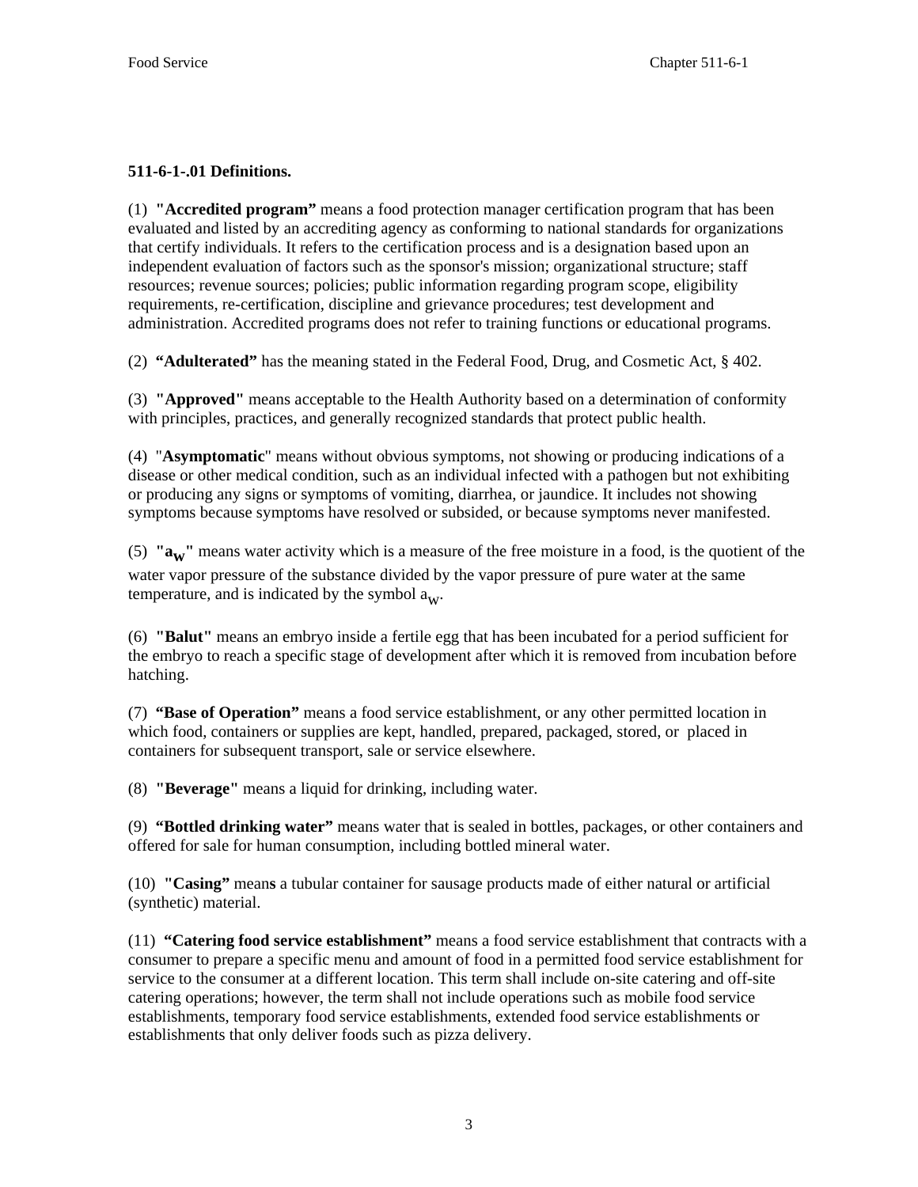## 511-6-1-.01 Definitions.

(1) **"Accredited program"** means a food protection manager certification program that has been evaluated and listed by an accrediting agency as conforming to national standards for organizations that certify individuals. It refers to the certification process and is a designation based upon an independent evaluation of factors such as the sponsor's mission; organizational structure; staff resources; revenue sources; policies; public information regarding program scope, eligibility requirements, re-certification, discipline and grievance procedures; test development and administration. Accredited programs does not refer to training functions or educational programs.

(2) **"Adulterated"** has the meaning stated in the Federal Food, Drug, and Cosmetic Act, § 402.

(3) **"Approved"** means acceptable to the Health Authority based on a determination of conformity with principles, practices, and generally recognized standards that protect public health.

(4) "**Asymptomatic**" means without obvious symptoms, not showing or producing indications of a disease or other medical condition, such as an individual infected with a pathogen but not exhibiting or producing any signs or symptoms of vomiting, diarrhea, or jaundice. It includes not showing symptoms because symptoms have resolved or subsided, or because symptoms never manifested.

(5) **"$a_W$"** means water activity which is a measure of the free moisture in a food, is the quotient of the water vapor pressure of the substance divided by the vapor pressure of pure water at the same temperature, and is indicated by the symbol $a_W$.

(6) **"Balut"** means an embryo inside a fertile egg that has been incubated for a period sufficient for the embryo to reach a specific stage of development after which it is removed from incubation before hatching.

(7) **"Base of Operation"** means a food service establishment, or any other permitted location in which food, containers or supplies are kept, handled, prepared, packaged, stored, or placed in containers for subsequent transport, sale or service elsewhere.

(8) **"Beverage"** means a liquid for drinking, including water.

(9) **"Bottled drinking water"** means water that is sealed in bottles, packages, or other containers and offered for sale for human consumption, including bottled mineral water.

(10) **"Casing"** means a tubular container for sausage products made of either natural or artificial (synthetic) material.

(11) **"Catering food service establishment"** means a food service establishment that contracts with a consumer to prepare a specific menu and amount of food in a permitted food service establishment for service to the consumer at a different location. This term shall include on-site catering and off-site catering operations; however, the term shall not include operations such as mobile food service establishments, temporary food service establishments, extended food service establishments or establishments that only deliver foods such as pizza delivery.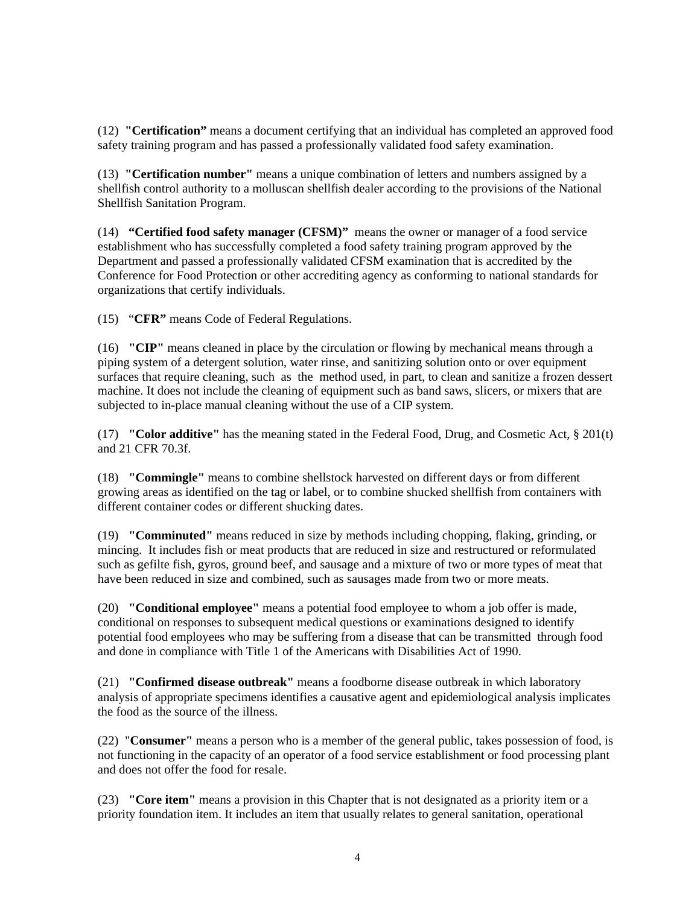(12) **"Certification"** means a document certifying that an individual has completed an approved food safety training program and has passed a professionally validated food safety examination.

(13) **"Certification number"** means a unique combination of letters and numbers assigned by a shellfish control authority to a molluscan shellfish dealer according to the provisions of the National Shellfish Sanitation Program.

(14) **"Certified food safety manager (CFSM)"** means the owner or manager of a food service establishment who has successfully completed a food safety training program approved by the Department and passed a professionally validated CFSM examination that is accredited by the Conference for Food Protection or other accrediting agency as conforming to national standards for organizations that certify individuals.

(15) "**CFR"** means Code of Federal Regulations.

(16) **"CIP"** means cleaned in place by the circulation or flowing by mechanical means through a piping system of a detergent solution, water rinse, and sanitizing solution onto or over equipment surfaces that require cleaning, such as the method used, in part, to clean and sanitize a frozen dessert machine. It does not include the cleaning of equipment such as band saws, slicers, or mixers that are subjected to in-place manual cleaning without the use of a CIP system.

(17) **"Color additive"** has the meaning stated in the Federal Food, Drug, and Cosmetic Act, § 201(t) and 21 CFR 70.3f.

(18) **"Commingle"** means to combine shellstock harvested on different days or from different growing areas as identified on the tag or label, or to combine shucked shellfish from containers with different container codes or different shucking dates.

(19) **"Comminuted"** means reduced in size by methods including chopping, flaking, grinding, or mincing. It includes fish or meat products that are reduced in size and restructured or reformulated such as gefilte fish, gyros, ground beef, and sausage and a mixture of two or more types of meat that have been reduced in size and combined, such as sausages made from two or more meats.

(20) **"Conditional employee"** means a potential food employee to whom a job offer is made, conditional on responses to subsequent medical questions or examinations designed to identify potential food employees who may be suffering from a disease that can be transmitted through food and done in compliance with Title 1 of the Americans with Disabilities Act of 1990.

(21) **"Confirmed disease outbreak"** means a foodborne disease outbreak in which laboratory analysis of appropriate specimens identifies a causative agent and epidemiological analysis implicates the food as the source of the illness.

(22) "**Consumer"** means a person who is a member of the general public, takes possession of food, is not functioning in the capacity of an operator of a food service establishment or food processing plant and does not offer the food for resale.

(23) **"Core item"** means a provision in this Chapter that is not designated as a priority item or a priority foundation item. It includes an item that usually relates to general sanitation, operational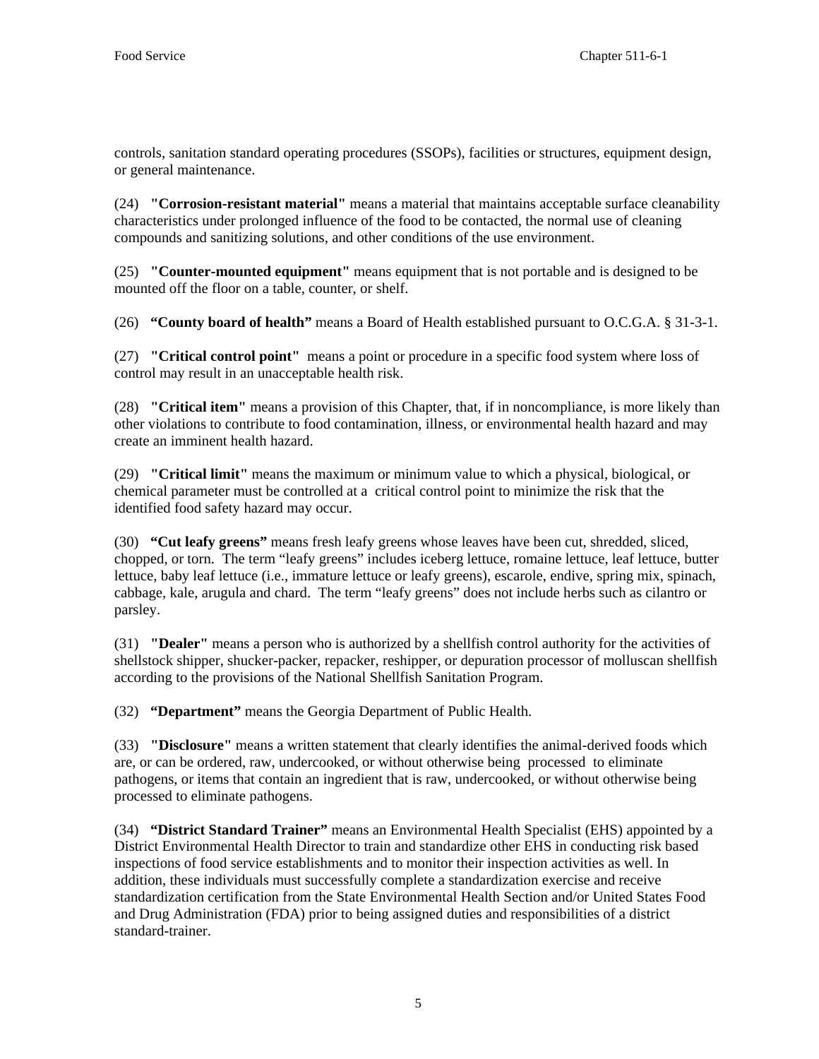controls, sanitation standard operating procedures (SSOPs), facilities or structures, equipment design, or general maintenance.

(24) **"Corrosion-resistant material"** means a material that maintains acceptable surface cleanability characteristics under prolonged influence of the food to be contacted, the normal use of cleaning compounds and sanitizing solutions, and other conditions of the use environment.

(25) **"Counter-mounted equipment"** means equipment that is not portable and is designed to be mounted off the floor on a table, counter, or shelf.

(26) **"County board of health"** means a Board of Health established pursuant to O.C.G.A. § 31-3-1.

(27) **"Critical control point"** means a point or procedure in a specific food system where loss of control may result in an unacceptable health risk.

(28) **"Critical item"** means a provision of this Chapter, that, if in noncompliance, is more likely than other violations to contribute to food contamination, illness, or environmental health hazard and may create an imminent health hazard.

(29) **"Critical limit"** means the maximum or minimum value to which a physical, biological, or chemical parameter must be controlled at a critical control point to minimize the risk that the identified food safety hazard may occur.

(30) **"Cut leafy greens"** means fresh leafy greens whose leaves have been cut, shredded, sliced, chopped, or torn. The term "leafy greens" includes iceberg lettuce, romaine lettuce, leaf lettuce, butter lettuce, baby leaf lettuce (i.e., immature lettuce or leafy greens), escarole, endive, spring mix, spinach, cabbage, kale, arugula and chard. The term "leafy greens" does not include herbs such as cilantro or parsley.

(31) **"Dealer"** means a person who is authorized by a shellfish control authority for the activities of shellstock shipper, shucker-packer, repacker, reshipper, or depuration processor of molluscan shellfish according to the provisions of the National Shellfish Sanitation Program.

(32) **"Department"** means the Georgia Department of Public Health.

(33) **"Disclosure"** means a written statement that clearly identifies the animal-derived foods which are, or can be ordered, raw, undercooked, or without otherwise being processed to eliminate pathogens, or items that contain an ingredient that is raw, undercooked, or without otherwise being processed to eliminate pathogens.

(34) **"District Standard Trainer"** means an Environmental Health Specialist (EHS) appointed by a District Environmental Health Director to train and standardize other EHS in conducting risk based inspections of food service establishments and to monitor their inspection activities as well. In addition, these individuals must successfully complete a standardization exercise and receive standardization certification from the State Environmental Health Section and/or United States Food and Drug Administration (FDA) prior to being assigned duties and responsibilities of a district standard-trainer.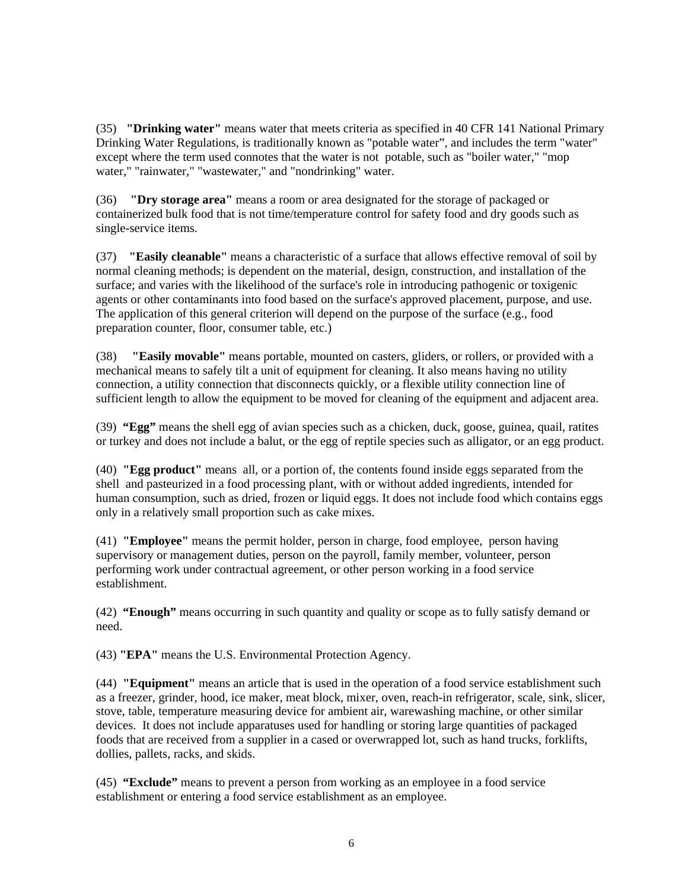(35) **"Drinking water"** means water that meets criteria as specified in 40 CFR 141 National Primary Drinking Water Regulations, is traditionally known as "potable water", and includes the term "water" except where the term used connotes that the water is not potable, such as "boiler water," "mop water," "rainwater," "wastewater," and "nondrinking" water.

(36) **"Dry storage area"** means a room or area designated for the storage of packaged or containerized bulk food that is not time/temperature control for safety food and dry goods such as single-service items.

(37) **"Easily cleanable"** means a characteristic of a surface that allows effective removal of soil by normal cleaning methods; is dependent on the material, design, construction, and installation of the surface; and varies with the likelihood of the surface's role in introducing pathogenic or toxigenic agents or other contaminants into food based on the surface's approved placement, purpose, and use. The application of this general criterion will depend on the purpose of the surface (e.g., food preparation counter, floor, consumer table, etc.)

(38) **"Easily movable"** means portable, mounted on casters, gliders, or rollers, or provided with a mechanical means to safely tilt a unit of equipment for cleaning. It also means having no utility connection, a utility connection that disconnects quickly, or a flexible utility connection line of sufficient length to allow the equipment to be moved for cleaning of the equipment and adjacent area.

(39) **"Egg"** means the shell egg of avian species such as a chicken, duck, goose, guinea, quail, ratites or turkey and does not include a balut, or the egg of reptile species such as alligator, or an egg product.

(40) **"Egg product"** means all, or a portion of, the contents found inside eggs separated from the shell and pasteurized in a food processing plant, with or without added ingredients, intended for human consumption, such as dried, frozen or liquid eggs. It does not include food which contains eggs only in a relatively small proportion such as cake mixes.

(41) **"Employee"** means the permit holder, person in charge, food employee, person having supervisory or management duties, person on the payroll, family member, volunteer, person performing work under contractual agreement, or other person working in a food service establishment.

(42) **"Enough"** means occurring in such quantity and quality or scope as to fully satisfy demand or need.

(43) **"EPA"** means the U.S. Environmental Protection Agency.

(44) **"Equipment"** means an article that is used in the operation of a food service establishment such as a freezer, grinder, hood, ice maker, meat block, mixer, oven, reach-in refrigerator, scale, sink, slicer, stove, table, temperature measuring device for ambient air, warewashing machine, or other similar devices. It does not include apparatuses used for handling or storing large quantities of packaged foods that are received from a supplier in a cased or overwrapped lot, such as hand trucks, forklifts, dollies, pallets, racks, and skids.

(45) **"Exclude"** means to prevent a person from working as an employee in a food service establishment or entering a food service establishment as an employee.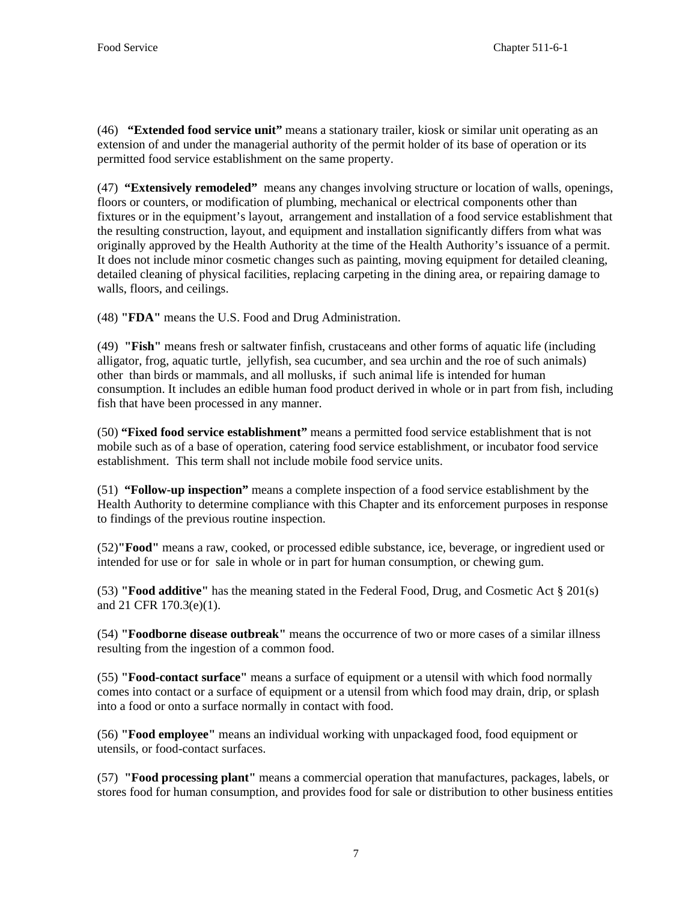(46) **"Extended food service unit"** means a stationary trailer, kiosk or similar unit operating as an extension of and under the managerial authority of the permit holder of its base of operation or its permitted food service establishment on the same property.

(47) **"Extensively remodeled"** means any changes involving structure or location of walls, openings, floors or counters, or modification of plumbing, mechanical or electrical components other than fixtures or in the equipment's layout, arrangement and installation of a food service establishment that the resulting construction, layout, and equipment and installation significantly differs from what was originally approved by the Health Authority at the time of the Health Authority's issuance of a permit. It does not include minor cosmetic changes such as painting, moving equipment for detailed cleaning, detailed cleaning of physical facilities, replacing carpeting in the dining area, or repairing damage to walls, floors, and ceilings.

(48) **"FDA"** means the U.S. Food and Drug Administration.

(49) **"Fish"** means fresh or saltwater finfish, crustaceans and other forms of aquatic life (including alligator, frog, aquatic turtle, jellyfish, sea cucumber, and sea urchin and the roe of such animals) other than birds or mammals, and all mollusks, if such animal life is intended for human consumption. It includes an edible human food product derived in whole or in part from fish, including fish that have been processed in any manner.

(50) **"Fixed food service establishment"** means a permitted food service establishment that is not mobile such as of a base of operation, catering food service establishment, or incubator food service establishment. This term shall not include mobile food service units.

(51) **"Follow-up inspection"** means a complete inspection of a food service establishment by the Health Authority to determine compliance with this Chapter and its enforcement purposes in response to findings of the previous routine inspection.

(52)**"Food"** means a raw, cooked, or processed edible substance, ice, beverage, or ingredient used or intended for use or for sale in whole or in part for human consumption, or chewing gum.

(53) **"Food additive"** has the meaning stated in the Federal Food, Drug, and Cosmetic Act § 201(s) and 21 CFR 170.3(e)(1).

(54) **"Foodborne disease outbreak"** means the occurrence of two or more cases of a similar illness resulting from the ingestion of a common food.

(55) **"Food-contact surface"** means a surface of equipment or a utensil with which food normally comes into contact or a surface of equipment or a utensil from which food may drain, drip, or splash into a food or onto a surface normally in contact with food.

(56) **"Food employee"** means an individual working with unpackaged food, food equipment or utensils, or food-contact surfaces.

(57) **"Food processing plant"** means a commercial operation that manufactures, packages, labels, or stores food for human consumption, and provides food for sale or distribution to other business entities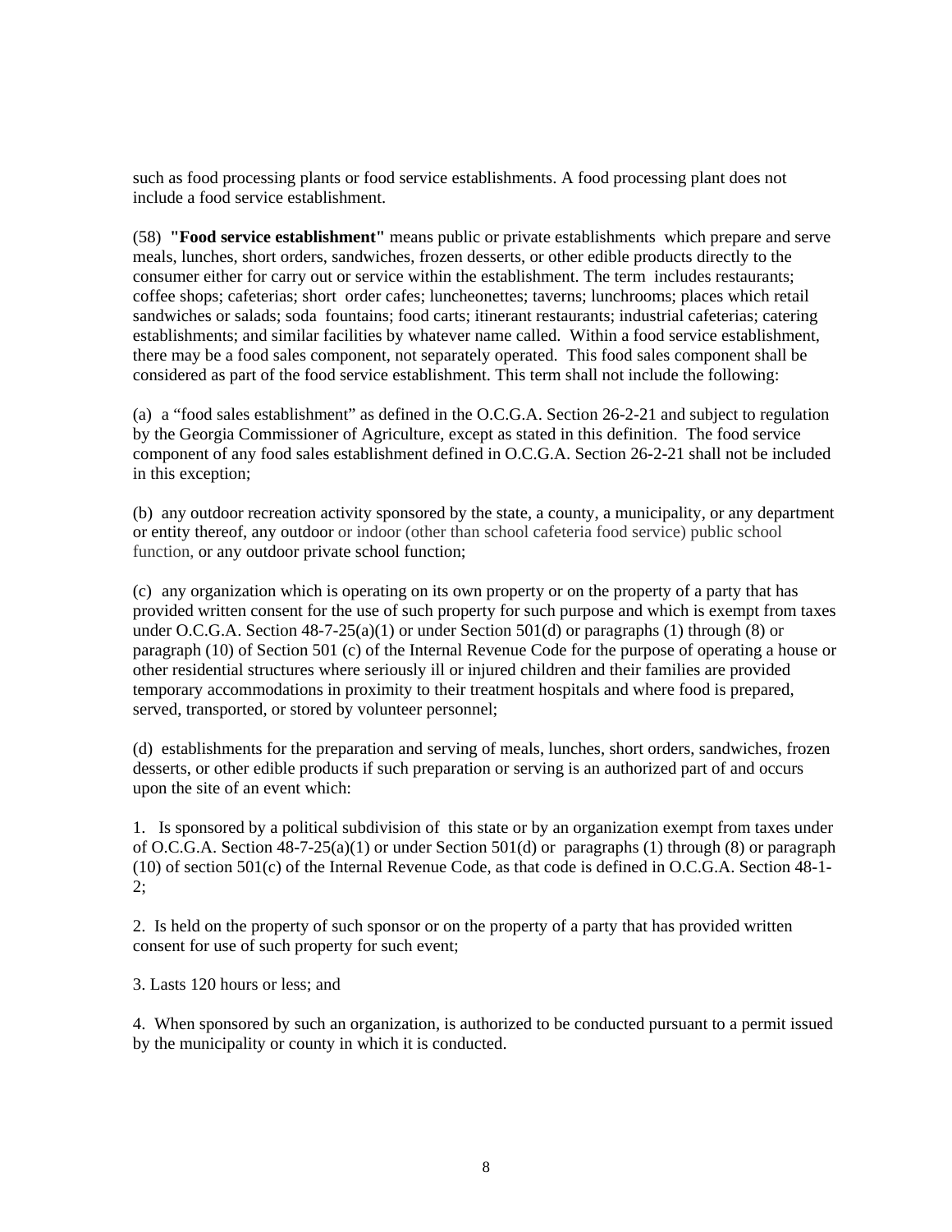such as food processing plants or food service establishments. A food processing plant does not include a food service establishment.

(58) **"Food service establishment"** means public or private establishments which prepare and serve meals, lunches, short orders, sandwiches, frozen desserts, or other edible products directly to the consumer either for carry out or service within the establishment. The term includes restaurants; coffee shops; cafeterias; short order cafes; luncheonettes; taverns; lunchrooms; places which retail sandwiches or salads; soda fountains; food carts; itinerant restaurants; industrial cafeterias; catering establishments; and similar facilities by whatever name called. Within a food service establishment, there may be a food sales component, not separately operated. This food sales component shall be considered as part of the food service establishment. This term shall not include the following:

(a) a "food sales establishment" as defined in the O.C.G.A. Section 26-2-21 and subject to regulation by the Georgia Commissioner of Agriculture, except as stated in this definition. The food service component of any food sales establishment defined in O.C.G.A. Section 26-2-21 shall not be included in this exception;

(b) any outdoor recreation activity sponsored by the state, a county, a municipality, or any department or entity thereof, any outdoor or indoor (other than school cafeteria food service) public school function, or any outdoor private school function;

(c) any organization which is operating on its own property or on the property of a party that has provided written consent for the use of such property for such purpose and which is exempt from taxes under O.C.G.A. Section 48-7-25(a)(1) or under Section 501(d) or paragraphs (1) through (8) or paragraph (10) of Section 501 (c) of the Internal Revenue Code for the purpose of operating a house or other residential structures where seriously ill or injured children and their families are provided temporary accommodations in proximity to their treatment hospitals and where food is prepared, served, transported, or stored by volunteer personnel;

(d) establishments for the preparation and serving of meals, lunches, short orders, sandwiches, frozen desserts, or other edible products if such preparation or serving is an authorized part of and occurs upon the site of an event which:

1. Is sponsored by a political subdivision of this state or by an organization exempt from taxes under of O.C.G.A. Section 48-7-25(a)(1) or under Section 501(d) or paragraphs (1) through (8) or paragraph (10) of section 501(c) of the Internal Revenue Code, as that code is defined in O.C.G.A. Section 48-1-2;

2. Is held on the property of such sponsor or on the property of a party that has provided written consent for use of such property for such event;

3. Lasts 120 hours or less; and

4. When sponsored by such an organization, is authorized to be conducted pursuant to a permit issued by the municipality or county in which it is conducted.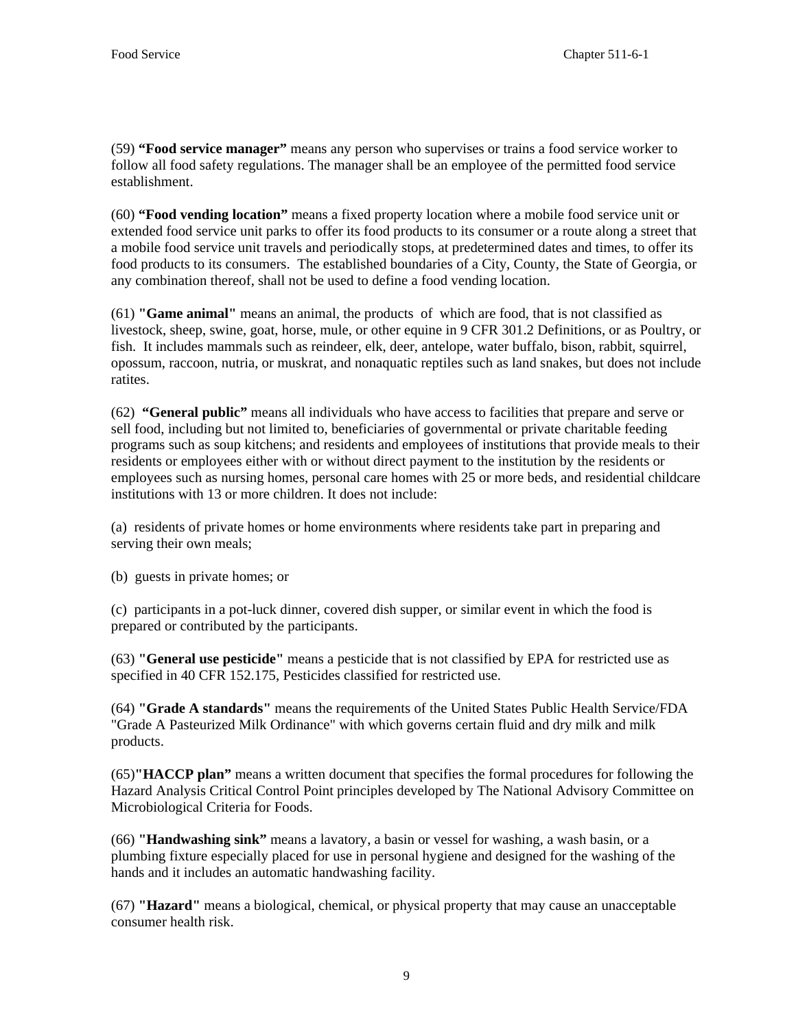(59) **“Food service manager”** means any person who supervises or trains a food service worker to follow all food safety regulations. The manager shall be an employee of the permitted food service establishment.

(60) **“Food vending location”** means a fixed property location where a mobile food service unit or extended food service unit parks to offer its food products to its consumer or a route along a street that a mobile food service unit travels and periodically stops, at predetermined dates and times, to offer its food products to its consumers. The established boundaries of a City, County, the State of Georgia, or any combination thereof, shall not be used to define a food vending location.

(61) **"Game animal"** means an animal, the products of which are food, that is not classified as livestock, sheep, swine, goat, horse, mule, or other equine in 9 CFR 301.2 Definitions, or as Poultry, or fish. It includes mammals such as reindeer, elk, deer, antelope, water buffalo, bison, rabbit, squirrel, opossum, raccoon, nutria, or muskrat, and nonaquatic reptiles such as land snakes, but does not include ratites.

(62) **“General public”** means all individuals who have access to facilities that prepare and serve or sell food, including but not limited to, beneficiaries of governmental or private charitable feeding programs such as soup kitchens; and residents and employees of institutions that provide meals to their residents or employees either with or without direct payment to the institution by the residents or employees such as nursing homes, personal care homes with 25 or more beds, and residential childcare institutions with 13 or more children. It does not include:

(a) residents of private homes or home environments where residents take part in preparing and serving their own meals;

(b) guests in private homes; or

(c) participants in a pot-luck dinner, covered dish supper, or similar event in which the food is prepared or contributed by the participants.

(63) **"General use pesticide"** means a pesticide that is not classified by EPA for restricted use as specified in 40 CFR 152.175, Pesticides classified for restricted use.

(64) **"Grade A standards"** means the requirements of the United States Public Health Service/FDA "Grade A Pasteurized Milk Ordinance" with which governs certain fluid and dry milk and milk products.

(65)**"HACCP plan”** means a written document that specifies the formal procedures for following the Hazard Analysis Critical Control Point principles developed by The National Advisory Committee on Microbiological Criteria for Foods.

(66) **"Handwashing sink”** means a lavatory, a basin or vessel for washing, a wash basin, or a plumbing fixture especially placed for use in personal hygiene and designed for the washing of the hands and it includes an automatic handwashing facility.

(67) **"Hazard"** means a biological, chemical, or physical property that may cause an unacceptable consumer health risk.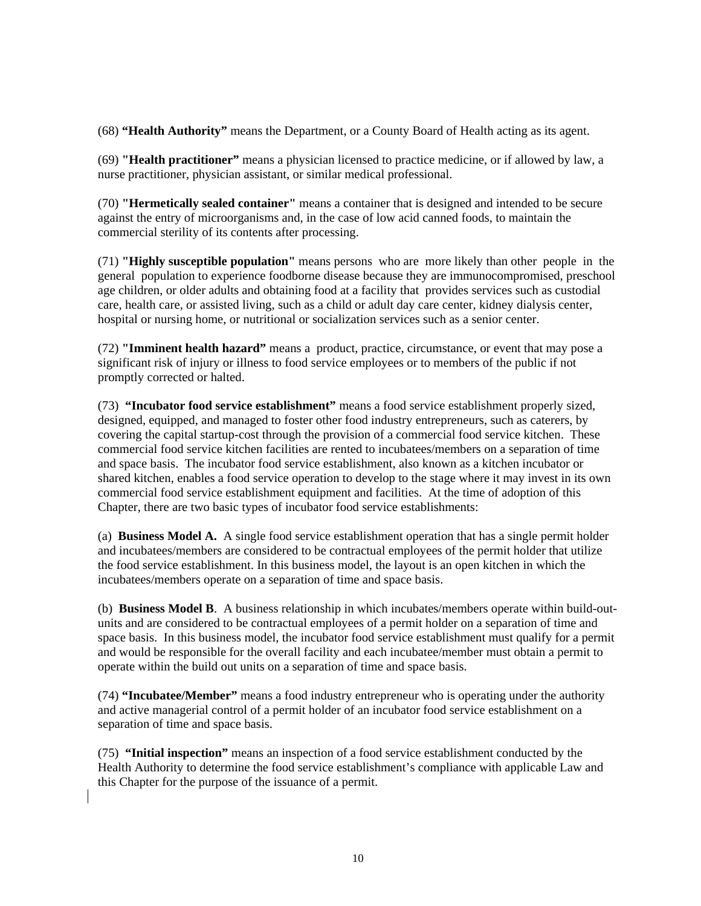(68) **"Health Authority"** means the Department, or a County Board of Health acting as its agent.

(69) **"Health practitioner"** means a physician licensed to practice medicine, or if allowed by law, a nurse practitioner, physician assistant, or similar medical professional.

(70) **"Hermetically sealed container"** means a container that is designed and intended to be secure against the entry of microorganisms and, in the case of low acid canned foods, to maintain the commercial sterility of its contents after processing.

(71) **"Highly susceptible population"** means persons who are more likely than other people in the general population to experience foodborne disease because they are immunocompromised, preschool age children, or older adults and obtaining food at a facility that provides services such as custodial care, health care, or assisted living, such as a child or adult day care center, kidney dialysis center, hospital or nursing home, or nutritional or socialization services such as a senior center.

(72) **"Imminent health hazard"** means a product, practice, circumstance, or event that may pose a significant risk of injury or illness to food service employees or to members of the public if not promptly corrected or halted.

(73) **"Incubator food service establishment"** means a food service establishment properly sized, designed, equipped, and managed to foster other food industry entrepreneurs, such as caterers, by covering the capital startup-cost through the provision of a commercial food service kitchen. These commercial food service kitchen facilities are rented to incubatees/members on a separation of time and space basis. The incubator food service establishment, also known as a kitchen incubator or shared kitchen, enables a food service operation to develop to the stage where it may invest in its own commercial food service establishment equipment and facilities. At the time of adoption of this Chapter, there are two basic types of incubator food service establishments:

(a) **Business Model A.** A single food service establishment operation that has a single permit holder and incubatees/members are considered to be contractual employees of the permit holder that utilize the food service establishment. In this business model, the layout is an open kitchen in which the incubatees/members operate on a separation of time and space basis.

(b) **Business Model B**. A business relationship in which incubates/members operate within build-out-units and are considered to be contractual employees of a permit holder on a separation of time and space basis. In this business model, the incubator food service establishment must qualify for a permit and would be responsible for the overall facility and each incubatee/member must obtain a permit to operate within the build out units on a separation of time and space basis.

(74) **"Incubatee/Member"** means a food industry entrepreneur who is operating under the authority and active managerial control of a permit holder of an incubator food service establishment on a separation of time and space basis.

(75) **"Initial inspection"** means an inspection of a food service establishment conducted by the Health Authority to determine the food service establishment's compliance with applicable Law and this Chapter for the purpose of the issuance of a permit.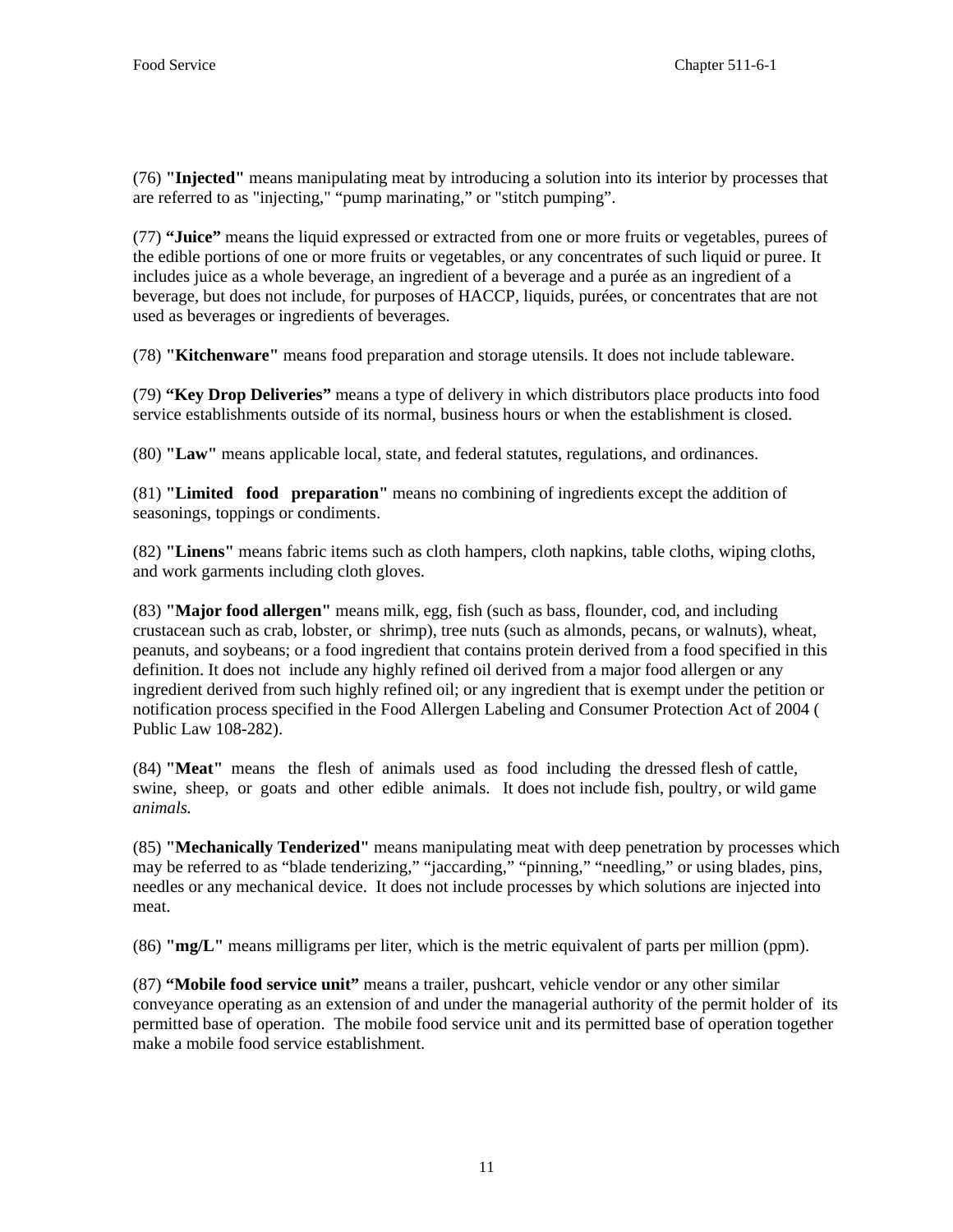(76) **"Injected"** means manipulating meat by introducing a solution into its interior by processes that are referred to as "injecting," "pump marinating," or "stitch pumping".

(77) **"Juice"** means the liquid expressed or extracted from one or more fruits or vegetables, purees of the edible portions of one or more fruits or vegetables, or any concentrates of such liquid or puree. It includes juice as a whole beverage, an ingredient of a beverage and a purée as an ingredient of a beverage, but does not include, for purposes of HACCP, liquids, purées, or concentrates that are not used as beverages or ingredients of beverages.

(78) **"Kitchenware"** means food preparation and storage utensils. It does not include tableware.

(79) **"Key Drop Deliveries"** means a type of delivery in which distributors place products into food service establishments outside of its normal, business hours or when the establishment is closed.

(80) **"Law"** means applicable local, state, and federal statutes, regulations, and ordinances.

(81) **"Limited food preparation"** means no combining of ingredients except the addition of seasonings, toppings or condiments.

(82) **"Linens"** means fabric items such as cloth hampers, cloth napkins, table cloths, wiping cloths, and work garments including cloth gloves.

(83) **"Major food allergen"** means milk, egg, fish (such as bass, flounder, cod, and including crustacean such as crab, lobster, or shrimp), tree nuts (such as almonds, pecans, or walnuts), wheat, peanuts, and soybeans; or a food ingredient that contains protein derived from a food specified in this definition. It does not include any highly refined oil derived from a major food allergen or any ingredient derived from such highly refined oil; or any ingredient that is exempt under the petition or notification process specified in the Food Allergen Labeling and Consumer Protection Act of 2004 ( Public Law 108-282).

(84) **"Meat"** means the flesh of animals used as food including the dressed flesh of cattle, swine, sheep, or goats and other edible animals. It does not include fish, poultry, or wild game *animals.*

(85) **"Mechanically Tenderized"** means manipulating meat with deep penetration by processes which may be referred to as "blade tenderizing," "jaccarding," "pinning," "needling," or using blades, pins, needles or any mechanical device. It does not include processes by which solutions are injected into meat.

(86) **"mg/L"** means milligrams per liter, which is the metric equivalent of parts per million (ppm).

(87) **"Mobile food service unit"** means a trailer, pushcart, vehicle vendor or any other similar conveyance operating as an extension of and under the managerial authority of the permit holder of its permitted base of operation. The mobile food service unit and its permitted base of operation together make a mobile food service establishment.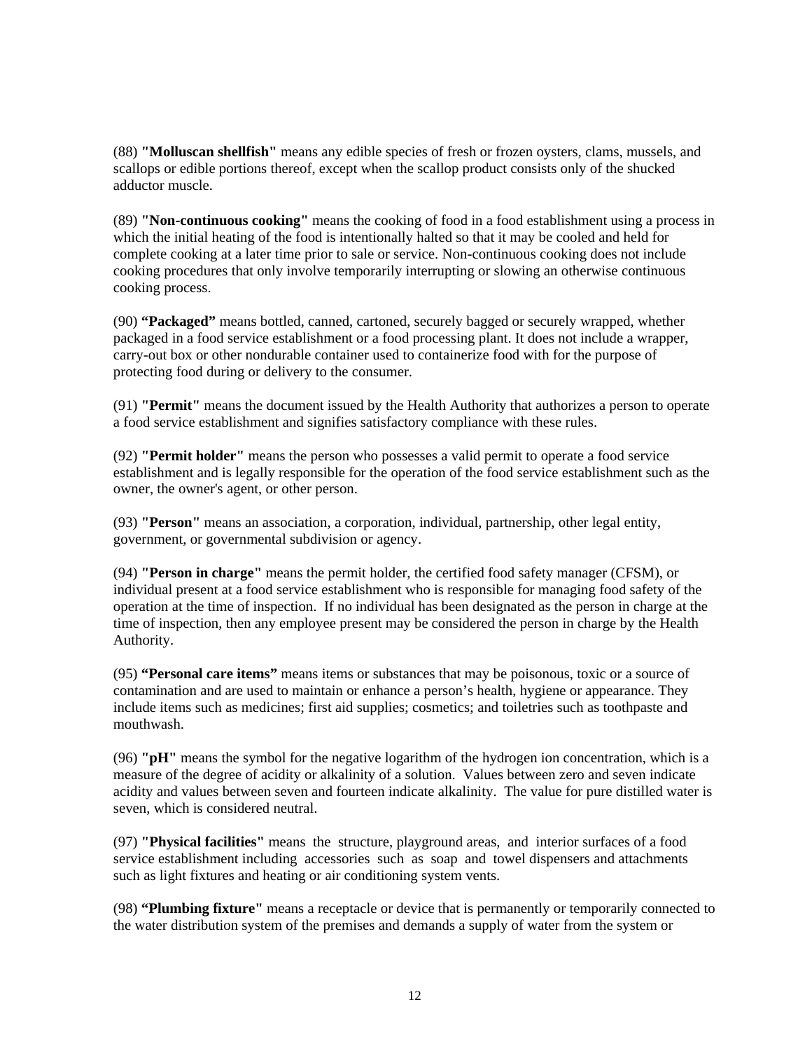(88) **"Molluscan shellfish"** means any edible species of fresh or frozen oysters, clams, mussels, and scallops or edible portions thereof, except when the scallop product consists only of the shucked adductor muscle.

(89) **"Non-continuous cooking"** means the cooking of food in a food establishment using a process in which the initial heating of the food is intentionally halted so that it may be cooled and held for complete cooking at a later time prior to sale or service. Non-continuous cooking does not include cooking procedures that only involve temporarily interrupting or slowing an otherwise continuous cooking process.

(90) **"Packaged"** means bottled, canned, cartoned, securely bagged or securely wrapped, whether packaged in a food service establishment or a food processing plant. It does not include a wrapper, carry-out box or other nondurable container used to containerize food with for the purpose of protecting food during or delivery to the consumer.

(91) **"Permit"** means the document issued by the Health Authority that authorizes a person to operate a food service establishment and signifies satisfactory compliance with these rules.

(92) **"Permit holder"** means the person who possesses a valid permit to operate a food service establishment and is legally responsible for the operation of the food service establishment such as the owner, the owner's agent, or other person.

(93) **"Person"** means an association, a corporation, individual, partnership, other legal entity, government, or governmental subdivision or agency.

(94) **"Person in charge"** means the permit holder, the certified food safety manager (CFSM), or individual present at a food service establishment who is responsible for managing food safety of the operation at the time of inspection. If no individual has been designated as the person in charge at the time of inspection, then any employee present may be considered the person in charge by the Health Authority.

(95) **"Personal care items"** means items or substances that may be poisonous, toxic or a source of contamination and are used to maintain or enhance a person's health, hygiene or appearance. They include items such as medicines; first aid supplies; cosmetics; and toiletries such as toothpaste and mouthwash.

(96) **"pH"** means the symbol for the negative logarithm of the hydrogen ion concentration, which is a measure of the degree of acidity or alkalinity of a solution. Values between zero and seven indicate acidity and values between seven and fourteen indicate alkalinity. The value for pure distilled water is seven, which is considered neutral.

(97) **"Physical facilities"** means the structure, playground areas, and interior surfaces of a food service establishment including accessories such as soap and towel dispensers and attachments such as light fixtures and heating or air conditioning system vents.

(98) **"Plumbing fixture"** means a receptacle or device that is permanently or temporarily connected to the water distribution system of the premises and demands a supply of water from the system or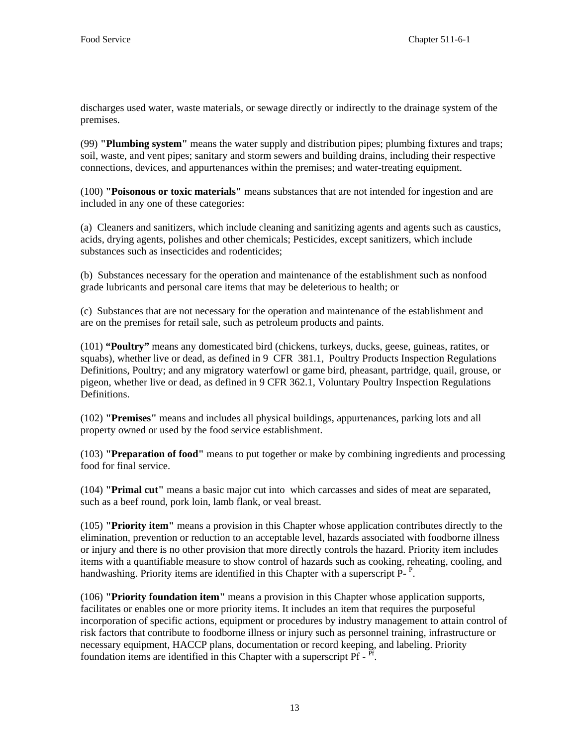discharges used water, waste materials, or sewage directly or indirectly to the drainage system of the premises.

(99) **"Plumbing system"** means the water supply and distribution pipes; plumbing fixtures and traps; soil, waste, and vent pipes; sanitary and storm sewers and building drains, including their respective connections, devices, and appurtenances within the premises; and water-treating equipment.

(100) **"Poisonous or toxic materials"** means substances that are not intended for ingestion and are included in any one of these categories:

(a) Cleaners and sanitizers, which include cleaning and sanitizing agents and agents such as caustics, acids, drying agents, polishes and other chemicals; Pesticides, except sanitizers, which include substances such as insecticides and rodenticides;

(b) Substances necessary for the operation and maintenance of the establishment such as nonfood grade lubricants and personal care items that may be deleterious to health; or

(c) Substances that are not necessary for the operation and maintenance of the establishment and are on the premises for retail sale, such as petroleum products and paints.

(101) **"Poultry"** means any domesticated bird (chickens, turkeys, ducks, geese, guineas, ratites, or squabs), whether live or dead, as defined in 9 CFR 381.1, Poultry Products Inspection Regulations Definitions, Poultry; and any migratory waterfowl or game bird, pheasant, partridge, quail, grouse, or pigeon, whether live or dead, as defined in 9 CFR 362.1, Voluntary Poultry Inspection Regulations Definitions.

(102) **"Premises"** means and includes all physical buildings, appurtenances, parking lots and all property owned or used by the food service establishment.

(103) **"Preparation of food"** means to put together or make by combining ingredients and processing food for final service.

(104) **"Primal cut"** means a basic major cut into which carcasses and sides of meat are separated, such as a beef round, pork loin, lamb flank, or veal breast.

(105) **"Priority item"** means a provision in this Chapter whose application contributes directly to the elimination, prevention or reduction to an acceptable level, hazards associated with foodborne illness or injury and there is no other provision that more directly controls the hazard. Priority item includes items with a quantifiable measure to show control of hazards such as cooking, reheating, cooling, and handwashing. Priority items are identified in this Chapter with a superscript P- $^{P}$.

(106) **"Priority foundation item"** means a provision in this Chapter whose application supports, facilitates or enables one or more priority items. It includes an item that requires the purposeful incorporation of specific actions, equipment or procedures by industry management to attain control of risk factors that contribute to foodborne illness or injury such as personnel training, infrastructure or necessary equipment, HACCP plans, documentation or record keeping, and labeling. Priority foundation items are identified in this Chapter with a superscript Pf - $^{Pf}$.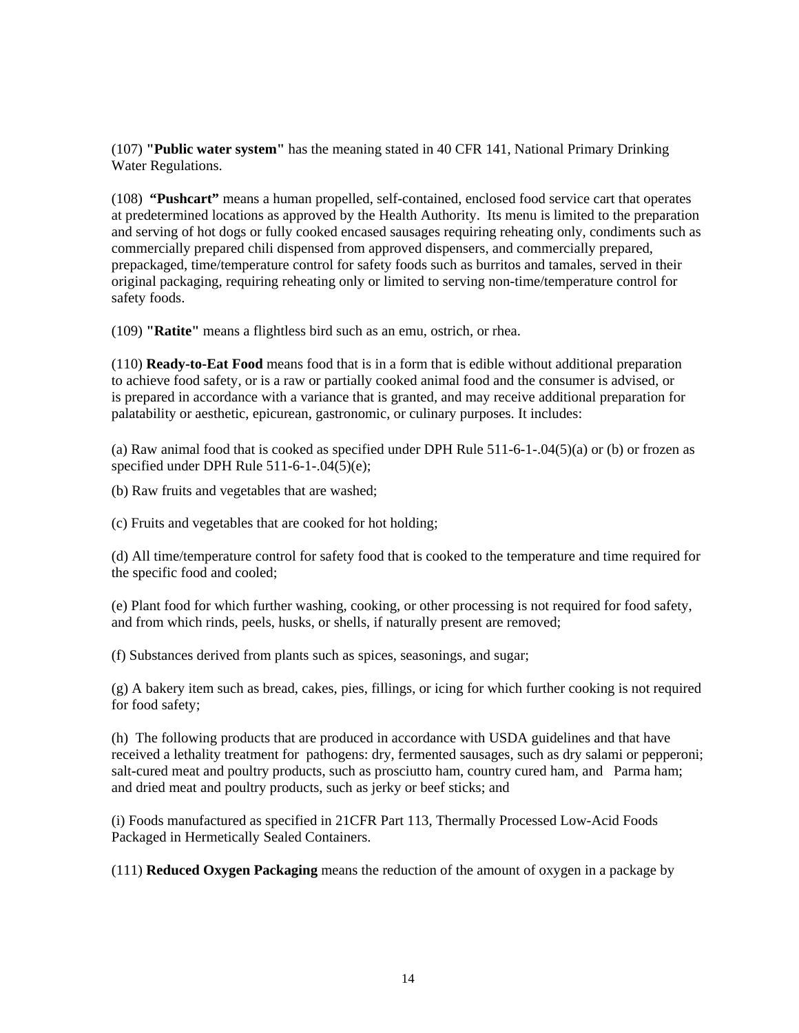(107) **"Public water system"** has the meaning stated in 40 CFR 141, National Primary Drinking Water Regulations.

(108) **"Pushcart"** means a human propelled, self-contained, enclosed food service cart that operates at predetermined locations as approved by the Health Authority. Its menu is limited to the preparation and serving of hot dogs or fully cooked encased sausages requiring reheating only, condiments such as commercially prepared chili dispensed from approved dispensers, and commercially prepared, prepackaged, time/temperature control for safety foods such as burritos and tamales, served in their original packaging, requiring reheating only or limited to serving non-time/temperature control for safety foods.

(109) **"Ratite"** means a flightless bird such as an emu, ostrich, or rhea.

(110) **Ready-to-Eat Food** means food that is in a form that is edible without additional preparation to achieve food safety, or is a raw or partially cooked animal food and the consumer is advised, or is prepared in accordance with a variance that is granted, and may receive additional preparation for palatability or aesthetic, epicurean, gastronomic, or culinary purposes. It includes:

(a) Raw animal food that is cooked as specified under DPH Rule 511-6-1-.04(5)(a) or (b) or frozen as specified under DPH Rule 511-6-1-.04(5)(e);

(b) Raw fruits and vegetables that are washed;

(c) Fruits and vegetables that are cooked for hot holding;

(d) All time/temperature control for safety food that is cooked to the temperature and time required for the specific food and cooled;

(e) Plant food for which further washing, cooking, or other processing is not required for food safety, and from which rinds, peels, husks, or shells, if naturally present are removed;

(f) Substances derived from plants such as spices, seasonings, and sugar;

(g) A bakery item such as bread, cakes, pies, fillings, or icing for which further cooking is not required for food safety;

(h) The following products that are produced in accordance with USDA guidelines and that have received a lethality treatment for pathogens: dry, fermented sausages, such as dry salami or pepperoni; salt-cured meat and poultry products, such as prosciutto ham, country cured ham, and Parma ham; and dried meat and poultry products, such as jerky or beef sticks; and

(i) Foods manufactured as specified in 21CFR Part 113, Thermally Processed Low-Acid Foods Packaged in Hermetically Sealed Containers.

(111) **Reduced Oxygen Packaging** means the reduction of the amount of oxygen in a package by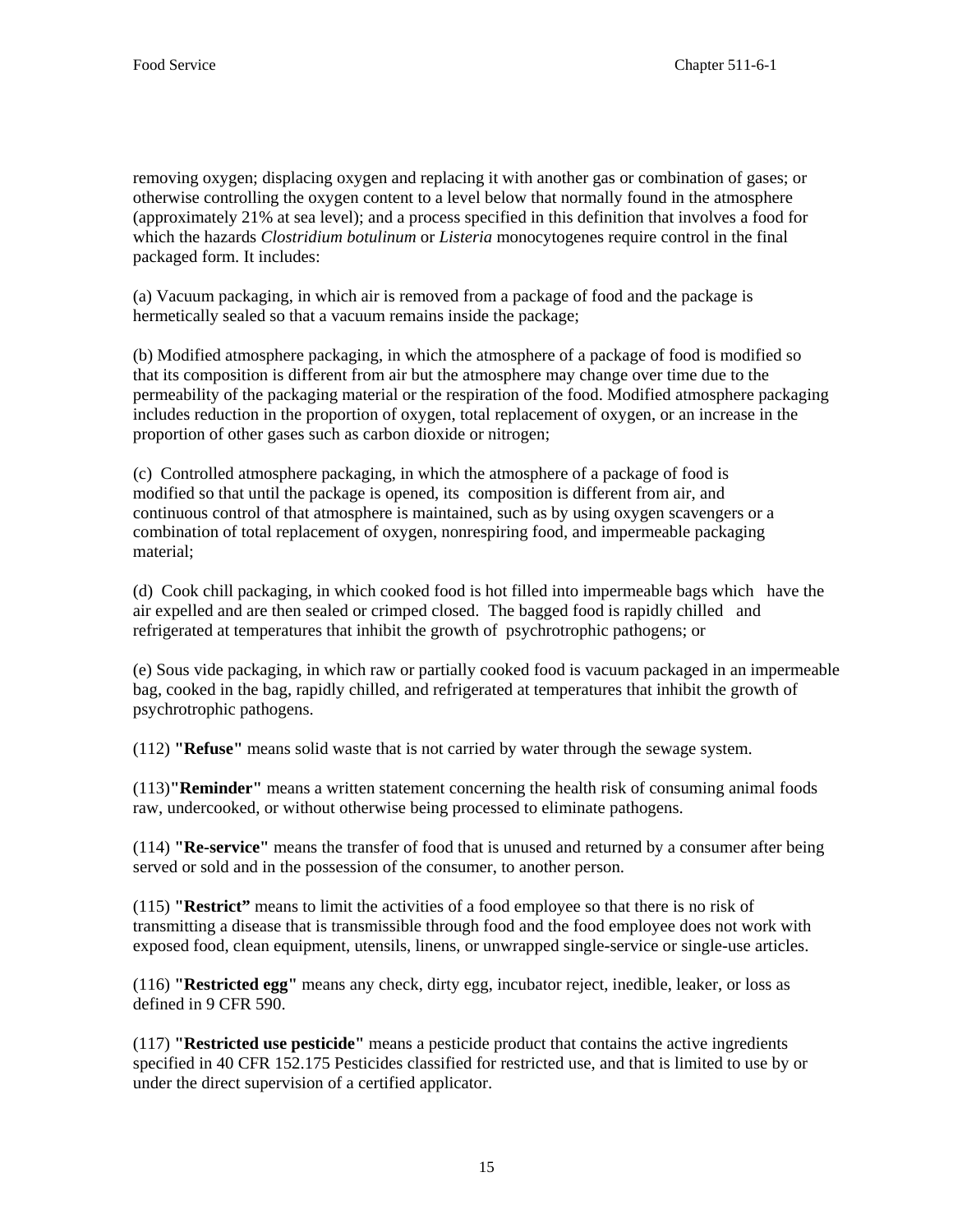removing oxygen; displacing oxygen and replacing it with another gas or combination of gases; or otherwise controlling the oxygen content to a level below that normally found in the atmosphere (approximately 21% at sea level); and a process specified in this definition that involves a food for which the hazards *Clostridium botulinum* or *Listeria* monocytogenes require control in the final packaged form. It includes:

(a) Vacuum packaging, in which air is removed from a package of food and the package is hermetically sealed so that a vacuum remains inside the package;

(b) Modified atmosphere packaging, in which the atmosphere of a package of food is modified so that its composition is different from air but the atmosphere may change over time due to the permeability of the packaging material or the respiration of the food. Modified atmosphere packaging includes reduction in the proportion of oxygen, total replacement of oxygen, or an increase in the proportion of other gases such as carbon dioxide or nitrogen;

(c) Controlled atmosphere packaging, in which the atmosphere of a package of food is modified so that until the package is opened, its composition is different from air, and continuous control of that atmosphere is maintained, such as by using oxygen scavengers or a combination of total replacement of oxygen, nonrespiring food, and impermeable packaging material;

(d) Cook chill packaging, in which cooked food is hot filled into impermeable bags which have the air expelled and are then sealed or crimped closed. The bagged food is rapidly chilled and refrigerated at temperatures that inhibit the growth of psychrotrophic pathogens; or

(e) Sous vide packaging, in which raw or partially cooked food is vacuum packaged in an impermeable bag, cooked in the bag, rapidly chilled, and refrigerated at temperatures that inhibit the growth of psychrotrophic pathogens.

(112) **"Refuse"** means solid waste that is not carried by water through the sewage system.

(113)**"Reminder"** means a written statement concerning the health risk of consuming animal foods raw, undercooked, or without otherwise being processed to eliminate pathogens.

(114) **"Re-service"** means the transfer of food that is unused and returned by a consumer after being served or sold and in the possession of the consumer, to another person.

(115) **"Restrict"** means to limit the activities of a food employee so that there is no risk of transmitting a disease that is transmissible through food and the food employee does not work with exposed food, clean equipment, utensils, linens, or unwrapped single-service or single-use articles.

(116) **"Restricted egg"** means any check, dirty egg, incubator reject, inedible, leaker, or loss as defined in 9 CFR 590.

(117) **"Restricted use pesticide"** means a pesticide product that contains the active ingredients specified in 40 CFR 152.175 Pesticides classified for restricted use, and that is limited to use by or under the direct supervision of a certified applicator.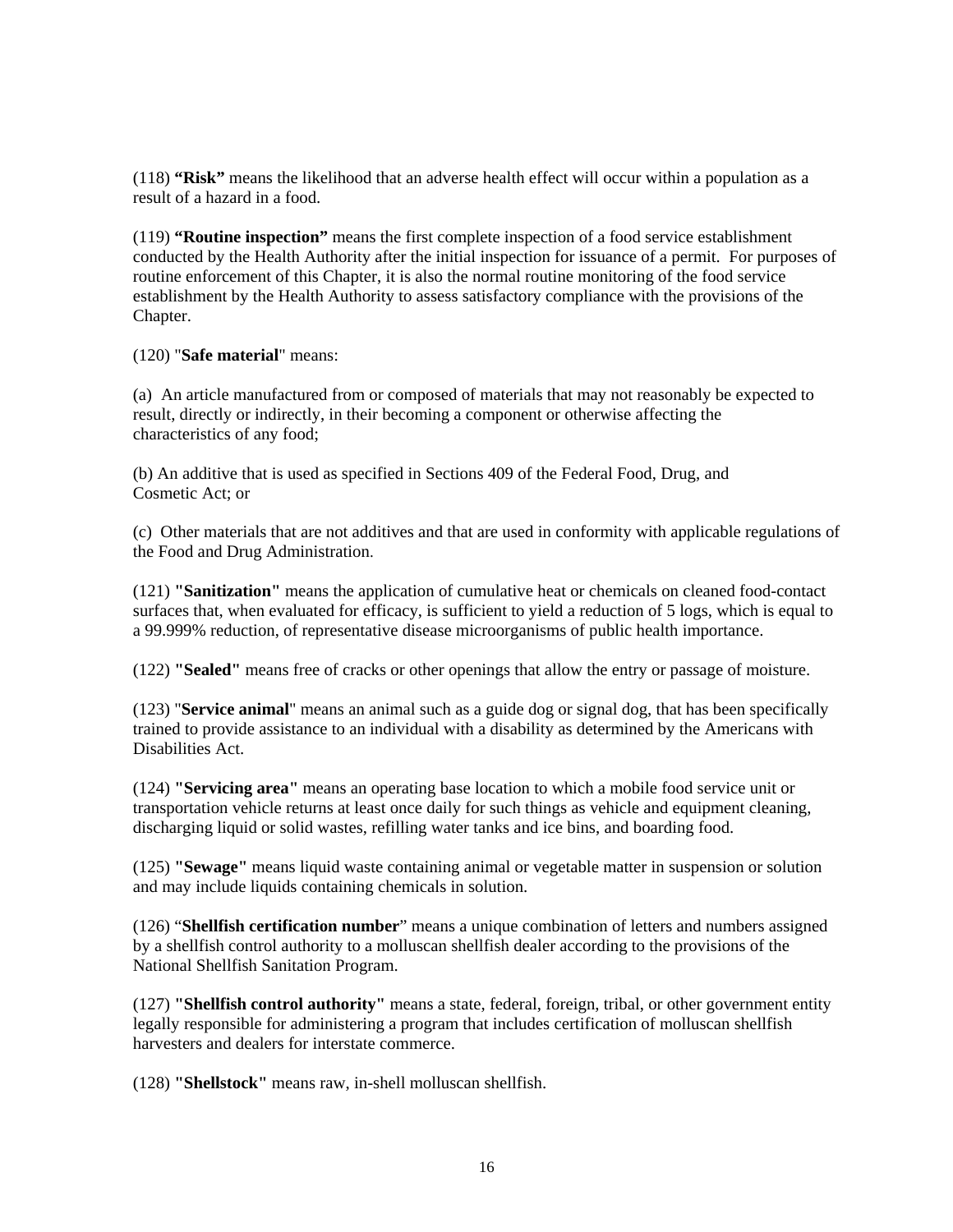(118) **"Risk"** means the likelihood that an adverse health effect will occur within a population as a result of a hazard in a food.

(119) **"Routine inspection"** means the first complete inspection of a food service establishment conducted by the Health Authority after the initial inspection for issuance of a permit. For purposes of routine enforcement of this Chapter, it is also the normal routine monitoring of the food service establishment by the Health Authority to assess satisfactory compliance with the provisions of the Chapter.

(120) "**Safe material**" means:

(a) An article manufactured from or composed of materials that may not reasonably be expected to result, directly or indirectly, in their becoming a component or otherwise affecting the characteristics of any food;

(b) An additive that is used as specified in Sections 409 of the Federal Food, Drug, and Cosmetic Act; or

(c) Other materials that are not additives and that are used in conformity with applicable regulations of the Food and Drug Administration.

(121) **"Sanitization"** means the application of cumulative heat or chemicals on cleaned food-contact surfaces that, when evaluated for efficacy, is sufficient to yield a reduction of 5 logs, which is equal to a 99.999% reduction, of representative disease microorganisms of public health importance.

(122) **"Sealed"** means free of cracks or other openings that allow the entry or passage of moisture.

(123) "**Service animal**" means an animal such as a guide dog or signal dog, that has been specifically trained to provide assistance to an individual with a disability as determined by the Americans with Disabilities Act.

(124) **"Servicing area"** means an operating base location to which a mobile food service unit or transportation vehicle returns at least once daily for such things as vehicle and equipment cleaning, discharging liquid or solid wastes, refilling water tanks and ice bins, and boarding food.

(125) **"Sewage"** means liquid waste containing animal or vegetable matter in suspension or solution and may include liquids containing chemicals in solution.

(126) "**Shellfish certification number**" means a unique combination of letters and numbers assigned by a shellfish control authority to a molluscan shellfish dealer according to the provisions of the National Shellfish Sanitation Program.

(127) **"Shellfish control authority"** means a state, federal, foreign, tribal, or other government entity legally responsible for administering a program that includes certification of molluscan shellfish harvesters and dealers for interstate commerce.

(128) **"Shellstock"** means raw, in-shell molluscan shellfish.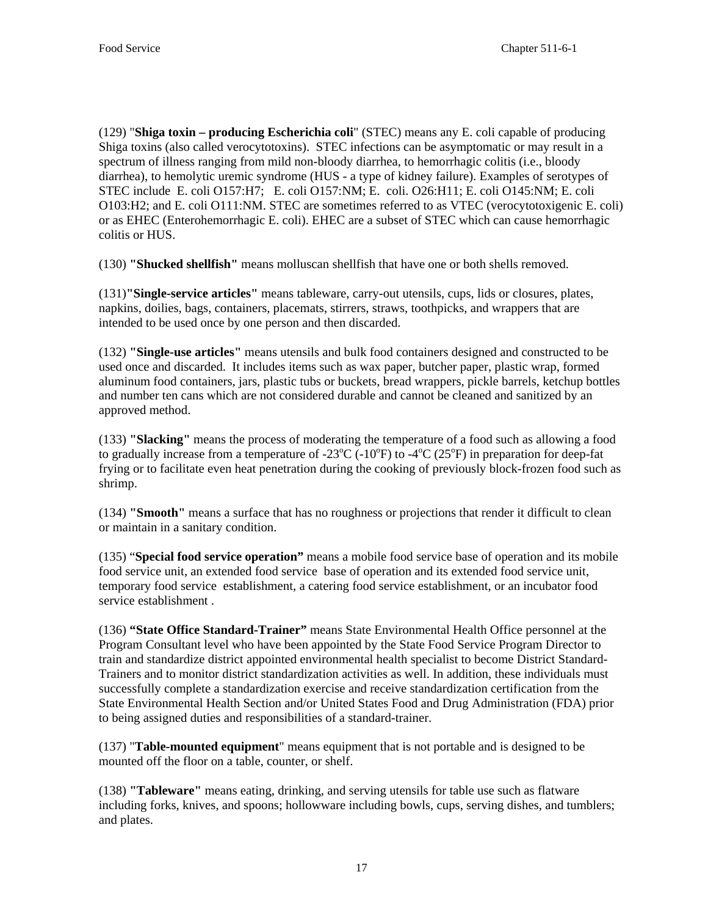(129) "**Shiga toxin – producing Escherichia coli**" (STEC) means any E. coli capable of producing Shiga toxins (also called verocytotoxins). STEC infections can be asymptomatic or may result in a spectrum of illness ranging from mild non-bloody diarrhea, to hemorrhagic colitis (i.e., bloody diarrhea), to hemolytic uremic syndrome (HUS - a type of kidney failure). Examples of serotypes of STEC include E. coli O157:H7; E. coli O157:NM; E. coli. O26:H11; E. coli O145:NM; E. coli O103:H2; and E. coli O111:NM. STEC are sometimes referred to as VTEC (verocytotoxigenic E. coli) or as EHEC (Enterohemorrhagic E. coli). EHEC are a subset of STEC which can cause hemorrhagic colitis or HUS.

(130) **"Shucked shellfish"** means molluscan shellfish that have one or both shells removed.

(131)**"Single-service articles"** means tableware, carry-out utensils, cups, lids or closures, plates, napkins, doilies, bags, containers, placemats, stirrers, straws, toothpicks, and wrappers that are intended to be used once by one person and then discarded.

(132) **"Single-use articles"** means utensils and bulk food containers designed and constructed to be used once and discarded. It includes items such as wax paper, butcher paper, plastic wrap, formed aluminum food containers, jars, plastic tubs or buckets, bread wrappers, pickle barrels, ketchup bottles and number ten cans which are not considered durable and cannot be cleaned and sanitized by an approved method.

(133) **"Slacking"** means the process of moderating the temperature of a food such as allowing a food to gradually increase from a temperature of -23°C (-10°F) to -4°C (25°F) in preparation for deep-fat frying or to facilitate even heat penetration during the cooking of previously block-frozen food such as shrimp.

(134) **"Smooth"** means a surface that has no roughness or projections that render it difficult to clean or maintain in a sanitary condition.

(135) "**Special food service operation"** means a mobile food service base of operation and its mobile food service unit, an extended food service base of operation and its extended food service unit, temporary food service establishment, a catering food service establishment, or an incubator food service establishment .

(136) **"State Office Standard-Trainer"** means State Environmental Health Office personnel at the Program Consultant level who have been appointed by the State Food Service Program Director to train and standardize district appointed environmental health specialist to become District Standard-Trainers and to monitor district standardization activities as well. In addition, these individuals must successfully complete a standardization exercise and receive standardization certification from the State Environmental Health Section and/or United States Food and Drug Administration (FDA) prior to being assigned duties and responsibilities of a standard-trainer.

(137) "**Table-mounted equipment**" means equipment that is not portable and is designed to be mounted off the floor on a table, counter, or shelf.

(138) **"Tableware"** means eating, drinking, and serving utensils for table use such as flatware including forks, knives, and spoons; hollowware including bowls, cups, serving dishes, and tumblers; and plates.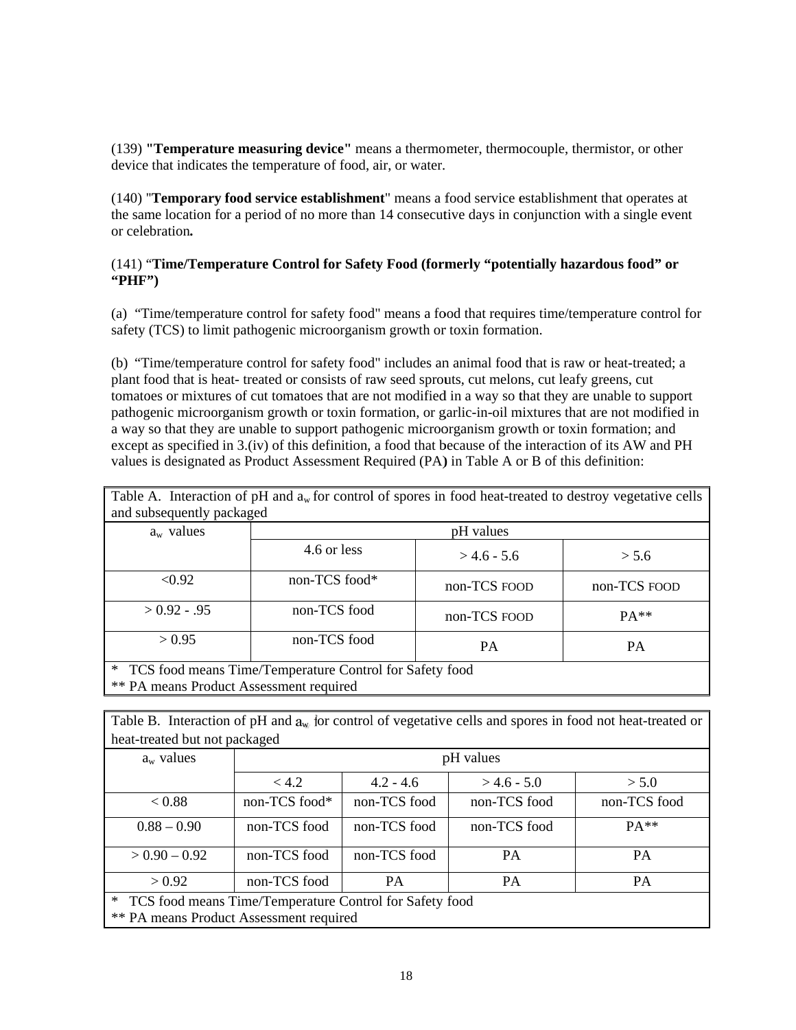(139) **"Temperature measuring device"** means a thermometer, thermocouple, thermistor, or other device that indicates the temperature of food, air, or water.

(140) "**Temporary food service establishment**" means a food service establishment that operates at the same location for a period of no more than 14 consecutive days in conjunction with a single event or celebration**.**

(141) "**Time/Temperature Control for Safety Food (formerly "potentially hazardous food" or "PHF")**

(a) "Time/temperature control for safety food" means a food that requires time/temperature control for safety (TCS) to limit pathogenic microorganism growth or toxin formation.

(b) "Time/temperature control for safety food" includes an animal food that is raw or heat-treated; a plant food that is heat- treated or consists of raw seed sprouts, cut melons, cut leafy greens, cut tomatoes or mixtures of cut tomatoes that are not modified in a way so that they are unable to support pathogenic microorganism growth or toxin formation, or garlic-in-oil mixtures that are not modified in a way so that they are unable to support pathogenic microorganism growth or toxin formation; and except as specified in 3.(iv) of this definition, a food that because of the interaction of its AW and PH values is designated as Product Assessment Required (PA**)** in Table A or B of this definition:

| Table A. Interaction of pH and $a_w$ for control of spores in food heat-treated to destroy vegetative cells and subsequently packaged | | | |
|---|---|---|---|
| $a_w$ values | pH values | | |
| | 4.6 or less | > 4.6 - 5.6 | > 5.6 |
| <0.92 | non-TCS food* | non-TCS FOOD | non-TCS FOOD |
| > 0.92 - .95 | non-TCS food | non-TCS FOOD | PA** |
| > 0.95 | non-TCS food | PA | PA |
| * TCS food means Time/Temperature Control for Safety food<br>** PA means Product Assessment required | | | |

| Table B. Interaction of pH and $a_w$ for control of vegetative cells and spores in food not heat-treated or heat-treated but not packaged | | | | |
|---|---|---|---|---|
| $a_w$ values | pH values | | | |
| | < 4.2 | 4.2 - 4.6 | > 4.6 - 5.0 | > 5.0 |
| < 0.88 | non-TCS food* | non-TCS food | non-TCS food | non-TCS food |
| 0.88 – 0.90 | non-TCS food | non-TCS food | non-TCS food | PA** |
| > 0.90 – 0.92 | non-TCS food | non-TCS food | PA | PA |
| > 0.92 | non-TCS food | PA | PA | PA |
| * TCS food means Time/Temperature Control for Safety food<br>** PA means Product Assessment required | | | | |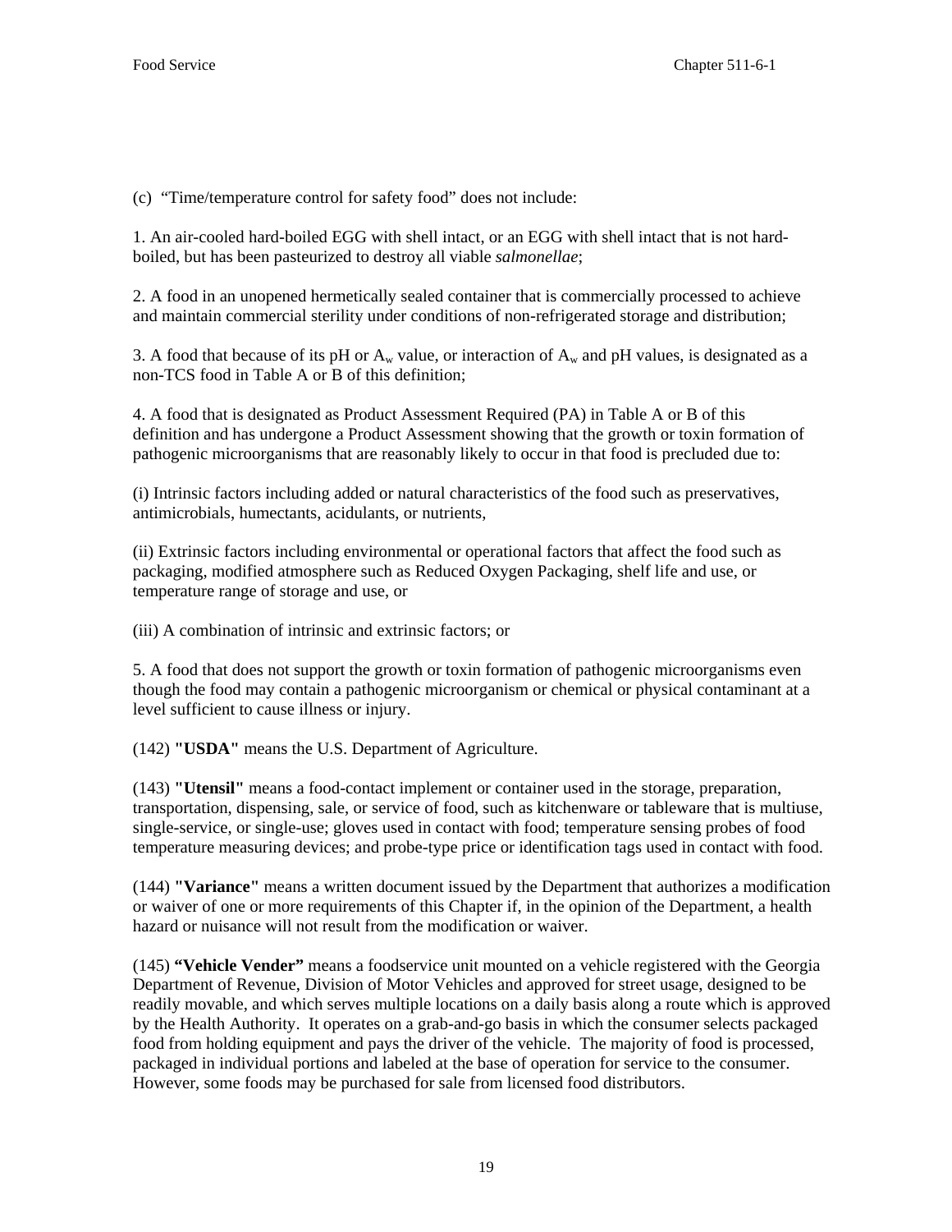(c) "Time/temperature control for safety food" does not include:

1. An air-cooled hard-boiled EGG with shell intact, or an EGG with shell intact that is not hard-boiled, but has been pasteurized to destroy all viable *salmonellae*;

2. A food in an unopened hermetically sealed container that is commercially processed to achieve and maintain commercial sterility under conditions of non-refrigerated storage and distribution;

3. A food that because of its pH or $A_w$ value, or interaction of $A_w$ and pH values, is designated as a non-TCS food in Table A or B of this definition;

4. A food that is designated as Product Assessment Required (PA) in Table A or B of this definition and has undergone a Product Assessment showing that the growth or toxin formation of pathogenic microorganisms that are reasonably likely to occur in that food is precluded due to:

(i) Intrinsic factors including added or natural characteristics of the food such as preservatives, antimicrobials, humectants, acidulants, or nutrients,

(ii) Extrinsic factors including environmental or operational factors that affect the food such as packaging, modified atmosphere such as Reduced Oxygen Packaging, shelf life and use, or temperature range of storage and use, or

(iii) A combination of intrinsic and extrinsic factors; or

5. A food that does not support the growth or toxin formation of pathogenic microorganisms even though the food may contain a pathogenic microorganism or chemical or physical contaminant at a level sufficient to cause illness or injury.

(142) **"USDA"** means the U.S. Department of Agriculture.

(143) **"Utensil"** means a food-contact implement or container used in the storage, preparation, transportation, dispensing, sale, or service of food, such as kitchenware or tableware that is multiuse, single-service, or single-use; gloves used in contact with food; temperature sensing probes of food temperature measuring devices; and probe-type price or identification tags used in contact with food.

(144) **"Variance"** means a written document issued by the Department that authorizes a modification or waiver of one or more requirements of this Chapter if, in the opinion of the Department, a health hazard or nuisance will not result from the modification or waiver.

(145) **"Vehicle Vender"** means a foodservice unit mounted on a vehicle registered with the Georgia Department of Revenue, Division of Motor Vehicles and approved for street usage, designed to be readily movable, and which serves multiple locations on a daily basis along a route which is approved by the Health Authority. It operates on a grab-and-go basis in which the consumer selects packaged food from holding equipment and pays the driver of the vehicle. The majority of food is processed, packaged in individual portions and labeled at the base of operation for service to the consumer. However, some foods may be purchased for sale from licensed food distributors.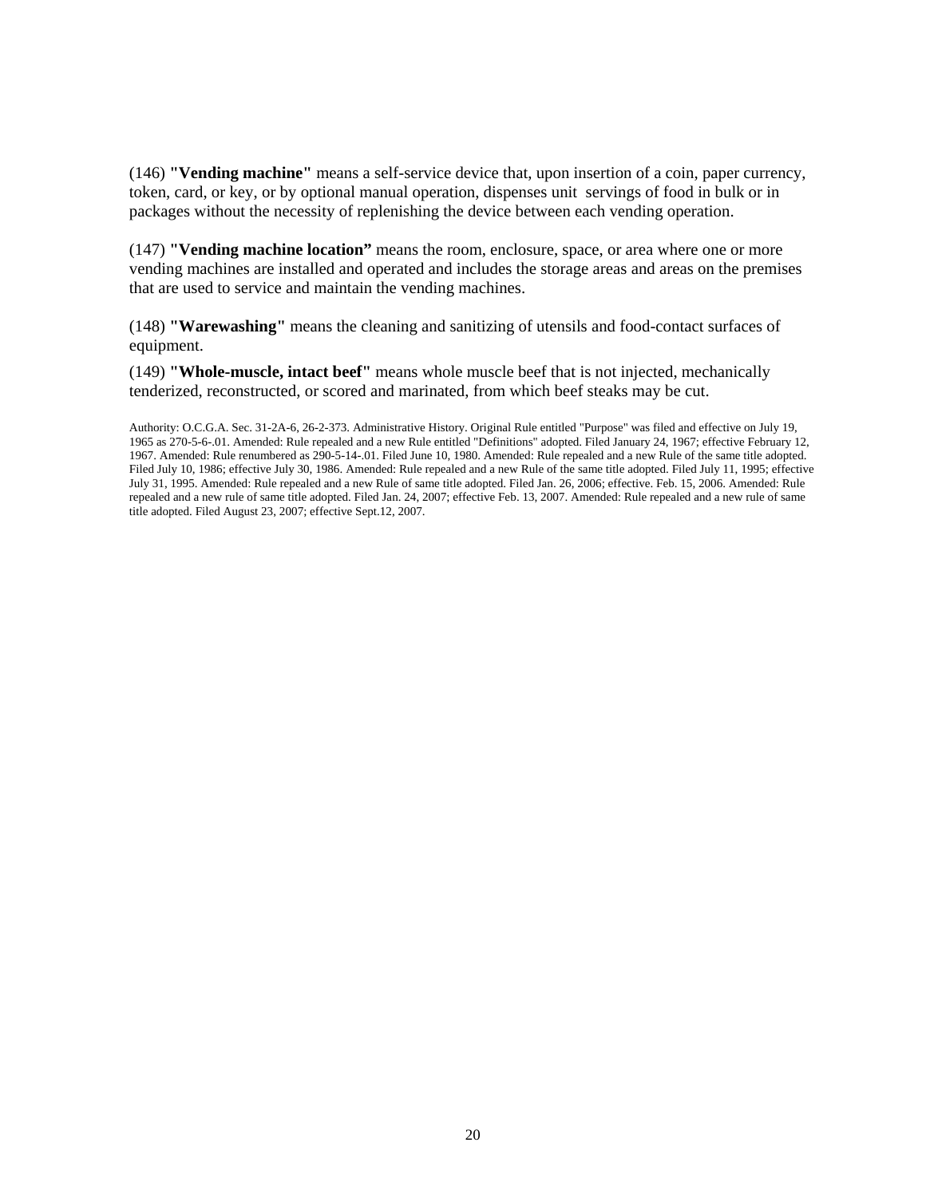(146) **"Vending machine"** means a self-service device that, upon insertion of a coin, paper currency, token, card, or key, or by optional manual operation, dispenses unit servings of food in bulk or in packages without the necessity of replenishing the device between each vending operation.

(147) **"Vending machine location"** means the room, enclosure, space, or area where one or more vending machines are installed and operated and includes the storage areas and areas on the premises that are used to service and maintain the vending machines.

(148) **"Warewashing"** means the cleaning and sanitizing of utensils and food-contact surfaces of equipment.

(149) **"Whole-muscle, intact beef"** means whole muscle beef that is not injected, mechanically tenderized, reconstructed, or scored and marinated, from which beef steaks may be cut.

Authority: O.C.G.A. Sec. 31-2A-6, 26-2-373. Administrative History. Original Rule entitled "Purpose" was filed and effective on July 19, 1965 as 270-5-6-.01. Amended: Rule repealed and a new Rule entitled "Definitions" adopted. Filed January 24, 1967; effective February 12, 1967. Amended: Rule renumbered as 290-5-14-.01. Filed June 10, 1980. Amended: Rule repealed and a new Rule of the same title adopted. Filed July 10, 1986; effective July 30, 1986. Amended: Rule repealed and a new Rule of the same title adopted. Filed July 11, 1995; effective July 31, 1995. Amended: Rule repealed and a new Rule of same title adopted. Filed Jan. 26, 2006; effective. Feb. 15, 2006. Amended: Rule repealed and a new rule of same title adopted. Filed Jan. 24, 2007; effective Feb. 13, 2007. Amended: Rule repealed and a new rule of same title adopted. Filed August 23, 2007; effective Sept.12, 2007.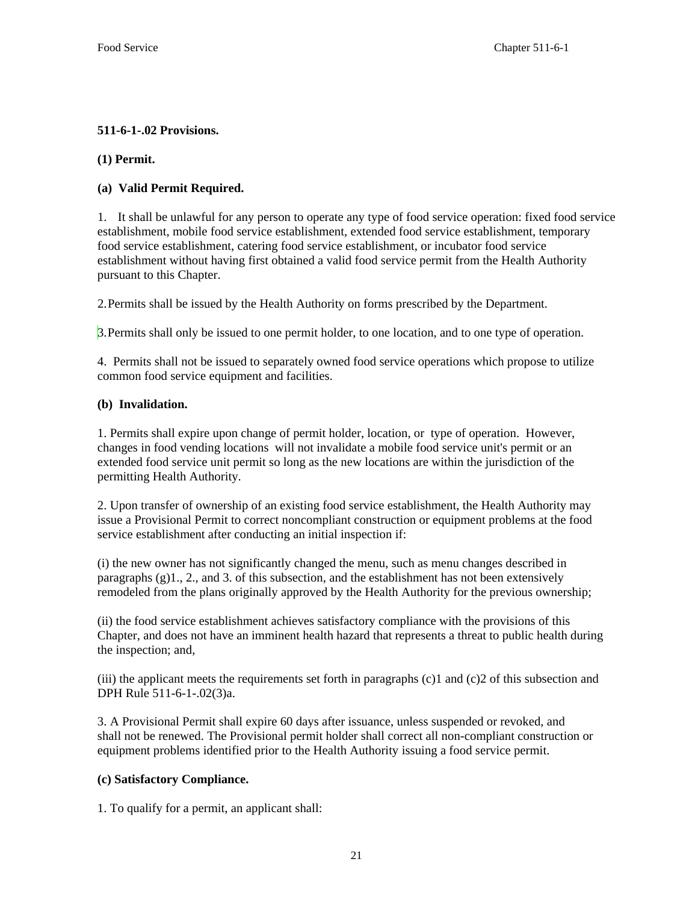**511-6-1-.02 Provisions.**

**(1) Permit.**

**(a) Valid Permit Required.**

1. It shall be unlawful for any person to operate any type of food service operation: fixed food service establishment, mobile food service establishment, extended food service establishment, temporary food service establishment, catering food service establishment, or incubator food service establishment without having first obtained a valid food service permit from the Health Authority pursuant to this Chapter.

2. Permits shall be issued by the Health Authority on forms prescribed by the Department.

3. Permits shall only be issued to one permit holder, to one location, and to one type of operation.

4. Permits shall not be issued to separately owned food service operations which propose to utilize common food service equipment and facilities.

**(b) Invalidation.**

1. Permits shall expire upon change of permit holder, location, or type of operation. However, changes in food vending locations will not invalidate a mobile food service unit's permit or an extended food service unit permit so long as the new locations are within the jurisdiction of the permitting Health Authority.

2. Upon transfer of ownership of an existing food service establishment, the Health Authority may issue a Provisional Permit to correct noncompliant construction or equipment problems at the food service establishment after conducting an initial inspection if:

(i) the new owner has not significantly changed the menu, such as menu changes described in paragraphs (g)1., 2., and 3. of this subsection, and the establishment has not been extensively remodeled from the plans originally approved by the Health Authority for the previous ownership;

(ii) the food service establishment achieves satisfactory compliance with the provisions of this Chapter, and does not have an imminent health hazard that represents a threat to public health during the inspection; and,

(iii) the applicant meets the requirements set forth in paragraphs (c)1 and (c)2 of this subsection and DPH Rule 511-6-1-.02(3)a.

3. A Provisional Permit shall expire 60 days after issuance, unless suspended or revoked, and shall not be renewed. The Provisional permit holder shall correct all non-compliant construction or equipment problems identified prior to the Health Authority issuing a food service permit.

**(c) Satisfactory Compliance.**

1. To qualify for a permit, an applicant shall: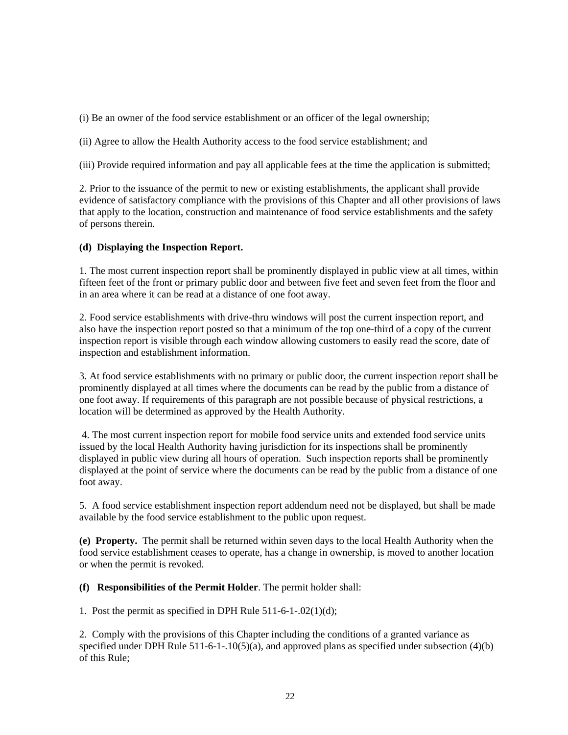(i) Be an owner of the food service establishment or an officer of the legal ownership;

(ii) Agree to allow the Health Authority access to the food service establishment; and

(iii) Provide required information and pay all applicable fees at the time the application is submitted;

2. Prior to the issuance of the permit to new or existing establishments, the applicant shall provide evidence of satisfactory compliance with the provisions of this Chapter and all other provisions of laws that apply to the location, construction and maintenance of food service establishments and the safety of persons therein.

**(d) Displaying the Inspection Report.**

1. The most current inspection report shall be prominently displayed in public view at all times, within fifteen feet of the front or primary public door and between five feet and seven feet from the floor and in an area where it can be read at a distance of one foot away.

2. Food service establishments with drive-thru windows will post the current inspection report, and also have the inspection report posted so that a minimum of the top one-third of a copy of the current inspection report is visible through each window allowing customers to easily read the score, date of inspection and establishment information.

3. At food service establishments with no primary or public door, the current inspection report shall be prominently displayed at all times where the documents can be read by the public from a distance of one foot away. If requirements of this paragraph are not possible because of physical restrictions, a location will be determined as approved by the Health Authority.

4. The most current inspection report for mobile food service units and extended food service units issued by the local Health Authority having jurisdiction for its inspections shall be prominently displayed in public view during all hours of operation. Such inspection reports shall be prominently displayed at the point of service where the documents can be read by the public from a distance of one foot away.

5. A food service establishment inspection report addendum need not be displayed, but shall be made available by the food service establishment to the public upon request.

**(e) Property.** The permit shall be returned within seven days to the local Health Authority when the food service establishment ceases to operate, has a change in ownership, is moved to another location or when the permit is revoked.

**(f) Responsibilities of the Permit Holder**. The permit holder shall:

1. Post the permit as specified in DPH Rule 511-6-1-.02(1)(d);

2. Comply with the provisions of this Chapter including the conditions of a granted variance as specified under DPH Rule 511-6-1-.10(5)(a), and approved plans as specified under subsection (4)(b) of this Rule;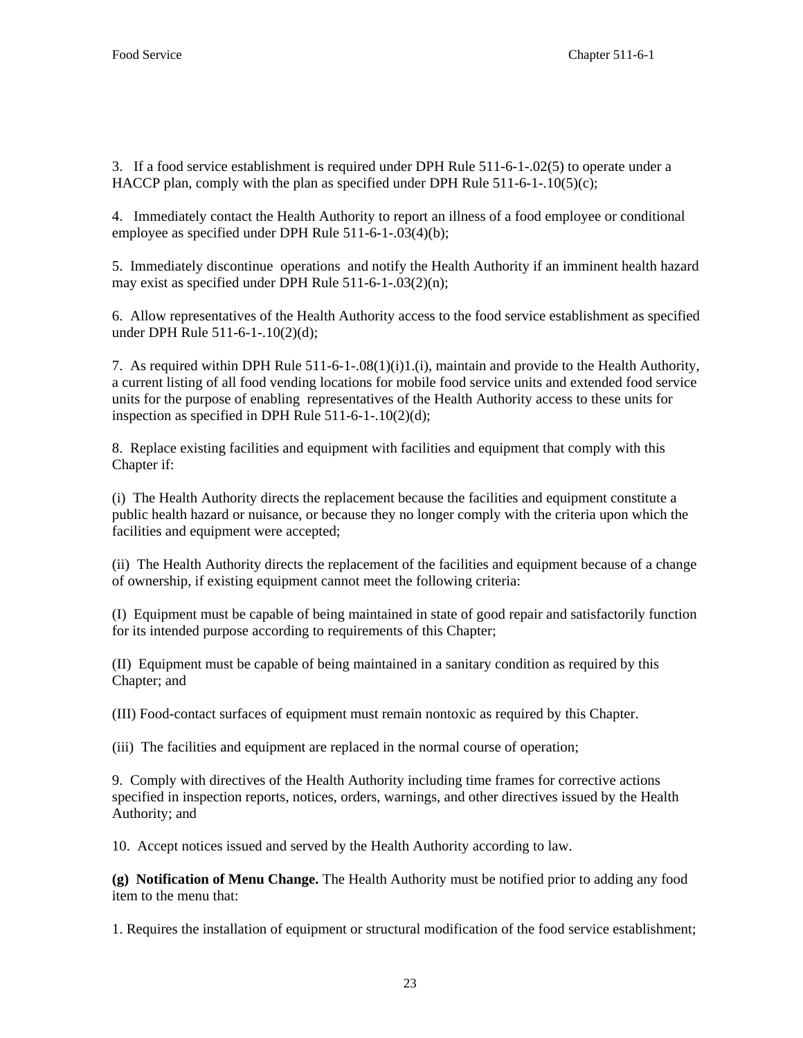3. If a food service establishment is required under DPH Rule 511-6-1-.02(5) to operate under a HACCP plan, comply with the plan as specified under DPH Rule 511-6-1-.10(5)(c);

4. Immediately contact the Health Authority to report an illness of a food employee or conditional employee as specified under DPH Rule 511-6-1-.03(4)(b);

5. Immediately discontinue operations and notify the Health Authority if an imminent health hazard may exist as specified under DPH Rule 511-6-1-.03(2)(n);

6. Allow representatives of the Health Authority access to the food service establishment as specified under DPH Rule 511-6-1-.10(2)(d);

7. As required within DPH Rule 511-6-1-.08(1)(i)1.(i), maintain and provide to the Health Authority, a current listing of all food vending locations for mobile food service units and extended food service units for the purpose of enabling representatives of the Health Authority access to these units for inspection as specified in DPH Rule 511-6-1-.10(2)(d);

8. Replace existing facilities and equipment with facilities and equipment that comply with this Chapter if:

(i) The Health Authority directs the replacement because the facilities and equipment constitute a public health hazard or nuisance, or because they no longer comply with the criteria upon which the facilities and equipment were accepted;

(ii) The Health Authority directs the replacement of the facilities and equipment because of a change of ownership, if existing equipment cannot meet the following criteria:

(I) Equipment must be capable of being maintained in state of good repair and satisfactorily function for its intended purpose according to requirements of this Chapter;

(II) Equipment must be capable of being maintained in a sanitary condition as required by this Chapter; and

(III) Food-contact surfaces of equipment must remain nontoxic as required by this Chapter.

(iii) The facilities and equipment are replaced in the normal course of operation;

9. Comply with directives of the Health Authority including time frames for corrective actions specified in inspection reports, notices, orders, warnings, and other directives issued by the Health Authority; and

10. Accept notices issued and served by the Health Authority according to law.

**(g) Notification of Menu Change.** The Health Authority must be notified prior to adding any food item to the menu that:

1. Requires the installation of equipment or structural modification of the food service establishment;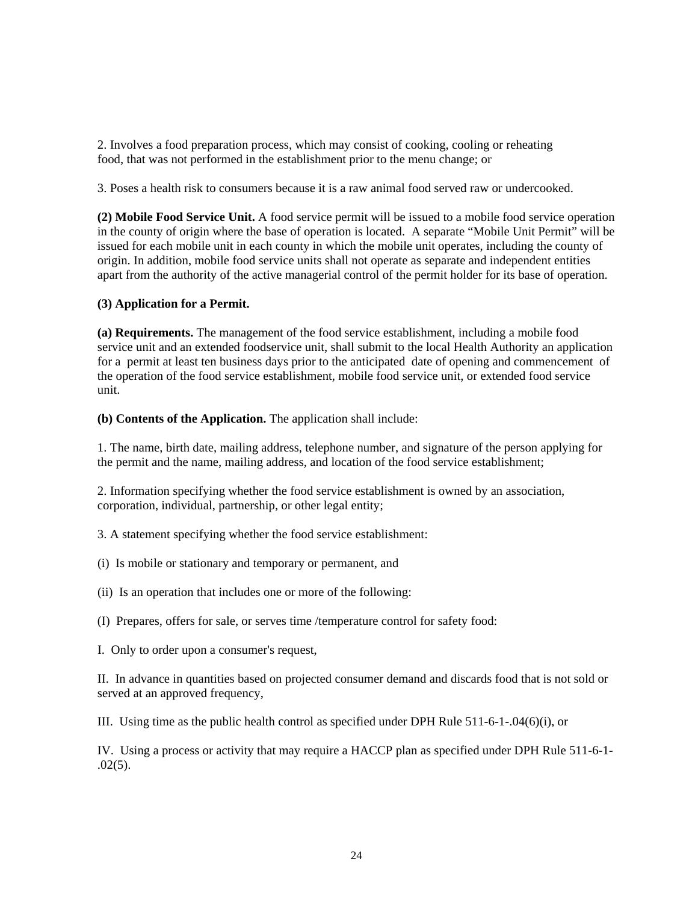2. Involves a food preparation process, which may consist of cooking, cooling or reheating food, that was not performed in the establishment prior to the menu change; or

3. Poses a health risk to consumers because it is a raw animal food served raw or undercooked.

**(2) Mobile Food Service Unit.** A food service permit will be issued to a mobile food service operation in the county of origin where the base of operation is located. A separate "Mobile Unit Permit" will be issued for each mobile unit in each county in which the mobile unit operates, including the county of origin. In addition, mobile food service units shall not operate as separate and independent entities apart from the authority of the active managerial control of the permit holder for its base of operation.

**(3) Application for a Permit.**

**(a) Requirements.** The management of the food service establishment, including a mobile food service unit and an extended foodservice unit, shall submit to the local Health Authority an application for a permit at least ten business days prior to the anticipated date of opening and commencement of the operation of the food service establishment, mobile food service unit, or extended food service unit.

**(b) Contents of the Application.** The application shall include:

1. The name, birth date, mailing address, telephone number, and signature of the person applying for the permit and the name, mailing address, and location of the food service establishment;

2. Information specifying whether the food service establishment is owned by an association, corporation, individual, partnership, or other legal entity;

3. A statement specifying whether the food service establishment:

(i) Is mobile or stationary and temporary or permanent, and

(ii) Is an operation that includes one or more of the following:

(I) Prepares, offers for sale, or serves time /temperature control for safety food:

I. Only to order upon a consumer's request,

II. In advance in quantities based on projected consumer demand and discards food that is not sold or served at an approved frequency,

III. Using time as the public health control as specified under DPH Rule 511-6-1-.04(6)(i), or

IV. Using a process or activity that may require a HACCP plan as specified under DPH Rule 511-6-1-.02(5).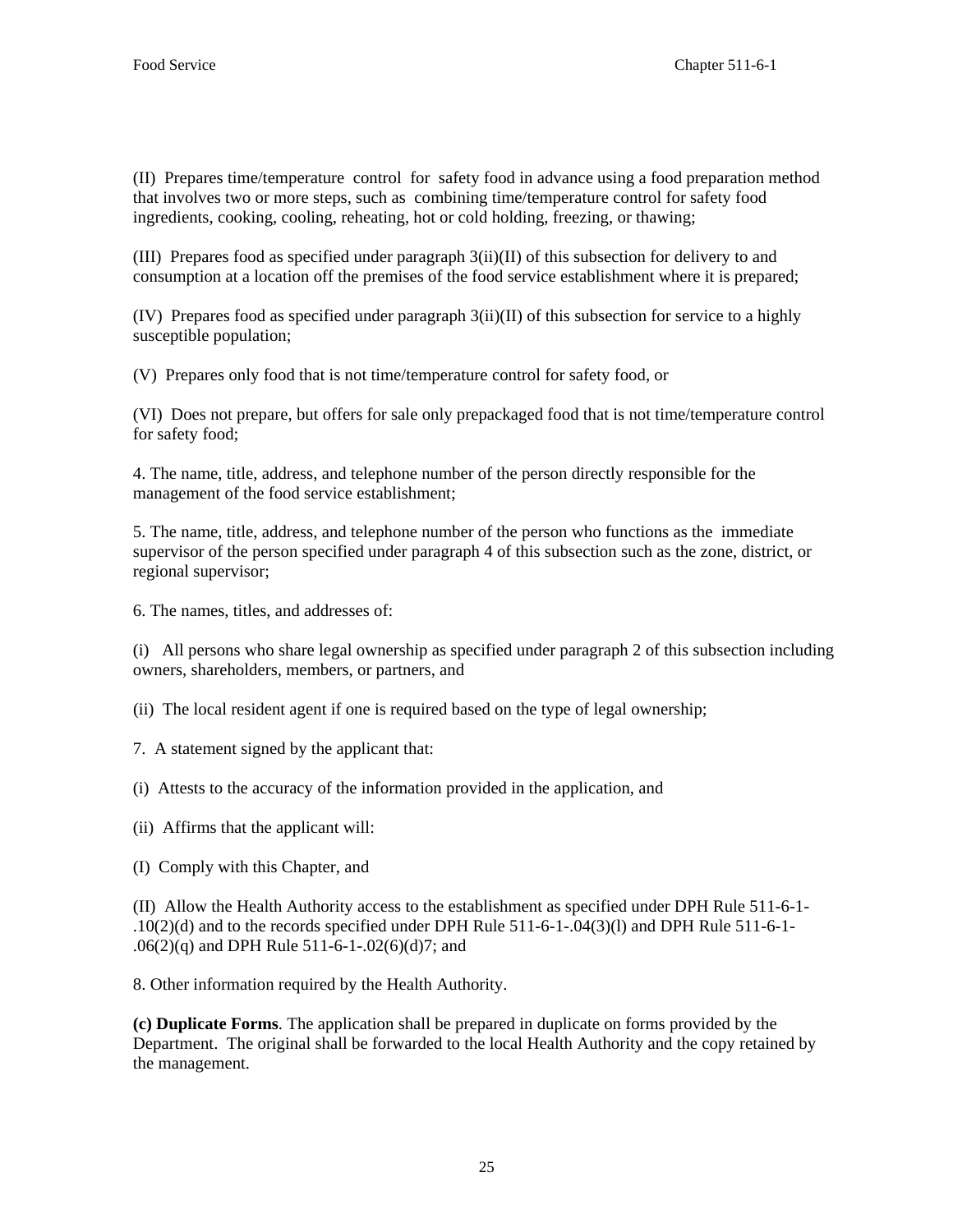(II) Prepares time/temperature control for safety food in advance using a food preparation method that involves two or more steps, such as combining time/temperature control for safety food ingredients, cooking, cooling, reheating, hot or cold holding, freezing, or thawing;

(III) Prepares food as specified under paragraph 3(ii)(II) of this subsection for delivery to and consumption at a location off the premises of the food service establishment where it is prepared;

(IV) Prepares food as specified under paragraph 3(ii)(II) of this subsection for service to a highly susceptible population;

(V) Prepares only food that is not time/temperature control for safety food, or

(VI) Does not prepare, but offers for sale only prepackaged food that is not time/temperature control for safety food;

4. The name, title, address, and telephone number of the person directly responsible for the management of the food service establishment;

5. The name, title, address, and telephone number of the person who functions as the immediate supervisor of the person specified under paragraph 4 of this subsection such as the zone, district, or regional supervisor;

6. The names, titles, and addresses of:

(i) All persons who share legal ownership as specified under paragraph 2 of this subsection including owners, shareholders, members, or partners, and

(ii) The local resident agent if one is required based on the type of legal ownership;

7. A statement signed by the applicant that:

(i) Attests to the accuracy of the information provided in the application, and

(ii) Affirms that the applicant will:

(I) Comply with this Chapter, and

(II) Allow the Health Authority access to the establishment as specified under DPH Rule 511-6-1-.10(2)(d) and to the records specified under DPH Rule 511-6-1-.04(3)(l) and DPH Rule 511-6-1-.06(2)(q) and DPH Rule 511-6-1-.02(6)(d)7; and

8. Other information required by the Health Authority.

**(c) Duplicate Forms**. The application shall be prepared in duplicate on forms provided by the Department. The original shall be forwarded to the local Health Authority and the copy retained by the management.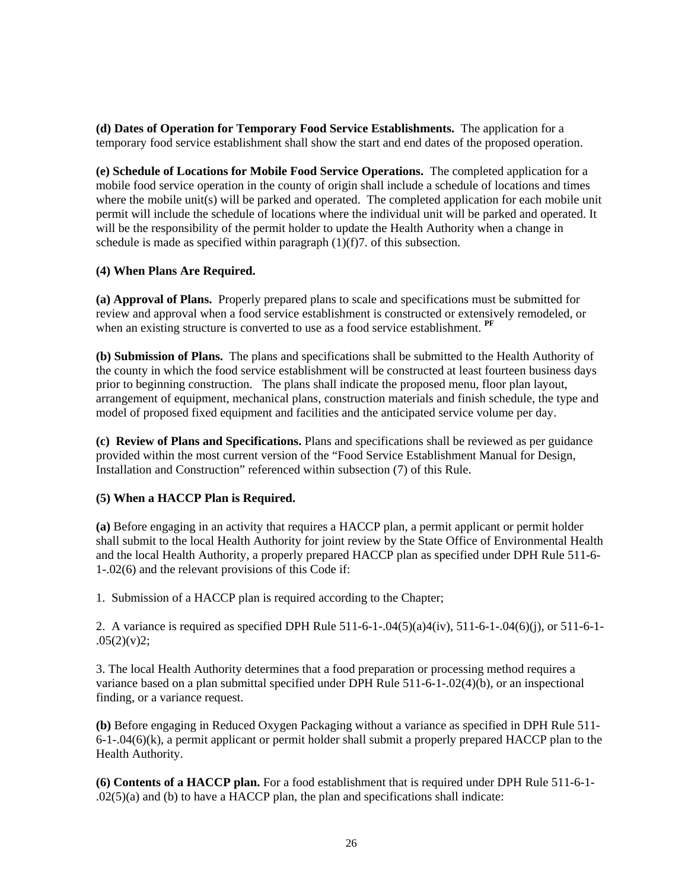**(d) Dates of Operation for Temporary Food Service Establishments.** The application for a temporary food service establishment shall show the start and end dates of the proposed operation.

**(e) Schedule of Locations for Mobile Food Service Operations.** The completed application for a mobile food service operation in the county of origin shall include a schedule of locations and times where the mobile unit(s) will be parked and operated. The completed application for each mobile unit permit will include the schedule of locations where the individual unit will be parked and operated. It will be the responsibility of the permit holder to update the Health Authority when a change in schedule is made as specified within paragraph (1)(f)7. of this subsection.

**(4) When Plans Are Required.**

**(a) Approval of Plans.** Properly prepared plans to scale and specifications must be submitted for review and approval when a food service establishment is constructed or extensively remodeled, or when an existing structure is converted to use as a food service establishment. [PF]

**(b) Submission of Plans.** The plans and specifications shall be submitted to the Health Authority of the county in which the food service establishment will be constructed at least fourteen business days prior to beginning construction. The plans shall indicate the proposed menu, floor plan layout, arrangement of equipment, mechanical plans, construction materials and finish schedule, the type and model of proposed fixed equipment and facilities and the anticipated service volume per day.

**(c) Review of Plans and Specifications.** Plans and specifications shall be reviewed as per guidance provided within the most current version of the "Food Service Establishment Manual for Design, Installation and Construction" referenced within subsection (7) of this Rule.

**(5) When a HACCP Plan is Required.**

**(a)** Before engaging in an activity that requires a HACCP plan, a permit applicant or permit holder shall submit to the local Health Authority for joint review by the State Office of Environmental Health and the local Health Authority, a properly prepared HACCP plan as specified under DPH Rule 511-6-1-.02(6) and the relevant provisions of this Code if:

1. Submission of a HACCP plan is required according to the Chapter;

2. A variance is required as specified DPH Rule 511-6-1-.04(5)(a)4(iv), 511-6-1-.04(6)(j), or 511-6-1-.05(2)(v)2;

3. The local Health Authority determines that a food preparation or processing method requires a variance based on a plan submittal specified under DPH Rule 511-6-1-.02(4)(b), or an inspectional finding, or a variance request.

**(b)** Before engaging in Reduced Oxygen Packaging without a variance as specified in DPH Rule 511-6-1-.04(6)(k), a permit applicant or permit holder shall submit a properly prepared HACCP plan to the Health Authority.

**(6) Contents of a HACCP plan.** For a food establishment that is required under DPH Rule 511-6-1-.02(5)(a) and (b) to have a HACCP plan, the plan and specifications shall indicate: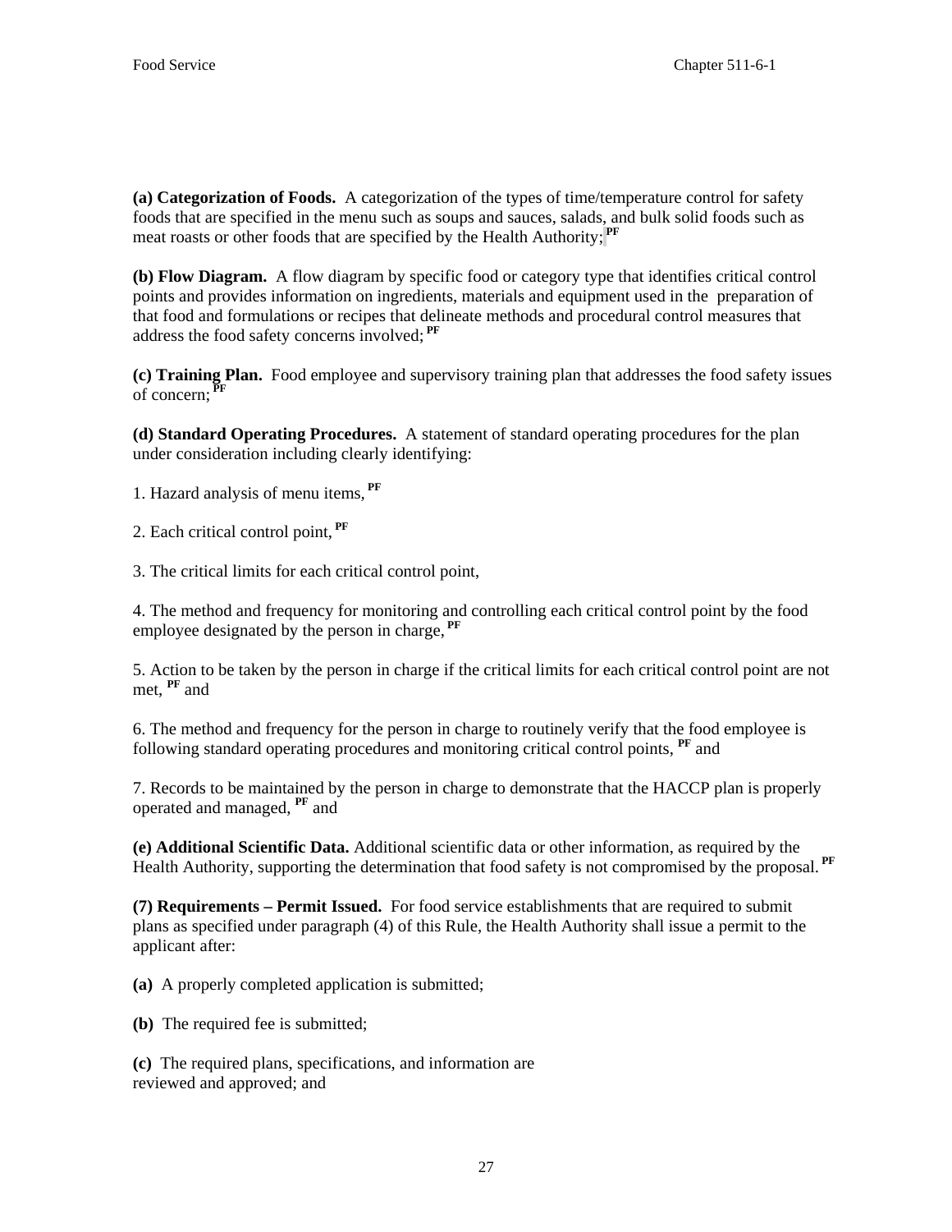**(a) Categorization of Foods.** A categorization of the types of time/temperature control for safety foods that are specified in the menu such as soups and sauces, salads, and bulk solid foods such as meat roasts or other foods that are specified by the Health Authority; [PF]

**(b) Flow Diagram.** A flow diagram by specific food or category type that identifies critical control points and provides information on ingredients, materials and equipment used in the preparation of that food and formulations or recipes that delineate methods and procedural control measures that address the food safety concerns involved; [PF]

**(c) Training Plan.** Food employee and supervisory training plan that addresses the food safety issues of concern; [PF]

**(d) Standard Operating Procedures.** A statement of standard operating procedures for the plan under consideration including clearly identifying:

1. Hazard analysis of menu items, [PF]

2. Each critical control point, [PF]

3. The critical limits for each critical control point,

4. The method and frequency for monitoring and controlling each critical control point by the food employee designated by the person in charge, [PF]

5. Action to be taken by the person in charge if the critical limits for each critical control point are not met, [PF] and

6. The method and frequency for the person in charge to routinely verify that the food employee is following standard operating procedures and monitoring critical control points, [PF] and

7. Records to be maintained by the person in charge to demonstrate that the HACCP plan is properly operated and managed, [PF] and

**(e) Additional Scientific Data.** Additional scientific data or other information, as required by the Health Authority, supporting the determination that food safety is not compromised by the proposal. [PF]

**(7) Requirements – Permit Issued.** For food service establishments that are required to submit plans as specified under paragraph (4) of this Rule, the Health Authority shall issue a permit to the applicant after:

**(a)** A properly completed application is submitted;

**(b)** The required fee is submitted;

**(c)** The required plans, specifications, and information are reviewed and approved; and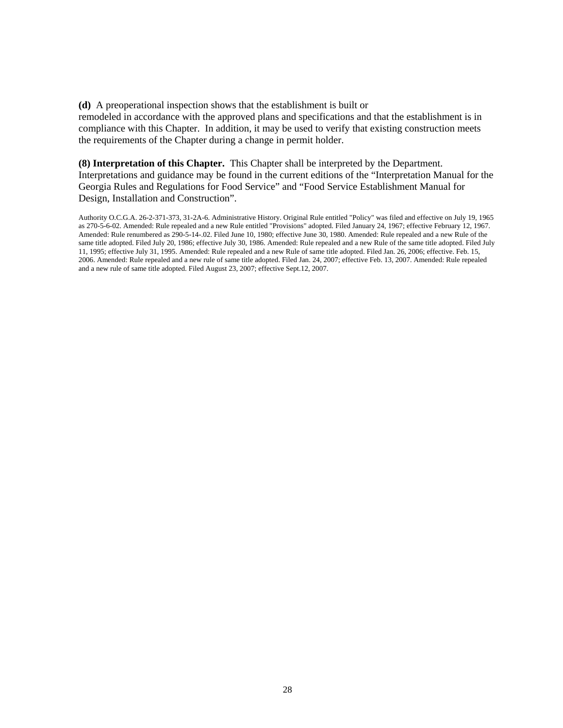**(d)** A preoperational inspection shows that the establishment is built or remodeled in accordance with the approved plans and specifications and that the establishment is in compliance with this Chapter. In addition, it may be used to verify that existing construction meets the requirements of the Chapter during a change in permit holder.

**(8) Interpretation of this Chapter.** This Chapter shall be interpreted by the Department. Interpretations and guidance may be found in the current editions of the "Interpretation Manual for the Georgia Rules and Regulations for Food Service" and "Food Service Establishment Manual for Design, Installation and Construction".

Authority O.C.G.A. 26-2-371-373, 31-2A-6. Administrative History. Original Rule entitled "Policy" was filed and effective on July 19, 1965 as 270-5-6-02. Amended: Rule repealed and a new Rule entitled "Provisions" adopted. Filed January 24, 1967; effective February 12, 1967. Amended: Rule renumbered as 290-5-14-.02. Filed June 10, 1980; effective June 30, 1980. Amended: Rule repealed and a new Rule of the same title adopted. Filed July 20, 1986; effective July 30, 1986. Amended: Rule repealed and a new Rule of the same title adopted. Filed July 11, 1995; effective July 31, 1995. Amended: Rule repealed and a new Rule of same title adopted. Filed Jan. 26, 2006; effective. Feb. 15, 2006. Amended: Rule repealed and a new rule of same title adopted. Filed Jan. 24, 2007; effective Feb. 13, 2007. Amended: Rule repealed and a new rule of same title adopted. Filed August 23, 2007; effective Sept.12, 2007.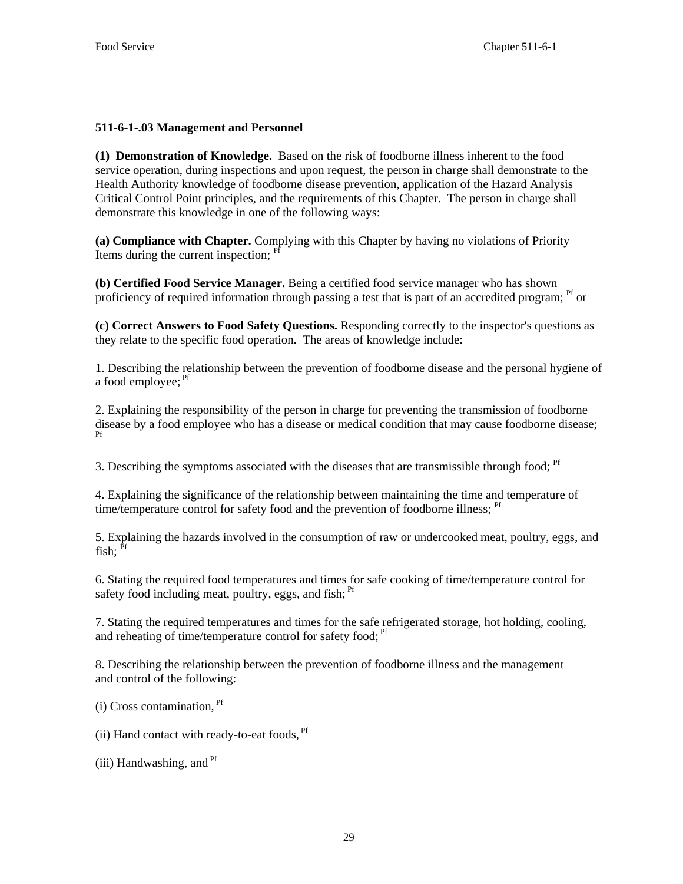### 511-6-1-.03 Management and Personnel

**(1) Demonstration of Knowledge.** Based on the risk of foodborne illness inherent to the food service operation, during inspections and upon request, the person in charge shall demonstrate to the Health Authority knowledge of foodborne disease prevention, application of the Hazard Analysis Critical Control Point principles, and the requirements of this Chapter. The person in charge shall demonstrate this knowledge in one of the following ways:

**(a) Compliance with Chapter.** Complying with this Chapter by having no violations of Priority Items during the current inspection; [Pf]

**(b) Certified Food Service Manager.** Being a certified food service manager who has shown proficiency of required information through passing a test that is part of an accredited program; [Pf] or

**(c) Correct Answers to Food Safety Questions.** Responding correctly to the inspector's questions as they relate to the specific food operation. The areas of knowledge include:

1. Describing the relationship between the prevention of foodborne disease and the personal hygiene of a food employee; [Pf]

2. Explaining the responsibility of the person in charge for preventing the transmission of foodborne disease by a food employee who has a disease or medical condition that may cause foodborne disease; [Pf]

3. Describing the symptoms associated with the diseases that are transmissible through food; [Pf]

4. Explaining the significance of the relationship between maintaining the time and temperature of time/temperature control for safety food and the prevention of foodborne illness; [Pf]

5. Explaining the hazards involved in the consumption of raw or undercooked meat, poultry, eggs, and fish; [Pf]

6. Stating the required food temperatures and times for safe cooking of time/temperature control for safety food including meat, poultry, eggs, and fish; [Pf]

7. Stating the required temperatures and times for the safe refrigerated storage, hot holding, cooling, and reheating of time/temperature control for safety food; [Pf]

8. Describing the relationship between the prevention of foodborne illness and the management and control of the following:

(i) Cross contamination, [Pf]

(ii) Hand contact with ready-to-eat foods, [Pf]

(iii) Handwashing, and [Pf]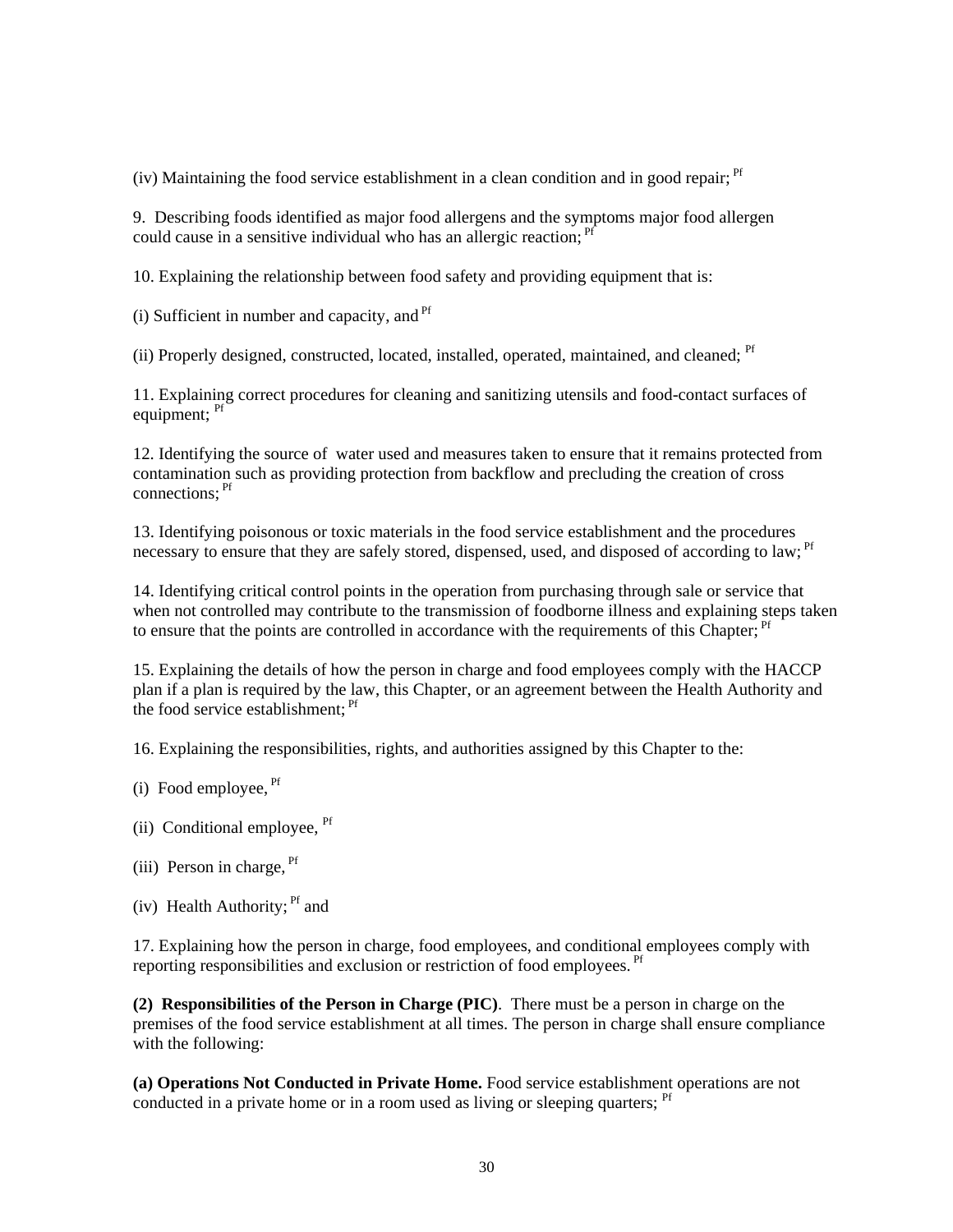(iv) Maintaining the food service establishment in a clean condition and in good repair; [Pf]

9. Describing foods identified as major food allergens and the symptoms major food allergen could cause in a sensitive individual who has an allergic reaction; [Pf]

10. Explaining the relationship between food safety and providing equipment that is:

(i) Sufficient in number and capacity, and [Pf]

(ii) Properly designed, constructed, located, installed, operated, maintained, and cleaned; [Pf]

11. Explaining correct procedures for cleaning and sanitizing utensils and food-contact surfaces of equipment; [Pf]

12. Identifying the source of water used and measures taken to ensure that it remains protected from contamination such as providing protection from backflow and precluding the creation of cross connections; [Pf]

13. Identifying poisonous or toxic materials in the food service establishment and the procedures necessary to ensure that they are safely stored, dispensed, used, and disposed of according to law; [Pf]

14. Identifying critical control points in the operation from purchasing through sale or service that when not controlled may contribute to the transmission of foodborne illness and explaining steps taken to ensure that the points are controlled in accordance with the requirements of this Chapter; [Pf]

15. Explaining the details of how the person in charge and food employees comply with the HACCP plan if a plan is required by the law, this Chapter, or an agreement between the Health Authority and the food service establishment; [Pf]

16. Explaining the responsibilities, rights, and authorities assigned by this Chapter to the:

(i) Food employee, [Pf]

(ii) Conditional employee, [Pf]

(iii) Person in charge, [Pf]

(iv) Health Authority; [Pf] and

17. Explaining how the person in charge, food employees, and conditional employees comply with reporting responsibilities and exclusion or restriction of food employees. [Pf]

**(2) Responsibilities of the Person in Charge (PIC)**. There must be a person in charge on the premises of the food service establishment at all times. The person in charge shall ensure compliance with the following:

**(a) Operations Not Conducted in Private Home.** Food service establishment operations are not conducted in a private home or in a room used as living or sleeping quarters; [Pf]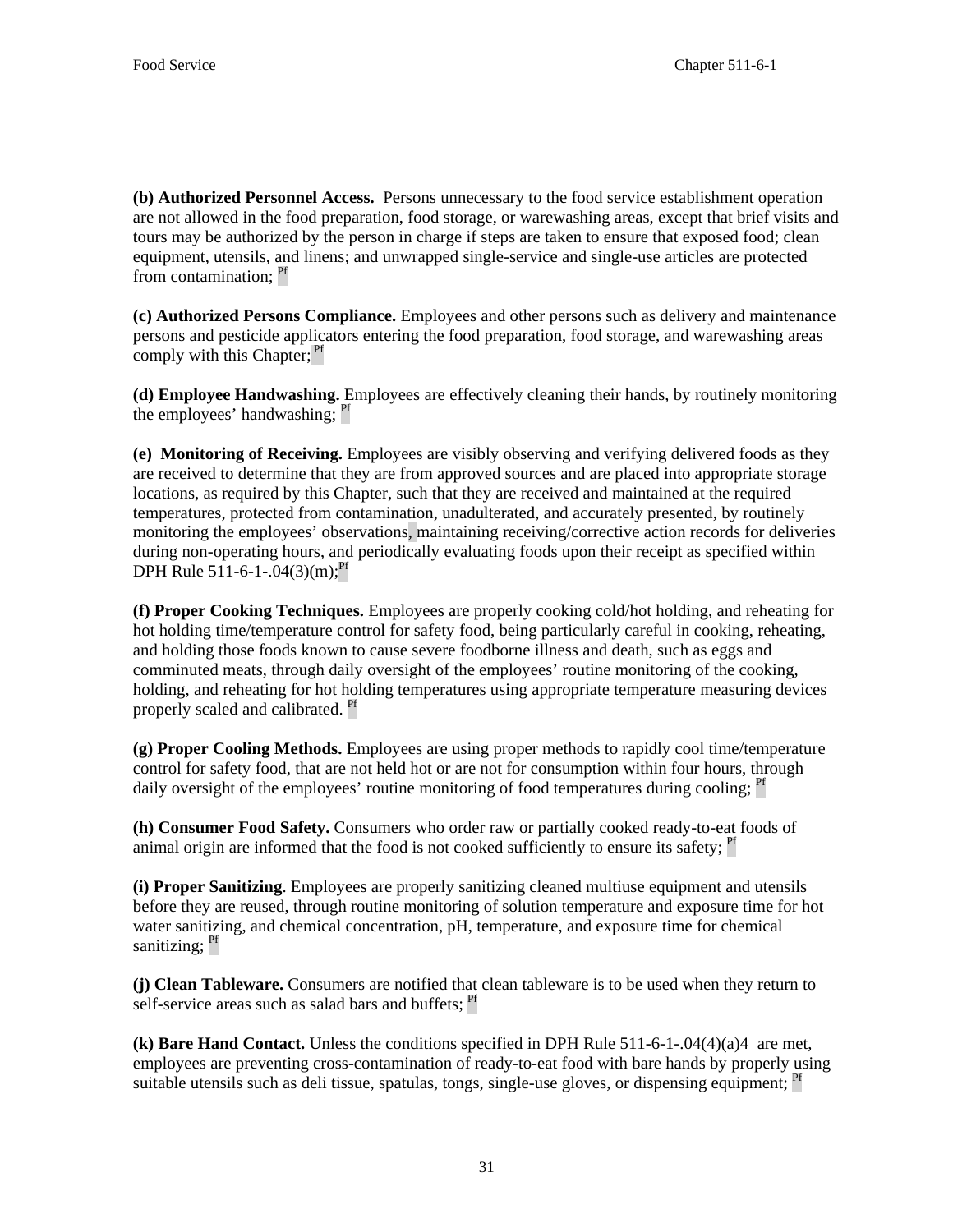**(b) Authorized Personnel Access.** Persons unnecessary to the food service establishment operation are not allowed in the food preparation, food storage, or warewashing areas, except that brief visits and tours may be authorized by the person in charge if steps are taken to ensure that exposed food; clean equipment, utensils, and linens; and unwrapped single-service and single-use articles are protected from contamination; Pf

**(c) Authorized Persons Compliance.** Employees and other persons such as delivery and maintenance persons and pesticide applicators entering the food preparation, food storage, and warewashing areas comply with this Chapter; Pf

**(d) Employee Handwashing.** Employees are effectively cleaning their hands, by routinely monitoring the employees' handwashing; Pf

**(e) Monitoring of Receiving.** Employees are visibly observing and verifying delivered foods as they are received to determine that they are from approved sources and are placed into appropriate storage locations, as required by this Chapter, such that they are received and maintained at the required temperatures, protected from contamination, unadulterated, and accurately presented, by routinely monitoring the employees' observations, maintaining receiving/corrective action records for deliveries during non-operating hours, and periodically evaluating foods upon their receipt as specified within DPH Rule 511-6-1-.04(3)(m); Pf

**(f) Proper Cooking Techniques.** Employees are properly cooking cold/hot holding, and reheating for hot holding time/temperature control for safety food, being particularly careful in cooking, reheating, and holding those foods known to cause severe foodborne illness and death, such as eggs and comminuted meats, through daily oversight of the employees' routine monitoring of the cooking, holding, and reheating for hot holding temperatures using appropriate temperature measuring devices properly scaled and calibrated. Pf

**(g) Proper Cooling Methods.** Employees are using proper methods to rapidly cool time/temperature control for safety food, that are not held hot or are not for consumption within four hours, through daily oversight of the employees' routine monitoring of food temperatures during cooling; Pf

**(h) Consumer Food Safety.** Consumers who order raw or partially cooked ready-to-eat foods of animal origin are informed that the food is not cooked sufficiently to ensure its safety; Pf

**(i) Proper Sanitizing**. Employees are properly sanitizing cleaned multiuse equipment and utensils before they are reused, through routine monitoring of solution temperature and exposure time for hot water sanitizing, and chemical concentration, pH, temperature, and exposure time for chemical sanitizing; Pf

**(j) Clean Tableware.** Consumers are notified that clean tableware is to be used when they return to self-service areas such as salad bars and buffets; Pf

**(k) Bare Hand Contact.** Unless the conditions specified in DPH Rule 511-6-1-.04(4)(a)4 are met, employees are preventing cross-contamination of ready-to-eat food with bare hands by properly using suitable utensils such as deli tissue, spatulas, tongs, single-use gloves, or dispensing equipment; Pf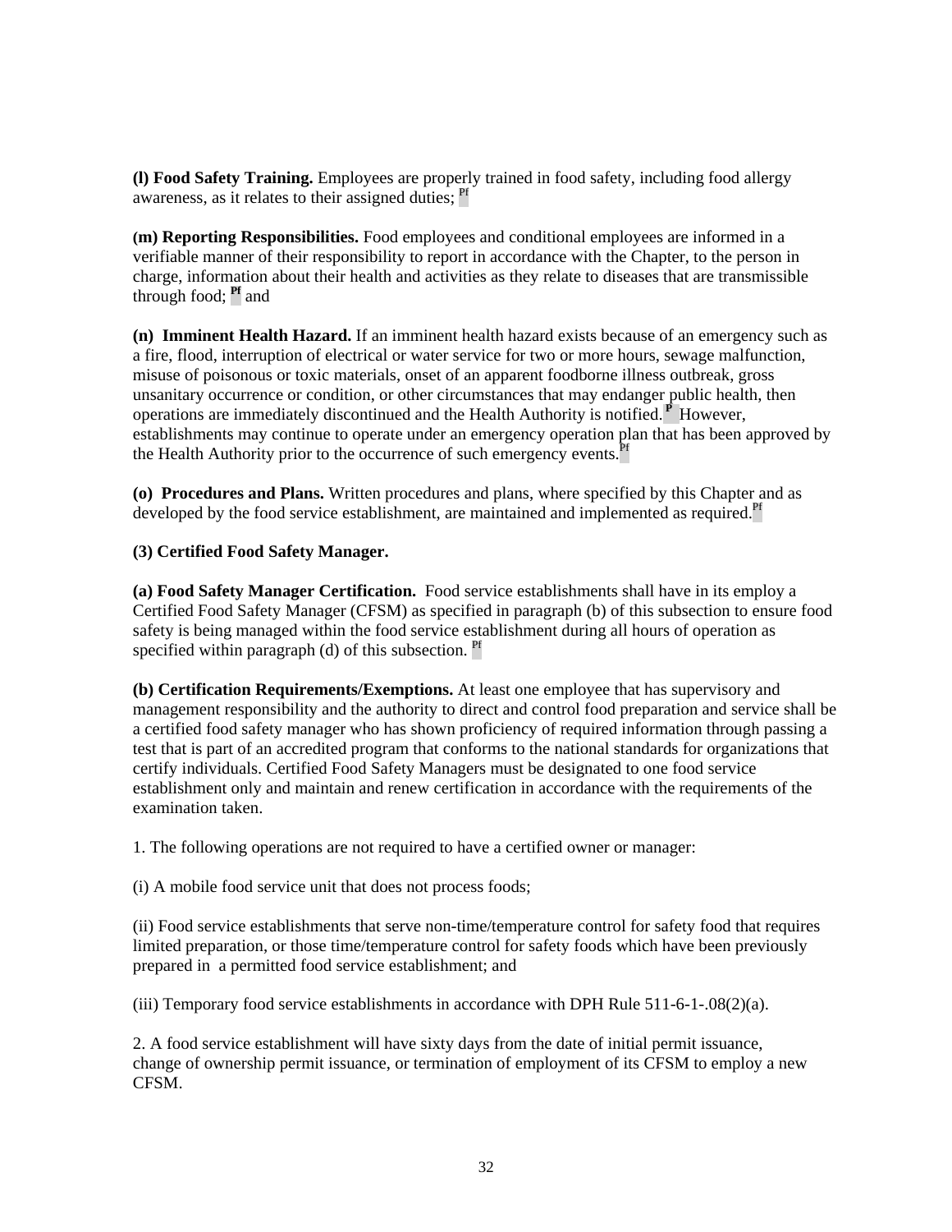**(l) Food Safety Training.** Employees are properly trained in food safety, including food allergy awareness, as it relates to their assigned duties; [Pf]

**(m) Reporting Responsibilities.** Food employees and conditional employees are informed in a verifiable manner of their responsibility to report in accordance with the Chapter, to the person in charge, information about their health and activities as they relate to diseases that are transmissible through food; [Pf] and

**(n) Imminent Health Hazard.** If an imminent health hazard exists because of an emergency such as a fire, flood, interruption of electrical or water service for two or more hours, sewage malfunction, misuse of poisonous or toxic materials, onset of an apparent foodborne illness outbreak, gross unsanitary occurrence or condition, or other circumstances that may endanger public health, then operations are immediately discontinued and the Health Authority is notified.[P] However, establishments may continue to operate under an emergency operation plan that has been approved by the Health Authority prior to the occurrence of such emergency events.[Pf]

**(o) Procedures and Plans.** Written procedures and plans, where specified by this Chapter and as developed by the food service establishment, are maintained and implemented as required.[Pf]

**(3) Certified Food Safety Manager.**

**(a) Food Safety Manager Certification.** Food service establishments shall have in its employ a Certified Food Safety Manager (CFSM) as specified in paragraph (b) of this subsection to ensure food safety is being managed within the food service establishment during all hours of operation as specified within paragraph (d) of this subsection. [Pf]

**(b) Certification Requirements/Exemptions.** At least one employee that has supervisory and management responsibility and the authority to direct and control food preparation and service shall be a certified food safety manager who has shown proficiency of required information through passing a test that is part of an accredited program that conforms to the national standards for organizations that certify individuals. Certified Food Safety Managers must be designated to one food service establishment only and maintain and renew certification in accordance with the requirements of the examination taken.

1. The following operations are not required to have a certified owner or manager:

(i) A mobile food service unit that does not process foods;

(ii) Food service establishments that serve non-time/temperature control for safety food that requires limited preparation, or those time/temperature control for safety foods which have been previously prepared in a permitted food service establishment; and

(iii) Temporary food service establishments in accordance with DPH Rule 511-6-1-.08(2)(a).

2. A food service establishment will have sixty days from the date of initial permit issuance, change of ownership permit issuance, or termination of employment of its CFSM to employ a new CFSM.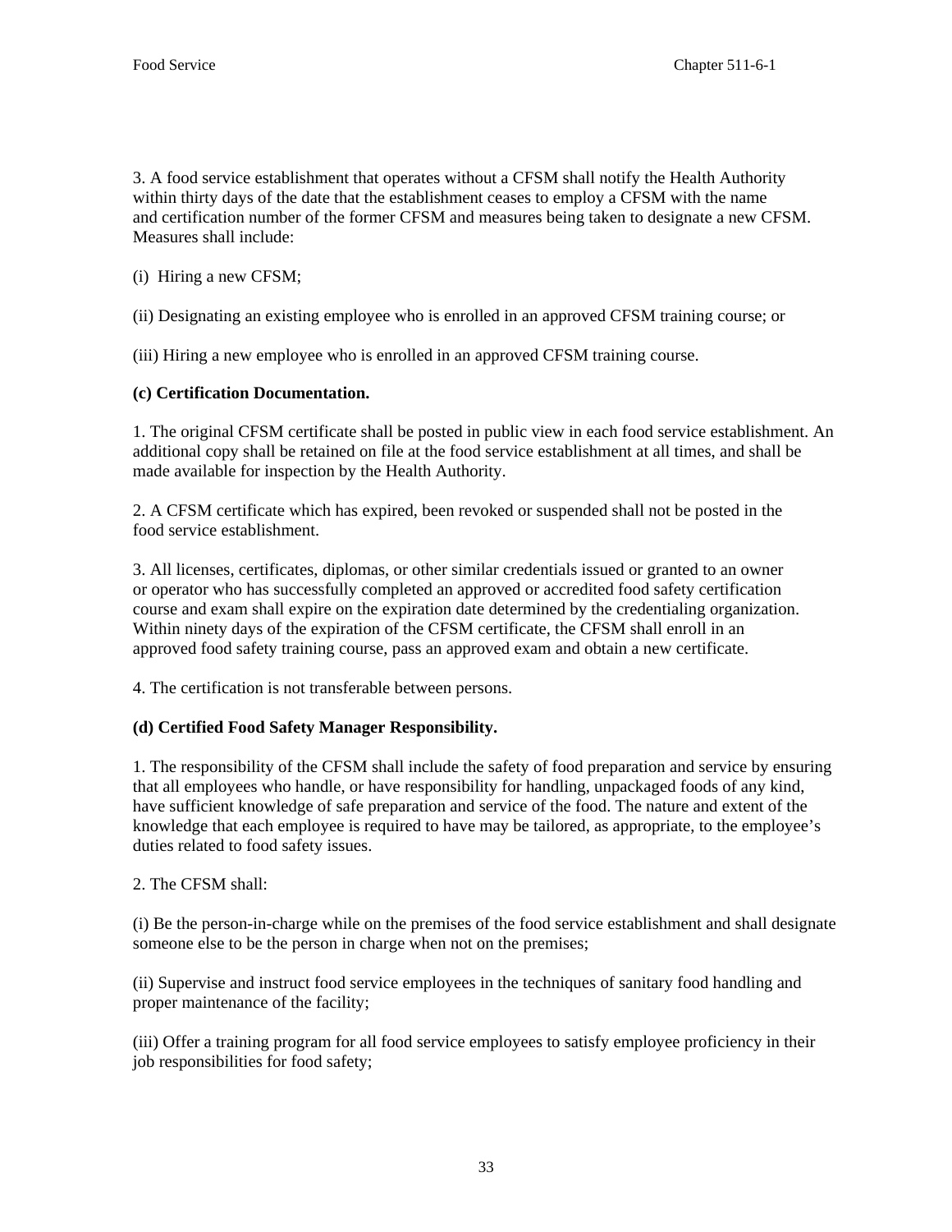3. A food service establishment that operates without a CFSM shall notify the Health Authority within thirty days of the date that the establishment ceases to employ a CFSM with the name and certification number of the former CFSM and measures being taken to designate a new CFSM. Measures shall include:

(i) Hiring a new CFSM;

(ii) Designating an existing employee who is enrolled in an approved CFSM training course; or

(iii) Hiring a new employee who is enrolled in an approved CFSM training course.

**(c) Certification Documentation.**

1. The original CFSM certificate shall be posted in public view in each food service establishment. An additional copy shall be retained on file at the food service establishment at all times, and shall be made available for inspection by the Health Authority.

2. A CFSM certificate which has expired, been revoked or suspended shall not be posted in the food service establishment.

3. All licenses, certificates, diplomas, or other similar credentials issued or granted to an owner or operator who has successfully completed an approved or accredited food safety certification course and exam shall expire on the expiration date determined by the credentialing organization. Within ninety days of the expiration of the CFSM certificate, the CFSM shall enroll in an approved food safety training course, pass an approved exam and obtain a new certificate.

4. The certification is not transferable between persons.

**(d) Certified Food Safety Manager Responsibility.**

1. The responsibility of the CFSM shall include the safety of food preparation and service by ensuring that all employees who handle, or have responsibility for handling, unpackaged foods of any kind, have sufficient knowledge of safe preparation and service of the food. The nature and extent of the knowledge that each employee is required to have may be tailored, as appropriate, to the employee's duties related to food safety issues.

2. The CFSM shall:

(i) Be the person-in-charge while on the premises of the food service establishment and shall designate someone else to be the person in charge when not on the premises;

(ii) Supervise and instruct food service employees in the techniques of sanitary food handling and proper maintenance of the facility;

(iii) Offer a training program for all food service employees to satisfy employee proficiency in their job responsibilities for food safety;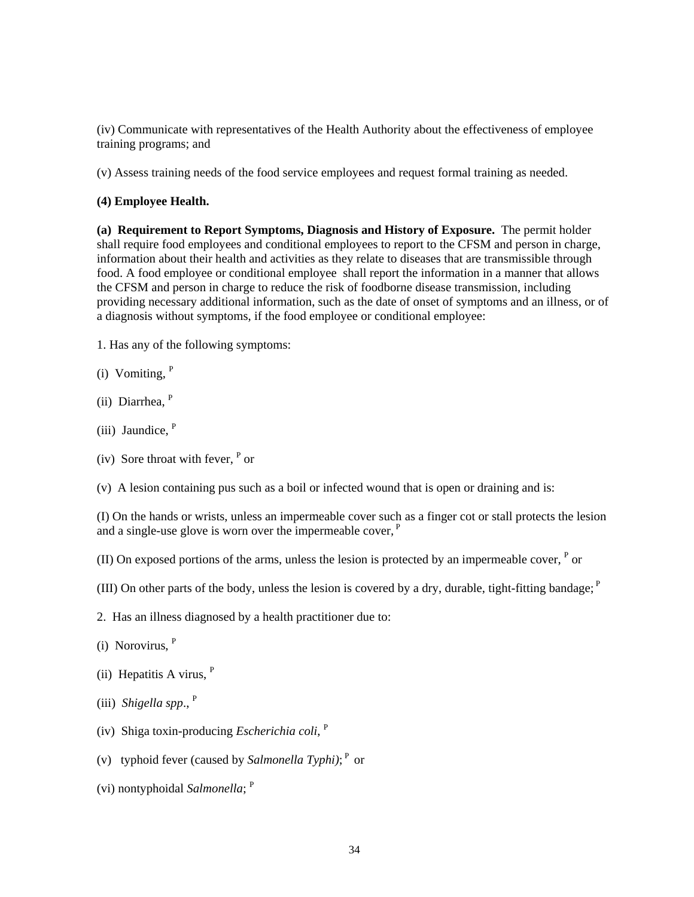(iv) Communicate with representatives of the Health Authority about the effectiveness of employee training programs; and

(v) Assess training needs of the food service employees and request formal training as needed.

**(4) Employee Health.**

**(a) Requirement to Report Symptoms, Diagnosis and History of Exposure.** The permit holder shall require food employees and conditional employees to report to the CFSM and person in charge, information about their health and activities as they relate to diseases that are transmissible through food. A food employee or conditional employee shall report the information in a manner that allows the CFSM and person in charge to reduce the risk of foodborne disease transmission, including providing necessary additional information, such as the date of onset of symptoms and an illness, or of a diagnosis without symptoms, if the food employee or conditional employee:

1. Has any of the following symptoms:

(i) Vomiting, [P]

(ii) Diarrhea, [P]

(iii) Jaundice, [P]

(iv) Sore throat with fever, [P] or

(v) A lesion containing pus such as a boil or infected wound that is open or draining and is:

(I) On the hands or wrists, unless an impermeable cover such as a finger cot or stall protects the lesion and a single-use glove is worn over the impermeable cover, [P]

(II) On exposed portions of the arms, unless the lesion is protected by an impermeable cover, [P] or

(III) On other parts of the body, unless the lesion is covered by a dry, durable, tight-fitting bandage; [P]

2. Has an illness diagnosed by a health practitioner due to:

(i) Norovirus, [P]

(ii) Hepatitis A virus, [P]

(iii) *Shigella spp*., [P]

(iv) Shiga toxin-producing *Escherichia coli*, [P]

(v) typhoid fever (caused by *Salmonella Typhi)*; [P] or

(vi) nontyphoidal *Salmonella*; [P]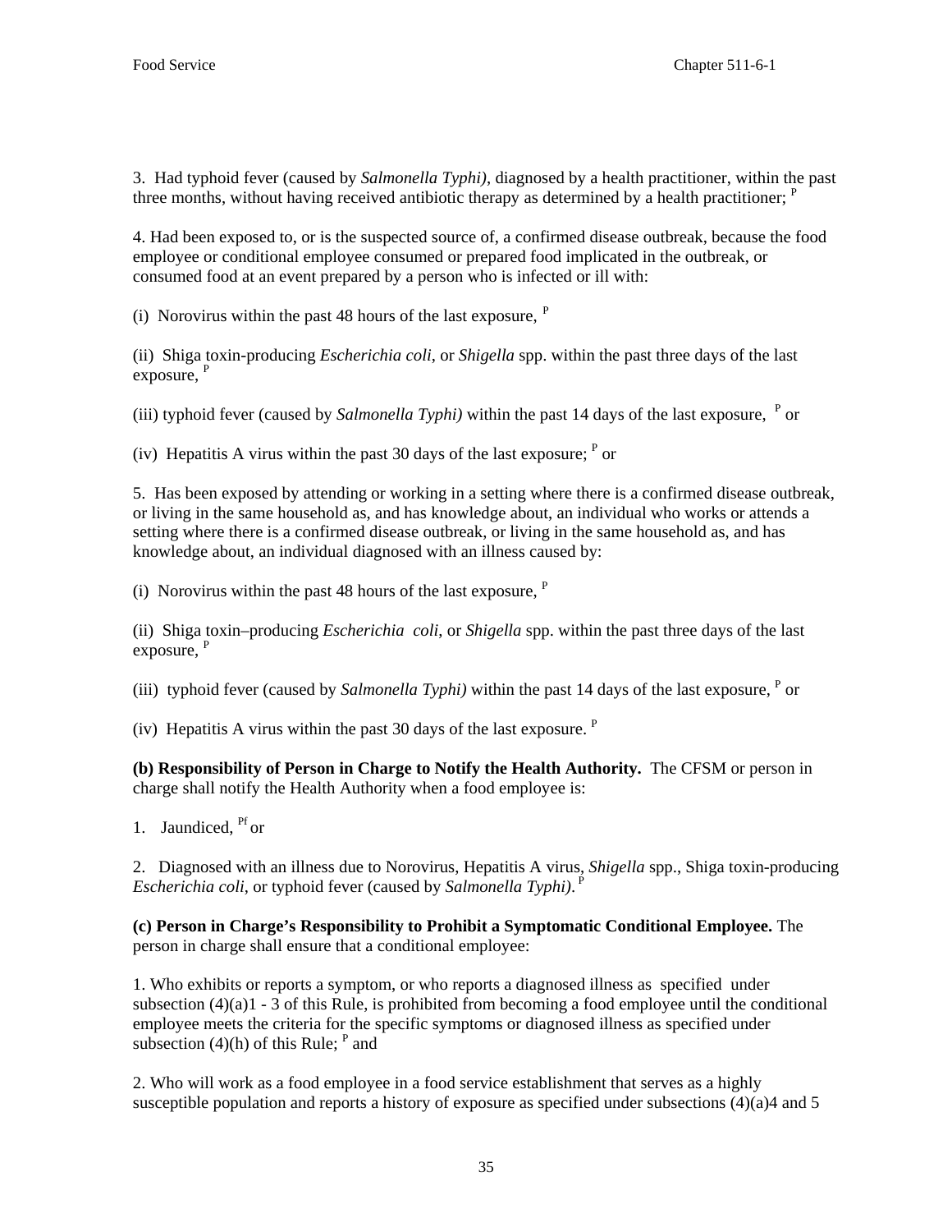3. Had typhoid fever (caused by *Salmonella Typhi)*, diagnosed by a health practitioner, within the past three months, without having received antibiotic therapy as determined by a health practitioner; [P]

4. Had been exposed to, or is the suspected source of, a confirmed disease outbreak, because the food employee or conditional employee consumed or prepared food implicated in the outbreak, or consumed food at an event prepared by a person who is infected or ill with:

(i) Norovirus within the past 48 hours of the last exposure, [P]

(ii) Shiga toxin-producing *Escherichia coli*, or *Shigella* spp. within the past three days of the last exposure, [P]

(iii) typhoid fever (caused by *Salmonella Typhi)* within the past 14 days of the last exposure, [P] or

(iv) Hepatitis A virus within the past 30 days of the last exposure; [P] or

5. Has been exposed by attending or working in a setting where there is a confirmed disease outbreak, or living in the same household as, and has knowledge about, an individual who works or attends a setting where there is a confirmed disease outbreak, or living in the same household as, and has knowledge about, an individual diagnosed with an illness caused by:

(i) Norovirus within the past 48 hours of the last exposure, [P]

(ii) Shiga toxin–producing *Escherichia coli*, or *Shigella* spp. within the past three days of the last exposure, [P]

(iii) typhoid fever (caused by *Salmonella Typhi)* within the past 14 days of the last exposure, [P] or

(iv) Hepatitis A virus within the past 30 days of the last exposure. [P]

**(b) Responsibility of Person in Charge to Notify the Health Authority.** The CFSM or person in charge shall notify the Health Authority when a food employee is:

1. Jaundiced, [Pf] or

2. Diagnosed with an illness due to Norovirus, Hepatitis A virus, *Shigella* spp., Shiga toxin-producing *Escherichia coli*, or typhoid fever (caused by *Salmonella Typhi)*. [P]

**(c) Person in Charge's Responsibility to Prohibit a Symptomatic Conditional Employee.** The person in charge shall ensure that a conditional employee:

1. Who exhibits or reports a symptom, or who reports a diagnosed illness as specified under subsection (4)(a)1 - 3 of this Rule, is prohibited from becoming a food employee until the conditional employee meets the criteria for the specific symptoms or diagnosed illness as specified under subsection (4)(h) of this Rule; [P] and

2. Who will work as a food employee in a food service establishment that serves as a highly susceptible population and reports a history of exposure as specified under subsections (4)(a)4 and 5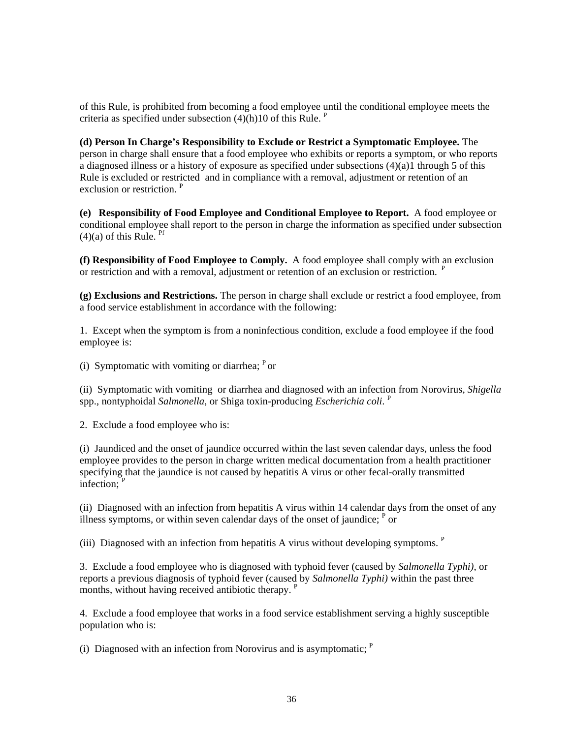of this Rule, is prohibited from becoming a food employee until the conditional employee meets the criteria as specified under subsection (4)(h)10 of this Rule. [P]

**(d) Person In Charge's Responsibility to Exclude or Restrict a Symptomatic Employee.** The person in charge shall ensure that a food employee who exhibits or reports a symptom, or who reports a diagnosed illness or a history of exposure as specified under subsections (4)(a)1 through 5 of this Rule is excluded or restricted and in compliance with a removal, adjustment or retention of an exclusion or restriction. [P]

**(e) Responsibility of Food Employee and Conditional Employee to Report.** A food employee or conditional employee shall report to the person in charge the information as specified under subsection (4)(a) of this Rule. [Pf]

**(f) Responsibility of Food Employee to Comply.** A food employee shall comply with an exclusion or restriction and with a removal, adjustment or retention of an exclusion or restriction. [P]

**(g) Exclusions and Restrictions.** The person in charge shall exclude or restrict a food employee, from a food service establishment in accordance with the following:

1. Except when the symptom is from a noninfectious condition, exclude a food employee if the food employee is:

(i) Symptomatic with vomiting or diarrhea; [P] or

(ii) Symptomatic with vomiting or diarrhea and diagnosed with an infection from Norovirus, *Shigella* spp., nontyphoidal *Salmonella*, or Shiga toxin-producing *Escherichia coli*. [P]

2. Exclude a food employee who is:

(i) Jaundiced and the onset of jaundice occurred within the last seven calendar days, unless the food employee provides to the person in charge written medical documentation from a health practitioner specifying that the jaundice is not caused by hepatitis A virus or other fecal-orally transmitted infection; [P]

(ii) Diagnosed with an infection from hepatitis A virus within 14 calendar days from the onset of any illness symptoms, or within seven calendar days of the onset of jaundice; [P] or

(iii) Diagnosed with an infection from hepatitis A virus without developing symptoms. [P]

3. Exclude a food employee who is diagnosed with typhoid fever (caused by *Salmonella Typhi)*, or reports a previous diagnosis of typhoid fever (caused by *Salmonella Typhi)* within the past three months, without having received antibiotic therapy. [P]

4. Exclude a food employee that works in a food service establishment serving a highly susceptible population who is:

(i) Diagnosed with an infection from Norovirus and is asymptomatic; [P]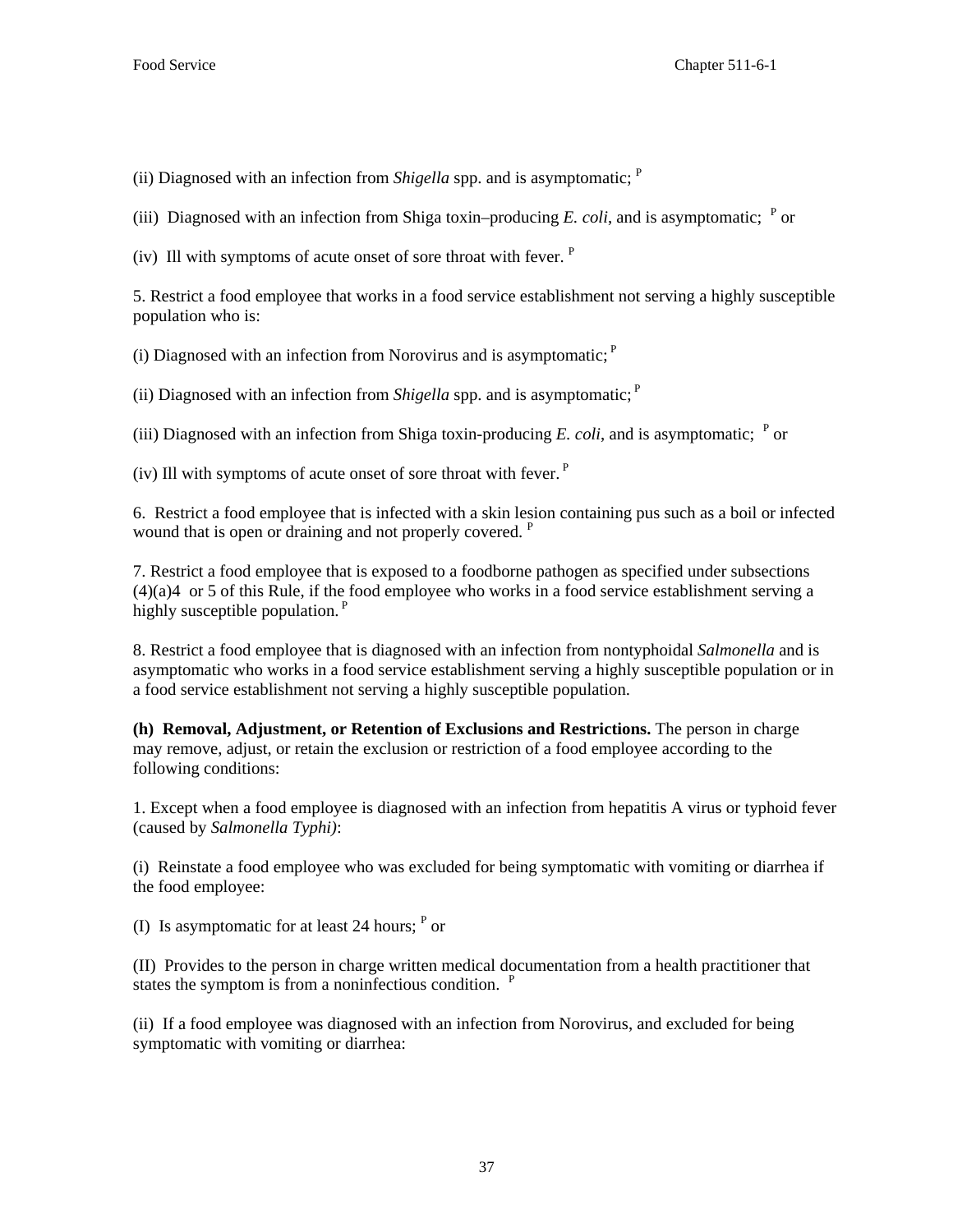(ii) Diagnosed with an infection from *Shigella* spp. and is asymptomatic; [P]

(iii) Diagnosed with an infection from Shiga toxin–producing *E. coli*, and is asymptomatic; [P] or

(iv) Ill with symptoms of acute onset of sore throat with fever. [P]

5. Restrict a food employee that works in a food service establishment not serving a highly susceptible population who is:

(i) Diagnosed with an infection from Norovirus and is asymptomatic; [P]

(ii) Diagnosed with an infection from *Shigella* spp. and is asymptomatic; [P]

(iii) Diagnosed with an infection from Shiga toxin-producing *E. coli*, and is asymptomatic; [P] or

(iv) Ill with symptoms of acute onset of sore throat with fever. [P]

6. Restrict a food employee that is infected with a skin lesion containing pus such as a boil or infected wound that is open or draining and not properly covered. [P]

7. Restrict a food employee that is exposed to a foodborne pathogen as specified under subsections (4)(a)4 or 5 of this Rule, if the food employee who works in a food service establishment serving a highly susceptible population. [P]

8. Restrict a food employee that is diagnosed with an infection from nontyphoidal *Salmonella* and is asymptomatic who works in a food service establishment serving a highly susceptible population or in a food service establishment not serving a highly susceptible population.

**(h) Removal, Adjustment, or Retention of Exclusions and Restrictions.** The person in charge may remove, adjust, or retain the exclusion or restriction of a food employee according to the following conditions:

1. Except when a food employee is diagnosed with an infection from hepatitis A virus or typhoid fever (caused by *Salmonella Typhi)*:

(i) Reinstate a food employee who was excluded for being symptomatic with vomiting or diarrhea if the food employee:

(I) Is asymptomatic for at least 24 hours; [P] or

(II) Provides to the person in charge written medical documentation from a health practitioner that states the symptom is from a noninfectious condition. [P]

(ii) If a food employee was diagnosed with an infection from Norovirus, and excluded for being symptomatic with vomiting or diarrhea: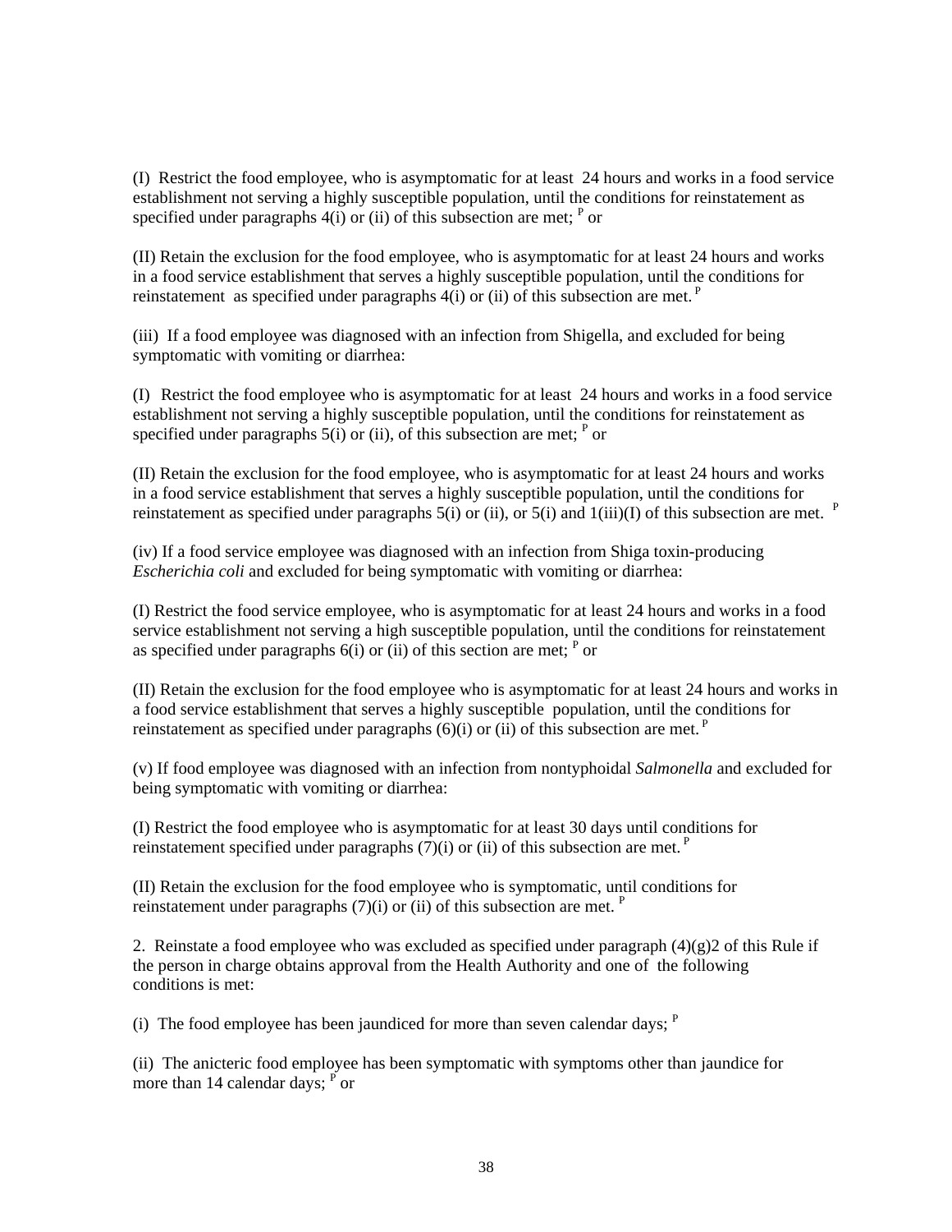(I) Restrict the food employee, who is asymptomatic for at least 24 hours and works in a food service establishment not serving a highly susceptible population, until the conditions for reinstatement as specified under paragraphs 4(i) or (ii) of this subsection are met; [P] or

(II) Retain the exclusion for the food employee, who is asymptomatic for at least 24 hours and works in a food service establishment that serves a highly susceptible population, until the conditions for reinstatement as specified under paragraphs 4(i) or (ii) of this subsection are met. [P]

(iii) If a food employee was diagnosed with an infection from Shigella, and excluded for being symptomatic with vomiting or diarrhea:

(I) Restrict the food employee who is asymptomatic for at least 24 hours and works in a food service establishment not serving a highly susceptible population, until the conditions for reinstatement as specified under paragraphs 5(i) or (ii), of this subsection are met; [P] or

(II) Retain the exclusion for the food employee, who is asymptomatic for at least 24 hours and works in a food service establishment that serves a highly susceptible population, until the conditions for reinstatement as specified under paragraphs 5(i) or (ii), or 5(i) and 1(iii)(I) of this subsection are met. [P]

(iv) If a food service employee was diagnosed with an infection from Shiga toxin-producing *Escherichia coli* and excluded for being symptomatic with vomiting or diarrhea:

(I) Restrict the food service employee, who is asymptomatic for at least 24 hours and works in a food service establishment not serving a high susceptible population, until the conditions for reinstatement as specified under paragraphs 6(i) or (ii) of this section are met; [P] or

(II) Retain the exclusion for the food employee who is asymptomatic for at least 24 hours and works in a food service establishment that serves a highly susceptible population, until the conditions for reinstatement as specified under paragraphs (6)(i) or (ii) of this subsection are met. [P]

(v) If food employee was diagnosed with an infection from nontyphoidal *Salmonella* and excluded for being symptomatic with vomiting or diarrhea:

(I) Restrict the food employee who is asymptomatic for at least 30 days until conditions for reinstatement specified under paragraphs (7)(i) or (ii) of this subsection are met. [P]

(II) Retain the exclusion for the food employee who is symptomatic, until conditions for reinstatement under paragraphs (7)(i) or (ii) of this subsection are met. [P]

2. Reinstate a food employee who was excluded as specified under paragraph (4)(g)2 of this Rule if the person in charge obtains approval from the Health Authority and one of the following conditions is met:

(i) The food employee has been jaundiced for more than seven calendar days; [P]

(ii) The anicteric food employee has been symptomatic with symptoms other than jaundice for more than 14 calendar days; [P] or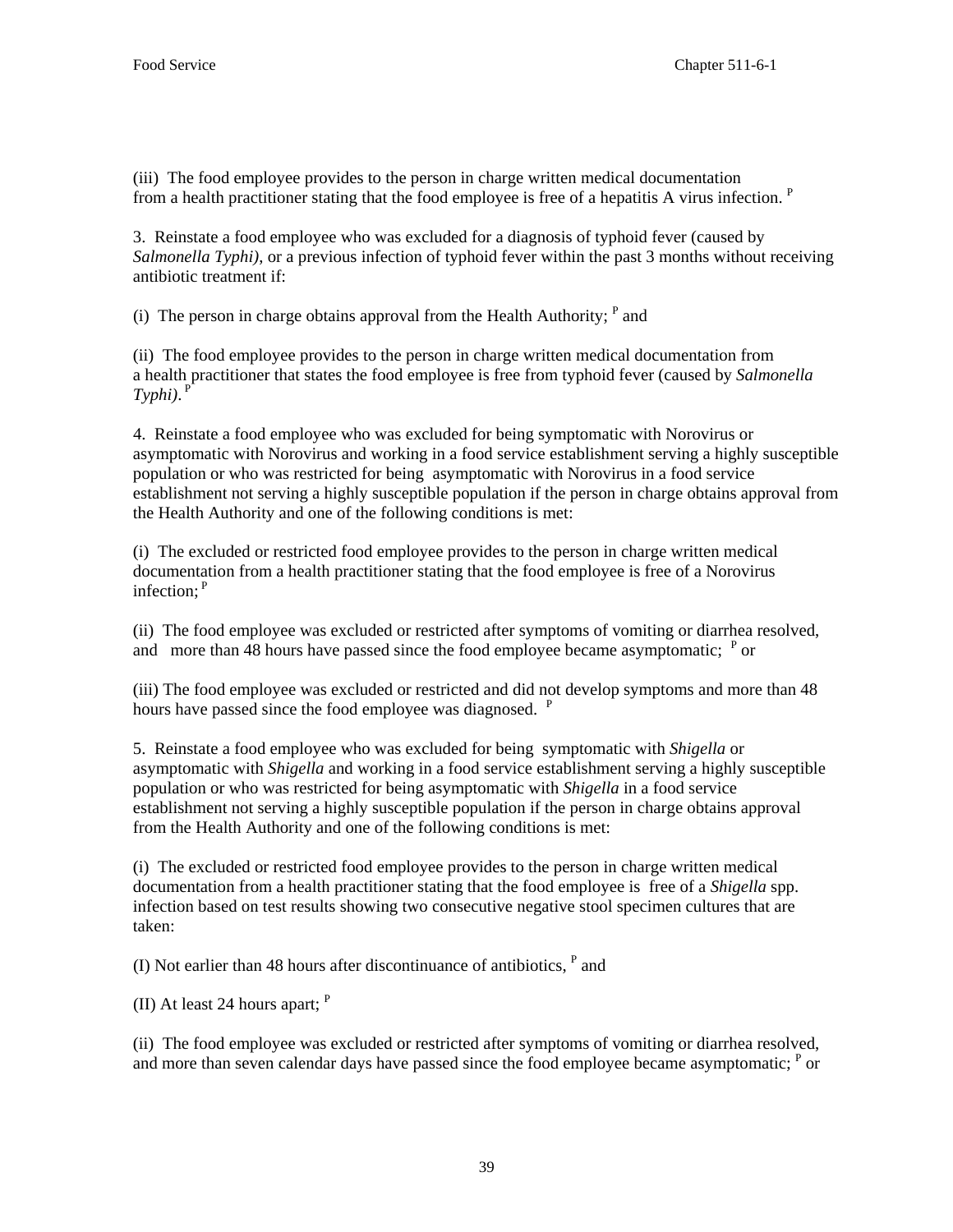(iii)  The food employee provides to the person in charge written medical documentation from a health practitioner stating that the food employee is free of a hepatitis A virus infection. [P]

3.  Reinstate a food employee who was excluded for a diagnosis of typhoid fever (caused by *Salmonella Typhi)*, or a previous infection of typhoid fever within the past 3 months without receiving antibiotic treatment if:

(i)  The person in charge obtains approval from the Health Authority; [P] and

(ii)  The food employee provides to the person in charge written medical documentation from a health practitioner that states the food employee is free from typhoid fever (caused by *Salmonella Typhi)*. [P]

4.  Reinstate a food employee who was excluded for being symptomatic with Norovirus or asymptomatic with Norovirus and working in a food service establishment serving a highly susceptible population or who was restricted for being  asymptomatic with Norovirus in a food service establishment not serving a highly susceptible population if the person in charge obtains approval from the Health Authority and one of the following conditions is met:

(i)  The excluded or restricted food employee provides to the person in charge written medical documentation from a health practitioner stating that the food employee is free of a Norovirus infection; [P]

(ii)  The food employee was excluded or restricted after symptoms of vomiting or diarrhea resolved, and   more than 48 hours have passed since the food employee became asymptomatic; [P] or

(iii) The food employee was excluded or restricted and did not develop symptoms and more than 48 hours have passed since the food employee was diagnosed. [P]

5.  Reinstate a food employee who was excluded for being  symptomatic with *Shigella* or asymptomatic with *Shigella* and working in a food service establishment serving a highly susceptible population or who was restricted for being asymptomatic with *Shigella* in a food service establishment not serving a highly susceptible population if the person in charge obtains approval from the Health Authority and one of the following conditions is met:

(i)  The excluded or restricted food employee provides to the person in charge written medical documentation from a health practitioner stating that the food employee is  free of a *Shigella* spp. infection based on test results showing two consecutive negative stool specimen cultures that are taken:

(I) Not earlier than 48 hours after discontinuance of antibiotics, [P] and

(II) At least 24 hours apart; [P]

(ii)  The food employee was excluded or restricted after symptoms of vomiting or diarrhea resolved, and more than seven calendar days have passed since the food employee became asymptomatic; [P] or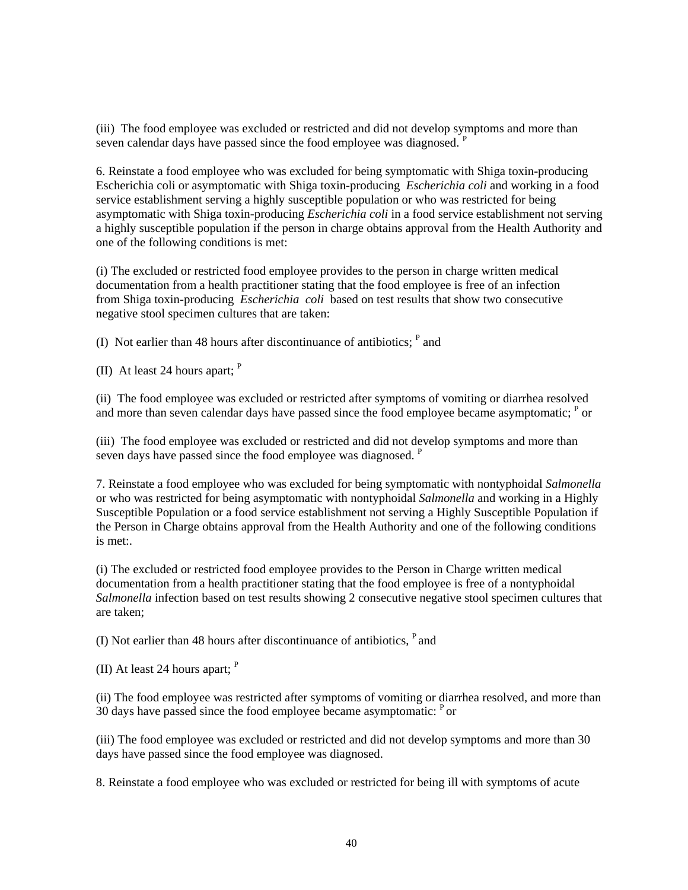(iii) The food employee was excluded or restricted and did not develop symptoms and more than seven calendar days have passed since the food employee was diagnosed. [P]

6. Reinstate a food employee who was excluded for being symptomatic with Shiga toxin-producing Escherichia coli or asymptomatic with Shiga toxin-producing *Escherichia coli* and working in a food service establishment serving a highly susceptible population or who was restricted for being asymptomatic with Shiga toxin-producing *Escherichia coli* in a food service establishment not serving a highly susceptible population if the person in charge obtains approval from the Health Authority and one of the following conditions is met:

(i) The excluded or restricted food employee provides to the person in charge written medical documentation from a health practitioner stating that the food employee is free of an infection from Shiga toxin-producing *Escherichia coli* based on test results that show two consecutive negative stool specimen cultures that are taken:

(I) Not earlier than 48 hours after discontinuance of antibiotics; [P] and

(II) At least 24 hours apart; [P]

(ii) The food employee was excluded or restricted after symptoms of vomiting or diarrhea resolved and more than seven calendar days have passed since the food employee became asymptomatic; [P] or

(iii) The food employee was excluded or restricted and did not develop symptoms and more than seven days have passed since the food employee was diagnosed. [P]

7. Reinstate a food employee who was excluded for being symptomatic with nontyphoidal *Salmonella* or who was restricted for being asymptomatic with nontyphoidal *Salmonella* and working in a Highly Susceptible Population or a food service establishment not serving a Highly Susceptible Population if the Person in Charge obtains approval from the Health Authority and one of the following conditions is met:.

(i) The excluded or restricted food employee provides to the Person in Charge written medical documentation from a health practitioner stating that the food employee is free of a nontyphoidal *Salmonella* infection based on test results showing 2 consecutive negative stool specimen cultures that are taken;

(I) Not earlier than 48 hours after discontinuance of antibiotics, [P] and

(II) At least 24 hours apart; [P]

(ii) The food employee was restricted after symptoms of vomiting or diarrhea resolved, and more than 30 days have passed since the food employee became asymptomatic: [P] or

(iii) The food employee was excluded or restricted and did not develop symptoms and more than 30 days have passed since the food employee was diagnosed.

8. Reinstate a food employee who was excluded or restricted for being ill with symptoms of acute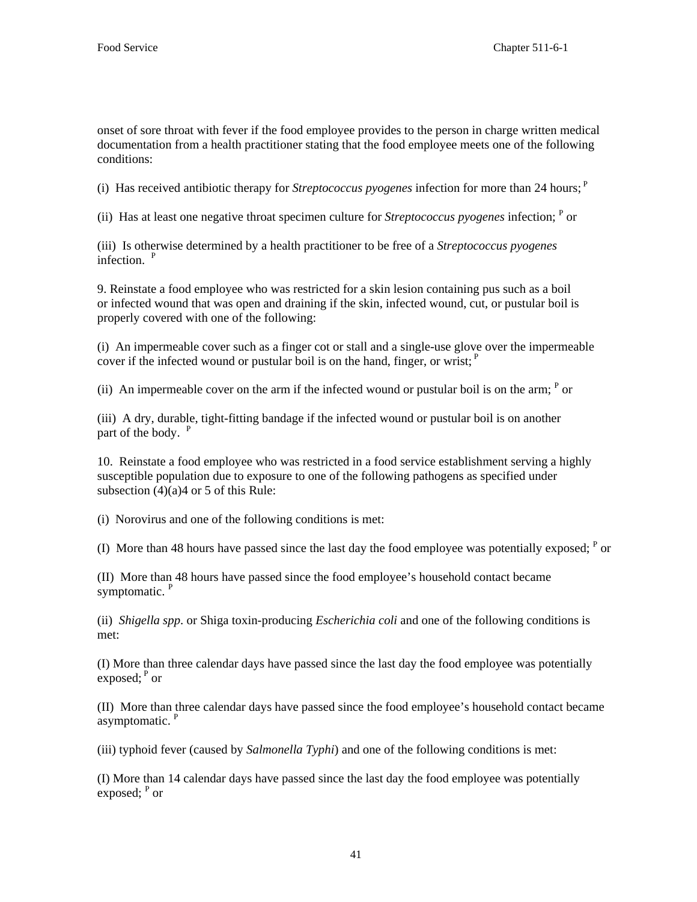onset of sore throat with fever if the food employee provides to the person in charge written medical documentation from a health practitioner stating that the food employee meets one of the following conditions:

(i) Has received antibiotic therapy for *Streptococcus pyogenes* infection for more than 24 hours; P

(ii) Has at least one negative throat specimen culture for *Streptococcus pyogenes* infection; P or

(iii) Is otherwise determined by a health practitioner to be free of a *Streptococcus pyogenes* infection. P

9. Reinstate a food employee who was restricted for a skin lesion containing pus such as a boil or infected wound that was open and draining if the skin, infected wound, cut, or pustular boil is properly covered with one of the following:

(i) An impermeable cover such as a finger cot or stall and a single-use glove over the impermeable cover if the infected wound or pustular boil is on the hand, finger, or wrist; P

(ii) An impermeable cover on the arm if the infected wound or pustular boil is on the arm; P or

(iii) A dry, durable, tight-fitting bandage if the infected wound or pustular boil is on another part of the body. P

10. Reinstate a food employee who was restricted in a food service establishment serving a highly susceptible population due to exposure to one of the following pathogens as specified under subsection (4)(a)4 or 5 of this Rule:

(i) Norovirus and one of the following conditions is met:

(I) More than 48 hours have passed since the last day the food employee was potentially exposed; P or

(II) More than 48 hours have passed since the food employee's household contact became symptomatic. P

(ii) *Shigella spp*. or Shiga toxin-producing *Escherichia coli* and one of the following conditions is met:

(I) More than three calendar days have passed since the last day the food employee was potentially exposed; P or

(II) More than three calendar days have passed since the food employee's household contact became asymptomatic. P

(iii) typhoid fever (caused by *Salmonella Typhi*) and one of the following conditions is met:

(I) More than 14 calendar days have passed since the last day the food employee was potentially exposed; P or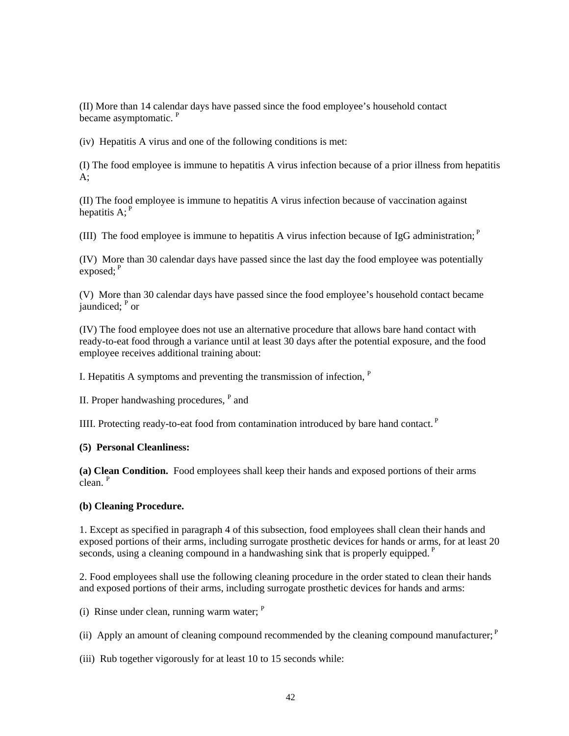(II) More than 14 calendar days have passed since the food employee's household contact became asymptomatic. [P]

(iv) Hepatitis A virus and one of the following conditions is met:

(I) The food employee is immune to hepatitis A virus infection because of a prior illness from hepatitis A;

(II) The food employee is immune to hepatitis A virus infection because of vaccination against hepatitis A; [P]

(III) The food employee is immune to hepatitis A virus infection because of IgG administration; [P]

(IV) More than 30 calendar days have passed since the last day the food employee was potentially exposed; [P]

(V) More than 30 calendar days have passed since the food employee's household contact became jaundiced; [P] or

(IV) The food employee does not use an alternative procedure that allows bare hand contact with ready-to-eat food through a variance until at least 30 days after the potential exposure, and the food employee receives additional training about:

I. Hepatitis A symptoms and preventing the transmission of infection, [P]

II. Proper handwashing procedures, [P] and

IIII. Protecting ready-to-eat food from contamination introduced by bare hand contact. [P]

**(5) Personal Cleanliness:**

**(a) Clean Condition.** Food employees shall keep their hands and exposed portions of their arms clean. [P]

**(b) Cleaning Procedure.**

1. Except as specified in paragraph 4 of this subsection, food employees shall clean their hands and exposed portions of their arms, including surrogate prosthetic devices for hands or arms, for at least 20 seconds, using a cleaning compound in a handwashing sink that is properly equipped. [P]

2. Food employees shall use the following cleaning procedure in the order stated to clean their hands and exposed portions of their arms, including surrogate prosthetic devices for hands and arms:

(i) Rinse under clean, running warm water; [P]

(ii) Apply an amount of cleaning compound recommended by the cleaning compound manufacturer; [P]

(iii) Rub together vigorously for at least 10 to 15 seconds while: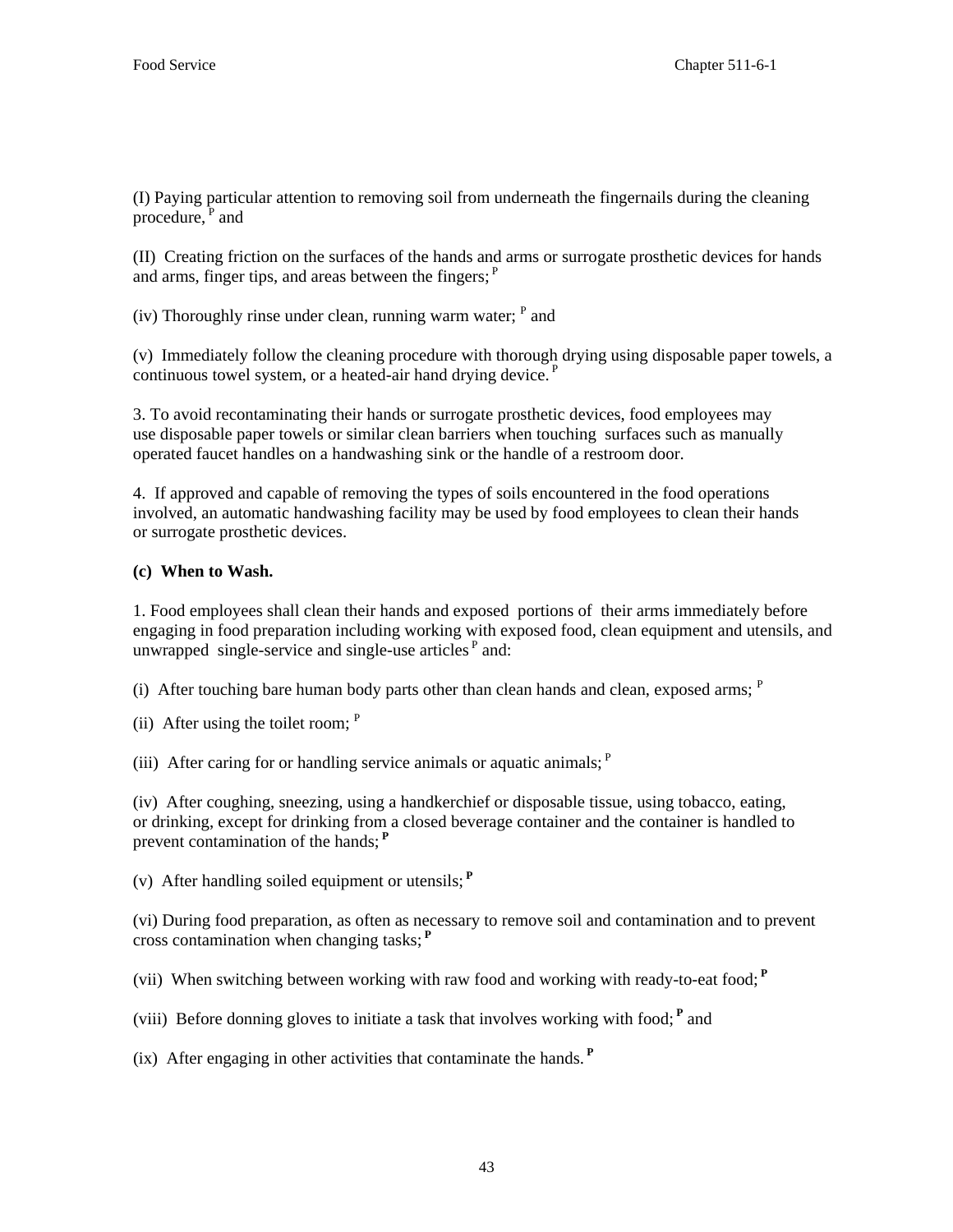(I) Paying particular attention to removing soil from underneath the fingernails during the cleaning procedure, [P] and

(II) Creating friction on the surfaces of the hands and arms or surrogate prosthetic devices for hands and arms, finger tips, and areas between the fingers; [P]

(iv) Thoroughly rinse under clean, running warm water; [P] and

(v) Immediately follow the cleaning procedure with thorough drying using disposable paper towels, a continuous towel system, or a heated-air hand drying device. [P]

3. To avoid recontaminating their hands or surrogate prosthetic devices, food employees may use disposable paper towels or similar clean barriers when touching surfaces such as manually operated faucet handles on a handwashing sink or the handle of a restroom door.

4. If approved and capable of removing the types of soils encountered in the food operations involved, an automatic handwashing facility may be used by food employees to clean their hands or surrogate prosthetic devices.

**(c) When to Wash.**

1. Food employees shall clean their hands and exposed portions of their arms immediately before engaging in food preparation including working with exposed food, clean equipment and utensils, and unwrapped single-service and single-use articles [P] and:

(i) After touching bare human body parts other than clean hands and clean, exposed arms; [P]

(ii) After using the toilet room; [P]

(iii) After caring for or handling service animals or aquatic animals; [P]

(iv) After coughing, sneezing, using a handkerchief or disposable tissue, using tobacco, eating, or drinking, except for drinking from a closed beverage container and the container is handled to prevent contamination of the hands; [P]

(v) After handling soiled equipment or utensils; [P]

(vi) During food preparation, as often as necessary to remove soil and contamination and to prevent cross contamination when changing tasks; [P]

(vii) When switching between working with raw food and working with ready-to-eat food; [P]

(viii) Before donning gloves to initiate a task that involves working with food; [P] and

(ix) After engaging in other activities that contaminate the hands. [P]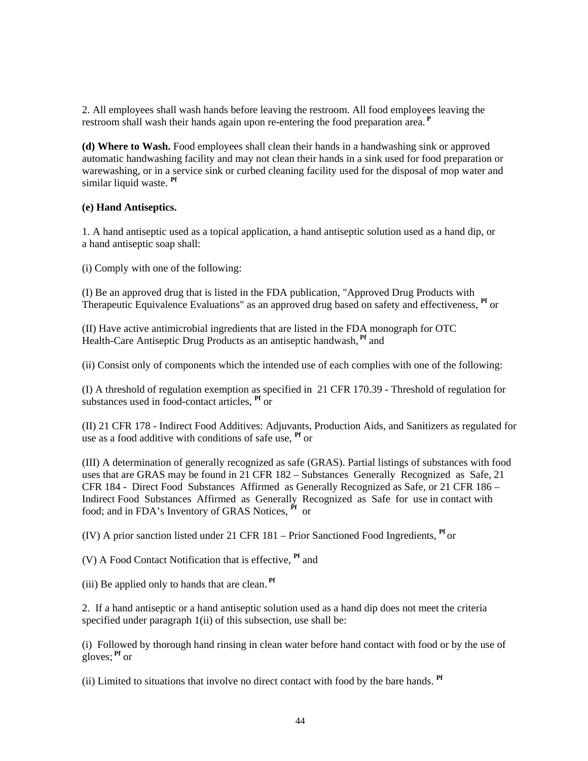2. All employees shall wash hands before leaving the restroom. All food employees leaving the restroom shall wash their hands again upon re-entering the food preparation area. [P]

**(d) Where to Wash.** Food employees shall clean their hands in a handwashing sink or approved automatic handwashing facility and may not clean their hands in a sink used for food preparation or warewashing, or in a service sink or curbed cleaning facility used for the disposal of mop water and similar liquid waste. [Pf]

**(e) Hand Antiseptics.**

1. A hand antiseptic used as a topical application, a hand antiseptic solution used as a hand dip, or a hand antiseptic soap shall:

(i) Comply with one of the following:

(I) Be an approved drug that is listed in the FDA publication, "Approved Drug Products with Therapeutic Equivalence Evaluations" as an approved drug based on safety and effectiveness, [Pf] or

(II) Have active antimicrobial ingredients that are listed in the FDA monograph for OTC Health-Care Antiseptic Drug Products as an antiseptic handwash, [Pf] and

(ii) Consist only of components which the intended use of each complies with one of the following:

(I) A threshold of regulation exemption as specified in 21 CFR 170.39 - Threshold of regulation for substances used in food-contact articles, [Pf] or

(II) 21 CFR 178 - Indirect Food Additives: Adjuvants, Production Aids, and Sanitizers as regulated for use as a food additive with conditions of safe use, [Pf] or

(III) A determination of generally recognized as safe (GRAS). Partial listings of substances with food uses that are GRAS may be found in 21 CFR 182 – Substances Generally Recognized as Safe, 21 CFR 184 - Direct Food Substances Affirmed as Generally Recognized as Safe, or 21 CFR 186 – Indirect Food Substances Affirmed as Generally Recognized as Safe for use in contact with food; and in FDA's Inventory of GRAS Notices, [Pf] or

(IV) A prior sanction listed under 21 CFR 181 – Prior Sanctioned Food Ingredients, [Pf] or

(V) A Food Contact Notification that is effective, [Pf] and

(iii) Be applied only to hands that are clean. [Pf]

2. If a hand antiseptic or a hand antiseptic solution used as a hand dip does not meet the criteria specified under paragraph 1(ii) of this subsection, use shall be:

(i) Followed by thorough hand rinsing in clean water before hand contact with food or by the use of gloves; [Pf] or

(ii) Limited to situations that involve no direct contact with food by the bare hands. [Pf]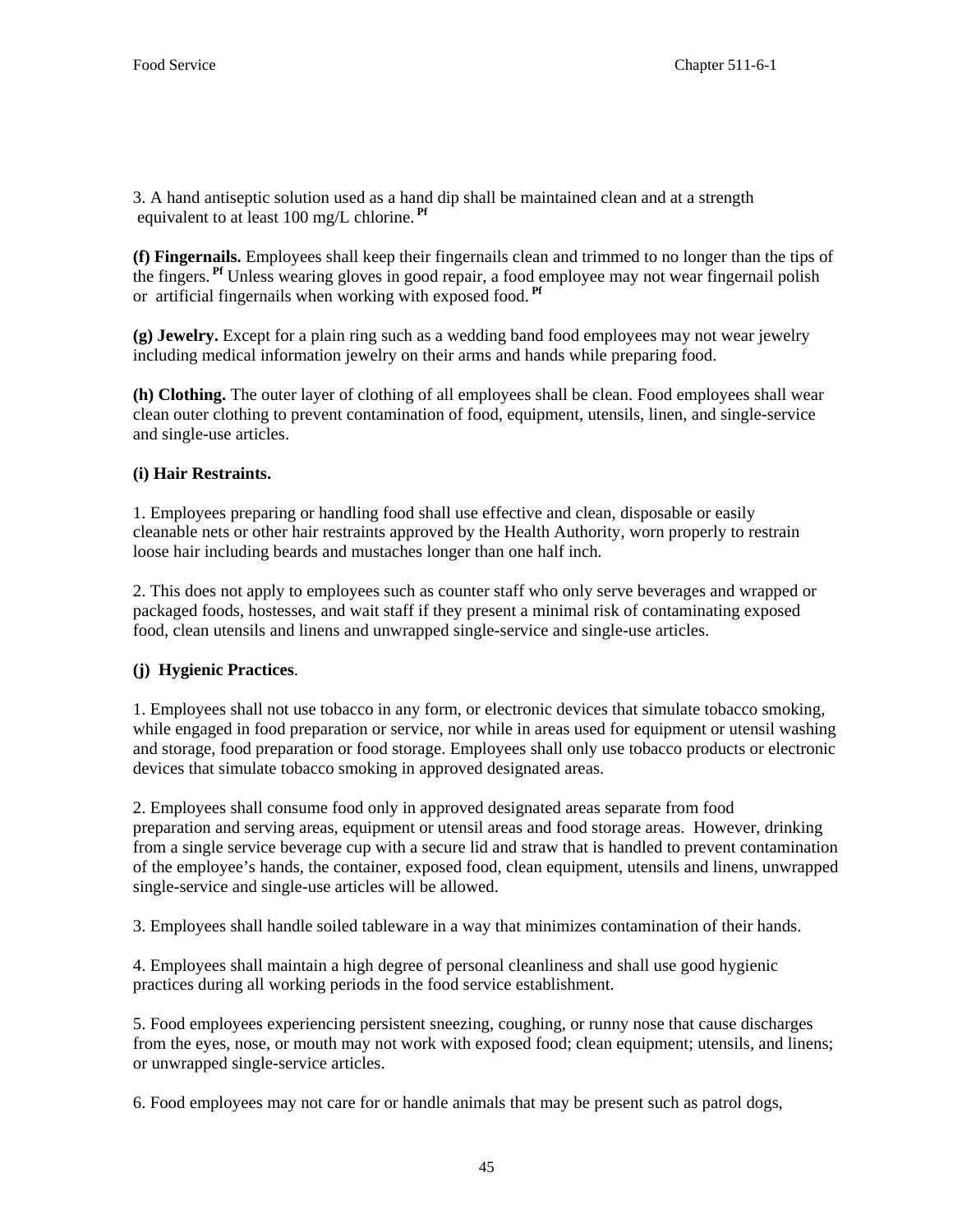3. A hand antiseptic solution used as a hand dip shall be maintained clean and at a strength equivalent to at least 100 mg/L chlorine. [Pf]

**(f) Fingernails.** Employees shall keep their fingernails clean and trimmed to no longer than the tips of the fingers. [Pf] Unless wearing gloves in good repair, a food employee may not wear fingernail polish or artificial fingernails when working with exposed food. [Pf]

**(g) Jewelry.** Except for a plain ring such as a wedding band food employees may not wear jewelry including medical information jewelry on their arms and hands while preparing food.

**(h) Clothing.** The outer layer of clothing of all employees shall be clean. Food employees shall wear clean outer clothing to prevent contamination of food, equipment, utensils, linen, and single-service and single-use articles.

**(i) Hair Restraints.**

1. Employees preparing or handling food shall use effective and clean, disposable or easily cleanable nets or other hair restraints approved by the Health Authority, worn properly to restrain loose hair including beards and mustaches longer than one half inch.

2. This does not apply to employees such as counter staff who only serve beverages and wrapped or packaged foods, hostesses, and wait staff if they present a minimal risk of contaminating exposed food, clean utensils and linens and unwrapped single-service and single-use articles.

**(j) Hygienic Practices**.

1. Employees shall not use tobacco in any form, or electronic devices that simulate tobacco smoking, while engaged in food preparation or service, nor while in areas used for equipment or utensil washing and storage, food preparation or food storage. Employees shall only use tobacco products or electronic devices that simulate tobacco smoking in approved designated areas.

2. Employees shall consume food only in approved designated areas separate from food preparation and serving areas, equipment or utensil areas and food storage areas. However, drinking from a single service beverage cup with a secure lid and straw that is handled to prevent contamination of the employee's hands, the container, exposed food, clean equipment, utensils and linens, unwrapped single-service and single-use articles will be allowed.

3. Employees shall handle soiled tableware in a way that minimizes contamination of their hands.

4. Employees shall maintain a high degree of personal cleanliness and shall use good hygienic practices during all working periods in the food service establishment.

5. Food employees experiencing persistent sneezing, coughing, or runny nose that cause discharges from the eyes, nose, or mouth may not work with exposed food; clean equipment; utensils, and linens; or unwrapped single-service articles.

6. Food employees may not care for or handle animals that may be present such as patrol dogs,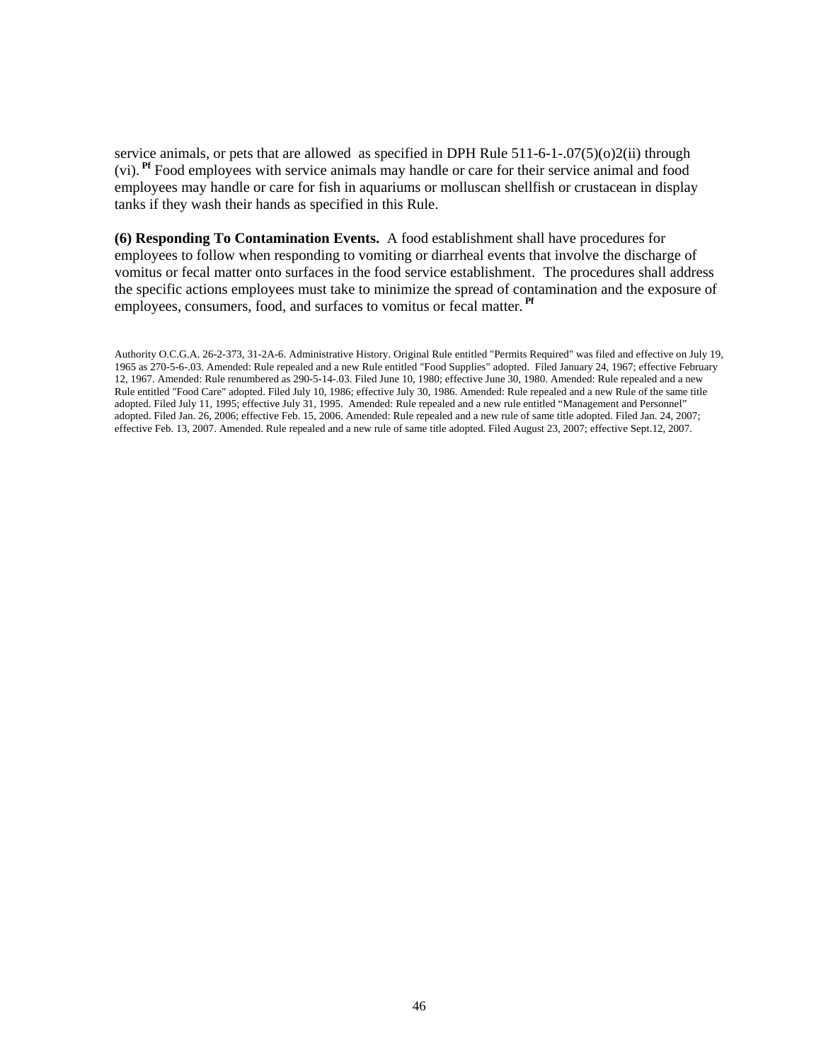service animals, or pets that are allowed as specified in DPH Rule 511-6-1-.07(5)(o)2(ii) through (vi). [Pf] Food employees with service animals may handle or care for their service animal and food employees may handle or care for fish in aquariums or molluscan shellfish or crustacean in display tanks if they wash their hands as specified in this Rule.

**(6) Responding To Contamination Events.** A food establishment shall have procedures for employees to follow when responding to vomiting or diarrheal events that involve the discharge of vomitus or fecal matter onto surfaces in the food service establishment. The procedures shall address the specific actions employees must take to minimize the spread of contamination and the exposure of employees, consumers, food, and surfaces to vomitus or fecal matter. [Pf]

Authority O.C.G.A. 26-2-373, 31-2A-6. Administrative History. Original Rule entitled "Permits Required" was filed and effective on July 19, 1965 as 270-5-6-.03. Amended: Rule repealed and a new Rule entitled "Food Supplies" adopted. Filed January 24, 1967; effective February 12, 1967. Amended: Rule renumbered as 290-5-14-.03. Filed June 10, 1980; effective June 30, 1980. Amended: Rule repealed and a new Rule entitled "Food Care" adopted. Filed July 10, 1986; effective July 30, 1986. Amended: Rule repealed and a new Rule of the same title adopted. Filed July 11, 1995; effective July 31, 1995. Amended: Rule repealed and a new rule entitled "Management and Personnel" adopted. Filed Jan. 26, 2006; effective Feb. 15, 2006. Amended: Rule repealed and a new rule of same title adopted. Filed Jan. 24, 2007; effective Feb. 13, 2007. Amended. Rule repealed and a new rule of same title adopted. Filed August 23, 2007; effective Sept.12, 2007.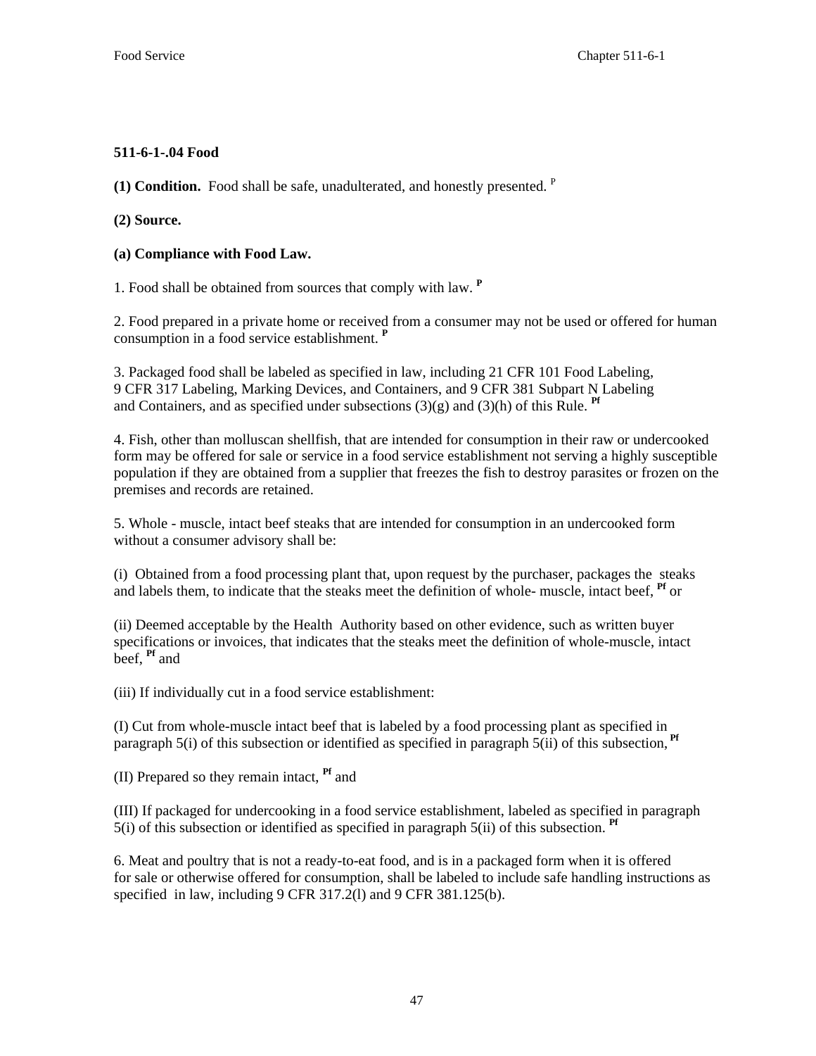**511-6-1-.04 Food**

**(1) Condition.** Food shall be safe, unadulterated, and honestly presented. [P]

**(2) Source.**

**(a) Compliance with Food Law.**

1. Food shall be obtained from sources that comply with law. **[P]**

2. Food prepared in a private home or received from a consumer may not be used or offered for human consumption in a food service establishment. **[P]**

3. Packaged food shall be labeled as specified in law, including 21 CFR 101 Food Labeling, 9 CFR 317 Labeling, Marking Devices, and Containers, and 9 CFR 381 Subpart N Labeling and Containers, and as specified under subsections (3)(g) and (3)(h) of this Rule. **[Pf]**

4. Fish, other than molluscan shellfish, that are intended for consumption in their raw or undercooked form may be offered for sale or service in a food service establishment not serving a highly susceptible population if they are obtained from a supplier that freezes the fish to destroy parasites or frozen on the premises and records are retained.

5. Whole - muscle, intact beef steaks that are intended for consumption in an undercooked form without a consumer advisory shall be:

(i) Obtained from a food processing plant that, upon request by the purchaser, packages the steaks and labels them, to indicate that the steaks meet the definition of whole- muscle, intact beef, **[Pf]** or

(ii) Deemed acceptable by the Health Authority based on other evidence, such as written buyer specifications or invoices, that indicates that the steaks meet the definition of whole-muscle, intact beef, **[Pf]** and

(iii) If individually cut in a food service establishment:

(I) Cut from whole-muscle intact beef that is labeled by a food processing plant as specified in paragraph 5(i) of this subsection or identified as specified in paragraph 5(ii) of this subsection, **[Pf]**

(II) Prepared so they remain intact, **[Pf]** and

(III) If packaged for undercooking in a food service establishment, labeled as specified in paragraph 5(i) of this subsection or identified as specified in paragraph 5(ii) of this subsection. **[Pf]**

6. Meat and poultry that is not a ready-to-eat food, and is in a packaged form when it is offered for sale or otherwise offered for consumption, shall be labeled to include safe handling instructions as specified in law, including 9 CFR 317.2(l) and 9 CFR 381.125(b).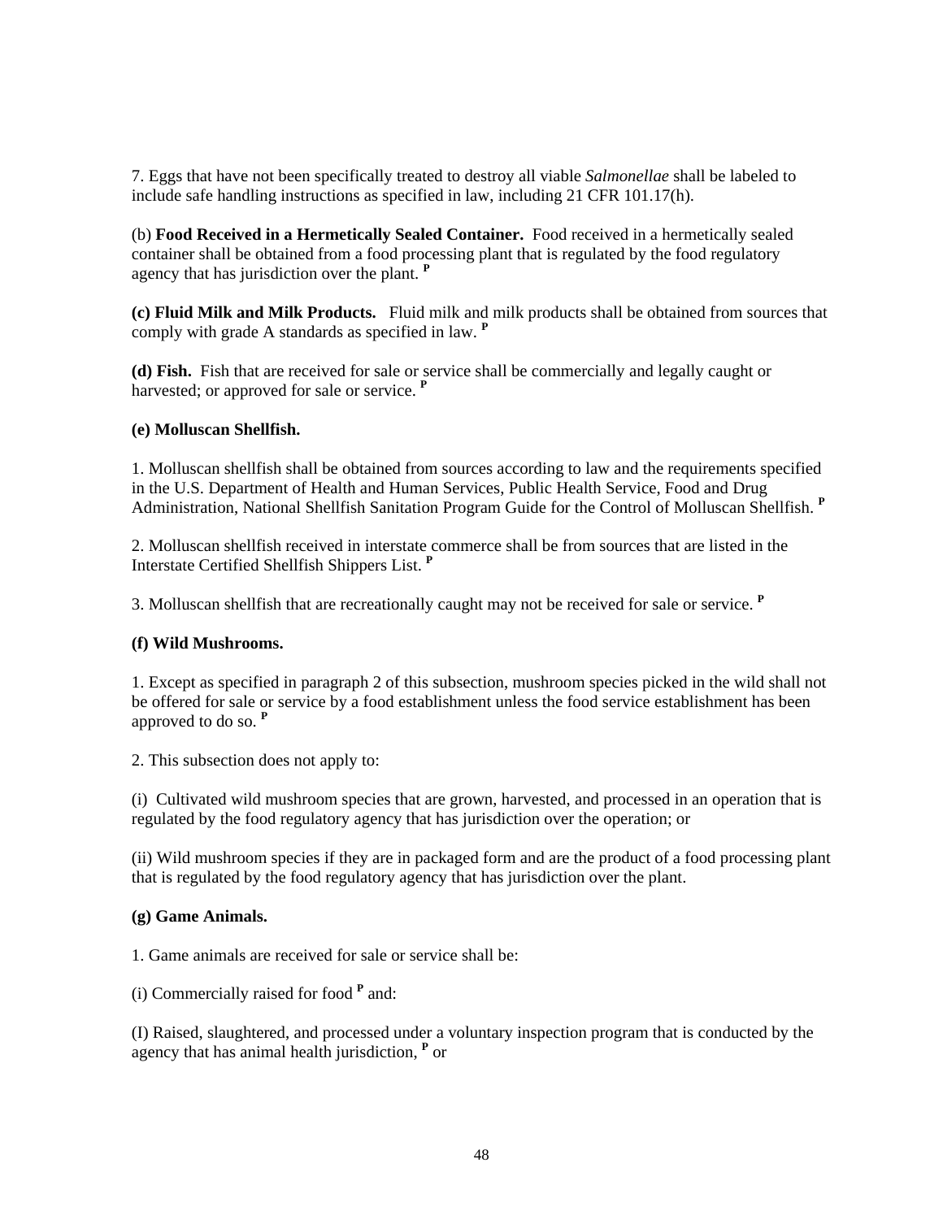7. Eggs that have not been specifically treated to destroy all viable *Salmonellae* shall be labeled to include safe handling instructions as specified in law, including 21 CFR 101.17(h).

(b) **Food Received in a Hermetically Sealed Container.** Food received in a hermetically sealed container shall be obtained from a food processing plant that is regulated by the food regulatory agency that has jurisdiction over the plant. **P**

**(c) Fluid Milk and Milk Products.** Fluid milk and milk products shall be obtained from sources that comply with grade A standards as specified in law. **P**

**(d) Fish.** Fish that are received for sale or service shall be commercially and legally caught or harvested; or approved for sale or service. **P**

**(e) Molluscan Shellfish.**

1. Molluscan shellfish shall be obtained from sources according to law and the requirements specified in the U.S. Department of Health and Human Services, Public Health Service, Food and Drug Administration, National Shellfish Sanitation Program Guide for the Control of Molluscan Shellfish. **P**

2. Molluscan shellfish received in interstate commerce shall be from sources that are listed in the Interstate Certified Shellfish Shippers List. **P**

3. Molluscan shellfish that are recreationally caught may not be received for sale or service. **P**

**(f) Wild Mushrooms.**

1. Except as specified in paragraph 2 of this subsection, mushroom species picked in the wild shall not be offered for sale or service by a food establishment unless the food service establishment has been approved to do so. **P**

2. This subsection does not apply to:

(i) Cultivated wild mushroom species that are grown, harvested, and processed in an operation that is regulated by the food regulatory agency that has jurisdiction over the operation; or

(ii) Wild mushroom species if they are in packaged form and are the product of a food processing plant that is regulated by the food regulatory agency that has jurisdiction over the plant.

**(g) Game Animals.**

1. Game animals are received for sale or service shall be:

(i) Commercially raised for food **P** and:

(I) Raised, slaughtered, and processed under a voluntary inspection program that is conducted by the agency that has animal health jurisdiction, **P** or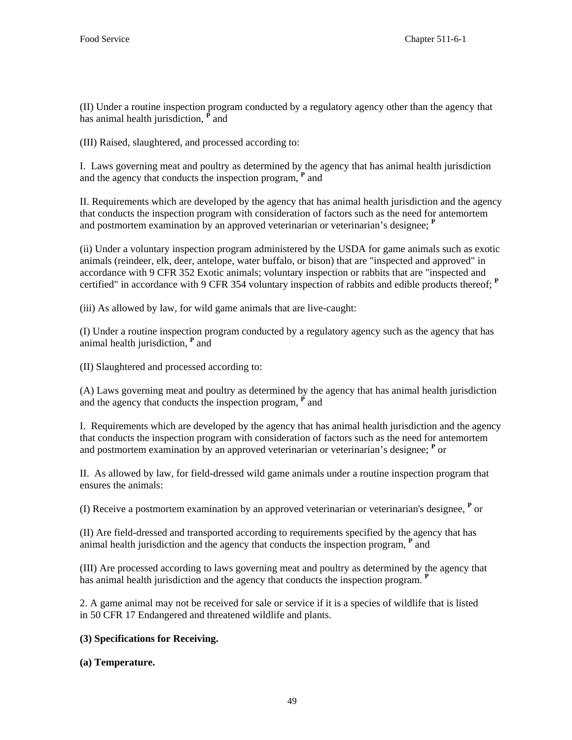(II) Under a routine inspection program conducted by a regulatory agency other than the agency that has animal health jurisdiction, [P] and

(III) Raised, slaughtered, and processed according to:

I. Laws governing meat and poultry as determined by the agency that has animal health jurisdiction and the agency that conducts the inspection program, [P] and

II. Requirements which are developed by the agency that has animal health jurisdiction and the agency that conducts the inspection program with consideration of factors such as the need for antemortem and postmortem examination by an approved veterinarian or veterinarian's designee; [P]

(ii) Under a voluntary inspection program administered by the USDA for game animals such as exotic animals (reindeer, elk, deer, antelope, water buffalo, or bison) that are "inspected and approved" in accordance with 9 CFR 352 Exotic animals; voluntary inspection or rabbits that are "inspected and certified" in accordance with 9 CFR 354 voluntary inspection of rabbits and edible products thereof; [P]

(iii) As allowed by law, for wild game animals that are live-caught:

(I) Under a routine inspection program conducted by a regulatory agency such as the agency that has animal health jurisdiction, [P] and

(II) Slaughtered and processed according to:

(A) Laws governing meat and poultry as determined by the agency that has animal health jurisdiction and the agency that conducts the inspection program, [P] and

I. Requirements which are developed by the agency that has animal health jurisdiction and the agency that conducts the inspection program with consideration of factors such as the need for antemortem and postmortem examination by an approved veterinarian or veterinarian's designee; [P] or

II. As allowed by law, for field-dressed wild game animals under a routine inspection program that ensures the animals:

(I) Receive a postmortem examination by an approved veterinarian or veterinarian's designee, [P] or

(II) Are field-dressed and transported according to requirements specified by the agency that has animal health jurisdiction and the agency that conducts the inspection program, [P] and

(III) Are processed according to laws governing meat and poultry as determined by the agency that has animal health jurisdiction and the agency that conducts the inspection program. [P]

2. A game animal may not be received for sale or service if it is a species of wildlife that is listed in 50 CFR 17 Endangered and threatened wildlife and plants.

**(3) Specifications for Receiving.**

**(a) Temperature.**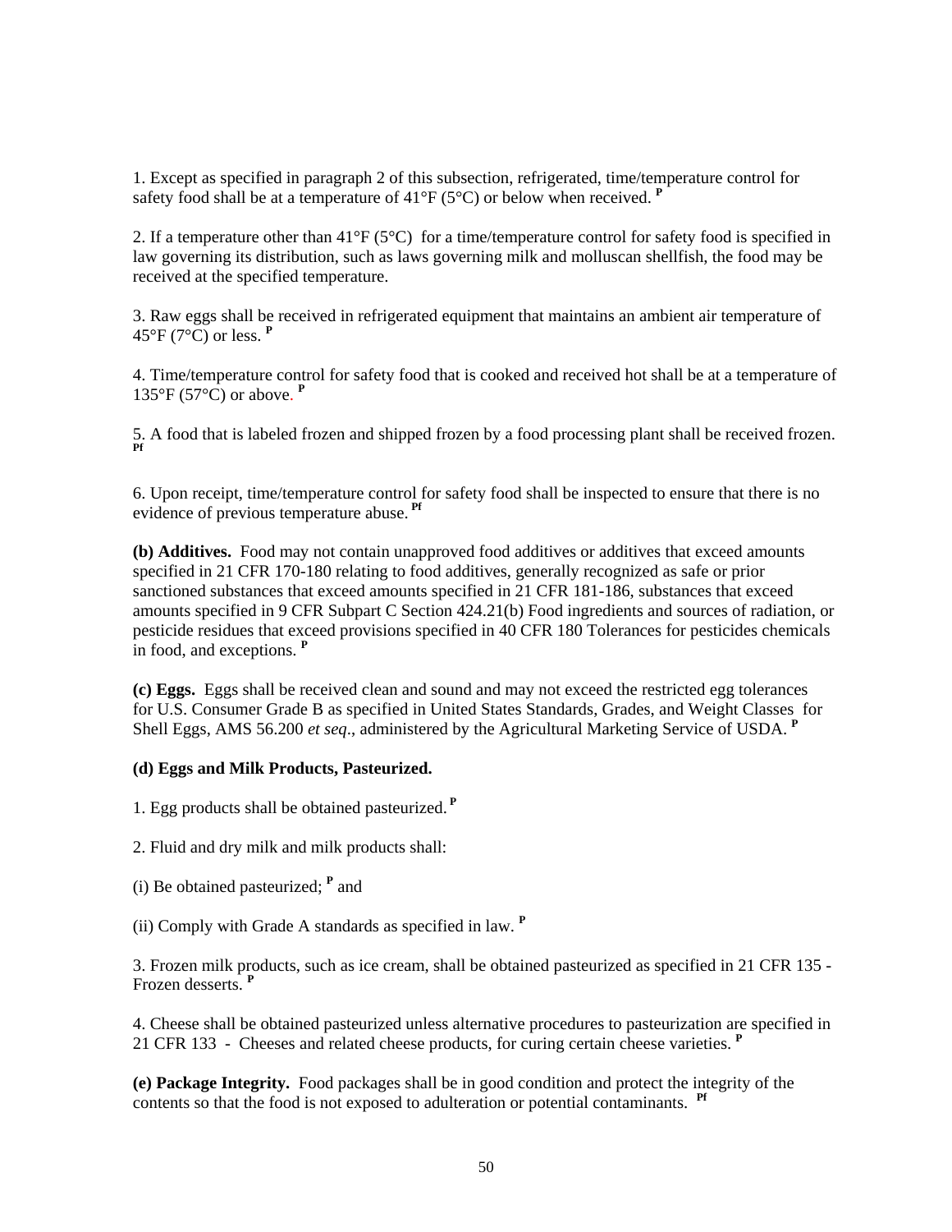1. Except as specified in paragraph 2 of this subsection, refrigerated, time/temperature control for safety food shall be at a temperature of 41°F (5°C) or below when received. [P]

2. If a temperature other than 41°F (5°C) for a time/temperature control for safety food is specified in law governing its distribution, such as laws governing milk and molluscan shellfish, the food may be received at the specified temperature.

3. Raw eggs shall be received in refrigerated equipment that maintains an ambient air temperature of 45°F (7°C) or less. [P]

4. Time/temperature control for safety food that is cooked and received hot shall be at a temperature of 135°F (57°C) or above. [P]

5. A food that is labeled frozen and shipped frozen by a food processing plant shall be received frozen. [Pf]

6. Upon receipt, time/temperature control for safety food shall be inspected to ensure that there is no evidence of previous temperature abuse. [Pf]

**(b) Additives.** Food may not contain unapproved food additives or additives that exceed amounts specified in 21 CFR 170-180 relating to food additives, generally recognized as safe or prior sanctioned substances that exceed amounts specified in 21 CFR 181-186, substances that exceed amounts specified in 9 CFR Subpart C Section 424.21(b) Food ingredients and sources of radiation, or pesticide residues that exceed provisions specified in 40 CFR 180 Tolerances for pesticides chemicals in food, and exceptions. [P]

**(c) Eggs.** Eggs shall be received clean and sound and may not exceed the restricted egg tolerances for U.S. Consumer Grade B as specified in United States Standards, Grades, and Weight Classes for Shell Eggs, AMS 56.200 *et seq*., administered by the Agricultural Marketing Service of USDA. [P]

**(d) Eggs and Milk Products, Pasteurized.**

1. Egg products shall be obtained pasteurized. [P]

2. Fluid and dry milk and milk products shall:

(i) Be obtained pasteurized; [P] and

(ii) Comply with Grade A standards as specified in law. [P]

3. Frozen milk products, such as ice cream, shall be obtained pasteurized as specified in 21 CFR 135 - Frozen desserts. [P]

4. Cheese shall be obtained pasteurized unless alternative procedures to pasteurization are specified in 21 CFR 133 - Cheeses and related cheese products, for curing certain cheese varieties. [P]

**(e) Package Integrity.** Food packages shall be in good condition and protect the integrity of the contents so that the food is not exposed to adulteration or potential contaminants. [Pf]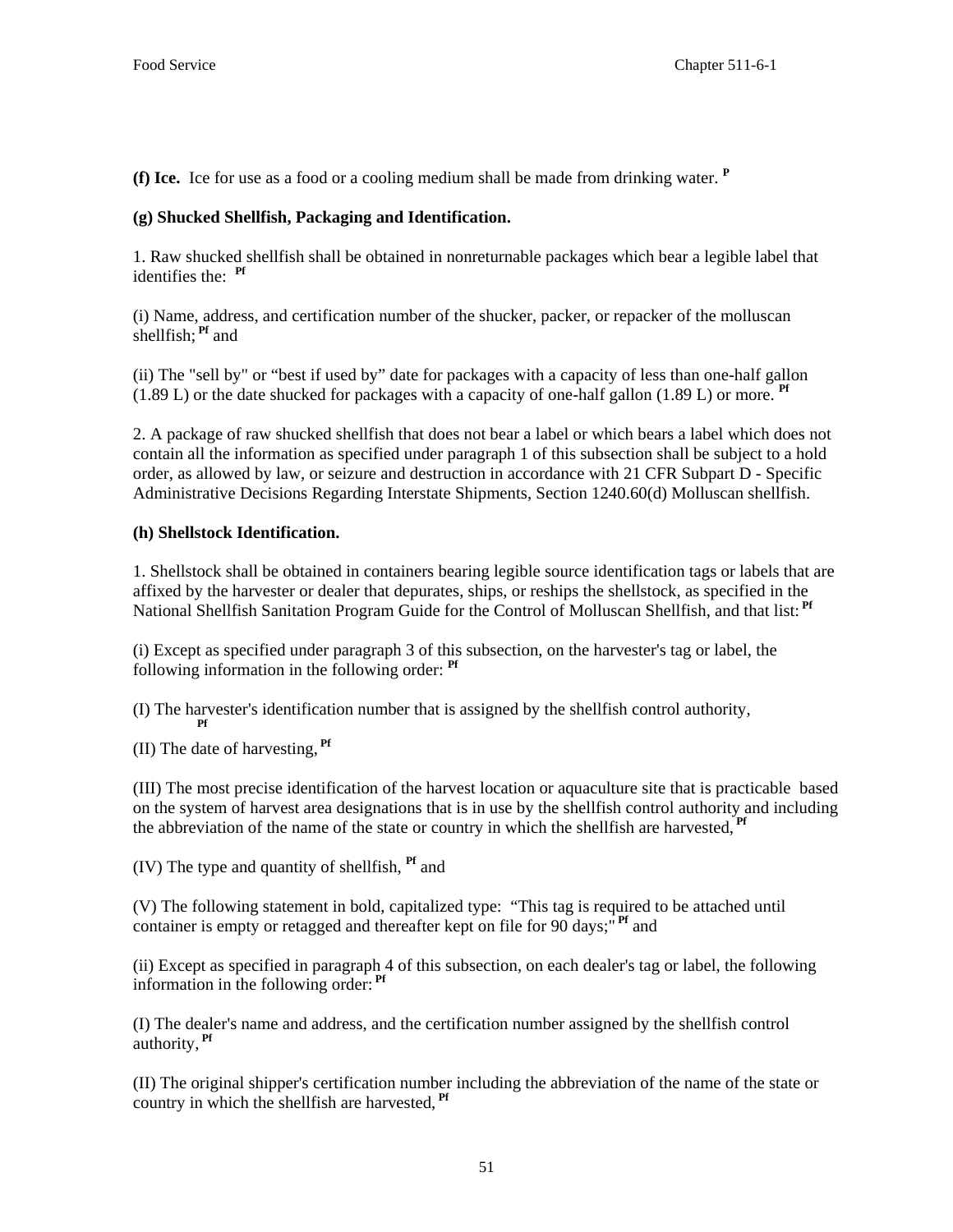**(f) Ice.** Ice for use as a food or a cooling medium shall be made from drinking water. [P]

**(g) Shucked Shellfish, Packaging and Identification.**

1. Raw shucked shellfish shall be obtained in nonreturnable packages which bear a legible label that identifies the: [Pf]

(i) Name, address, and certification number of the shucker, packer, or repacker of the molluscan shellfish; [Pf] and

(ii) The "sell by" or "best if used by" date for packages with a capacity of less than one-half gallon (1.89 L) or the date shucked for packages with a capacity of one-half gallon (1.89 L) or more. [Pf]

2. A package of raw shucked shellfish that does not bear a label or which bears a label which does not contain all the information as specified under paragraph 1 of this subsection shall be subject to a hold order, as allowed by law, or seizure and destruction in accordance with 21 CFR Subpart D - Specific Administrative Decisions Regarding Interstate Shipments, Section 1240.60(d) Molluscan shellfish.

**(h) Shellstock Identification.**

1. Shellstock shall be obtained in containers bearing legible source identification tags or labels that are affixed by the harvester or dealer that depurates, ships, or reships the shellstock, as specified in the National Shellfish Sanitation Program Guide for the Control of Molluscan Shellfish, and that list: [Pf]

(i) Except as specified under paragraph 3 of this subsection, on the harvester's tag or label, the following information in the following order: [Pf]

(I) The harvester's identification number that is assigned by the shellfish control authority, [Pf]

(II) The date of harvesting, [Pf]

(III) The most precise identification of the harvest location or aquaculture site that is practicable based on the system of harvest area designations that is in use by the shellfish control authority and including the abbreviation of the name of the state or country in which the shellfish are harvested, [Pf]

(IV) The type and quantity of shellfish, [Pf] and

(V) The following statement in bold, capitalized type: "This tag is required to be attached until container is empty or retagged and thereafter kept on file for 90 days;" [Pf] and

(ii) Except as specified in paragraph 4 of this subsection, on each dealer's tag or label, the following information in the following order: [Pf]

(I) The dealer's name and address, and the certification number assigned by the shellfish control authority, [Pf]

(II) The original shipper's certification number including the abbreviation of the name of the state or country in which the shellfish are harvested, [Pf]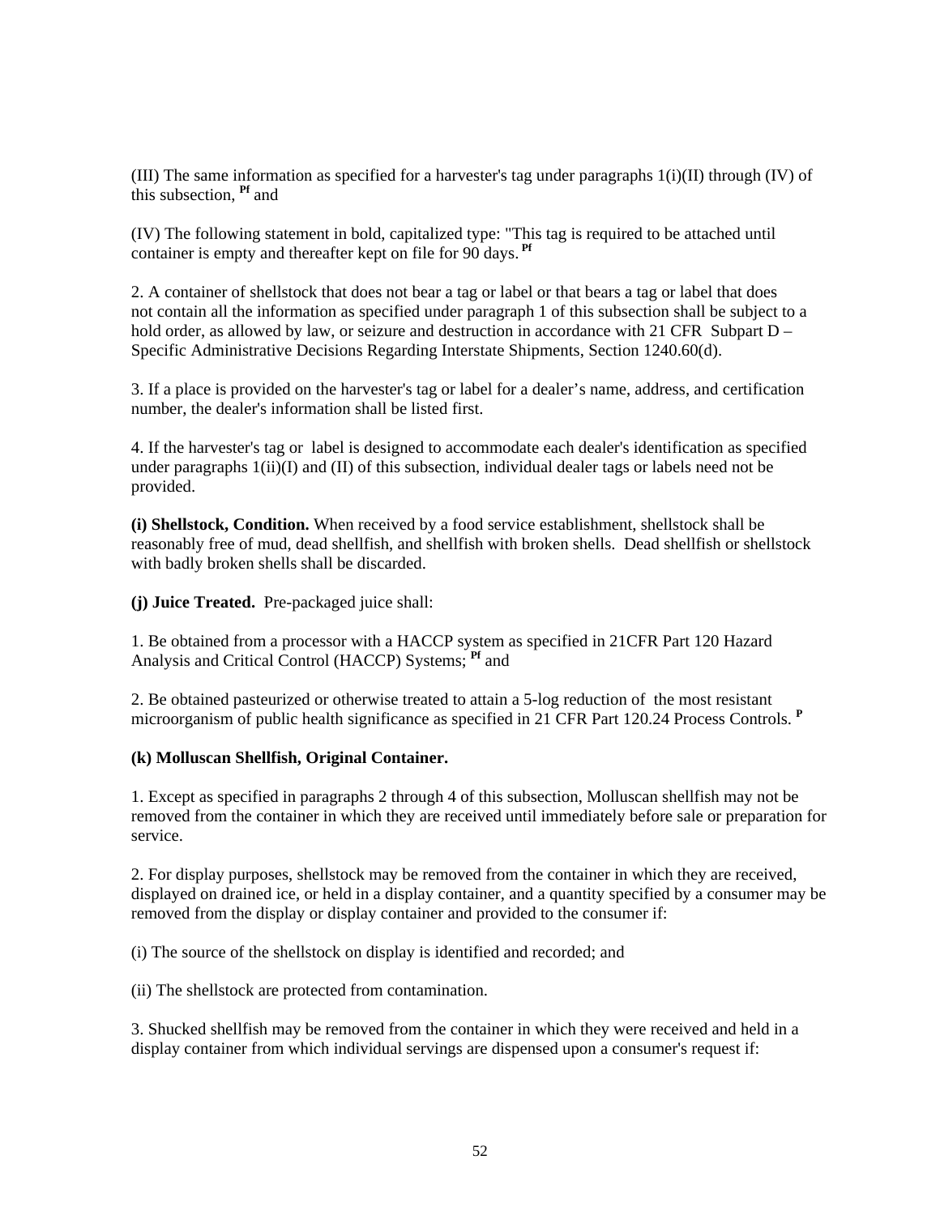(III) The same information as specified for a harvester's tag under paragraphs 1(i)(II) through (IV) of this subsection, [Pf] and

(IV) The following statement in bold, capitalized type: "This tag is required to be attached until container is empty and thereafter kept on file for 90 days. [Pf]

2. A container of shellstock that does not bear a tag or label or that bears a tag or label that does not contain all the information as specified under paragraph 1 of this subsection shall be subject to a hold order, as allowed by law, or seizure and destruction in accordance with 21 CFR Subpart D – Specific Administrative Decisions Regarding Interstate Shipments, Section 1240.60(d).

3. If a place is provided on the harvester's tag or label for a dealer's name, address, and certification number, the dealer's information shall be listed first.

4. If the harvester's tag or label is designed to accommodate each dealer's identification as specified under paragraphs 1(ii)(I) and (II) of this subsection, individual dealer tags or labels need not be provided.

**(i) Shellstock, Condition.** When received by a food service establishment, shellstock shall be reasonably free of mud, dead shellfish, and shellfish with broken shells. Dead shellfish or shellstock with badly broken shells shall be discarded.

**(j) Juice Treated.** Pre-packaged juice shall:

1. Be obtained from a processor with a HACCP system as specified in 21CFR Part 120 Hazard Analysis and Critical Control (HACCP) Systems; [Pf] and

2. Be obtained pasteurized or otherwise treated to attain a 5-log reduction of the most resistant microorganism of public health significance as specified in 21 CFR Part 120.24 Process Controls. [P]

**(k) Molluscan Shellfish, Original Container.**

1. Except as specified in paragraphs 2 through 4 of this subsection, Molluscan shellfish may not be removed from the container in which they are received until immediately before sale or preparation for service.

2. For display purposes, shellstock may be removed from the container in which they are received, displayed on drained ice, or held in a display container, and a quantity specified by a consumer may be removed from the display or display container and provided to the consumer if:

(i) The source of the shellstock on display is identified and recorded; and

(ii) The shellstock are protected from contamination.

3. Shucked shellfish may be removed from the container in which they were received and held in a display container from which individual servings are dispensed upon a consumer's request if: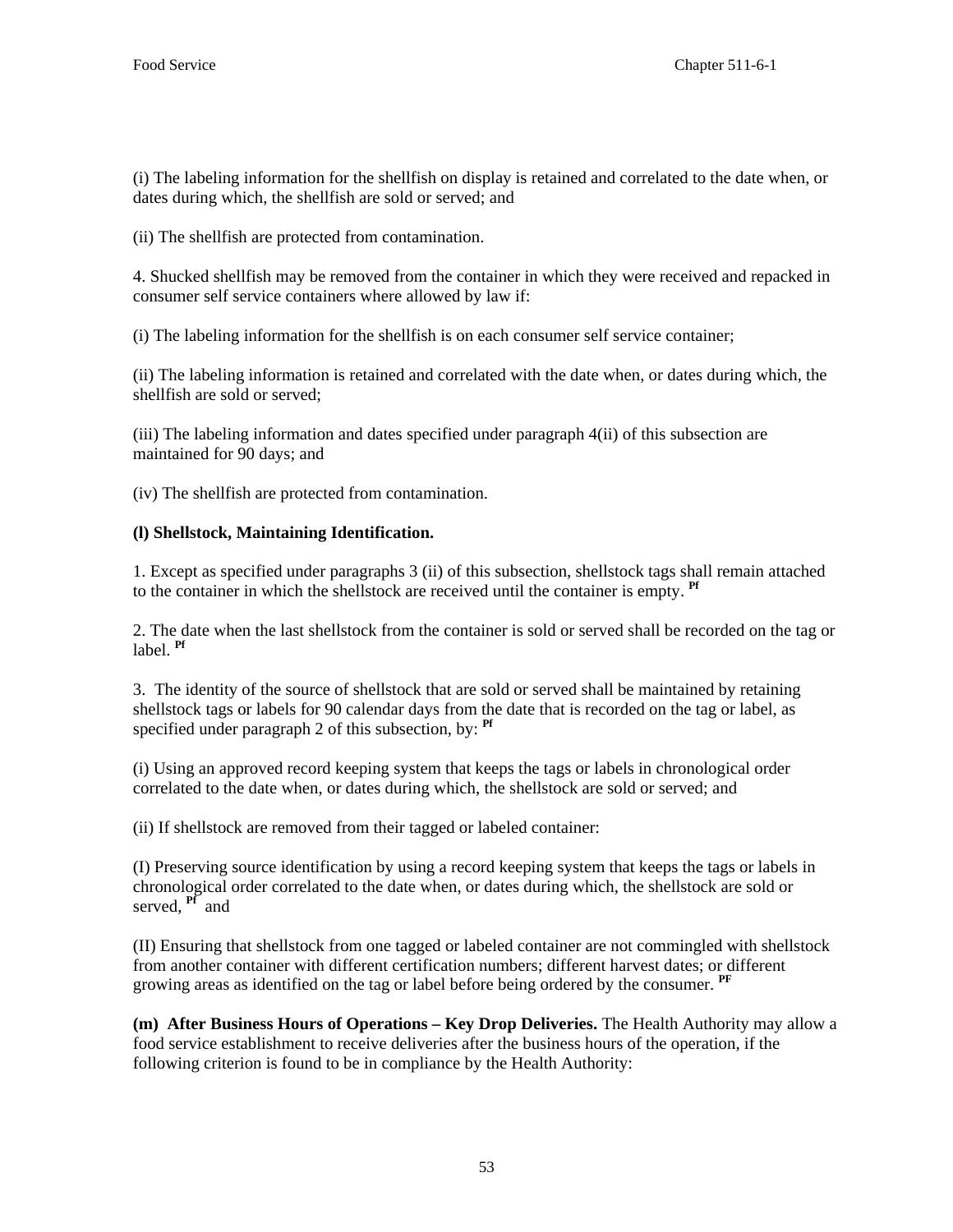(i) The labeling information for the shellfish on display is retained and correlated to the date when, or dates during which, the shellfish are sold or served; and

(ii) The shellfish are protected from contamination.

4. Shucked shellfish may be removed from the container in which they were received and repacked in consumer self service containers where allowed by law if:

(i) The labeling information for the shellfish is on each consumer self service container;

(ii) The labeling information is retained and correlated with the date when, or dates during which, the shellfish are sold or served;

(iii) The labeling information and dates specified under paragraph 4(ii) of this subsection are maintained for 90 days; and

(iv) The shellfish are protected from contamination.

**(l) Shellstock, Maintaining Identification.**

1. Except as specified under paragraphs 3 (ii) of this subsection, shellstock tags shall remain attached to the container in which the shellstock are received until the container is empty. [Pf]

2. The date when the last shellstock from the container is sold or served shall be recorded on the tag or label. [Pf]

3. The identity of the source of shellstock that are sold or served shall be maintained by retaining shellstock tags or labels for 90 calendar days from the date that is recorded on the tag or label, as specified under paragraph 2 of this subsection, by: [Pf]

(i) Using an approved record keeping system that keeps the tags or labels in chronological order correlated to the date when, or dates during which, the shellstock are sold or served; and

(ii) If shellstock are removed from their tagged or labeled container:

(I) Preserving source identification by using a record keeping system that keeps the tags or labels in chronological order correlated to the date when, or dates during which, the shellstock are sold or served, [Pf] and

(II) Ensuring that shellstock from one tagged or labeled container are not commingled with shellstock from another container with different certification numbers; different harvest dates; or different growing areas as identified on the tag or label before being ordered by the consumer. [PF]

**(m) After Business Hours of Operations – Key Drop Deliveries.** The Health Authority may allow a food service establishment to receive deliveries after the business hours of the operation, if the following criterion is found to be in compliance by the Health Authority: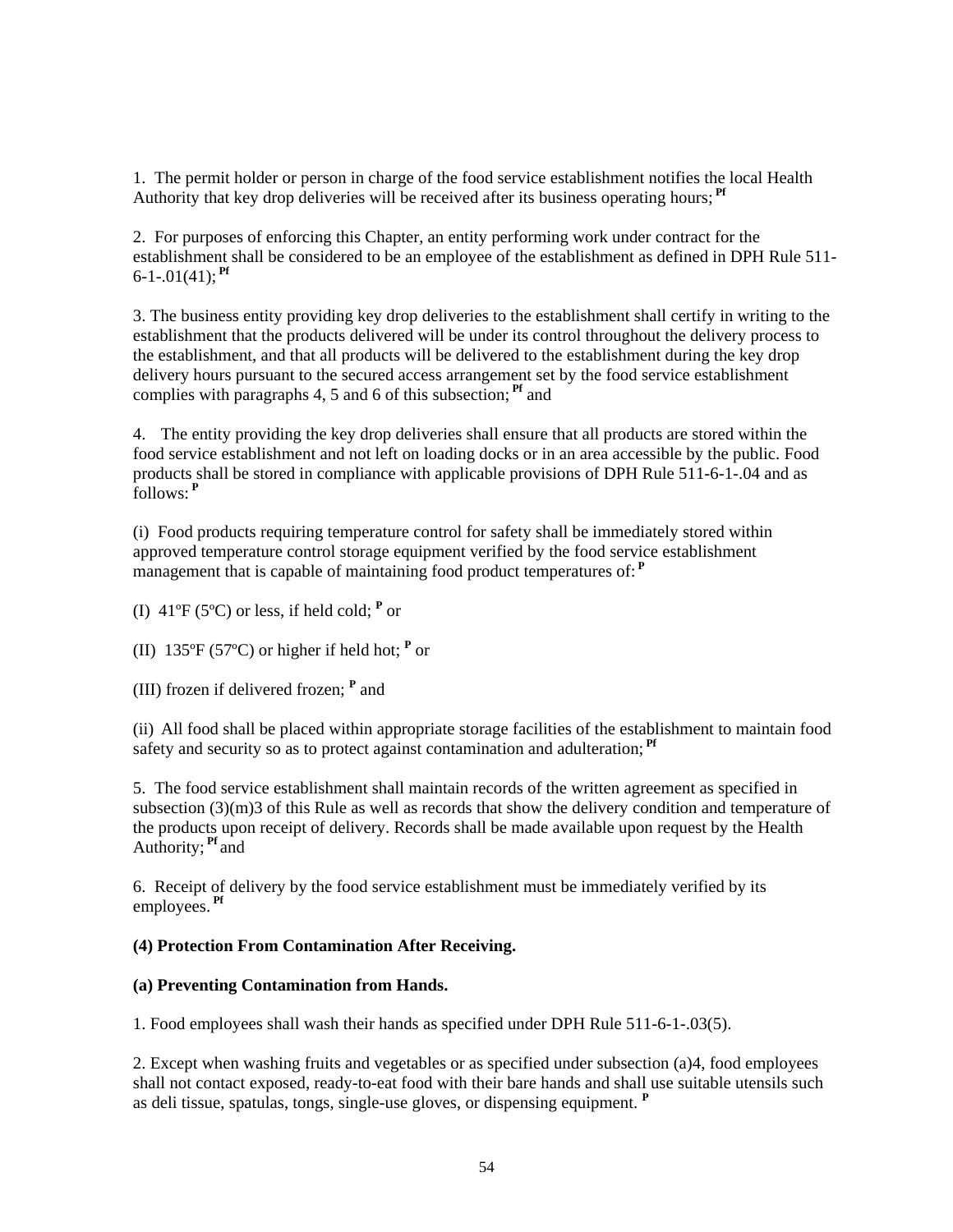1. The permit holder or person in charge of the food service establishment notifies the local Health Authority that key drop deliveries will be received after its business operating hours; Pf

2. For purposes of enforcing this Chapter, an entity performing work under contract for the establishment shall be considered to be an employee of the establishment as defined in DPH Rule 511-6-1-.01(41); Pf

3. The business entity providing key drop deliveries to the establishment shall certify in writing to the establishment that the products delivered will be under its control throughout the delivery process to the establishment, and that all products will be delivered to the establishment during the key drop delivery hours pursuant to the secured access arrangement set by the food service establishment complies with paragraphs 4, 5 and 6 of this subsection; Pf and

4. The entity providing the key drop deliveries shall ensure that all products are stored within the food service establishment and not left on loading docks or in an area accessible by the public. Food products shall be stored in compliance with applicable provisions of DPH Rule 511-6-1-.04 and as follows: P

(i) Food products requiring temperature control for safety shall be immediately stored within approved temperature control storage equipment verified by the food service establishment management that is capable of maintaining food product temperatures of: P

(I) 41ºF (5ºC) or less, if held cold; P or

(II) 135ºF (57ºC) or higher if held hot; P or

(III) frozen if delivered frozen; P and

(ii) All food shall be placed within appropriate storage facilities of the establishment to maintain food safety and security so as to protect against contamination and adulteration; Pf

5. The food service establishment shall maintain records of the written agreement as specified in subsection (3)(m)3 of this Rule as well as records that show the delivery condition and temperature of the products upon receipt of delivery. Records shall be made available upon request by the Health Authority; Pf and

6. Receipt of delivery by the food service establishment must be immediately verified by its employees. Pf

**(4) Protection From Contamination After Receiving.**

**(a) Preventing Contamination from Hands.**

1. Food employees shall wash their hands as specified under DPH Rule 511-6-1-.03(5).

2. Except when washing fruits and vegetables or as specified under subsection (a)4, food employees shall not contact exposed, ready-to-eat food with their bare hands and shall use suitable utensils such as deli tissue, spatulas, tongs, single-use gloves, or dispensing equipment. P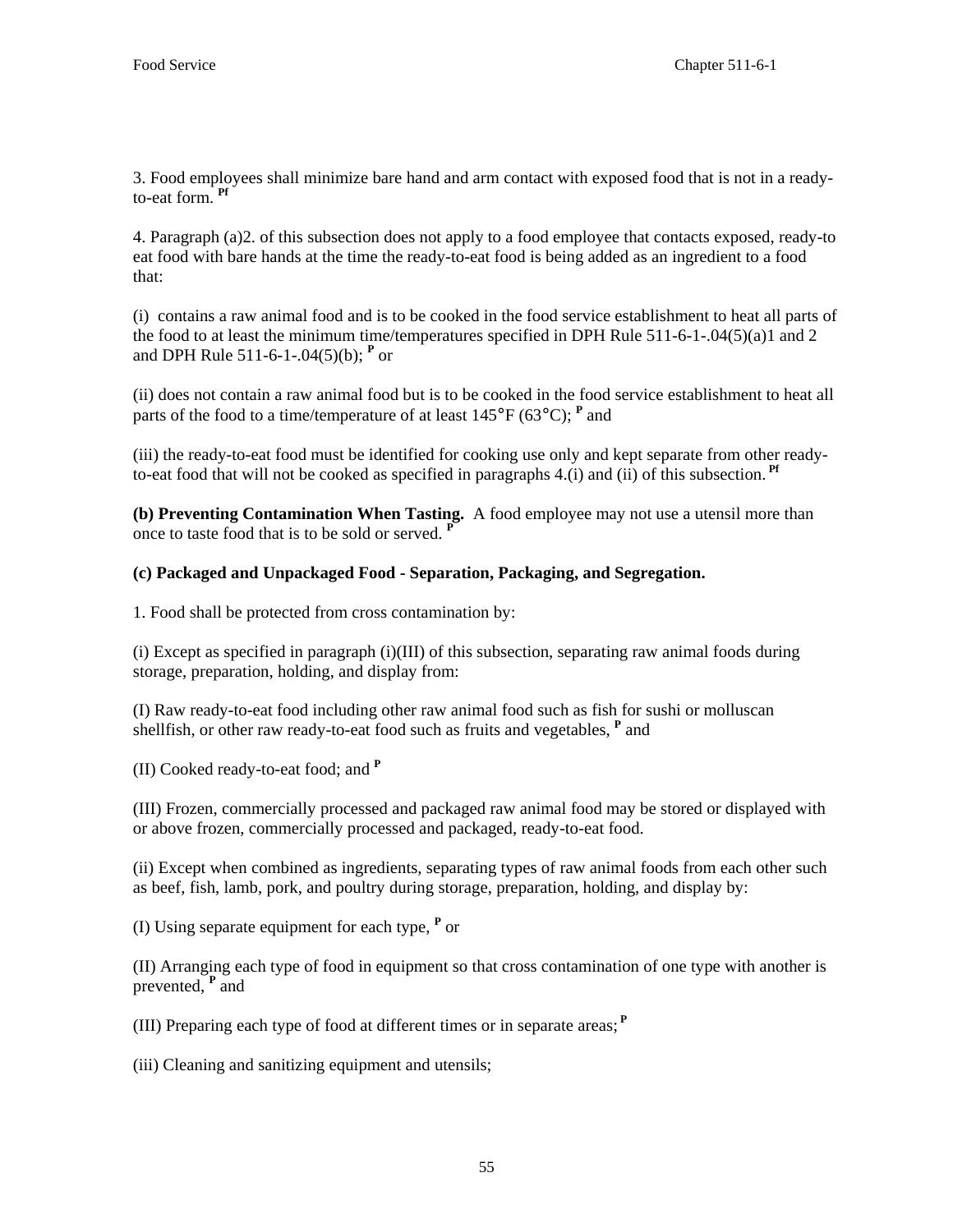3. Food employees shall minimize bare hand and arm contact with exposed food that is not in a ready-to-eat form. [Pf]

4. Paragraph (a)2. of this subsection does not apply to a food employee that contacts exposed, ready-to eat food with bare hands at the time the ready-to-eat food is being added as an ingredient to a food that:

(i) contains a raw animal food and is to be cooked in the food service establishment to heat all parts of the food to at least the minimum time/temperatures specified in DPH Rule 511-6-1-.04(5)(a)1 and 2 and DPH Rule 511-6-1-.04(5)(b); [P] or

(ii) does not contain a raw animal food but is to be cooked in the food service establishment to heat all parts of the food to a time/temperature of at least 145°F (63°C); [P] and

(iii) the ready-to-eat food must be identified for cooking use only and kept separate from other ready-to-eat food that will not be cooked as specified in paragraphs 4.(i) and (ii) of this subsection. [Pf]

**(b) Preventing Contamination When Tasting.** A food employee may not use a utensil more than once to taste food that is to be sold or served. [P]

**(c) Packaged and Unpackaged Food - Separation, Packaging, and Segregation.**

1. Food shall be protected from cross contamination by:

(i) Except as specified in paragraph (i)(III) of this subsection, separating raw animal foods during storage, preparation, holding, and display from:

(I) Raw ready-to-eat food including other raw animal food such as fish for sushi or molluscan shellfish, or other raw ready-to-eat food such as fruits and vegetables, [P] and

(II) Cooked ready-to-eat food; and [P]

(III) Frozen, commercially processed and packaged raw animal food may be stored or displayed with or above frozen, commercially processed and packaged, ready-to-eat food.

(ii) Except when combined as ingredients, separating types of raw animal foods from each other such as beef, fish, lamb, pork, and poultry during storage, preparation, holding, and display by:

(I) Using separate equipment for each type, [P] or

(II) Arranging each type of food in equipment so that cross contamination of one type with another is prevented, [P] and

(III) Preparing each type of food at different times or in separate areas; [P]

(iii) Cleaning and sanitizing equipment and utensils;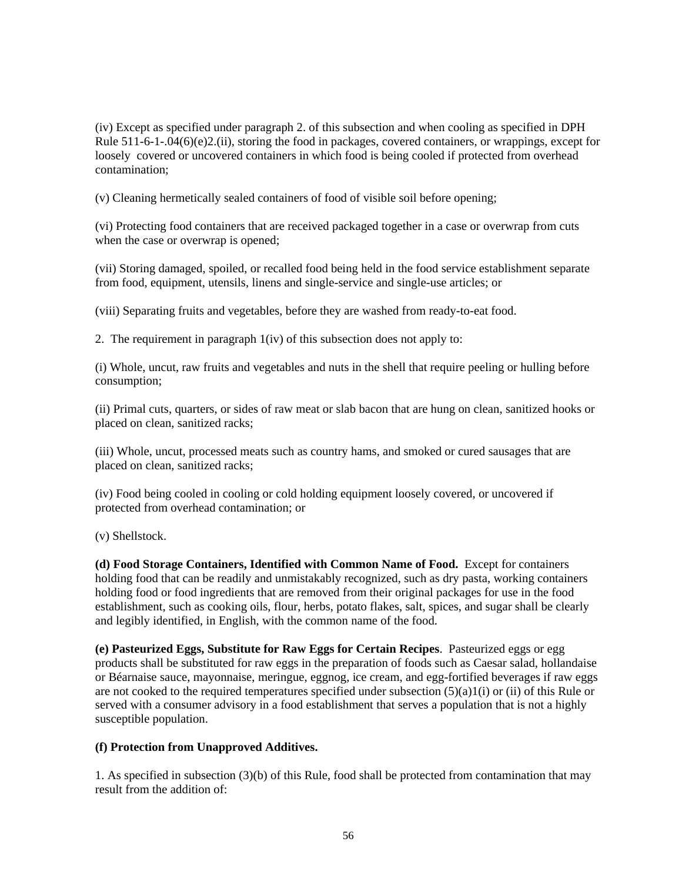(iv) Except as specified under paragraph 2. of this subsection and when cooling as specified in DPH Rule 511-6-1-.04(6)(e)2.(ii), storing the food in packages, covered containers, or wrappings, except for loosely covered or uncovered containers in which food is being cooled if protected from overhead contamination;

(v) Cleaning hermetically sealed containers of food of visible soil before opening;

(vi) Protecting food containers that are received packaged together in a case or overwrap from cuts when the case or overwrap is opened;

(vii) Storing damaged, spoiled, or recalled food being held in the food service establishment separate from food, equipment, utensils, linens and single-service and single-use articles; or

(viii) Separating fruits and vegetables, before they are washed from ready-to-eat food.

2. The requirement in paragraph 1(iv) of this subsection does not apply to:

(i) Whole, uncut, raw fruits and vegetables and nuts in the shell that require peeling or hulling before consumption;

(ii) Primal cuts, quarters, or sides of raw meat or slab bacon that are hung on clean, sanitized hooks or placed on clean, sanitized racks;

(iii) Whole, uncut, processed meats such as country hams, and smoked or cured sausages that are placed on clean, sanitized racks;

(iv) Food being cooled in cooling or cold holding equipment loosely covered, or uncovered if protected from overhead contamination; or

(v) Shellstock.

**(d) Food Storage Containers, Identified with Common Name of Food.** Except for containers holding food that can be readily and unmistakably recognized, such as dry pasta, working containers holding food or food ingredients that are removed from their original packages for use in the food establishment, such as cooking oils, flour, herbs, potato flakes, salt, spices, and sugar shall be clearly and legibly identified, in English, with the common name of the food.

**(e) Pasteurized Eggs, Substitute for Raw Eggs for Certain Recipes**. Pasteurized eggs or egg products shall be substituted for raw eggs in the preparation of foods such as Caesar salad, hollandaise or Béarnaise sauce, mayonnaise, meringue, eggnog, ice cream, and egg-fortified beverages if raw eggs are not cooked to the required temperatures specified under subsection (5)(a)1(i) or (ii) of this Rule or served with a consumer advisory in a food establishment that serves a population that is not a highly susceptible population.

**(f) Protection from Unapproved Additives.**

1. As specified in subsection (3)(b) of this Rule, food shall be protected from contamination that may result from the addition of: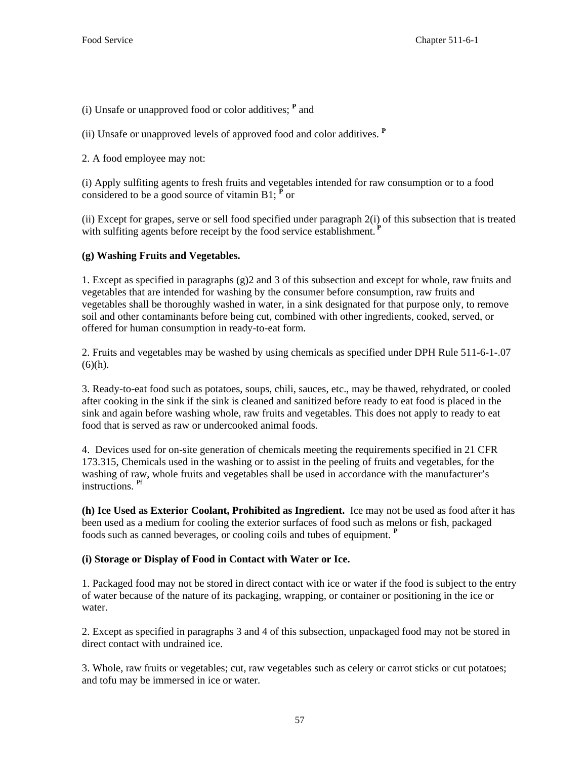(i) Unsafe or unapproved food or color additives; [P] and

(ii) Unsafe or unapproved levels of approved food and color additives. [P]

2. A food employee may not:

(i) Apply sulfiting agents to fresh fruits and vegetables intended for raw consumption or to a food considered to be a good source of vitamin B1; [P] or

(ii) Except for grapes, serve or sell food specified under paragraph 2(i) of this subsection that is treated with sulfiting agents before receipt by the food service establishment. [P]

**(g) Washing Fruits and Vegetables.**

1. Except as specified in paragraphs (g)2 and 3 of this subsection and except for whole, raw fruits and vegetables that are intended for washing by the consumer before consumption, raw fruits and vegetables shall be thoroughly washed in water, in a sink designated for that purpose only, to remove soil and other contaminants before being cut, combined with other ingredients, cooked, served, or offered for human consumption in ready-to-eat form.

2. Fruits and vegetables may be washed by using chemicals as specified under DPH Rule 511-6-1-.07 (6)(h).

3. Ready-to-eat food such as potatoes, soups, chili, sauces, etc., may be thawed, rehydrated, or cooled after cooking in the sink if the sink is cleaned and sanitized before ready to eat food is placed in the sink and again before washing whole, raw fruits and vegetables. This does not apply to ready to eat food that is served as raw or undercooked animal foods.

4. Devices used for on-site generation of chemicals meeting the requirements specified in 21 CFR 173.315, Chemicals used in the washing or to assist in the peeling of fruits and vegetables, for the washing of raw, whole fruits and vegetables shall be used in accordance with the manufacturer's instructions. [Pf]

**(h) Ice Used as Exterior Coolant, Prohibited as Ingredient.** Ice may not be used as food after it has been used as a medium for cooling the exterior surfaces of food such as melons or fish, packaged foods such as canned beverages, or cooling coils and tubes of equipment. [P]

**(i) Storage or Display of Food in Contact with Water or Ice.**

1. Packaged food may not be stored in direct contact with ice or water if the food is subject to the entry of water because of the nature of its packaging, wrapping, or container or positioning in the ice or water.

2. Except as specified in paragraphs 3 and 4 of this subsection, unpackaged food may not be stored in direct contact with undrained ice.

3. Whole, raw fruits or vegetables; cut, raw vegetables such as celery or carrot sticks or cut potatoes; and tofu may be immersed in ice or water.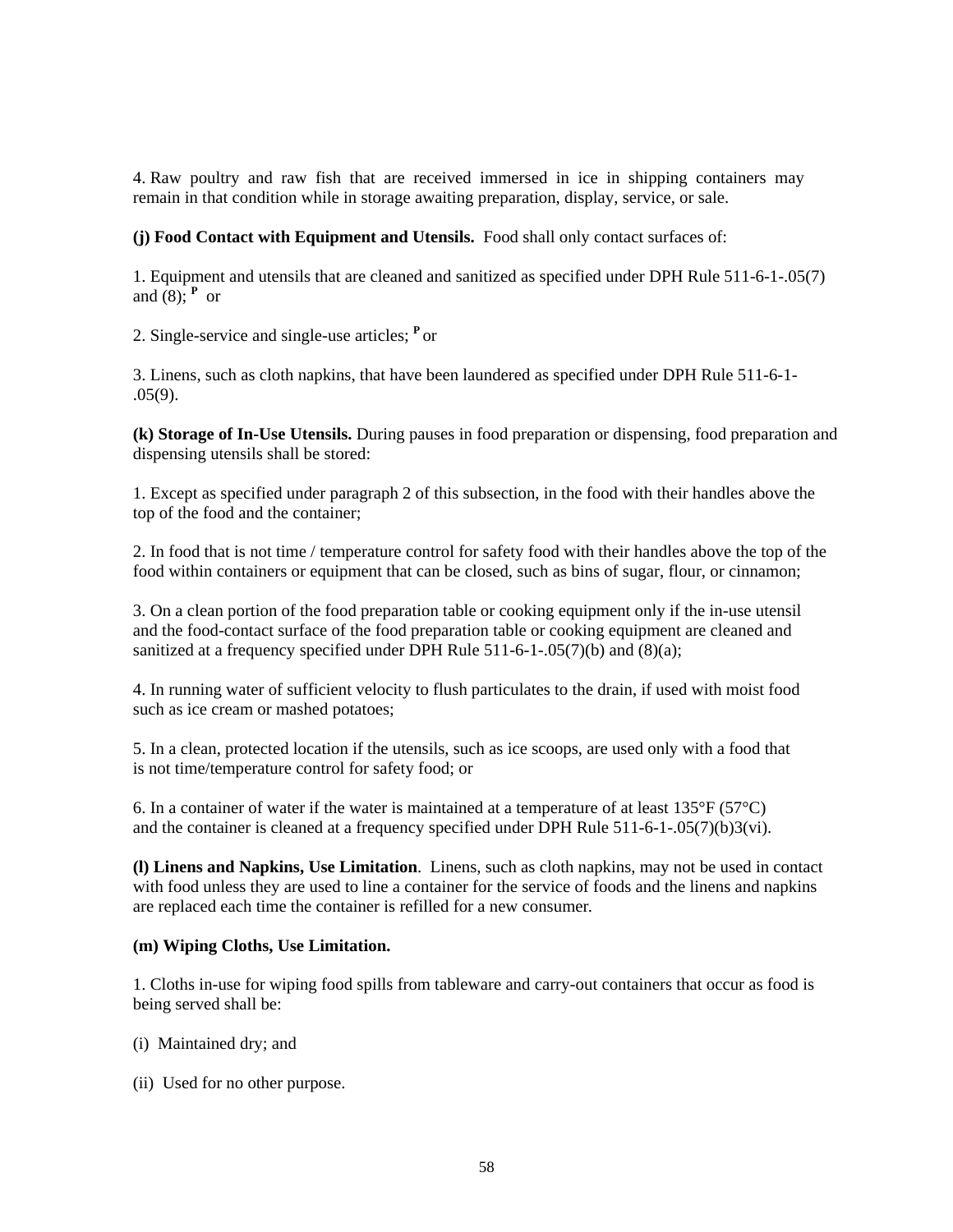4. Raw poultry and raw fish that are received immersed in ice in shipping containers may remain in that condition while in storage awaiting preparation, display, service, or sale.

**(j) Food Contact with Equipment and Utensils.** Food shall only contact surfaces of:

1. Equipment and utensils that are cleaned and sanitized as specified under DPH Rule 511-6-1-.05(7) and (8); [P] or

2. Single-service and single-use articles; [P] or

3. Linens, such as cloth napkins, that have been laundered as specified under DPH Rule 511-6-1-.05(9).

**(k) Storage of In-Use Utensils.** During pauses in food preparation or dispensing, food preparation and dispensing utensils shall be stored:

1. Except as specified under paragraph 2 of this subsection, in the food with their handles above the top of the food and the container;

2. In food that is not time / temperature control for safety food with their handles above the top of the food within containers or equipment that can be closed, such as bins of sugar, flour, or cinnamon;

3. On a clean portion of the food preparation table or cooking equipment only if the in-use utensil and the food-contact surface of the food preparation table or cooking equipment are cleaned and sanitized at a frequency specified under DPH Rule 511-6-1-.05(7)(b) and (8)(a);

4. In running water of sufficient velocity to flush particulates to the drain, if used with moist food such as ice cream or mashed potatoes;

5. In a clean, protected location if the utensils, such as ice scoops, are used only with a food that is not time/temperature control for safety food; or

6. In a container of water if the water is maintained at a temperature of at least 135°F (57°C) and the container is cleaned at a frequency specified under DPH Rule 511-6-1-.05(7)(b)3(vi).

**(l) Linens and Napkins, Use Limitation**. Linens, such as cloth napkins, may not be used in contact with food unless they are used to line a container for the service of foods and the linens and napkins are replaced each time the container is refilled for a new consumer.

**(m) Wiping Cloths, Use Limitation.**

1. Cloths in-use for wiping food spills from tableware and carry-out containers that occur as food is being served shall be:

(i) Maintained dry; and

(ii) Used for no other purpose.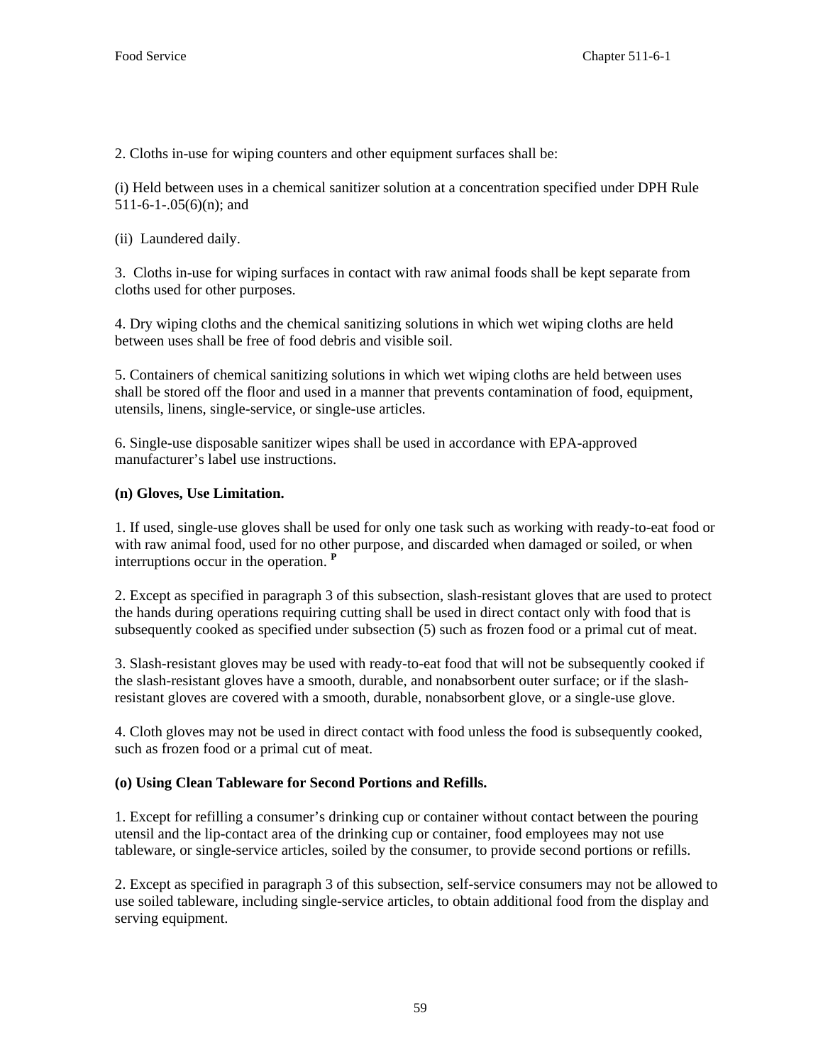2. Cloths in-use for wiping counters and other equipment surfaces shall be:

(i) Held between uses in a chemical sanitizer solution at a concentration specified under DPH Rule 511-6-1-.05(6)(n); and

(ii) Laundered daily.

3. Cloths in-use for wiping surfaces in contact with raw animal foods shall be kept separate from cloths used for other purposes.

4. Dry wiping cloths and the chemical sanitizing solutions in which wet wiping cloths are held between uses shall be free of food debris and visible soil.

5. Containers of chemical sanitizing solutions in which wet wiping cloths are held between uses shall be stored off the floor and used in a manner that prevents contamination of food, equipment, utensils, linens, single-service, or single-use articles.

6. Single-use disposable sanitizer wipes shall be used in accordance with EPA-approved manufacturer's label use instructions.

**(n) Gloves, Use Limitation.**

1. If used, single-use gloves shall be used for only one task such as working with ready-to-eat food or with raw animal food, used for no other purpose, and discarded when damaged or soiled, or when interruptions occur in the operation. [P]

2. Except as specified in paragraph 3 of this subsection, slash-resistant gloves that are used to protect the hands during operations requiring cutting shall be used in direct contact only with food that is subsequently cooked as specified under subsection (5) such as frozen food or a primal cut of meat.

3. Slash-resistant gloves may be used with ready-to-eat food that will not be subsequently cooked if the slash-resistant gloves have a smooth, durable, and nonabsorbent outer surface; or if the slash-resistant gloves are covered with a smooth, durable, nonabsorbent glove, or a single-use glove.

4. Cloth gloves may not be used in direct contact with food unless the food is subsequently cooked, such as frozen food or a primal cut of meat.

**(o) Using Clean Tableware for Second Portions and Refills.**

1. Except for refilling a consumer's drinking cup or container without contact between the pouring utensil and the lip-contact area of the drinking cup or container, food employees may not use tableware, or single-service articles, soiled by the consumer, to provide second portions or refills.

2. Except as specified in paragraph 3 of this subsection, self-service consumers may not be allowed to use soiled tableware, including single-service articles, to obtain additional food from the display and serving equipment.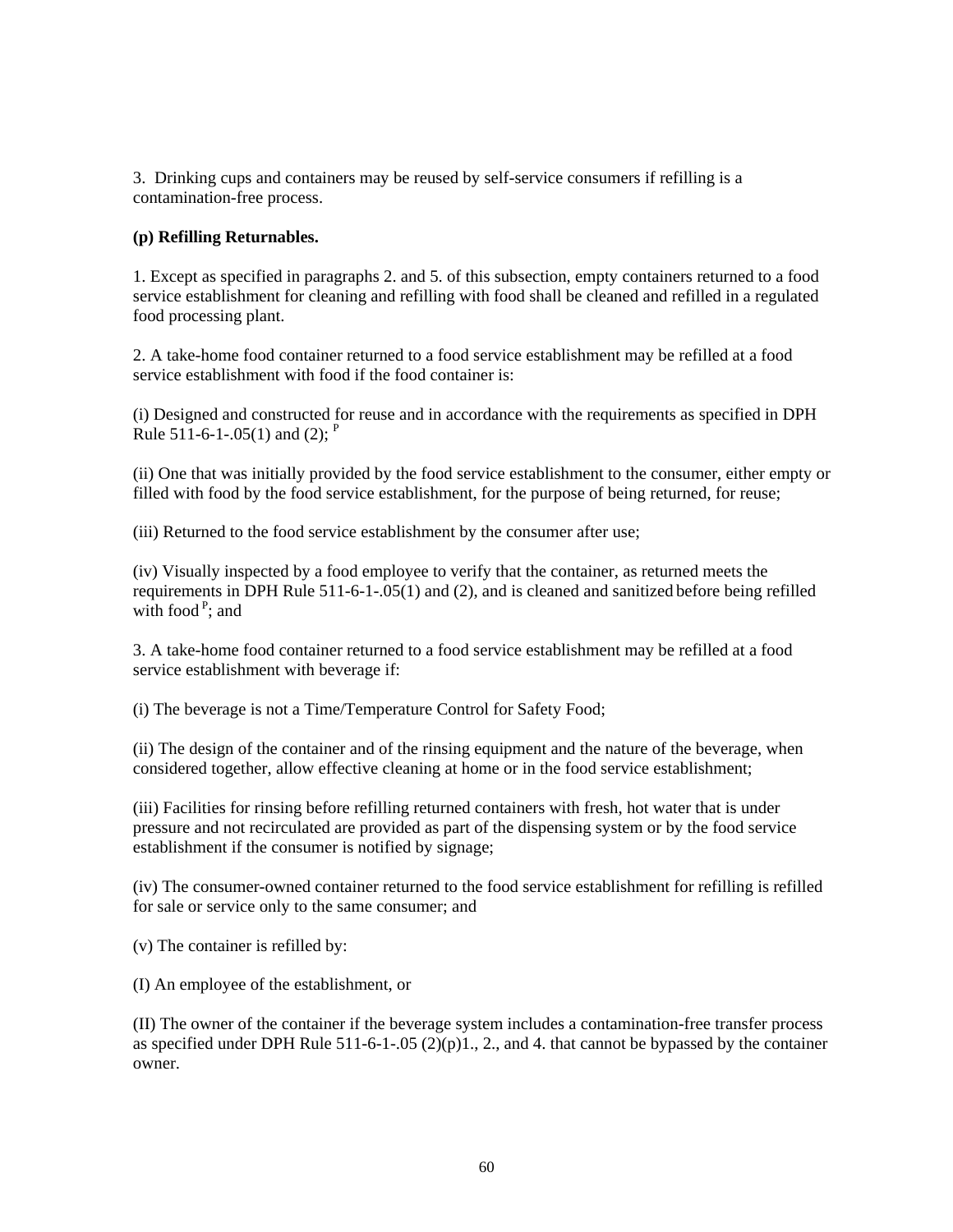3. Drinking cups and containers may be reused by self-service consumers if refilling is a contamination-free process.

**(p) Refilling Returnables.**

1. Except as specified in paragraphs 2. and 5. of this subsection, empty containers returned to a food service establishment for cleaning and refilling with food shall be cleaned and refilled in a regulated food processing plant.

2. A take-home food container returned to a food service establishment may be refilled at a food service establishment with food if the food container is:

(i) Designed and constructed for reuse and in accordance with the requirements as specified in DPH Rule 511-6-1-.05(1) and (2); [P]

(ii) One that was initially provided by the food service establishment to the consumer, either empty or filled with food by the food service establishment, for the purpose of being returned, for reuse;

(iii) Returned to the food service establishment by the consumer after use;

(iv) Visually inspected by a food employee to verify that the container, as returned meets the requirements in DPH Rule 511-6-1-.05(1) and (2), and is cleaned and sanitized before being refilled with food [P]; and

3. A take-home food container returned to a food service establishment may be refilled at a food service establishment with beverage if:

(i) The beverage is not a Time/Temperature Control for Safety Food;

(ii) The design of the container and of the rinsing equipment and the nature of the beverage, when considered together, allow effective cleaning at home or in the food service establishment;

(iii) Facilities for rinsing before refilling returned containers with fresh, hot water that is under pressure and not recirculated are provided as part of the dispensing system or by the food service establishment if the consumer is notified by signage;

(iv) The consumer-owned container returned to the food service establishment for refilling is refilled for sale or service only to the same consumer; and

(v) The container is refilled by:

(I) An employee of the establishment, or

(II) The owner of the container if the beverage system includes a contamination-free transfer process as specified under DPH Rule 511-6-1-.05 (2)(p)1., 2., and 4. that cannot be bypassed by the container owner.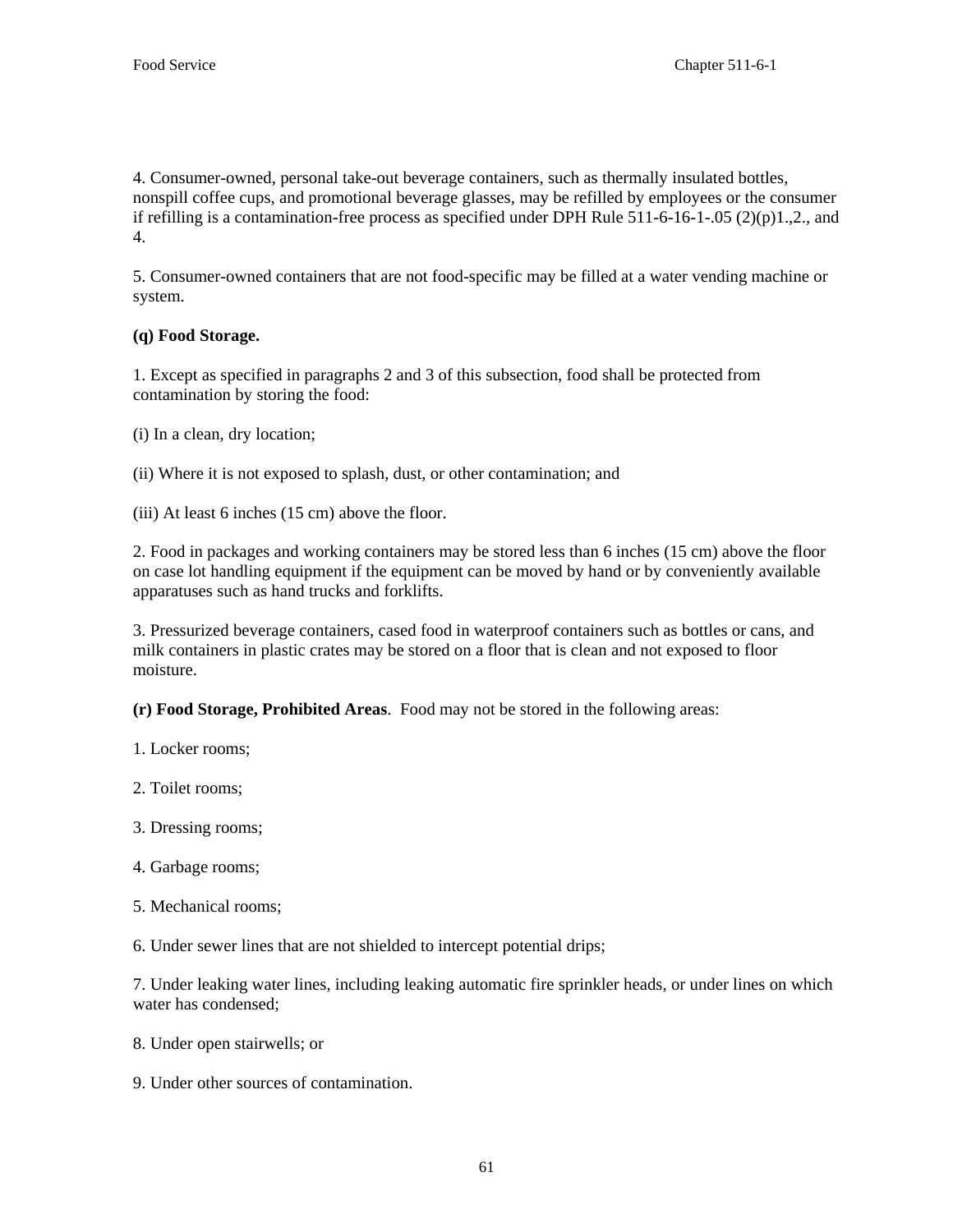4. Consumer-owned, personal take-out beverage containers, such as thermally insulated bottles, nonspill coffee cups, and promotional beverage glasses, may be refilled by employees or the consumer if refilling is a contamination-free process as specified under DPH Rule 511-6-16-1-.05 (2)(p)1.,2., and 4.

5. Consumer-owned containers that are not food-specific may be filled at a water vending machine or system.

**(q) Food Storage.**

1. Except as specified in paragraphs 2 and 3 of this subsection, food shall be protected from contamination by storing the food:

(i) In a clean, dry location;

(ii) Where it is not exposed to splash, dust, or other contamination; and

(iii) At least 6 inches (15 cm) above the floor.

2. Food in packages and working containers may be stored less than 6 inches (15 cm) above the floor on case lot handling equipment if the equipment can be moved by hand or by conveniently available apparatuses such as hand trucks and forklifts.

3. Pressurized beverage containers, cased food in waterproof containers such as bottles or cans, and milk containers in plastic crates may be stored on a floor that is clean and not exposed to floor moisture.

**(r) Food Storage, Prohibited Areas**. Food may not be stored in the following areas:

1. Locker rooms;

2. Toilet rooms;

3. Dressing rooms;

4. Garbage rooms;

5. Mechanical rooms;

6. Under sewer lines that are not shielded to intercept potential drips;

7. Under leaking water lines, including leaking automatic fire sprinkler heads, or under lines on which water has condensed;

8. Under open stairwells; or

9. Under other sources of contamination.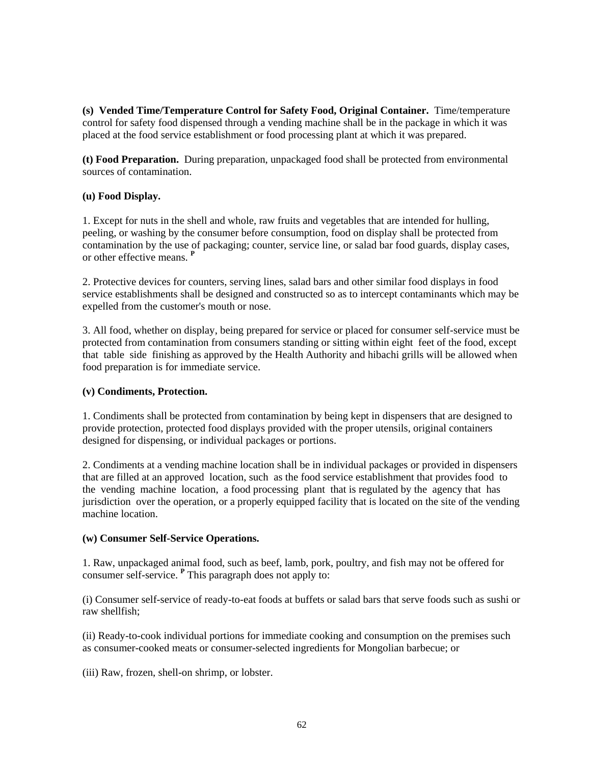**(s) Vended Time/Temperature Control for Safety Food, Original Container.** Time/temperature control for safety food dispensed through a vending machine shall be in the package in which it was placed at the food service establishment or food processing plant at which it was prepared.

**(t) Food Preparation.** During preparation, unpackaged food shall be protected from environmental sources of contamination.

**(u) Food Display.**

1. Except for nuts in the shell and whole, raw fruits and vegetables that are intended for hulling, peeling, or washing by the consumer before consumption, food on display shall be protected from contamination by the use of packaging; counter, service line, or salad bar food guards, display cases, or other effective means. **P**

2. Protective devices for counters, serving lines, salad bars and other similar food displays in food service establishments shall be designed and constructed so as to intercept contaminants which may be expelled from the customer's mouth or nose.

3. All food, whether on display, being prepared for service or placed for consumer self-service must be protected from contamination from consumers standing or sitting within eight feet of the food, except that table side finishing as approved by the Health Authority and hibachi grills will be allowed when food preparation is for immediate service.

**(v) Condiments, Protection.**

1. Condiments shall be protected from contamination by being kept in dispensers that are designed to provide protection, protected food displays provided with the proper utensils, original containers designed for dispensing, or individual packages or portions.

2. Condiments at a vending machine location shall be in individual packages or provided in dispensers that are filled at an approved location, such as the food service establishment that provides food to the vending machine location, a food processing plant that is regulated by the agency that has jurisdiction over the operation, or a properly equipped facility that is located on the site of the vending machine location.

**(w) Consumer Self-Service Operations.**

1. Raw, unpackaged animal food, such as beef, lamb, pork, poultry, and fish may not be offered for consumer self-service. **P** This paragraph does not apply to:

(i) Consumer self-service of ready-to-eat foods at buffets or salad bars that serve foods such as sushi or raw shellfish;

(ii) Ready-to-cook individual portions for immediate cooking and consumption on the premises such as consumer-cooked meats or consumer-selected ingredients for Mongolian barbecue; or

(iii) Raw, frozen, shell-on shrimp, or lobster.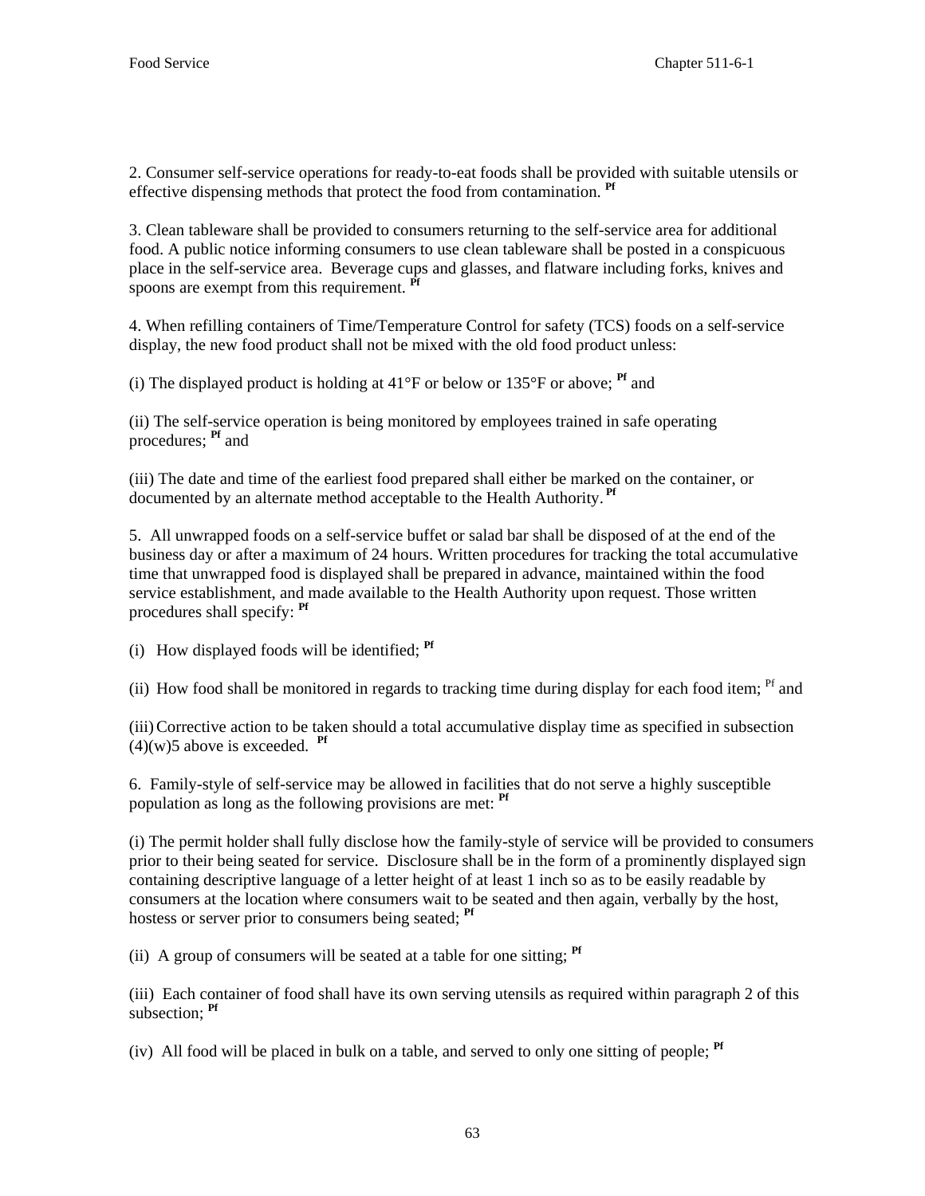2. Consumer self-service operations for ready-to-eat foods shall be provided with suitable utensils or effective dispensing methods that protect the food from contamination. [Pf]

3. Clean tableware shall be provided to consumers returning to the self-service area for additional food. A public notice informing consumers to use clean tableware shall be posted in a conspicuous place in the self-service area. Beverage cups and glasses, and flatware including forks, knives and spoons are exempt from this requirement. [Pf]

4. When refilling containers of Time/Temperature Control for safety (TCS) foods on a self-service display, the new food product shall not be mixed with the old food product unless:

(i) The displayed product is holding at 41°F or below or 135°F or above; [Pf] and

(ii) The self-service operation is being monitored by employees trained in safe operating procedures; [Pf] and

(iii) The date and time of the earliest food prepared shall either be marked on the container, or documented by an alternate method acceptable to the Health Authority. [Pf]

5. All unwrapped foods on a self-service buffet or salad bar shall be disposed of at the end of the business day or after a maximum of 24 hours. Written procedures for tracking the total accumulative time that unwrapped food is displayed shall be prepared in advance, maintained within the food service establishment, and made available to the Health Authority upon request. Those written procedures shall specify: [Pf]

(i) How displayed foods will be identified; [Pf]

(ii) How food shall be monitored in regards to tracking time during display for each food item; [Pf] and

(iii) Corrective action to be taken should a total accumulative display time as specified in subsection (4)(w)5 above is exceeded. [Pf]

6. Family-style of self-service may be allowed in facilities that do not serve a highly susceptible population as long as the following provisions are met: [Pf]

(i) The permit holder shall fully disclose how the family-style of service will be provided to consumers prior to their being seated for service. Disclosure shall be in the form of a prominently displayed sign containing descriptive language of a letter height of at least 1 inch so as to be easily readable by consumers at the location where consumers wait to be seated and then again, verbally by the host, hostess or server prior to consumers being seated; [Pf]

(ii) A group of consumers will be seated at a table for one sitting; [Pf]

(iii) Each container of food shall have its own serving utensils as required within paragraph 2 of this subsection; [Pf]

(iv) All food will be placed in bulk on a table, and served to only one sitting of people; [Pf]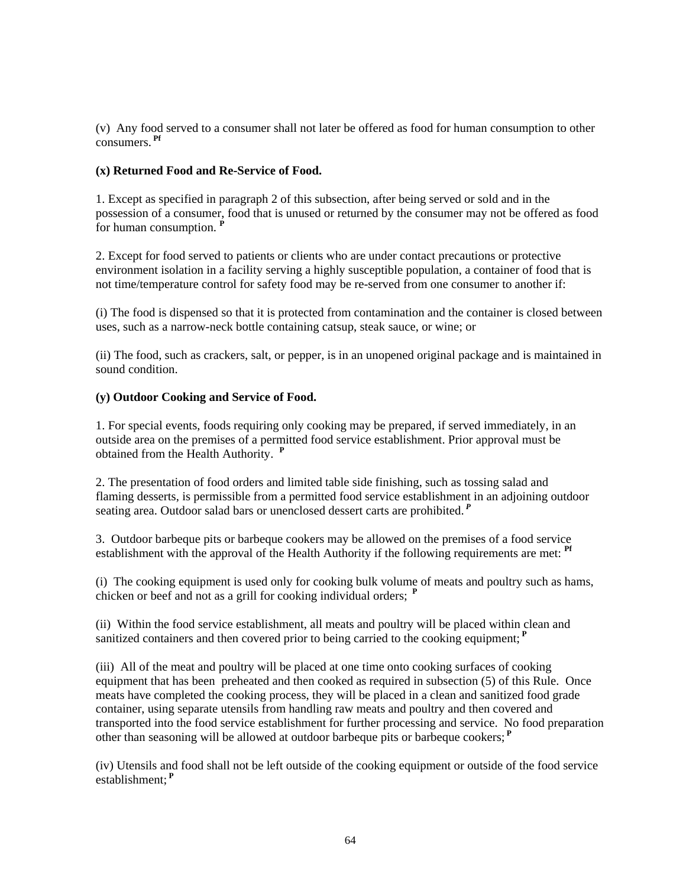(v) Any food served to a consumer shall not later be offered as food for human consumption to other consumers. [Pf]

**(x) Returned Food and Re-Service of Food.**

1. Except as specified in paragraph 2 of this subsection, after being served or sold and in the possession of a consumer, food that is unused or returned by the consumer may not be offered as food for human consumption. [P]

2. Except for food served to patients or clients who are under contact precautions or protective environment isolation in a facility serving a highly susceptible population, a container of food that is not time/temperature control for safety food may be re-served from one consumer to another if:

(i) The food is dispensed so that it is protected from contamination and the container is closed between uses, such as a narrow-neck bottle containing catsup, steak sauce, or wine; or

(ii) The food, such as crackers, salt, or pepper, is in an unopened original package and is maintained in sound condition.

**(y) Outdoor Cooking and Service of Food.**

1. For special events, foods requiring only cooking may be prepared, if served immediately, in an outside area on the premises of a permitted food service establishment. Prior approval must be obtained from the Health Authority. [P]

2. The presentation of food orders and limited table side finishing, such as tossing salad and flaming desserts, is permissible from a permitted food service establishment in an adjoining outdoor seating area. Outdoor salad bars or unenclosed dessert carts are prohibited. [P]

3. Outdoor barbeque pits or barbeque cookers may be allowed on the premises of a food service establishment with the approval of the Health Authority if the following requirements are met: [Pf]

(i) The cooking equipment is used only for cooking bulk volume of meats and poultry such as hams, chicken or beef and not as a grill for cooking individual orders; [P]

(ii) Within the food service establishment, all meats and poultry will be placed within clean and sanitized containers and then covered prior to being carried to the cooking equipment; [P]

(iii) All of the meat and poultry will be placed at one time onto cooking surfaces of cooking equipment that has been preheated and then cooked as required in subsection (5) of this Rule. Once meats have completed the cooking process, they will be placed in a clean and sanitized food grade container, using separate utensils from handling raw meats and poultry and then covered and transported into the food service establishment for further processing and service. No food preparation other than seasoning will be allowed at outdoor barbeque pits or barbeque cookers; [P]

(iv) Utensils and food shall not be left outside of the cooking equipment or outside of the food service establishment; [P]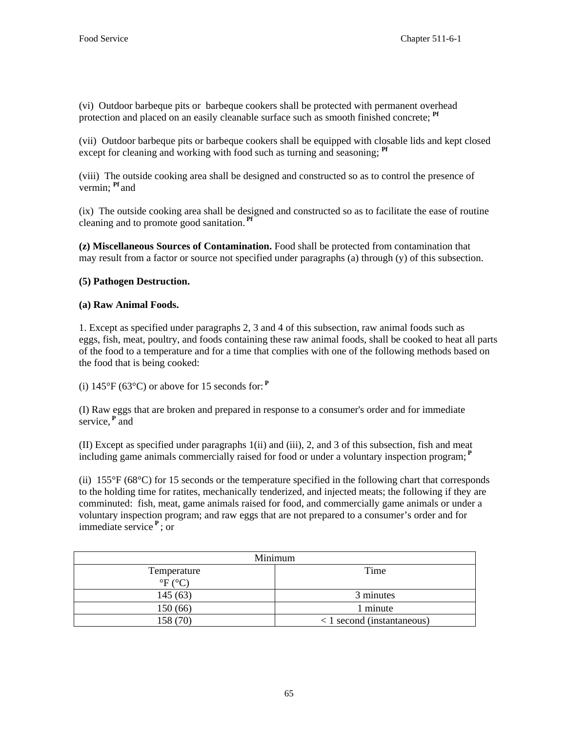(vi) Outdoor barbeque pits or barbeque cookers shall be protected with permanent overhead protection and placed on an easily cleanable surface such as smooth finished concrete; [Pf]

(vii) Outdoor barbeque pits or barbeque cookers shall be equipped with closable lids and kept closed except for cleaning and working with food such as turning and seasoning; [Pf]

(viii) The outside cooking area shall be designed and constructed so as to control the presence of vermin; [Pf] and

(ix) The outside cooking area shall be designed and constructed so as to facilitate the ease of routine cleaning and to promote good sanitation. [Pf]

**(z) Miscellaneous Sources of Contamination.** Food shall be protected from contamination that may result from a factor or source not specified under paragraphs (a) through (y) of this subsection.

**(5) Pathogen Destruction.**

**(a) Raw Animal Foods.**

1. Except as specified under paragraphs 2, 3 and 4 of this subsection, raw animal foods such as eggs, fish, meat, poultry, and foods containing these raw animal foods, shall be cooked to heat all parts of the food to a temperature and for a time that complies with one of the following methods based on the food that is being cooked:

(i) 145°F (63°C) or above for 15 seconds for: [P]

(I) Raw eggs that are broken and prepared in response to a consumer's order and for immediate service, [P] and

(II) Except as specified under paragraphs 1(ii) and (iii), 2, and 3 of this subsection, fish and meat including game animals commercially raised for food or under a voluntary inspection program; [P]

(ii) 155°F (68°C) for 15 seconds or the temperature specified in the following chart that corresponds to the holding time for ratites, mechanically tenderized, and injected meats; the following if they are comminuted: fish, meat, game animals raised for food, and commercially game animals or under a voluntary inspection program; and raw eggs that are not prepared to a consumer's order and for immediate service [P]; or

| Minimum | |
|---|---|
| Temperature °F (°C) | Time |
| 145 (63) | 3 minutes |
| 150 (66) | 1 minute |
| 158 (70) | < 1 second (instantaneous) |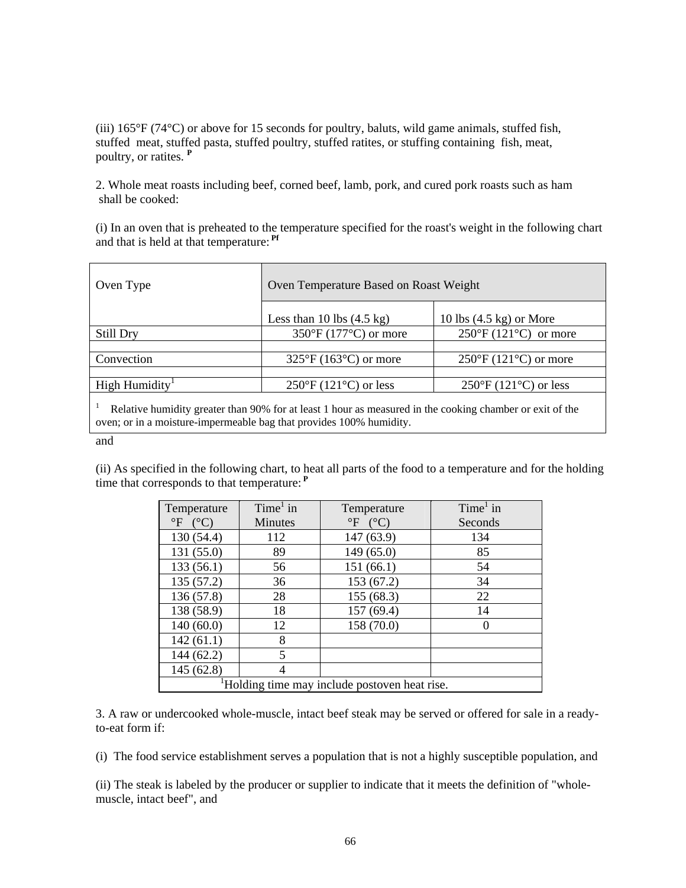(iii) 165°F (74°C) or above for 15 seconds for poultry, baluts, wild game animals, stuffed fish, stuffed meat, stuffed pasta, stuffed poultry, stuffed ratites, or stuffing containing fish, meat, poultry, or ratites. **P**

2. Whole meat roasts including beef, corned beef, lamb, pork, and cured pork roasts such as ham shall be cooked:

(i) In an oven that is preheated to the temperature specified for the roast's weight in the following chart and that is held at that temperature: **Pf**

| Oven Type | Oven Temperature Based on Roast Weight | |
|---|---|---|
| | Less than 10 lbs (4.5 kg) | 10 lbs (4.5 kg) or More |
| Still Dry | 350°F (177°C) or more | 250°F (121°C) or more |
| Convection | 325°F (163°C) or more | 250°F (121°C) or more |
| High Humidity[1] | 250°F (121°C) or less | 250°F (121°C) or less |

[1] Relative humidity greater than 90% for at least 1 hour as measured in the cooking chamber or exit of the oven; or in a moisture-impermeable bag that provides 100% humidity.

and

(ii) As specified in the following chart, to heat all parts of the food to a temperature and for the holding time that corresponds to that temperature: **P**

| Temperature °F (°C) | Time[1] in Minutes | Temperature °F (°C) | Time[1] in Seconds |
|---|---|---|---|
| 130 (54.4) | 112 | 147 (63.9) | 134 |
| 131 (55.0) | 89 | 149 (65.0) | 85 |
| 133 (56.1) | 56 | 151 (66.1) | 54 |
| 135 (57.2) | 36 | 153 (67.2) | 34 |
| 136 (57.8) | 28 | 155 (68.3) | 22 |
| 138 (58.9) | 18 | 157 (69.4) | 14 |
| 140 (60.0) | 12 | 158 (70.0) | 0 |
| 142 (61.1) | 8 | | |
| 144 (62.2) | 5 | | |
| 145 (62.8) | 4 | | |

[1]Holding time may include postoven heat rise.

3. A raw or undercooked whole-muscle, intact beef steak may be served or offered for sale in a ready-to-eat form if:

(i) The food service establishment serves a population that is not a highly susceptible population, and

(ii) The steak is labeled by the producer or supplier to indicate that it meets the definition of "whole-muscle, intact beef", and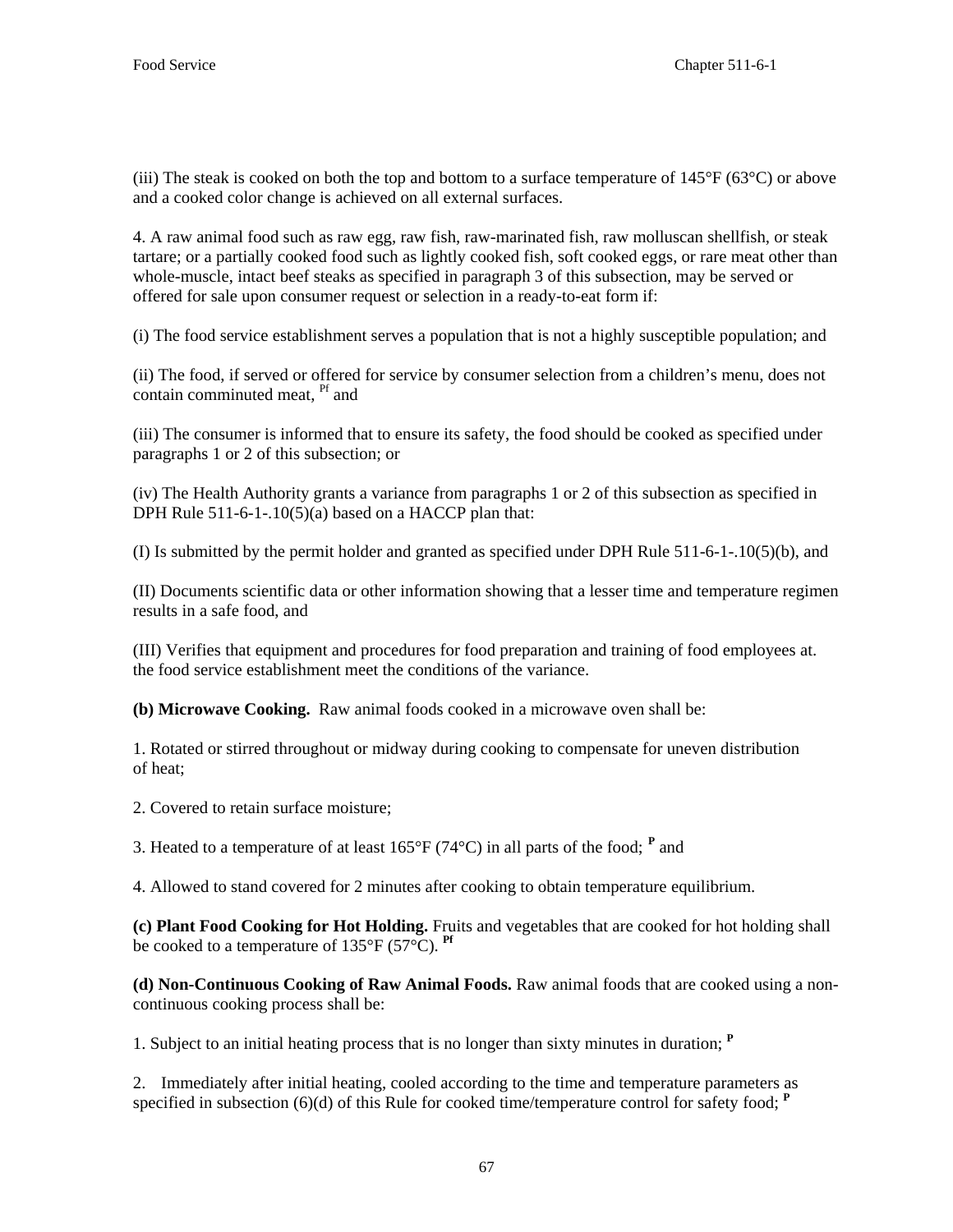(iii) The steak is cooked on both the top and bottom to a surface temperature of 145°F (63°C) or above and a cooked color change is achieved on all external surfaces.

4. A raw animal food such as raw egg, raw fish, raw-marinated fish, raw molluscan shellfish, or steak tartare; or a partially cooked food such as lightly cooked fish, soft cooked eggs, or rare meat other than whole-muscle, intact beef steaks as specified in paragraph 3 of this subsection, may be served or offered for sale upon consumer request or selection in a ready-to-eat form if:

(i) The food service establishment serves a population that is not a highly susceptible population; and

(ii) The food, if served or offered for service by consumer selection from a children's menu, does not contain comminuted meat, [Pf] and

(iii) The consumer is informed that to ensure its safety, the food should be cooked as specified under paragraphs 1 or 2 of this subsection; or

(iv) The Health Authority grants a variance from paragraphs 1 or 2 of this subsection as specified in DPH Rule 511-6-1-.10(5)(a) based on a HACCP plan that:

(I) Is submitted by the permit holder and granted as specified under DPH Rule 511-6-1-.10(5)(b), and

(II) Documents scientific data or other information showing that a lesser time and temperature regimen results in a safe food, and

(III) Verifies that equipment and procedures for food preparation and training of food employees at. the food service establishment meet the conditions of the variance.

**(b) Microwave Cooking.** Raw animal foods cooked in a microwave oven shall be:

1. Rotated or stirred throughout or midway during cooking to compensate for uneven distribution of heat;

2. Covered to retain surface moisture;

3. Heated to a temperature of at least 165°F (74°C) in all parts of the food; [P] and

4. Allowed to stand covered for 2 minutes after cooking to obtain temperature equilibrium.

**(c) Plant Food Cooking for Hot Holding.** Fruits and vegetables that are cooked for hot holding shall be cooked to a temperature of 135°F (57°C). [Pf]

**(d) Non-Continuous Cooking of Raw Animal Foods.** Raw animal foods that are cooked using a non-continuous cooking process shall be:

1. Subject to an initial heating process that is no longer than sixty minutes in duration; [P]

2. Immediately after initial heating, cooled according to the time and temperature parameters as specified in subsection (6)(d) of this Rule for cooked time/temperature control for safety food; [P]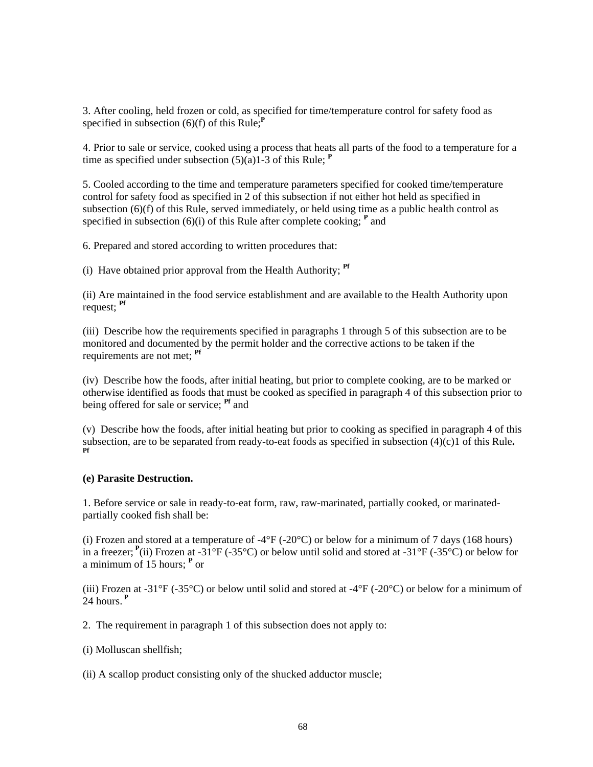3. After cooling, held frozen or cold, as specified for time/temperature control for safety food as specified in subsection (6)(f) of this Rule;[P]

4. Prior to sale or service, cooked using a process that heats all parts of the food to a temperature for a time as specified under subsection (5)(a)1-3 of this Rule; [P]

5. Cooled according to the time and temperature parameters specified for cooked time/temperature control for safety food as specified in 2 of this subsection if not either hot held as specified in subsection (6)(f) of this Rule, served immediately, or held using time as a public health control as specified in subsection (6)(i) of this Rule after complete cooking; [P] and

6. Prepared and stored according to written procedures that:

(i) Have obtained prior approval from the Health Authority; [Pf]

(ii) Are maintained in the food service establishment and are available to the Health Authority upon request; [Pf]

(iii) Describe how the requirements specified in paragraphs 1 through 5 of this subsection are to be monitored and documented by the permit holder and the corrective actions to be taken if the requirements are not met; [Pf]

(iv) Describe how the foods, after initial heating, but prior to complete cooking, are to be marked or otherwise identified as foods that must be cooked as specified in paragraph 4 of this subsection prior to being offered for sale or service; [Pf] and

(v) Describe how the foods, after initial heating but prior to cooking as specified in paragraph 4 of this subsection, are to be separated from ready-to-eat foods as specified in subsection (4)(c)1 of this Rule. [Pf]

**(e) Parasite Destruction.**

1. Before service or sale in ready-to-eat form, raw, raw-marinated, partially cooked, or marinated-partially cooked fish shall be:

(i) Frozen and stored at a temperature of -4°F (-20°C) or below for a minimum of 7 days (168 hours) in a freezer; [P](ii) Frozen at -31°F (-35°C) or below until solid and stored at -31°F (-35°C) or below for a minimum of 15 hours; [P] or

(iii) Frozen at -31°F (-35°C) or below until solid and stored at -4°F (-20°C) or below for a minimum of 24 hours. [P]

2. The requirement in paragraph 1 of this subsection does not apply to:

(i) Molluscan shellfish;

(ii) A scallop product consisting only of the shucked adductor muscle;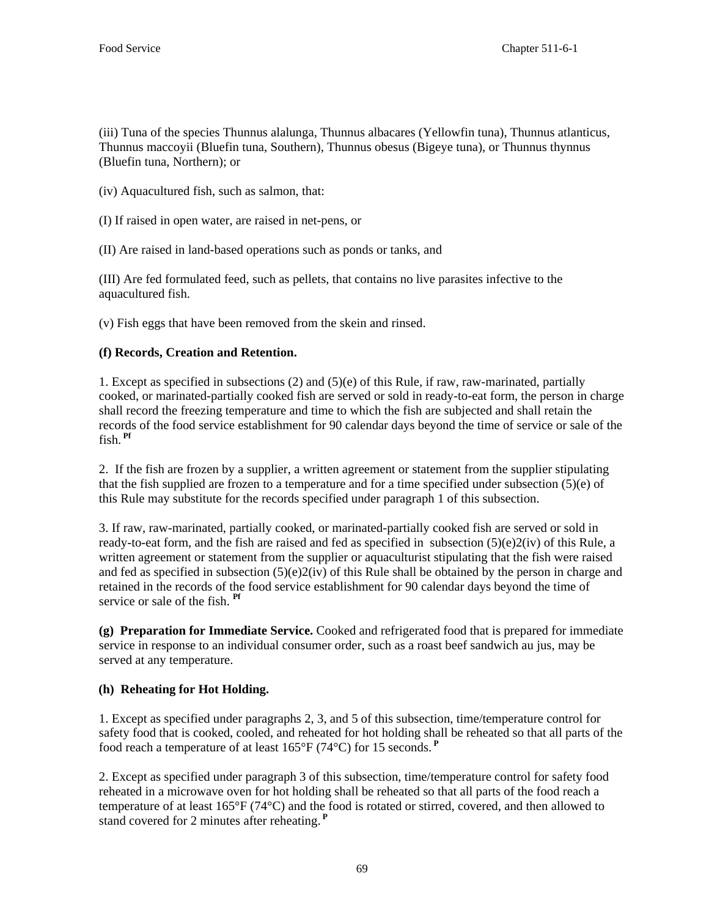(iii) Tuna of the species Thunnus alalunga, Thunnus albacares (Yellowfin tuna), Thunnus atlanticus, Thunnus maccoyii (Bluefin tuna, Southern), Thunnus obesus (Bigeye tuna), or Thunnus thynnus (Bluefin tuna, Northern); or

(iv) Aquacultured fish, such as salmon, that:

(I) If raised in open water, are raised in net-pens, or

(II) Are raised in land-based operations such as ponds or tanks, and

(III) Are fed formulated feed, such as pellets, that contains no live parasites infective to the aquacultured fish.

(v) Fish eggs that have been removed from the skein and rinsed.

**(f) Records, Creation and Retention.**

1. Except as specified in subsections (2) and (5)(e) of this Rule, if raw, raw-marinated, partially cooked, or marinated-partially cooked fish are served or sold in ready-to-eat form, the person in charge shall record the freezing temperature and time to which the fish are subjected and shall retain the records of the food service establishment for 90 calendar days beyond the time of service or sale of the fish. [Pf]

2. If the fish are frozen by a supplier, a written agreement or statement from the supplier stipulating that the fish supplied are frozen to a temperature and for a time specified under subsection (5)(e) of this Rule may substitute for the records specified under paragraph 1 of this subsection.

3. If raw, raw-marinated, partially cooked, or marinated-partially cooked fish are served or sold in ready-to-eat form, and the fish are raised and fed as specified in subsection (5)(e)2(iv) of this Rule, a written agreement or statement from the supplier or aquaculturist stipulating that the fish were raised and fed as specified in subsection (5)(e)2(iv) of this Rule shall be obtained by the person in charge and retained in the records of the food service establishment for 90 calendar days beyond the time of service or sale of the fish. [Pf]

**(g) Preparation for Immediate Service.** Cooked and refrigerated food that is prepared for immediate service in response to an individual consumer order, such as a roast beef sandwich au jus, may be served at any temperature.

**(h) Reheating for Hot Holding.**

1. Except as specified under paragraphs 2, 3, and 5 of this subsection, time/temperature control for safety food that is cooked, cooled, and reheated for hot holding shall be reheated so that all parts of the food reach a temperature of at least 165°F (74°C) for 15 seconds. [P]

2. Except as specified under paragraph 3 of this subsection, time/temperature control for safety food reheated in a microwave oven for hot holding shall be reheated so that all parts of the food reach a temperature of at least 165°F (74°C) and the food is rotated or stirred, covered, and then allowed to stand covered for 2 minutes after reheating. [P]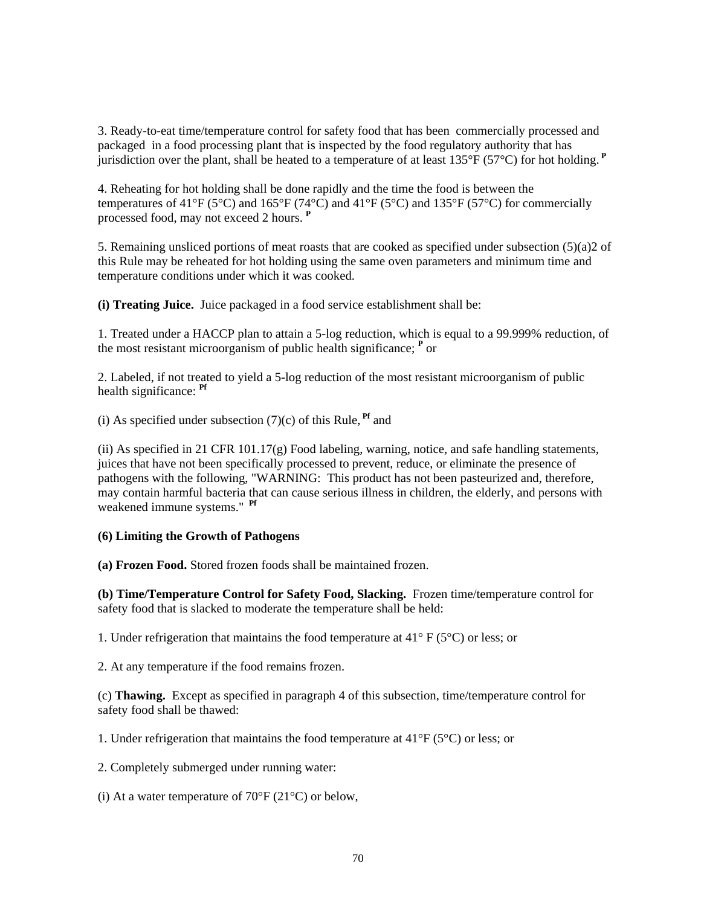3. Ready-to-eat time/temperature control for safety food that has been commercially processed and packaged in a food processing plant that is inspected by the food regulatory authority that has jurisdiction over the plant, shall be heated to a temperature of at least 135°F (57°C) for hot holding. [P]

4. Reheating for hot holding shall be done rapidly and the time the food is between the temperatures of 41°F (5°C) and 165°F (74°C) and 41°F (5°C) and 135°F (57°C) for commercially processed food, may not exceed 2 hours. [P]

5. Remaining unsliced portions of meat roasts that are cooked as specified under subsection (5)(a)2 of this Rule may be reheated for hot holding using the same oven parameters and minimum time and temperature conditions under which it was cooked.

**(i) Treating Juice.** Juice packaged in a food service establishment shall be:

1. Treated under a HACCP plan to attain a 5-log reduction, which is equal to a 99.999% reduction, of the most resistant microorganism of public health significance; [P] or

2. Labeled, if not treated to yield a 5-log reduction of the most resistant microorganism of public health significance: [Pf]

(i) As specified under subsection (7)(c) of this Rule, [Pf] and

(ii) As specified in 21 CFR 101.17(g) Food labeling, warning, notice, and safe handling statements, juices that have not been specifically processed to prevent, reduce, or eliminate the presence of pathogens with the following, "WARNING: This product has not been pasteurized and, therefore, may contain harmful bacteria that can cause serious illness in children, the elderly, and persons with weakened immune systems." [Pf]

**(6) Limiting the Growth of Pathogens**

**(a) Frozen Food.** Stored frozen foods shall be maintained frozen.

**(b) Time/Temperature Control for Safety Food, Slacking.** Frozen time/temperature control for safety food that is slacked to moderate the temperature shall be held:

1. Under refrigeration that maintains the food temperature at 41° F (5°C) or less; or

2. At any temperature if the food remains frozen.

(c) **Thawing.** Except as specified in paragraph 4 of this subsection, time/temperature control for safety food shall be thawed:

1. Under refrigeration that maintains the food temperature at 41°F (5°C) or less; or

2. Completely submerged under running water:

(i) At a water temperature of 70°F (21°C) or below,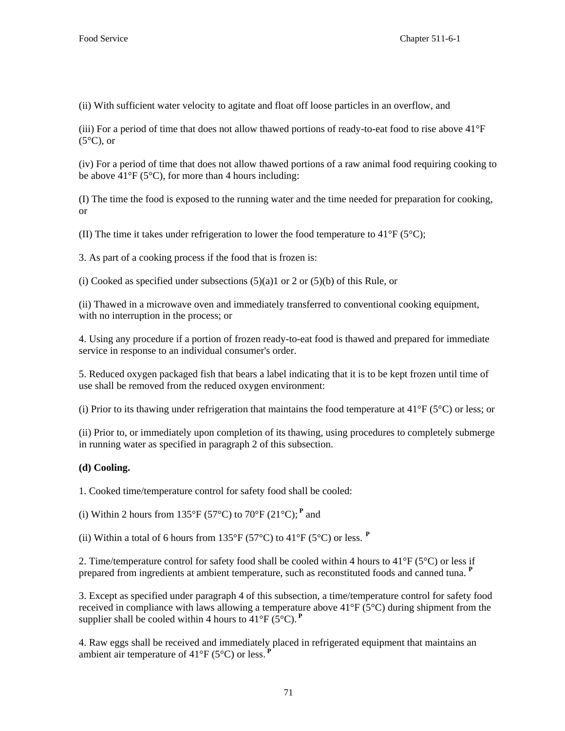(ii) With sufficient water velocity to agitate and float off loose particles in an overflow, and

(iii) For a period of time that does not allow thawed portions of ready-to-eat food to rise above 41°F (5°C), or

(iv) For a period of time that does not allow thawed portions of a raw animal food requiring cooking to be above 41°F (5°C), for more than 4 hours including:

(I) The time the food is exposed to the running water and the time needed for preparation for cooking, or

(II) The time it takes under refrigeration to lower the food temperature to 41°F (5°C);

3. As part of a cooking process if the food that is frozen is:

(i) Cooked as specified under subsections (5)(a)1 or 2 or (5)(b) of this Rule, or

(ii) Thawed in a microwave oven and immediately transferred to conventional cooking equipment, with no interruption in the process; or

4. Using any procedure if a portion of frozen ready-to-eat food is thawed and prepared for immediate service in response to an individual consumer's order.

5. Reduced oxygen packaged fish that bears a label indicating that it is to be kept frozen until time of use shall be removed from the reduced oxygen environment:

(i) Prior to its thawing under refrigeration that maintains the food temperature at 41°F (5°C) or less; or

(ii) Prior to, or immediately upon completion of its thawing, using procedures to completely submerge in running water as specified in paragraph 2 of this subsection.

**(d) Cooling.**

1. Cooked time/temperature control for safety food shall be cooled:

(i) Within 2 hours from 135°F (57°C) to 70°F (21°C); [P] and

(ii) Within a total of 6 hours from 135°F (57°C) to 41°F (5°C) or less. [P]

2. Time/temperature control for safety food shall be cooled within 4 hours to 41°F (5°C) or less if prepared from ingredients at ambient temperature, such as reconstituted foods and canned tuna. [P]

3. Except as specified under paragraph 4 of this subsection, a time/temperature control for safety food received in compliance with laws allowing a temperature above 41°F (5°C) during shipment from the supplier shall be cooled within 4 hours to 41°F (5°C). [P]

4. Raw eggs shall be received and immediately placed in refrigerated equipment that maintains an ambient air temperature of 41°F (5°C) or less. [P]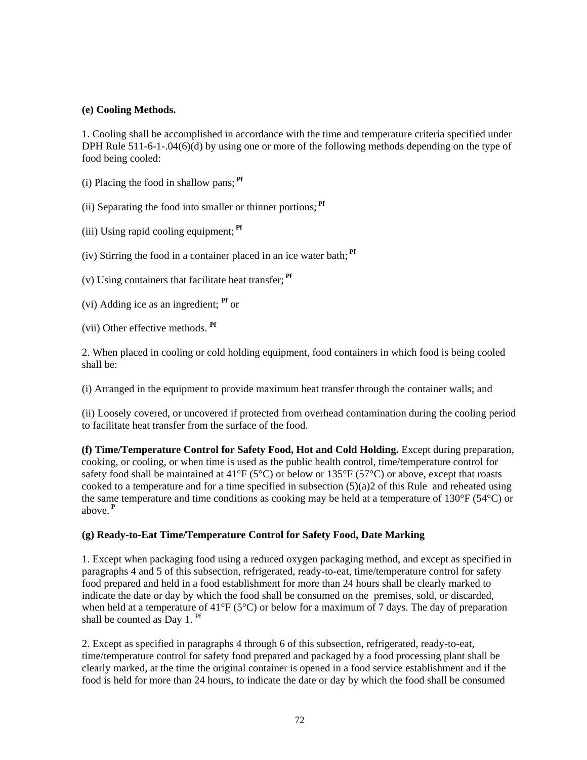**(e) Cooling Methods.**

1. Cooling shall be accomplished in accordance with the time and temperature criteria specified under DPH Rule 511-6-1-.04(6)(d) by using one or more of the following methods depending on the type of food being cooled:

(i) Placing the food in shallow pans; [Pf]

(ii) Separating the food into smaller or thinner portions; [Pf]

(iii) Using rapid cooling equipment; [Pf]

(iv) Stirring the food in a container placed in an ice water bath; [Pf]

(v) Using containers that facilitate heat transfer; [Pf]

(vi) Adding ice as an ingredient; [Pf] or

(vii) Other effective methods. [Pf]

2. When placed in cooling or cold holding equipment, food containers in which food is being cooled shall be:

(i) Arranged in the equipment to provide maximum heat transfer through the container walls; and

(ii) Loosely covered, or uncovered if protected from overhead contamination during the cooling period to facilitate heat transfer from the surface of the food.

**(f) Time/Temperature Control for Safety Food, Hot and Cold Holding.** Except during preparation, cooking, or cooling, or when time is used as the public health control, time/temperature control for safety food shall be maintained at 41°F (5°C) or below or 135°F (57°C) or above, except that roasts cooked to a temperature and for a time specified in subsection (5)(a)2 of this Rule and reheated using the same temperature and time conditions as cooking may be held at a temperature of 130°F (54°C) or above. [P]

**(g) Ready-to-Eat Time/Temperature Control for Safety Food, Date Marking**

1. Except when packaging food using a reduced oxygen packaging method, and except as specified in paragraphs 4 and 5 of this subsection, refrigerated, ready-to-eat, time/temperature control for safety food prepared and held in a food establishment for more than 24 hours shall be clearly marked to indicate the date or day by which the food shall be consumed on the premises, sold, or discarded, when held at a temperature of 41°F (5°C) or below for a maximum of 7 days. The day of preparation shall be counted as Day 1. [Pf]

2. Except as specified in paragraphs 4 through 6 of this subsection, refrigerated, ready-to-eat, time/temperature control for safety food prepared and packaged by a food processing plant shall be clearly marked, at the time the original container is opened in a food service establishment and if the food is held for more than 24 hours, to indicate the date or day by which the food shall be consumed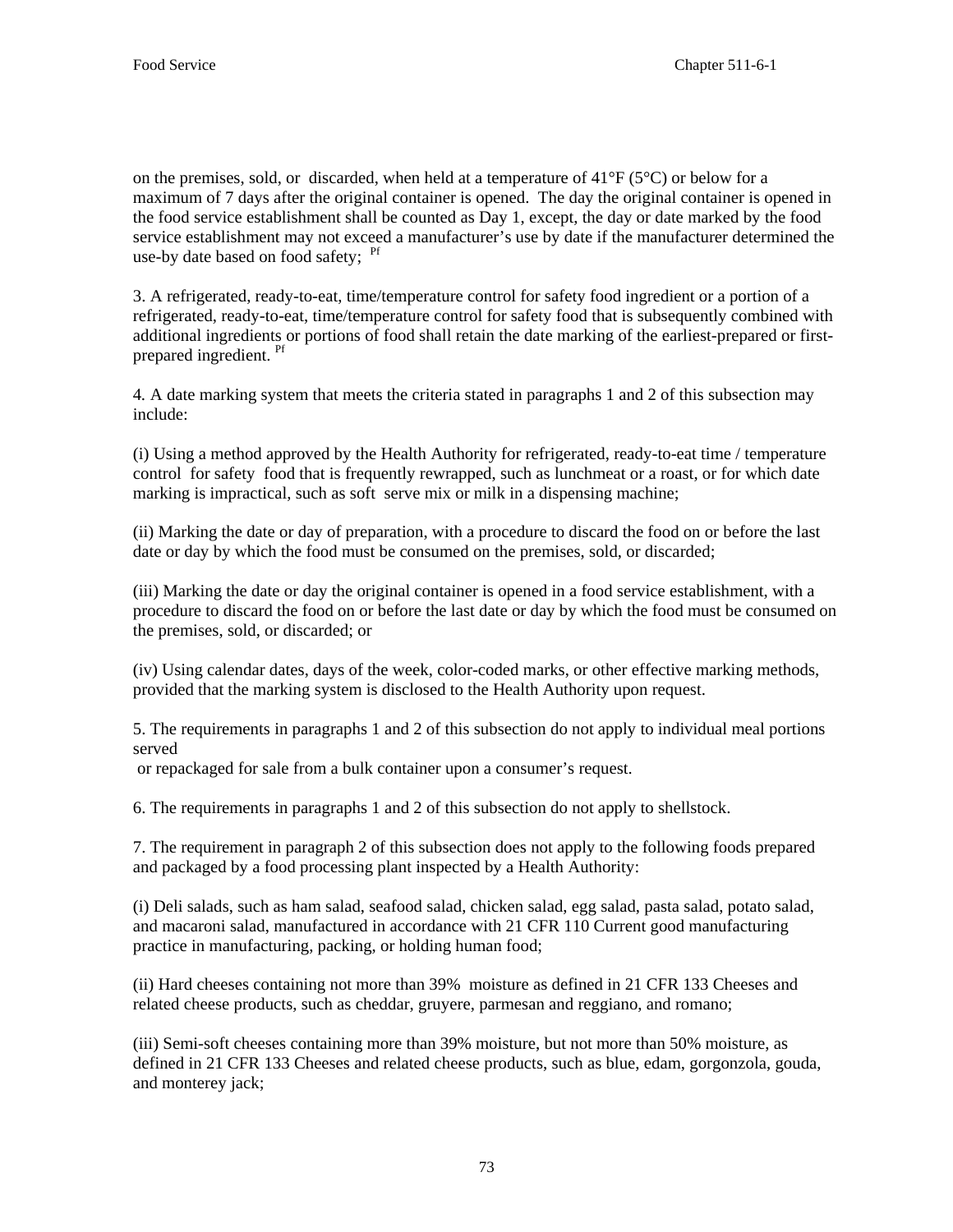on the premises, sold, or discarded, when held at a temperature of 41°F (5°C) or below for a maximum of 7 days after the original container is opened. The day the original container is opened in the food service establishment shall be counted as Day 1, except, the day or date marked by the food service establishment may not exceed a manufacturer's use by date if the manufacturer determined the use-by date based on food safety; [Pf]

3. A refrigerated, ready-to-eat, time/temperature control for safety food ingredient or a portion of a refrigerated, ready-to-eat, time/temperature control for safety food that is subsequently combined with additional ingredients or portions of food shall retain the date marking of the earliest-prepared or first-prepared ingredient. [Pf]

4. A date marking system that meets the criteria stated in paragraphs 1 and 2 of this subsection may include:

(i) Using a method approved by the Health Authority for refrigerated, ready-to-eat time / temperature control for safety food that is frequently rewrapped, such as lunchmeat or a roast, or for which date marking is impractical, such as soft serve mix or milk in a dispensing machine;

(ii) Marking the date or day of preparation, with a procedure to discard the food on or before the last date or day by which the food must be consumed on the premises, sold, or discarded;

(iii) Marking the date or day the original container is opened in a food service establishment, with a procedure to discard the food on or before the last date or day by which the food must be consumed on the premises, sold, or discarded; or

(iv) Using calendar dates, days of the week, color-coded marks, or other effective marking methods, provided that the marking system is disclosed to the Health Authority upon request.

5. The requirements in paragraphs 1 and 2 of this subsection do not apply to individual meal portions served or repackaged for sale from a bulk container upon a consumer's request.

6. The requirements in paragraphs 1 and 2 of this subsection do not apply to shellstock.

7. The requirement in paragraph 2 of this subsection does not apply to the following foods prepared and packaged by a food processing plant inspected by a Health Authority:

(i) Deli salads, such as ham salad, seafood salad, chicken salad, egg salad, pasta salad, potato salad, and macaroni salad, manufactured in accordance with 21 CFR 110 Current good manufacturing practice in manufacturing, packing, or holding human food;

(ii) Hard cheeses containing not more than 39% moisture as defined in 21 CFR 133 Cheeses and related cheese products, such as cheddar, gruyere, parmesan and reggiano, and romano;

(iii) Semi-soft cheeses containing more than 39% moisture, but not more than 50% moisture, as defined in 21 CFR 133 Cheeses and related cheese products, such as blue, edam, gorgonzola, gouda, and monterey jack;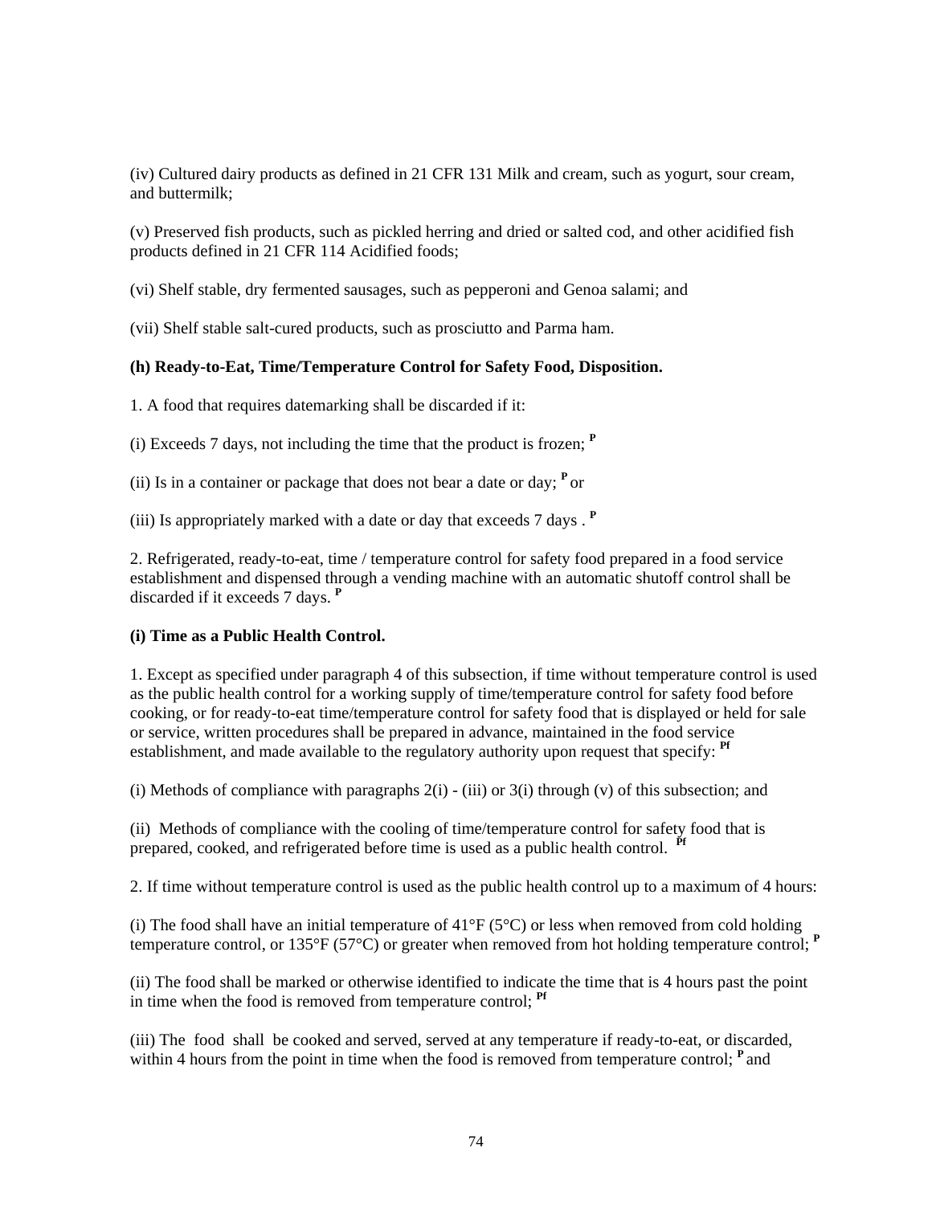(iv) Cultured dairy products as defined in 21 CFR 131 Milk and cream, such as yogurt, sour cream, and buttermilk;

(v) Preserved fish products, such as pickled herring and dried or salted cod, and other acidified fish products defined in 21 CFR 114 Acidified foods;

(vi) Shelf stable, dry fermented sausages, such as pepperoni and Genoa salami; and

(vii) Shelf stable salt-cured products, such as prosciutto and Parma ham.

**(h) Ready-to-Eat, Time/Temperature Control for Safety Food, Disposition.**

1. A food that requires datemarking shall be discarded if it:

(i) Exceeds 7 days, not including the time that the product is frozen; [P]

(ii) Is in a container or package that does not bear a date or day; [P] or

(iii) Is appropriately marked with a date or day that exceeds 7 days . [P]

2. Refrigerated, ready-to-eat, time / temperature control for safety food prepared in a food service establishment and dispensed through a vending machine with an automatic shutoff control shall be discarded if it exceeds 7 days. [P]

**(i) Time as a Public Health Control.**

1. Except as specified under paragraph 4 of this subsection, if time without temperature control is used as the public health control for a working supply of time/temperature control for safety food before cooking, or for ready-to-eat time/temperature control for safety food that is displayed or held for sale or service, written procedures shall be prepared in advance, maintained in the food service establishment, and made available to the regulatory authority upon request that specify: [Pf]

(i) Methods of compliance with paragraphs 2(i) - (iii) or 3(i) through (v) of this subsection; and

(ii) Methods of compliance with the cooling of time/temperature control for safety food that is prepared, cooked, and refrigerated before time is used as a public health control. [Pf]

2. If time without temperature control is used as the public health control up to a maximum of 4 hours:

(i) The food shall have an initial temperature of 41°F (5°C) or less when removed from cold holding temperature control, or 135°F (57°C) or greater when removed from hot holding temperature control; [P]

(ii) The food shall be marked or otherwise identified to indicate the time that is 4 hours past the point in time when the food is removed from temperature control; [Pf]

(iii) The food shall be cooked and served, served at any temperature if ready-to-eat, or discarded, within 4 hours from the point in time when the food is removed from temperature control; [P] and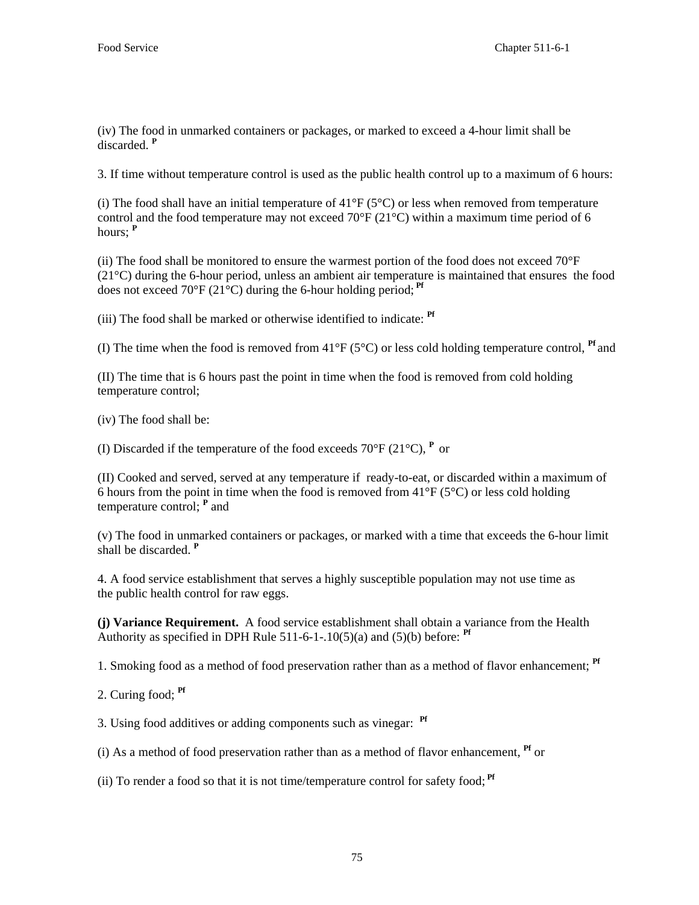(iv) The food in unmarked containers or packages, or marked to exceed a 4-hour limit shall be discarded. [P]

3. If time without temperature control is used as the public health control up to a maximum of 6 hours:

(i) The food shall have an initial temperature of 41°F (5°C) or less when removed from temperature control and the food temperature may not exceed 70°F (21°C) within a maximum time period of 6 hours; [P]

(ii) The food shall be monitored to ensure the warmest portion of the food does not exceed 70°F (21°C) during the 6-hour period, unless an ambient air temperature is maintained that ensures the food does not exceed 70°F (21°C) during the 6-hour holding period; [Pf]

(iii) The food shall be marked or otherwise identified to indicate: [Pf]

(I) The time when the food is removed from 41°F (5°C) or less cold holding temperature control, [Pf] and

(II) The time that is 6 hours past the point in time when the food is removed from cold holding temperature control;

(iv) The food shall be:

(I) Discarded if the temperature of the food exceeds 70°F (21°C), [P] or

(II) Cooked and served, served at any temperature if ready-to-eat, or discarded within a maximum of 6 hours from the point in time when the food is removed from 41°F (5°C) or less cold holding temperature control; [P] and

(v) The food in unmarked containers or packages, or marked with a time that exceeds the 6-hour limit shall be discarded. [P]

4. A food service establishment that serves a highly susceptible population may not use time as the public health control for raw eggs.

**(j) Variance Requirement.** A food service establishment shall obtain a variance from the Health Authority as specified in DPH Rule 511-6-1-.10(5)(a) and (5)(b) before: [Pf]

1. Smoking food as a method of food preservation rather than as a method of flavor enhancement; [Pf]

2. Curing food; [Pf]

3. Using food additives or adding components such as vinegar: [Pf]

(i) As a method of food preservation rather than as a method of flavor enhancement, [Pf] or

(ii) To render a food so that it is not time/temperature control for safety food; [Pf]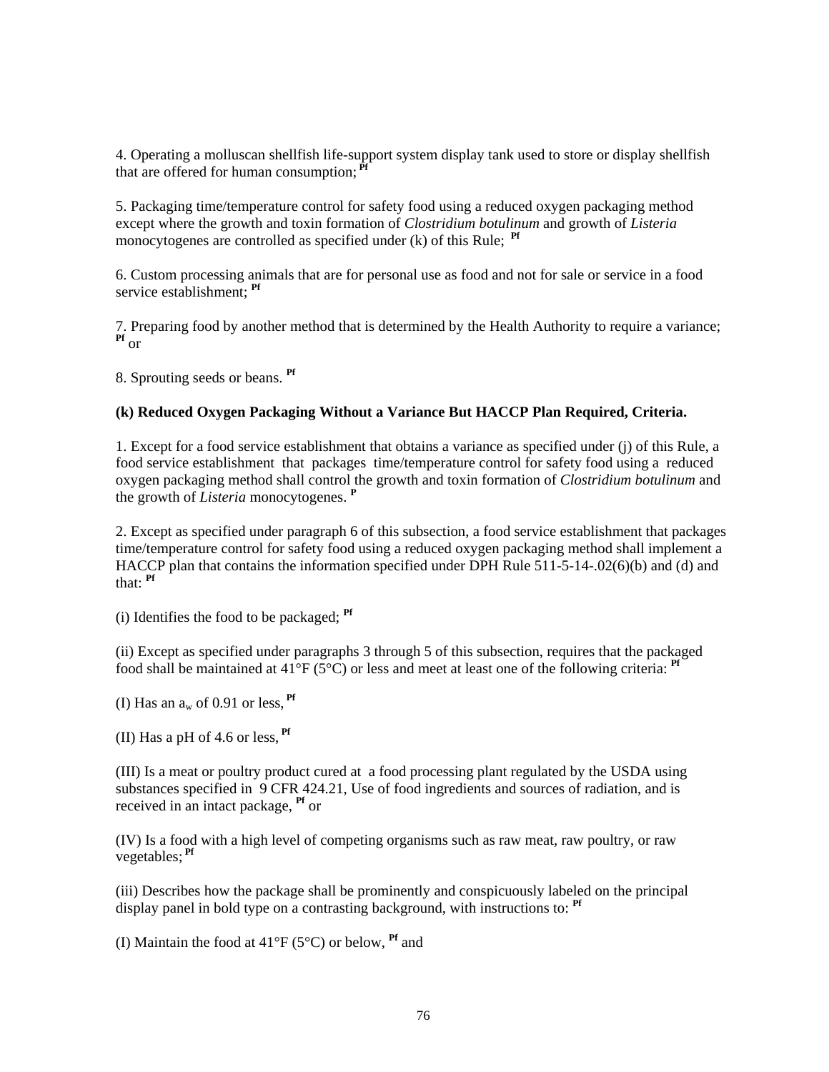4. Operating a molluscan shellfish life-support system display tank used to store or display shellfish that are offered for human consumption; [Pf]

5. Packaging time/temperature control for safety food using a reduced oxygen packaging method except where the growth and toxin formation of *Clostridium botulinum* and growth of *Listeria* monocytogenes are controlled as specified under (k) of this Rule; [Pf]

6. Custom processing animals that are for personal use as food and not for sale or service in a food service establishment; [Pf]

7. Preparing food by another method that is determined by the Health Authority to require a variance; [Pf] or

8. Sprouting seeds or beans. [Pf]

**(k) Reduced Oxygen Packaging Without a Variance But HACCP Plan Required, Criteria.**

1. Except for a food service establishment that obtains a variance as specified under (j) of this Rule, a food service establishment that packages time/temperature control for safety food using a reduced oxygen packaging method shall control the growth and toxin formation of *Clostridium botulinum* and the growth of *Listeria* monocytogenes. [P]

2. Except as specified under paragraph 6 of this subsection, a food service establishment that packages time/temperature control for safety food using a reduced oxygen packaging method shall implement a HACCP plan that contains the information specified under DPH Rule 511-5-14-.02(6)(b) and (d) and that: [Pf]

(i) Identifies the food to be packaged; [Pf]

(ii) Except as specified under paragraphs 3 through 5 of this subsection, requires that the packaged food shall be maintained at 41°F (5°C) or less and meet at least one of the following criteria: [Pf]

(I) Has an $a_w$ of 0.91 or less, [Pf]

(II) Has a pH of 4.6 or less, [Pf]

(III) Is a meat or poultry product cured at a food processing plant regulated by the USDA using substances specified in 9 CFR 424.21, Use of food ingredients and sources of radiation, and is received in an intact package, [Pf] or

(IV) Is a food with a high level of competing organisms such as raw meat, raw poultry, or raw vegetables; [Pf]

(iii) Describes how the package shall be prominently and conspicuously labeled on the principal display panel in bold type on a contrasting background, with instructions to: [Pf]

(I) Maintain the food at 41°F (5°C) or below, [Pf] and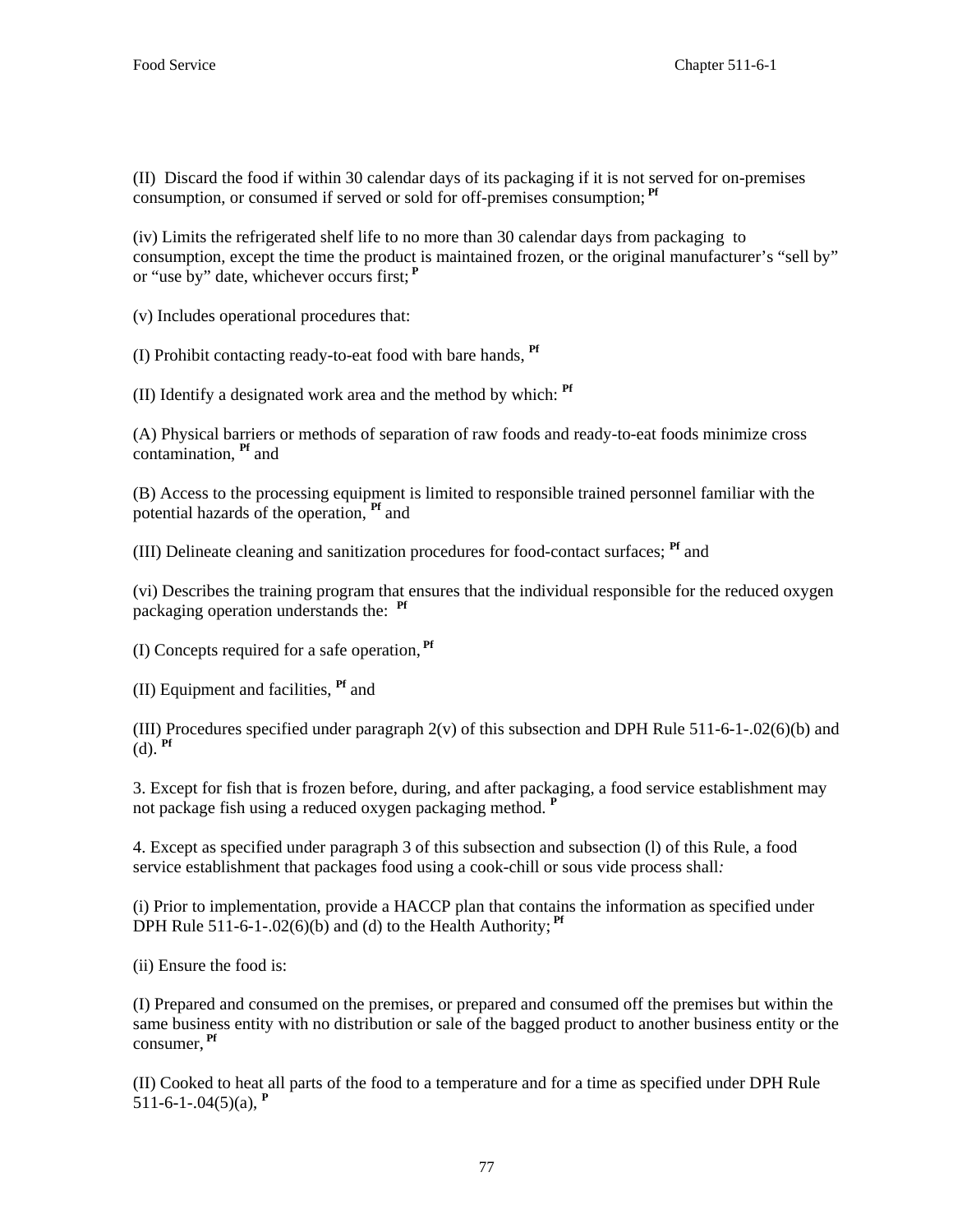(II) Discard the food if within 30 calendar days of its packaging if it is not served for on-premises consumption, or consumed if served or sold for off-premises consumption; [Pf]

(iv) Limits the refrigerated shelf life to no more than 30 calendar days from packaging to consumption, except the time the product is maintained frozen, or the original manufacturer's "sell by" or "use by" date, whichever occurs first; [P]

(v) Includes operational procedures that:

(I) Prohibit contacting ready-to-eat food with bare hands, [Pf]

(II) Identify a designated work area and the method by which: [Pf]

(A) Physical barriers or methods of separation of raw foods and ready-to-eat foods minimize cross contamination, [Pf] and

(B) Access to the processing equipment is limited to responsible trained personnel familiar with the potential hazards of the operation, [Pf] and

(III) Delineate cleaning and sanitization procedures for food-contact surfaces; [Pf] and

(vi) Describes the training program that ensures that the individual responsible for the reduced oxygen packaging operation understands the: [Pf]

(I) Concepts required for a safe operation, [Pf]

(II) Equipment and facilities, [Pf] and

(III) Procedures specified under paragraph 2(v) of this subsection and DPH Rule 511-6-1-.02(6)(b) and (d). [Pf]

3. Except for fish that is frozen before, during, and after packaging, a food service establishment may not package fish using a reduced oxygen packaging method. [P]

4. Except as specified under paragraph 3 of this subsection and subsection (l) of this Rule, a food service establishment that packages food using a cook-chill or sous vide process shall*:*

(i) Prior to implementation, provide a HACCP plan that contains the information as specified under DPH Rule 511-6-1-.02(6)(b) and (d) to the Health Authority; [Pf]

(ii) Ensure the food is:

(I) Prepared and consumed on the premises, or prepared and consumed off the premises but within the same business entity with no distribution or sale of the bagged product to another business entity or the consumer, [Pf]

(II) Cooked to heat all parts of the food to a temperature and for a time as specified under DPH Rule 511-6-1-.04(5)(a), [P]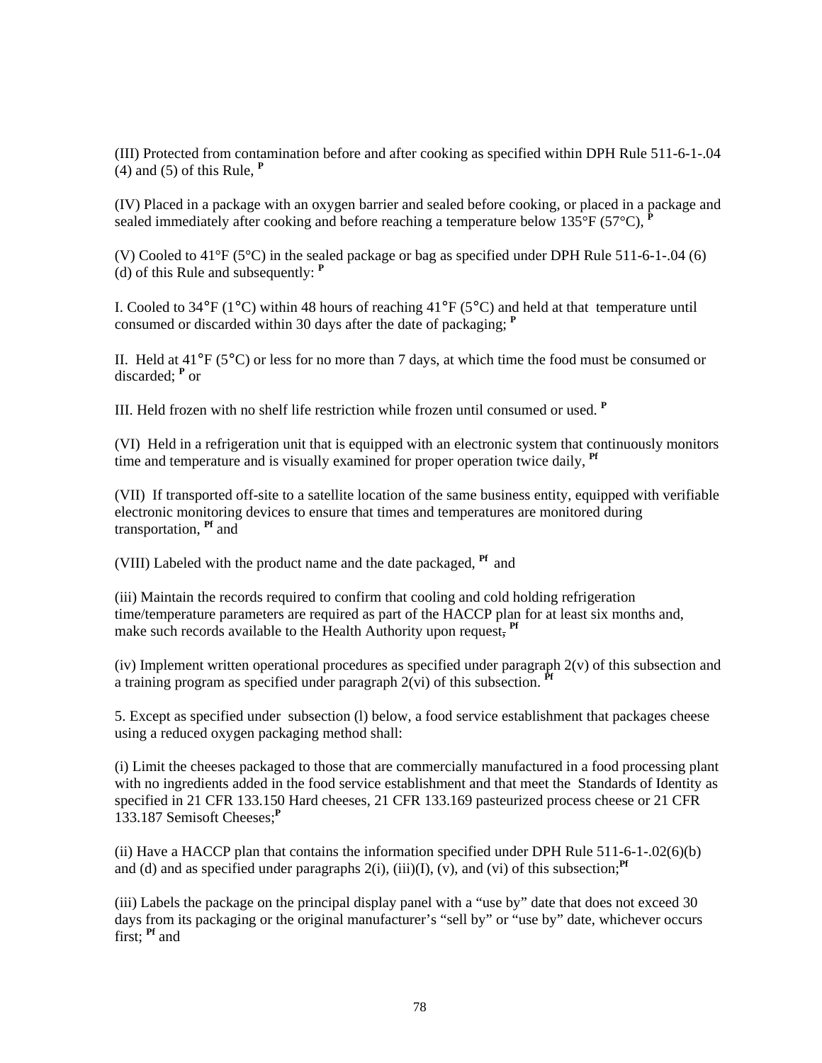(III) Protected from contamination before and after cooking as specified within DPH Rule 511-6-1-.04 (4) and (5) of this Rule, [P]

(IV) Placed in a package with an oxygen barrier and sealed before cooking, or placed in a package and sealed immediately after cooking and before reaching a temperature below 135°F (57°C), [P]

(V) Cooled to 41°F (5°C) in the sealed package or bag as specified under DPH Rule 511-6-1-.04 (6) (d) of this Rule and subsequently: [P]

I. Cooled to 34°F (1°C) within 48 hours of reaching 41°F (5°C) and held at that temperature until consumed or discarded within 30 days after the date of packaging; [P]

II. Held at 41°F (5°C) or less for no more than 7 days, at which time the food must be consumed or discarded; [P] or

III. Held frozen with no shelf life restriction while frozen until consumed or used. [P]

(VI) Held in a refrigeration unit that is equipped with an electronic system that continuously monitors time and temperature and is visually examined for proper operation twice daily, [Pf]

(VII) If transported off-site to a satellite location of the same business entity, equipped with verifiable electronic monitoring devices to ensure that times and temperatures are monitored during transportation, [Pf] and

(VIII) Labeled with the product name and the date packaged, [Pf] and

(iii) Maintain the records required to confirm that cooling and cold holding refrigeration time/temperature parameters are required as part of the HACCP plan for at least six months and, make such records available to the Health Authority upon request. [Pf]

(iv) Implement written operational procedures as specified under paragraph 2(v) of this subsection and a training program as specified under paragraph 2(vi) of this subsection. [Pf]

5. Except as specified under subsection (l) below, a food service establishment that packages cheese using a reduced oxygen packaging method shall:

(i) Limit the cheeses packaged to those that are commercially manufactured in a food processing plant with no ingredients added in the food service establishment and that meet the Standards of Identity as specified in 21 CFR 133.150 Hard cheeses, 21 CFR 133.169 pasteurized process cheese or 21 CFR 133.187 Semisoft Cheeses;[P]

(ii) Have a HACCP plan that contains the information specified under DPH Rule 511-6-1-.02(6)(b) and (d) and as specified under paragraphs 2(i), (iii)(I), (v), and (vi) of this subsection;[Pf]

(iii) Labels the package on the principal display panel with a "use by" date that does not exceed 30 days from its packaging or the original manufacturer's "sell by" or "use by" date, whichever occurs first; [Pf] and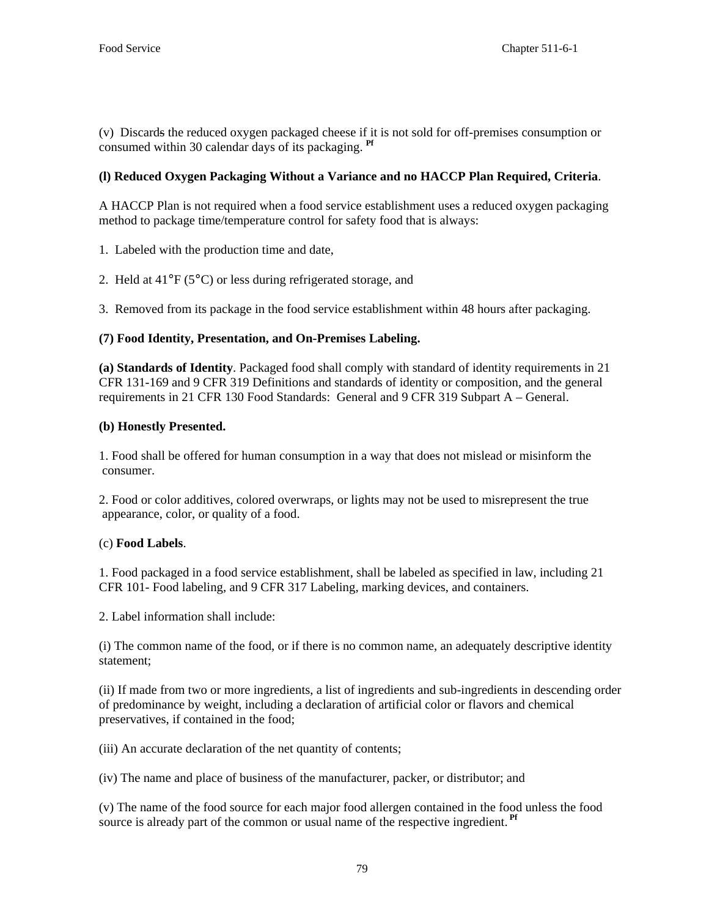(v) Discards the reduced oxygen packaged cheese if it is not sold for off-premises consumption or consumed within 30 calendar days of its packaging. Pf

**(l) Reduced Oxygen Packaging Without a Variance and no HACCP Plan Required, Criteria**.

A HACCP Plan is not required when a food service establishment uses a reduced oxygen packaging method to package time/temperature control for safety food that is always:

1. Labeled with the production time and date,

2. Held at 41°F (5°C) or less during refrigerated storage, and

3. Removed from its package in the food service establishment within 48 hours after packaging.

**(7) Food Identity, Presentation, and On-Premises Labeling.**

**(a) Standards of Identity**. Packaged food shall comply with standard of identity requirements in 21 CFR 131-169 and 9 CFR 319 Definitions and standards of identity or composition, and the general requirements in 21 CFR 130 Food Standards: General and 9 CFR 319 Subpart A – General.

**(b) Honestly Presented.**

1. Food shall be offered for human consumption in a way that does not mislead or misinform the consumer.

2. Food or color additives, colored overwraps, or lights may not be used to misrepresent the true appearance, color, or quality of a food.

(c) **Food Labels**.

1. Food packaged in a food service establishment, shall be labeled as specified in law, including 21 CFR 101- Food labeling, and 9 CFR 317 Labeling, marking devices, and containers.

2. Label information shall include:

(i) The common name of the food, or if there is no common name, an adequately descriptive identity statement;

(ii) If made from two or more ingredients, a list of ingredients and sub-ingredients in descending order of predominance by weight, including a declaration of artificial color or flavors and chemical preservatives, if contained in the food;

(iii) An accurate declaration of the net quantity of contents;

(iv) The name and place of business of the manufacturer, packer, or distributor; and

(v) The name of the food source for each major food allergen contained in the food unless the food source is already part of the common or usual name of the respective ingredient. Pf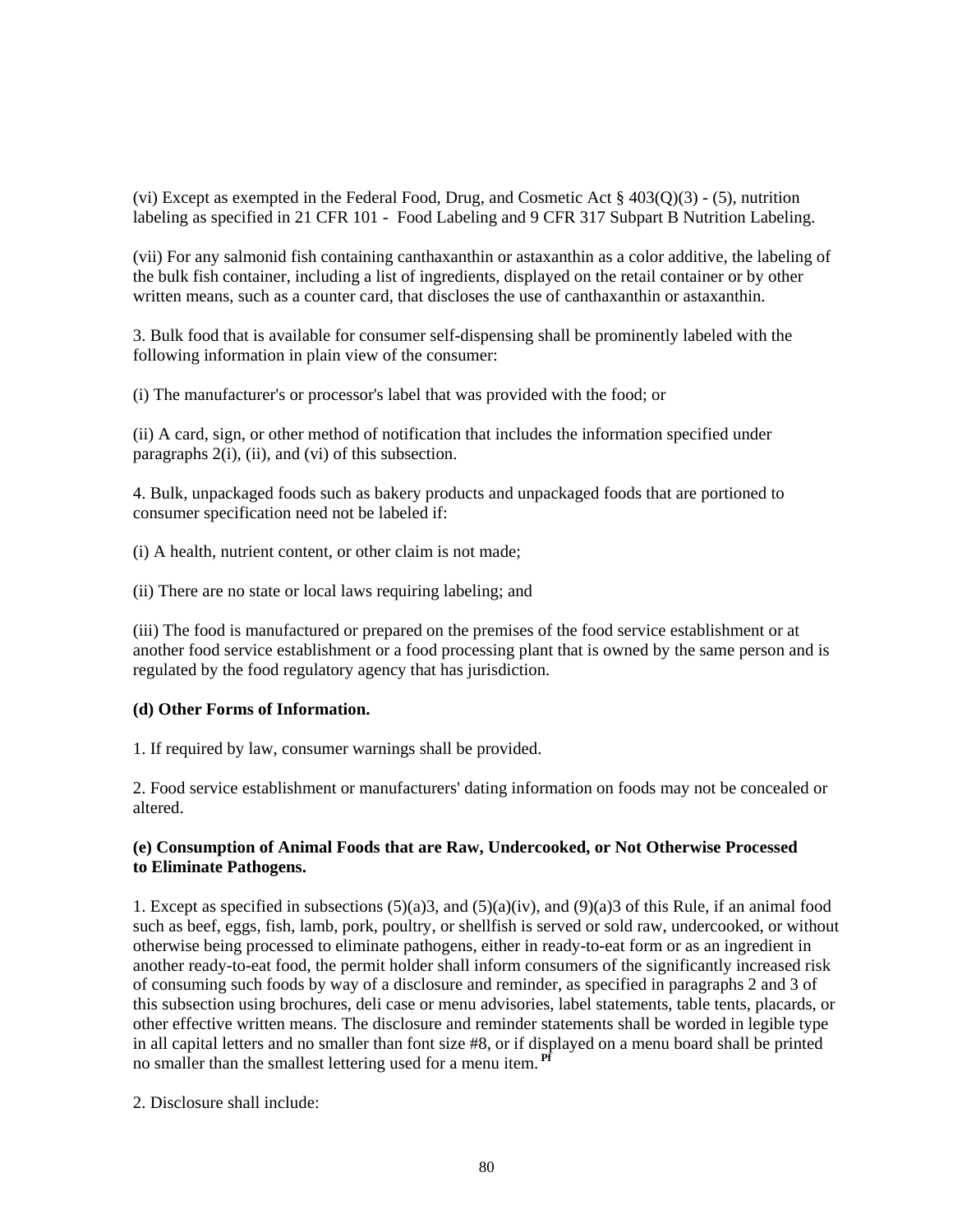(vi) Except as exempted in the Federal Food, Drug, and Cosmetic Act § 403(Q)(3) - (5), nutrition labeling as specified in 21 CFR 101 - Food Labeling and 9 CFR 317 Subpart B Nutrition Labeling.

(vii) For any salmonid fish containing canthaxanthin or astaxanthin as a color additive, the labeling of the bulk fish container, including a list of ingredients, displayed on the retail container or by other written means, such as a counter card, that discloses the use of canthaxanthin or astaxanthin.

3. Bulk food that is available for consumer self-dispensing shall be prominently labeled with the following information in plain view of the consumer:

(i) The manufacturer's or processor's label that was provided with the food; or

(ii) A card, sign, or other method of notification that includes the information specified under paragraphs 2(i), (ii), and (vi) of this subsection.

4. Bulk, unpackaged foods such as bakery products and unpackaged foods that are portioned to consumer specification need not be labeled if:

(i) A health, nutrient content, or other claim is not made;

(ii) There are no state or local laws requiring labeling; and

(iii) The food is manufactured or prepared on the premises of the food service establishment or at another food service establishment or a food processing plant that is owned by the same person and is regulated by the food regulatory agency that has jurisdiction.

**(d) Other Forms of Information.**

1. If required by law, consumer warnings shall be provided.

2. Food service establishment or manufacturers' dating information on foods may not be concealed or altered.

**(e) Consumption of Animal Foods that are Raw, Undercooked, or Not Otherwise Processed to Eliminate Pathogens.**

1. Except as specified in subsections (5)(a)3, and (5)(a)(iv), and (9)(a)3 of this Rule, if an animal food such as beef, eggs, fish, lamb, pork, poultry, or shellfish is served or sold raw, undercooked, or without otherwise being processed to eliminate pathogens, either in ready-to-eat form or as an ingredient in another ready-to-eat food, the permit holder shall inform consumers of the significantly increased risk of consuming such foods by way of a disclosure and reminder, as specified in paragraphs 2 and 3 of this subsection using brochures, deli case or menu advisories, label statements, table tents, placards, or other effective written means. The disclosure and reminder statements shall be worded in legible type in all capital letters and no smaller than font size #8, or if displayed on a menu board shall be printed no smaller than the smallest lettering used for a menu item. [Pf]

2. Disclosure shall include: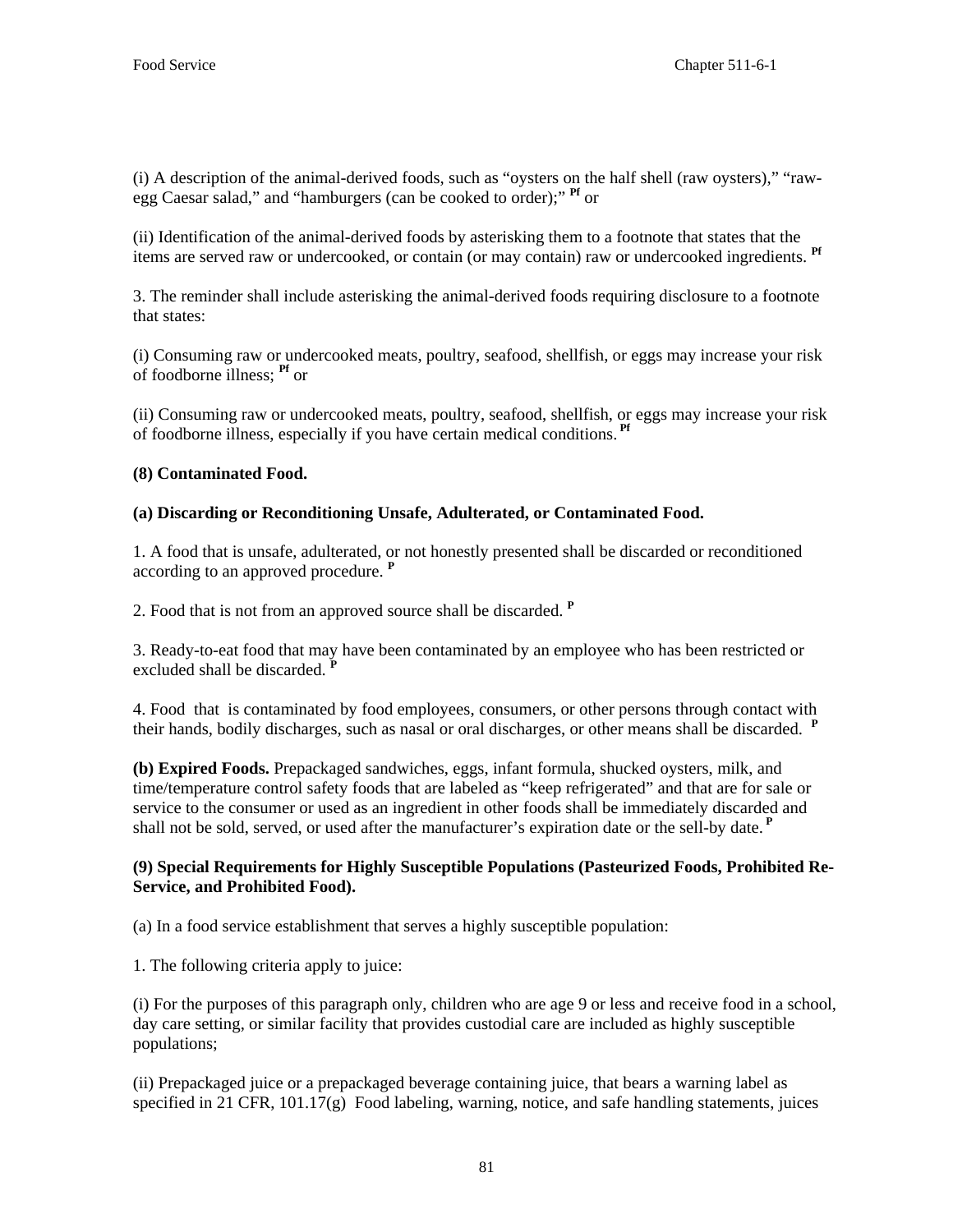(i) A description of the animal-derived foods, such as "oysters on the half shell (raw oysters)," "raw-egg Caesar salad," and "hamburgers (can be cooked to order);" **Pf** or

(ii) Identification of the animal-derived foods by asterisking them to a footnote that states that the items are served raw or undercooked, or contain (or may contain) raw or undercooked ingredients. **Pf**

3. The reminder shall include asterisking the animal-derived foods requiring disclosure to a footnote that states:

(i) Consuming raw or undercooked meats, poultry, seafood, shellfish, or eggs may increase your risk of foodborne illness; **Pf** or

(ii) Consuming raw or undercooked meats, poultry, seafood, shellfish, or eggs may increase your risk of foodborne illness, especially if you have certain medical conditions. **Pf**

**(8) Contaminated Food.**

**(a) Discarding or Reconditioning Unsafe, Adulterated, or Contaminated Food.**

1. A food that is unsafe, adulterated, or not honestly presented shall be discarded or reconditioned according to an approved procedure. **P**

2. Food that is not from an approved source shall be discarded. **P**

3. Ready-to-eat food that may have been contaminated by an employee who has been restricted or excluded shall be discarded. **P**

4. Food that is contaminated by food employees, consumers, or other persons through contact with their hands, bodily discharges, such as nasal or oral discharges, or other means shall be discarded. **P**

**(b) Expired Foods.** Prepackaged sandwiches, eggs, infant formula, shucked oysters, milk, and time/temperature control safety foods that are labeled as "keep refrigerated" and that are for sale or service to the consumer or used as an ingredient in other foods shall be immediately discarded and shall not be sold, served, or used after the manufacturer's expiration date or the sell-by date. **P**

**(9) Special Requirements for Highly Susceptible Populations (Pasteurized Foods, Prohibited Re-Service, and Prohibited Food).**

(a) In a food service establishment that serves a highly susceptible population:

1. The following criteria apply to juice:

(i) For the purposes of this paragraph only, children who are age 9 or less and receive food in a school, day care setting, or similar facility that provides custodial care are included as highly susceptible populations;

(ii) Prepackaged juice or a prepackaged beverage containing juice, that bears a warning label as specified in 21 CFR, 101.17(g) Food labeling, warning, notice, and safe handling statements, juices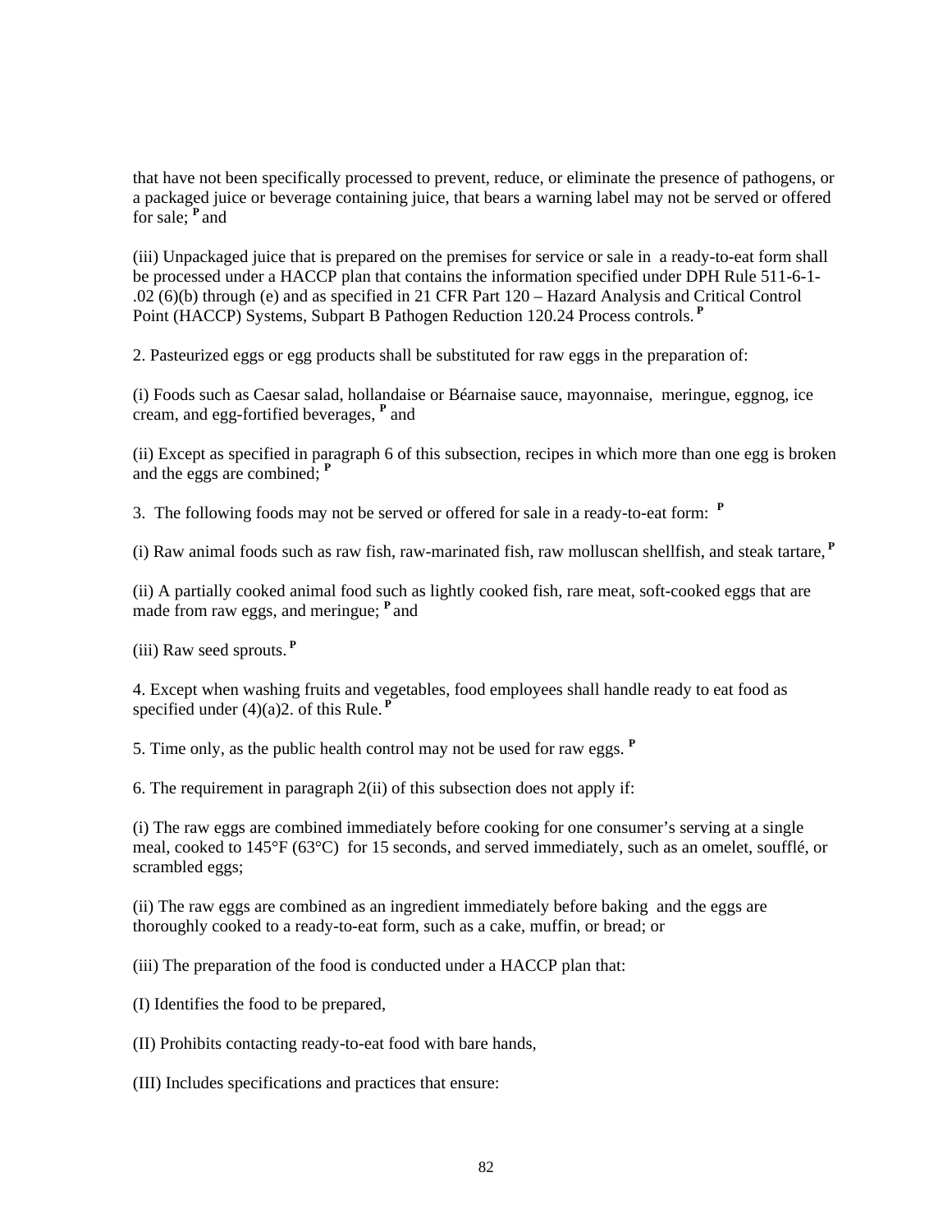that have not been specifically processed to prevent, reduce, or eliminate the presence of pathogens, or a packaged juice or beverage containing juice, that bears a warning label may not be served or offered for sale; [P] and

(iii) Unpackaged juice that is prepared on the premises for service or sale in a ready-to-eat form shall be processed under a HACCP plan that contains the information specified under DPH Rule 511-6-1-.02 (6)(b) through (e) and as specified in 21 CFR Part 120 – Hazard Analysis and Critical Control Point (HACCP) Systems, Subpart B Pathogen Reduction 120.24 Process controls. [P]

2. Pasteurized eggs or egg products shall be substituted for raw eggs in the preparation of:

(i) Foods such as Caesar salad, hollandaise or Béarnaise sauce, mayonnaise, meringue, eggnog, ice cream, and egg-fortified beverages, [P] and

(ii) Except as specified in paragraph 6 of this subsection, recipes in which more than one egg is broken and the eggs are combined; [P]

3. The following foods may not be served or offered for sale in a ready-to-eat form: [P]

(i) Raw animal foods such as raw fish, raw-marinated fish, raw molluscan shellfish, and steak tartare, [P]

(ii) A partially cooked animal food such as lightly cooked fish, rare meat, soft-cooked eggs that are made from raw eggs, and meringue; [P] and

(iii) Raw seed sprouts. [P]

4. Except when washing fruits and vegetables, food employees shall handle ready to eat food as specified under (4)(a)2. of this Rule. [P]

5. Time only, as the public health control may not be used for raw eggs. [P]

6. The requirement in paragraph 2(ii) of this subsection does not apply if:

(i) The raw eggs are combined immediately before cooking for one consumer's serving at a single meal, cooked to 145°F (63°C) for 15 seconds, and served immediately, such as an omelet, soufflé, or scrambled eggs;

(ii) The raw eggs are combined as an ingredient immediately before baking and the eggs are thoroughly cooked to a ready-to-eat form, such as a cake, muffin, or bread; or

(iii) The preparation of the food is conducted under a HACCP plan that:

(I) Identifies the food to be prepared,

(II) Prohibits contacting ready-to-eat food with bare hands,

(III) Includes specifications and practices that ensure: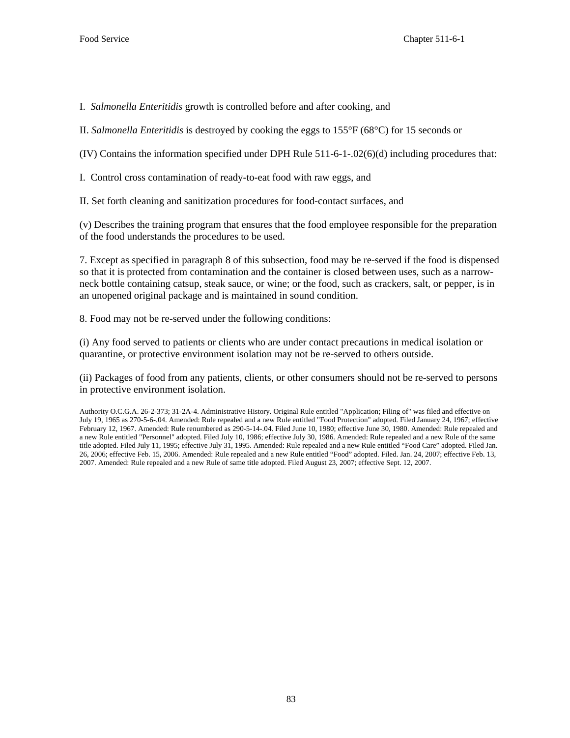I. *Salmonella Enteritidis* growth is controlled before and after cooking, and

II. *Salmonella Enteritidis* is destroyed by cooking the eggs to 155°F (68°C) for 15 seconds or

(IV) Contains the information specified under DPH Rule 511-6-1-.02(6)(d) including procedures that:

I. Control cross contamination of ready-to-eat food with raw eggs, and

II. Set forth cleaning and sanitization procedures for food-contact surfaces, and

(v) Describes the training program that ensures that the food employee responsible for the preparation of the food understands the procedures to be used.

7. Except as specified in paragraph 8 of this subsection, food may be re-served if the food is dispensed so that it is protected from contamination and the container is closed between uses, such as a narrow-neck bottle containing catsup, steak sauce, or wine; or the food, such as crackers, salt, or pepper, is in an unopened original package and is maintained in sound condition.

8. Food may not be re-served under the following conditions:

(i) Any food served to patients or clients who are under contact precautions in medical isolation or quarantine, or protective environment isolation may not be re-served to others outside.

(ii) Packages of food from any patients, clients, or other consumers should not be re-served to persons in protective environment isolation.

Authority O.C.G.A. 26-2-373; 31-2A-4. Administrative History. Original Rule entitled "Application; Filing of" was filed and effective on July 19, 1965 as 270-5-6-.04. Amended: Rule repealed and a new Rule entitled "Food Protection" adopted. Filed January 24, 1967; effective February 12, 1967. Amended: Rule renumbered as 290-5-14-.04. Filed June 10, 1980; effective June 30, 1980. Amended: Rule repealed and a new Rule entitled "Personnel" adopted. Filed July 10, 1986; effective July 30, 1986. Amended: Rule repealed and a new Rule of the same title adopted. Filed July 11, 1995; effective July 31, 1995. Amended: Rule repealed and a new Rule entitled "Food Care" adopted. Filed Jan. 26, 2006; effective Feb. 15, 2006. Amended: Rule repealed and a new Rule entitled "Food" adopted. Filed. Jan. 24, 2007; effective Feb. 13, 2007. Amended: Rule repealed and a new Rule of same title adopted. Filed August 23, 2007; effective Sept. 12, 2007.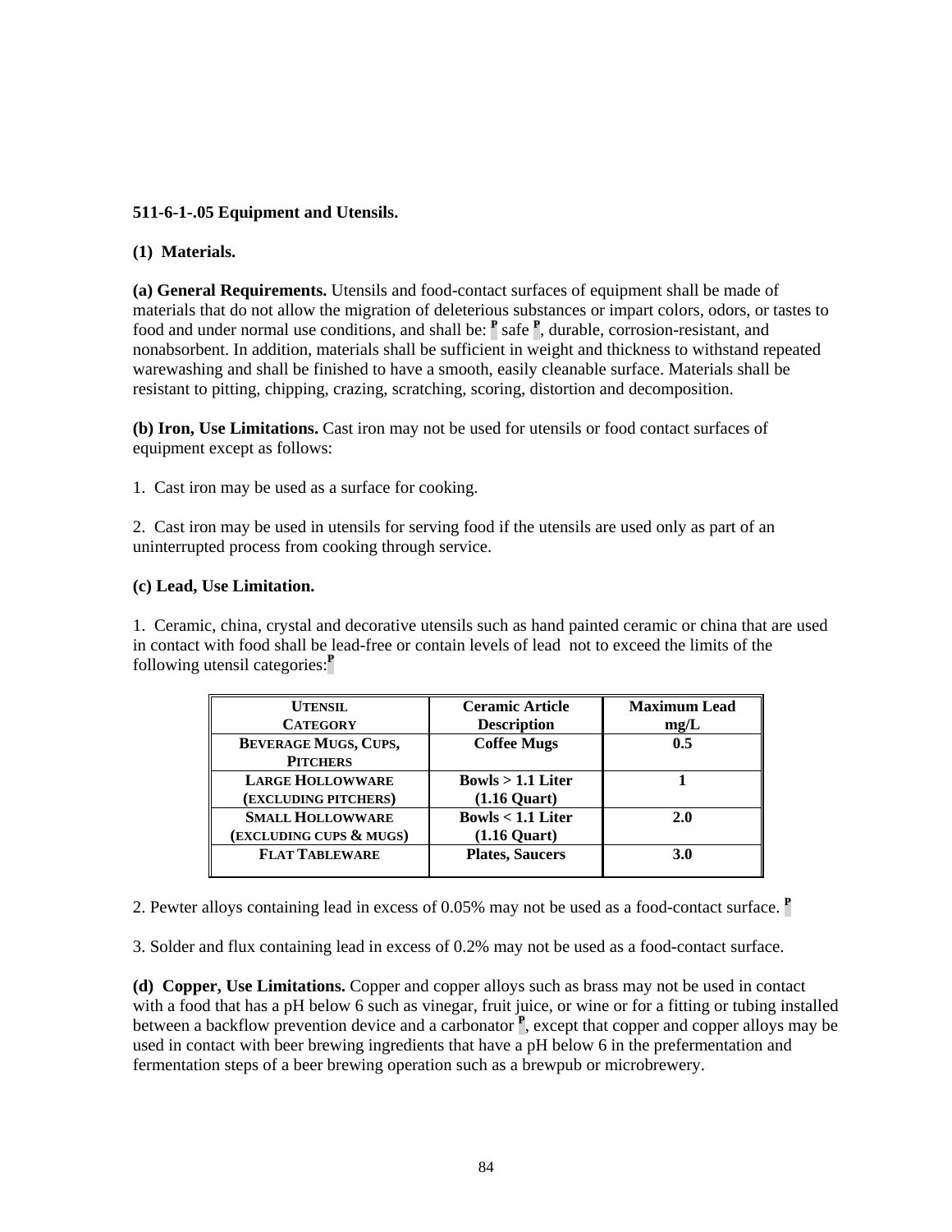**511-6-1-.05 Equipment and Utensils.**

**(1) Materials.**

**(a) General Requirements.** Utensils and food-contact surfaces of equipment shall be made of materials that do not allow the migration of deleterious substances or impart colors, odors, or tastes to food and under normal use conditions, and shall be: P safe P, durable, corrosion-resistant, and nonabsorbent. In addition, materials shall be sufficient in weight and thickness to withstand repeated warewashing and shall be finished to have a smooth, easily cleanable surface. Materials shall be resistant to pitting, chipping, crazing, scratching, scoring, distortion and decomposition.

**(b) Iron, Use Limitations.** Cast iron may not be used for utensils or food contact surfaces of equipment except as follows:

1. Cast iron may be used as a surface for cooking.

2. Cast iron may be used in utensils for serving food if the utensils are used only as part of an uninterrupted process from cooking through service.

**(c) Lead, Use Limitation.**

1. Ceramic, china, crystal and decorative utensils such as hand painted ceramic or china that are used in contact with food shall be lead-free or contain levels of lead not to exceed the limits of the following utensil categories:P

| Utensil Category | Ceramic Article Description | Maximum Lead mg/L |
|---|---|---|
| Beverage Mugs, Cups, Pitchers | Coffee Mugs | 0.5 |
| Large Hollowware (excluding pitchers) | Bowls > 1.1 Liter (1.16 Quart) | 1 |
| Small Hollowware (excluding cups & mugs) | Bowls < 1.1 Liter (1.16 Quart) | 2.0 |
| Flat Tableware | Plates, Saucers | 3.0 |

2. Pewter alloys containing lead in excess of 0.05% may not be used as a food-contact surface. P

3. Solder and flux containing lead in excess of 0.2% may not be used as a food-contact surface.

**(d) Copper, Use Limitations.** Copper and copper alloys such as brass may not be used in contact with a food that has a pH below 6 such as vinegar, fruit juice, or wine or for a fitting or tubing installed between a backflow prevention device and a carbonator P, except that copper and copper alloys may be used in contact with beer brewing ingredients that have a pH below 6 in the prefermentation and fermentation steps of a beer brewing operation such as a brewpub or microbrewery.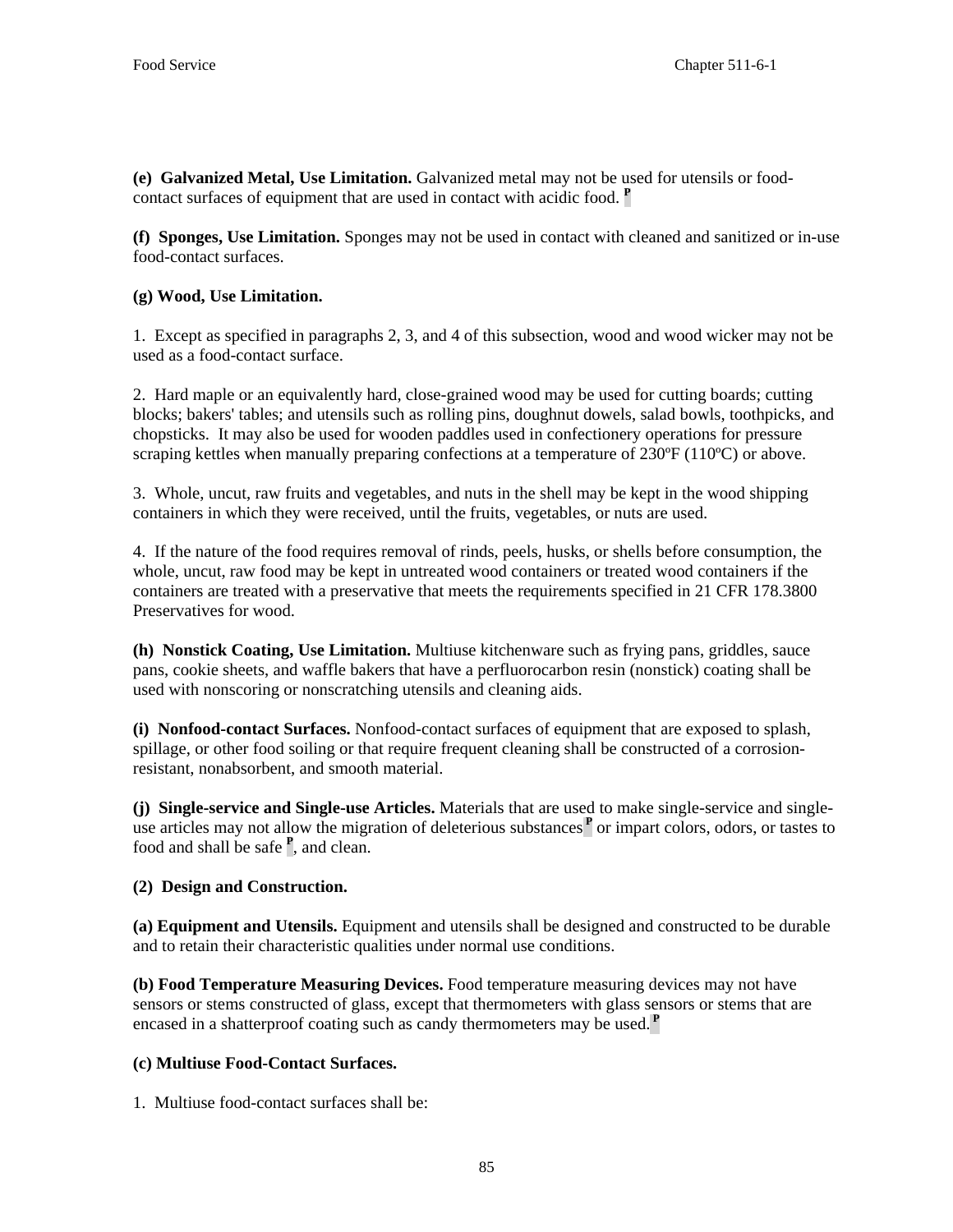**(e) Galvanized Metal, Use Limitation.** Galvanized metal may not be used for utensils or food-contact surfaces of equipment that are used in contact with acidic food. [P]

**(f) Sponges, Use Limitation.** Sponges may not be used in contact with cleaned and sanitized or in-use food-contact surfaces.

**(g) Wood, Use Limitation.**

1. Except as specified in paragraphs 2, 3, and 4 of this subsection, wood and wood wicker may not be used as a food-contact surface.

2. Hard maple or an equivalently hard, close-grained wood may be used for cutting boards; cutting blocks; bakers' tables; and utensils such as rolling pins, doughnut dowels, salad bowls, toothpicks, and chopsticks. It may also be used for wooden paddles used in confectionery operations for pressure scraping kettles when manually preparing confections at a temperature of 230ºF (110ºC) or above.

3. Whole, uncut, raw fruits and vegetables, and nuts in the shell may be kept in the wood shipping containers in which they were received, until the fruits, vegetables, or nuts are used.

4. If the nature of the food requires removal of rinds, peels, husks, or shells before consumption, the whole, uncut, raw food may be kept in untreated wood containers or treated wood containers if the containers are treated with a preservative that meets the requirements specified in 21 CFR 178.3800 Preservatives for wood.

**(h) Nonstick Coating, Use Limitation.** Multiuse kitchenware such as frying pans, griddles, sauce pans, cookie sheets, and waffle bakers that have a perfluorocarbon resin (nonstick) coating shall be used with nonscoring or nonscratching utensils and cleaning aids.

**(i) Nonfood-contact Surfaces.** Nonfood-contact surfaces of equipment that are exposed to splash, spillage, or other food soiling or that require frequent cleaning shall be constructed of a corrosion-resistant, nonabsorbent, and smooth material.

**(j) Single-service and Single-use Articles.** Materials that are used to make single-service and single-use articles may not allow the migration of deleterious substances[P] or impart colors, odors, or tastes to food and shall be safe [P], and clean.

**(2) Design and Construction.**

**(a) Equipment and Utensils.** Equipment and utensils shall be designed and constructed to be durable and to retain their characteristic qualities under normal use conditions.

**(b) Food Temperature Measuring Devices.** Food temperature measuring devices may not have sensors or stems constructed of glass, except that thermometers with glass sensors or stems that are encased in a shatterproof coating such as candy thermometers may be used.[P]

**(c) Multiuse Food-Contact Surfaces.**

1. Multiuse food-contact surfaces shall be: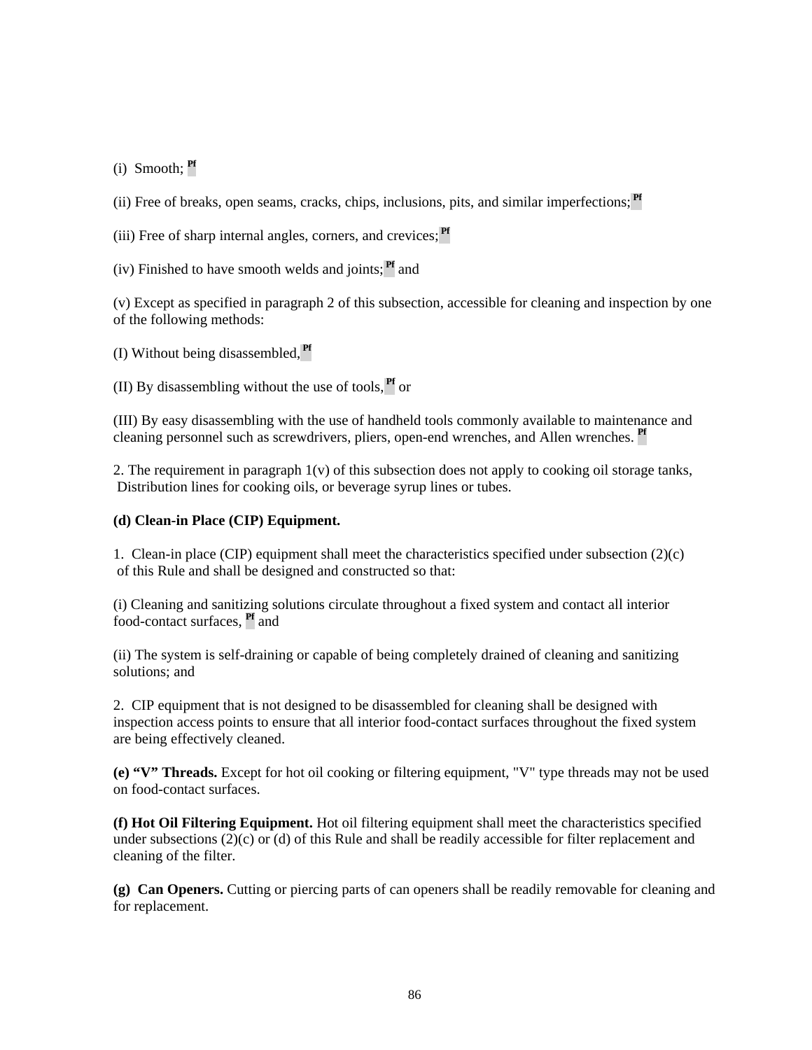(i) Smooth; Pf

(ii) Free of breaks, open seams, cracks, chips, inclusions, pits, and similar imperfections; Pf

(iii) Free of sharp internal angles, corners, and crevices; Pf

(iv) Finished to have smooth welds and joints; Pf and

(v) Except as specified in paragraph 2 of this subsection, accessible for cleaning and inspection by one of the following methods:

(I) Without being disassembled, Pf

(II) By disassembling without the use of tools, Pf or

(III) By easy disassembling with the use of handheld tools commonly available to maintenance and cleaning personnel such as screwdrivers, pliers, open-end wrenches, and Allen wrenches. Pf

2. The requirement in paragraph 1(v) of this subsection does not apply to cooking oil storage tanks, Distribution lines for cooking oils, or beverage syrup lines or tubes.

**(d) Clean-in Place (CIP) Equipment.**

1. Clean-in place (CIP) equipment shall meet the characteristics specified under subsection (2)(c) of this Rule and shall be designed and constructed so that:

(i) Cleaning and sanitizing solutions circulate throughout a fixed system and contact all interior food-contact surfaces, Pf and

(ii) The system is self-draining or capable of being completely drained of cleaning and sanitizing solutions; and

2. CIP equipment that is not designed to be disassembled for cleaning shall be designed with inspection access points to ensure that all interior food-contact surfaces throughout the fixed system are being effectively cleaned.

**(e) "V" Threads.** Except for hot oil cooking or filtering equipment, "V" type threads may not be used on food-contact surfaces.

**(f) Hot Oil Filtering Equipment.** Hot oil filtering equipment shall meet the characteristics specified under subsections (2)(c) or (d) of this Rule and shall be readily accessible for filter replacement and cleaning of the filter.

**(g) Can Openers.** Cutting or piercing parts of can openers shall be readily removable for cleaning and for replacement.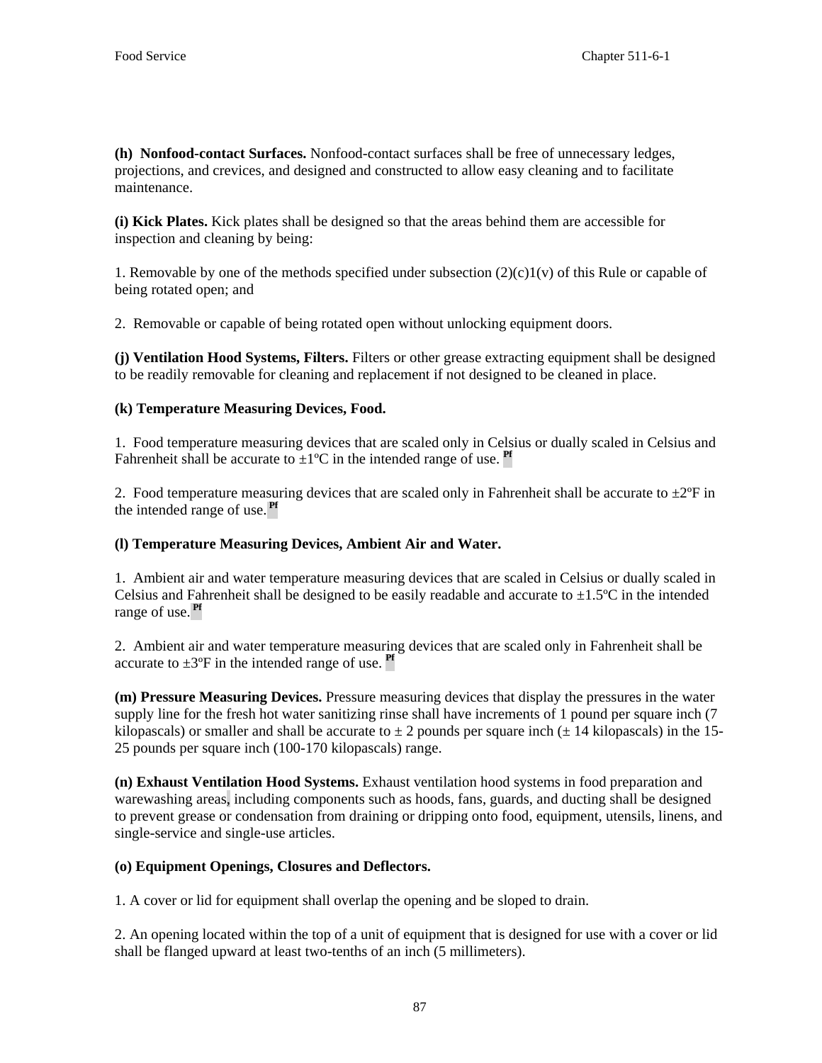**(h) Nonfood-contact Surfaces.** Nonfood-contact surfaces shall be free of unnecessary ledges, projections, and crevices, and designed and constructed to allow easy cleaning and to facilitate maintenance.

**(i) Kick Plates.** Kick plates shall be designed so that the areas behind them are accessible for inspection and cleaning by being:

1. Removable by one of the methods specified under subsection (2)(c)1(v) of this Rule or capable of being rotated open; and

2. Removable or capable of being rotated open without unlocking equipment doors.

**(j) Ventilation Hood Systems, Filters.** Filters or other grease extracting equipment shall be designed to be readily removable for cleaning and replacement if not designed to be cleaned in place.

**(k) Temperature Measuring Devices, Food.**

1. Food temperature measuring devices that are scaled only in Celsius or dually scaled in Celsius and Fahrenheit shall be accurate to ±1ºC in the intended range of use. Pf

2. Food temperature measuring devices that are scaled only in Fahrenheit shall be accurate to ±2ºF in the intended range of use. Pf

**(l) Temperature Measuring Devices, Ambient Air and Water.**

1. Ambient air and water temperature measuring devices that are scaled in Celsius or dually scaled in Celsius and Fahrenheit shall be designed to be easily readable and accurate to ±1.5ºC in the intended range of use. Pf

2. Ambient air and water temperature measuring devices that are scaled only in Fahrenheit shall be accurate to ±3ºF in the intended range of use. Pf

**(m) Pressure Measuring Devices.** Pressure measuring devices that display the pressures in the water supply line for the fresh hot water sanitizing rinse shall have increments of 1 pound per square inch (7 kilopascals) or smaller and shall be accurate to ± 2 pounds per square inch (± 14 kilopascals) in the 15-25 pounds per square inch (100-170 kilopascals) range.

**(n) Exhaust Ventilation Hood Systems.** Exhaust ventilation hood systems in food preparation and warewashing areas, including components such as hoods, fans, guards, and ducting shall be designed to prevent grease or condensation from draining or dripping onto food, equipment, utensils, linens, and single-service and single-use articles.

**(o) Equipment Openings, Closures and Deflectors.**

1. A cover or lid for equipment shall overlap the opening and be sloped to drain.

2. An opening located within the top of a unit of equipment that is designed for use with a cover or lid shall be flanged upward at least two-tenths of an inch (5 millimeters).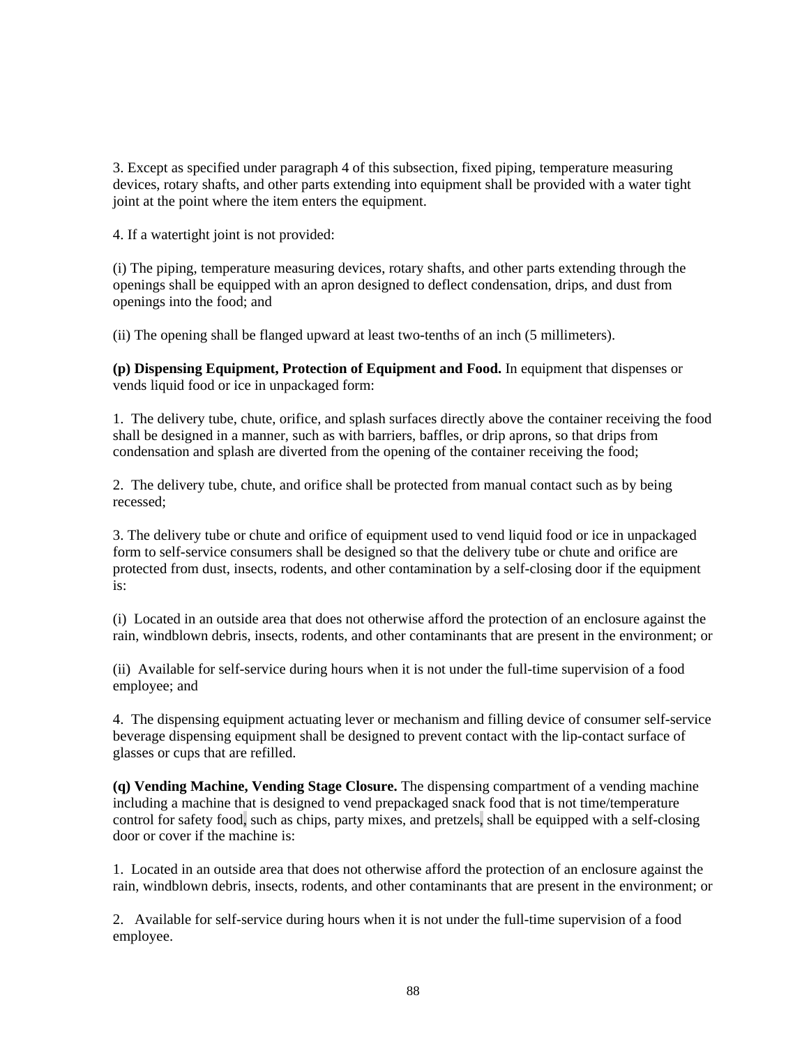3. Except as specified under paragraph 4 of this subsection, fixed piping, temperature measuring devices, rotary shafts, and other parts extending into equipment shall be provided with a water tight joint at the point where the item enters the equipment.

4. If a watertight joint is not provided:

(i) The piping, temperature measuring devices, rotary shafts, and other parts extending through the openings shall be equipped with an apron designed to deflect condensation, drips, and dust from openings into the food; and

(ii) The opening shall be flanged upward at least two-tenths of an inch (5 millimeters).

**(p) Dispensing Equipment, Protection of Equipment and Food.** In equipment that dispenses or vends liquid food or ice in unpackaged form:

1. The delivery tube, chute, orifice, and splash surfaces directly above the container receiving the food shall be designed in a manner, such as with barriers, baffles, or drip aprons, so that drips from condensation and splash are diverted from the opening of the container receiving the food;

2. The delivery tube, chute, and orifice shall be protected from manual contact such as by being recessed;

3. The delivery tube or chute and orifice of equipment used to vend liquid food or ice in unpackaged form to self-service consumers shall be designed so that the delivery tube or chute and orifice are protected from dust, insects, rodents, and other contamination by a self-closing door if the equipment is:

(i) Located in an outside area that does not otherwise afford the protection of an enclosure against the rain, windblown debris, insects, rodents, and other contaminants that are present in the environment; or

(ii) Available for self-service during hours when it is not under the full-time supervision of a food employee; and

4. The dispensing equipment actuating lever or mechanism and filling device of consumer self-service beverage dispensing equipment shall be designed to prevent contact with the lip-contact surface of glasses or cups that are refilled.

**(q) Vending Machine, Vending Stage Closure.** The dispensing compartment of a vending machine including a machine that is designed to vend prepackaged snack food that is not time/temperature control for safety food, such as chips, party mixes, and pretzels, shall be equipped with a self-closing door or cover if the machine is:

1. Located in an outside area that does not otherwise afford the protection of an enclosure against the rain, windblown debris, insects, rodents, and other contaminants that are present in the environment; or

2. Available for self-service during hours when it is not under the full-time supervision of a food employee.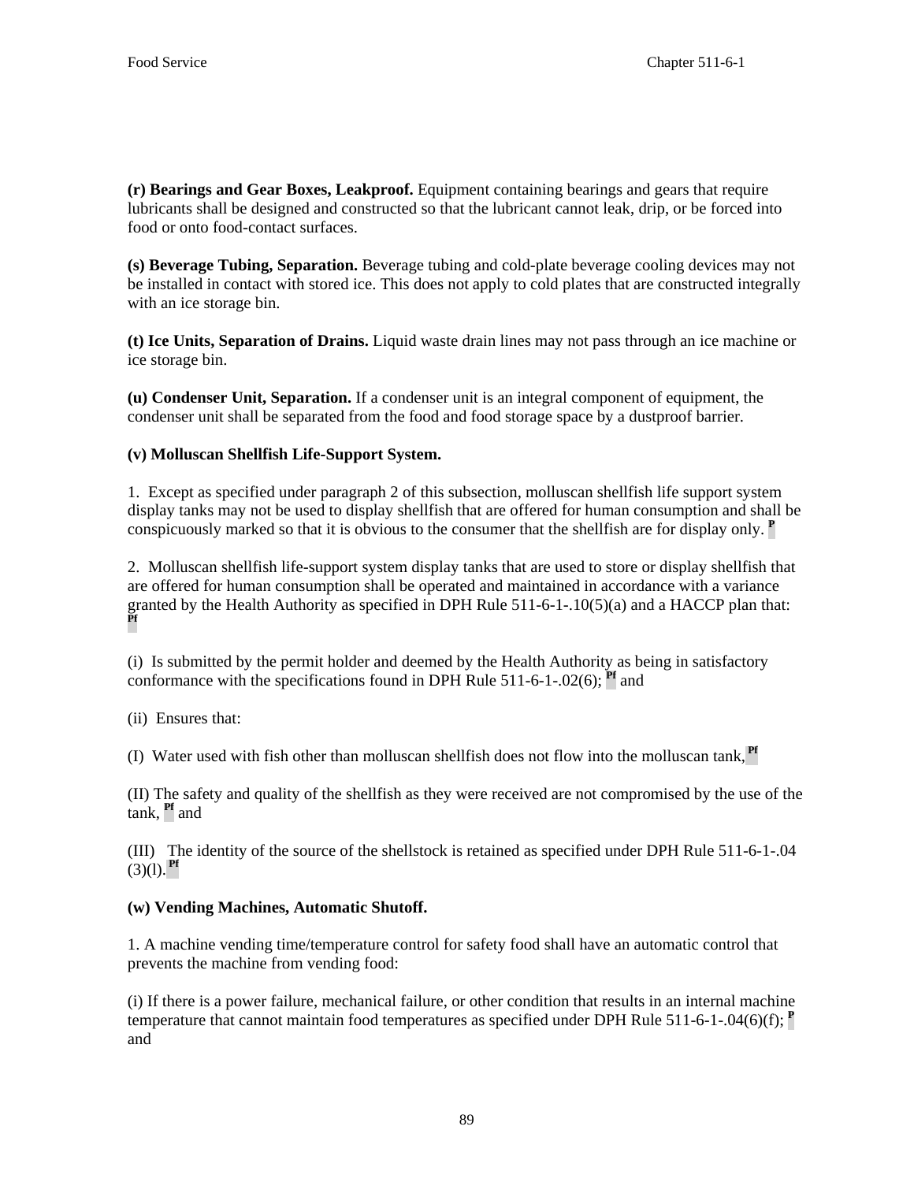**(r) Bearings and Gear Boxes, Leakproof.** Equipment containing bearings and gears that require lubricants shall be designed and constructed so that the lubricant cannot leak, drip, or be forced into food or onto food-contact surfaces.

**(s) Beverage Tubing, Separation.** Beverage tubing and cold-plate beverage cooling devices may not be installed in contact with stored ice. This does not apply to cold plates that are constructed integrally with an ice storage bin.

**(t) Ice Units, Separation of Drains.** Liquid waste drain lines may not pass through an ice machine or ice storage bin.

**(u) Condenser Unit, Separation.** If a condenser unit is an integral component of equipment, the condenser unit shall be separated from the food and food storage space by a dustproof barrier.

**(v) Molluscan Shellfish Life-Support System.**

1. Except as specified under paragraph 2 of this subsection, molluscan shellfish life support system display tanks may not be used to display shellfish that are offered for human consumption and shall be conspicuously marked so that it is obvious to the consumer that the shellfish are for display only. **P**

2. Molluscan shellfish life-support system display tanks that are used to store or display shellfish that are offered for human consumption shall be operated and maintained in accordance with a variance granted by the Health Authority as specified in DPH Rule 511-6-1-.10(5)(a) and a HACCP plan that: **Pf**

(i) Is submitted by the permit holder and deemed by the Health Authority as being in satisfactory conformance with the specifications found in DPH Rule 511-6-1-.02(6); **Pf** and

(ii) Ensures that:

(I) Water used with fish other than molluscan shellfish does not flow into the molluscan tank, **Pf**

(II) The safety and quality of the shellfish as they were received are not compromised by the use of the tank, **Pf** and

(III) The identity of the source of the shellstock is retained as specified under DPH Rule 511-6-1-.04 (3)(l). **Pf**

**(w) Vending Machines, Automatic Shutoff.**

1. A machine vending time/temperature control for safety food shall have an automatic control that prevents the machine from vending food:

(i) If there is a power failure, mechanical failure, or other condition that results in an internal machine temperature that cannot maintain food temperatures as specified under DPH Rule 511-6-1-.04(6)(f); **P** and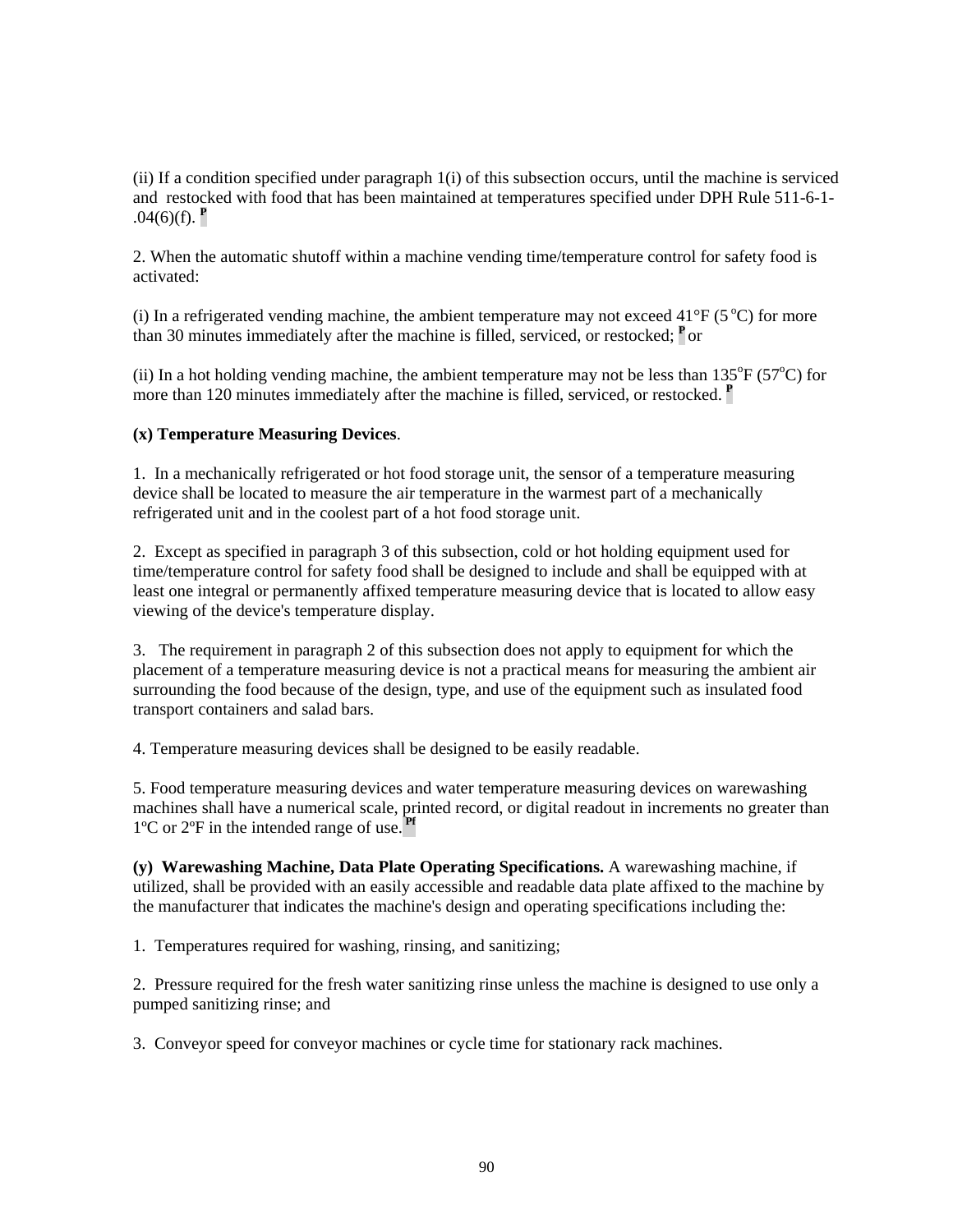(ii) If a condition specified under paragraph 1(i) of this subsection occurs, until the machine is serviced and restocked with food that has been maintained at temperatures specified under DPH Rule 511-6-1-.04(6)(f). [P]

2. When the automatic shutoff within a machine vending time/temperature control for safety food is activated:

(i) In a refrigerated vending machine, the ambient temperature may not exceed 41°F (5 °C) for more than 30 minutes immediately after the machine is filled, serviced, or restocked; [P] or

(ii) In a hot holding vending machine, the ambient temperature may not be less than 135°F (57°C) for more than 120 minutes immediately after the machine is filled, serviced, or restocked. [P]

**(x) Temperature Measuring Devices**.

1. In a mechanically refrigerated or hot food storage unit, the sensor of a temperature measuring device shall be located to measure the air temperature in the warmest part of a mechanically refrigerated unit and in the coolest part of a hot food storage unit.

2. Except as specified in paragraph 3 of this subsection, cold or hot holding equipment used for time/temperature control for safety food shall be designed to include and shall be equipped with at least one integral or permanently affixed temperature measuring device that is located to allow easy viewing of the device's temperature display.

3. The requirement in paragraph 2 of this subsection does not apply to equipment for which the placement of a temperature measuring device is not a practical means for measuring the ambient air surrounding the food because of the design, type, and use of the equipment such as insulated food transport containers and salad bars.

4. Temperature measuring devices shall be designed to be easily readable.

5. Food temperature measuring devices and water temperature measuring devices on warewashing machines shall have a numerical scale, printed record, or digital readout in increments no greater than 1ºC or 2ºF in the intended range of use. [Pf]

**(y) Warewashing Machine, Data Plate Operating Specifications.** A warewashing machine, if utilized, shall be provided with an easily accessible and readable data plate affixed to the machine by the manufacturer that indicates the machine's design and operating specifications including the:

1. Temperatures required for washing, rinsing, and sanitizing;

2. Pressure required for the fresh water sanitizing rinse unless the machine is designed to use only a pumped sanitizing rinse; and

3. Conveyor speed for conveyor machines or cycle time for stationary rack machines.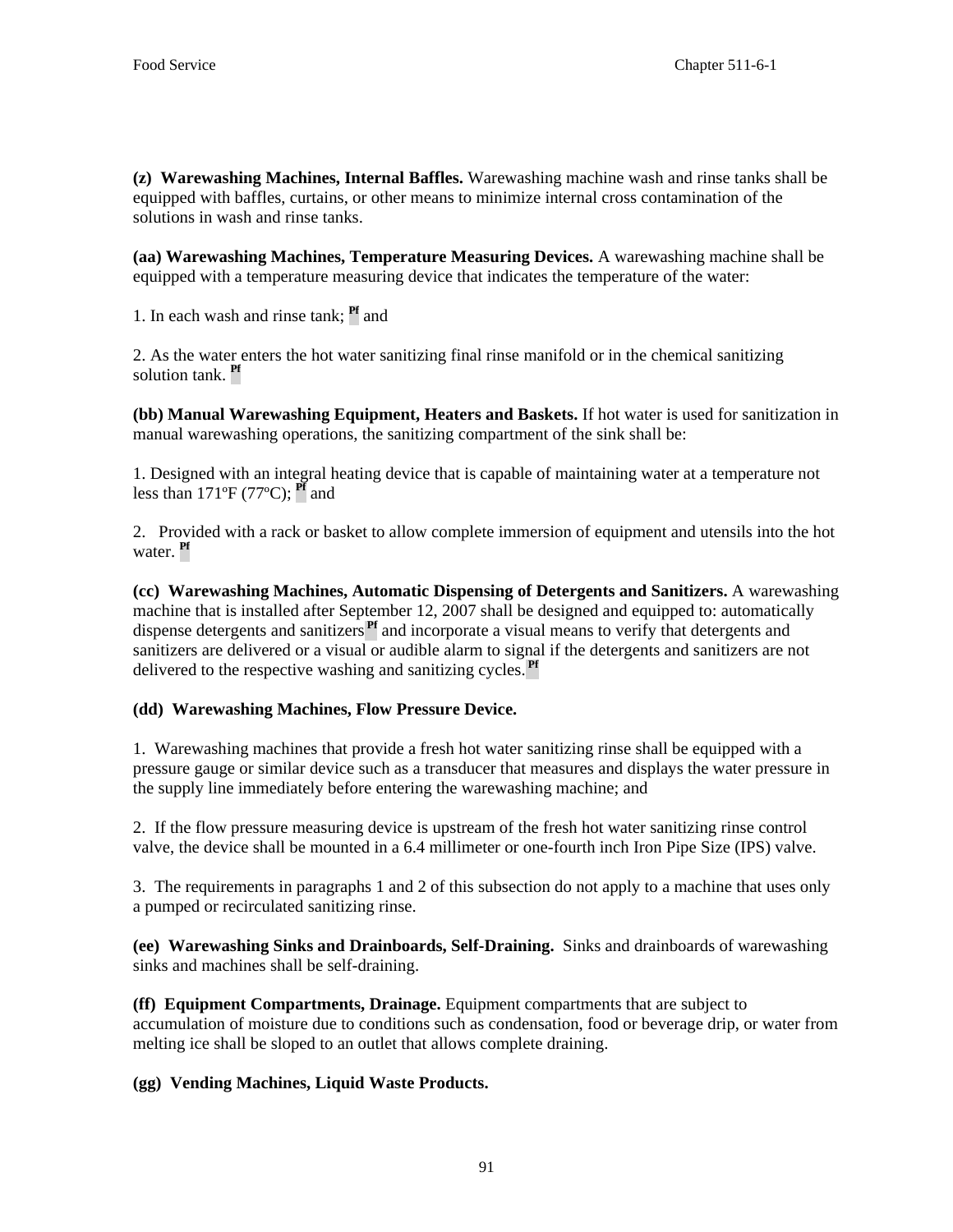**(z) Warewashing Machines, Internal Baffles.** Warewashing machine wash and rinse tanks shall be equipped with baffles, curtains, or other means to minimize internal cross contamination of the solutions in wash and rinse tanks.

**(aa) Warewashing Machines, Temperature Measuring Devices.** A warewashing machine shall be equipped with a temperature measuring device that indicates the temperature of the water:

1. In each wash and rinse tank; **Pf** and

2. As the water enters the hot water sanitizing final rinse manifold or in the chemical sanitizing solution tank. **Pf**

**(bb) Manual Warewashing Equipment, Heaters and Baskets.** If hot water is used for sanitization in manual warewashing operations, the sanitizing compartment of the sink shall be:

1. Designed with an integral heating device that is capable of maintaining water at a temperature not less than 171ºF (77ºC); **Pf** and

2. Provided with a rack or basket to allow complete immersion of equipment and utensils into the hot water. **Pf**

**(cc) Warewashing Machines, Automatic Dispensing of Detergents and Sanitizers.** A warewashing machine that is installed after September 12, 2007 shall be designed and equipped to: automatically dispense detergents and sanitizers **Pf** and incorporate a visual means to verify that detergents and sanitizers are delivered or a visual or audible alarm to signal if the detergents and sanitizers are not delivered to the respective washing and sanitizing cycles. **Pf**

**(dd) Warewashing Machines, Flow Pressure Device.**

1. Warewashing machines that provide a fresh hot water sanitizing rinse shall be equipped with a pressure gauge or similar device such as a transducer that measures and displays the water pressure in the supply line immediately before entering the warewashing machine; and

2. If the flow pressure measuring device is upstream of the fresh hot water sanitizing rinse control valve, the device shall be mounted in a 6.4 millimeter or one-fourth inch Iron Pipe Size (IPS) valve.

3. The requirements in paragraphs 1 and 2 of this subsection do not apply to a machine that uses only a pumped or recirculated sanitizing rinse.

**(ee) Warewashing Sinks and Drainboards, Self-Draining.** Sinks and drainboards of warewashing sinks and machines shall be self-draining.

**(ff) Equipment Compartments, Drainage.** Equipment compartments that are subject to accumulation of moisture due to conditions such as condensation, food or beverage drip, or water from melting ice shall be sloped to an outlet that allows complete draining.

**(gg) Vending Machines, Liquid Waste Products.**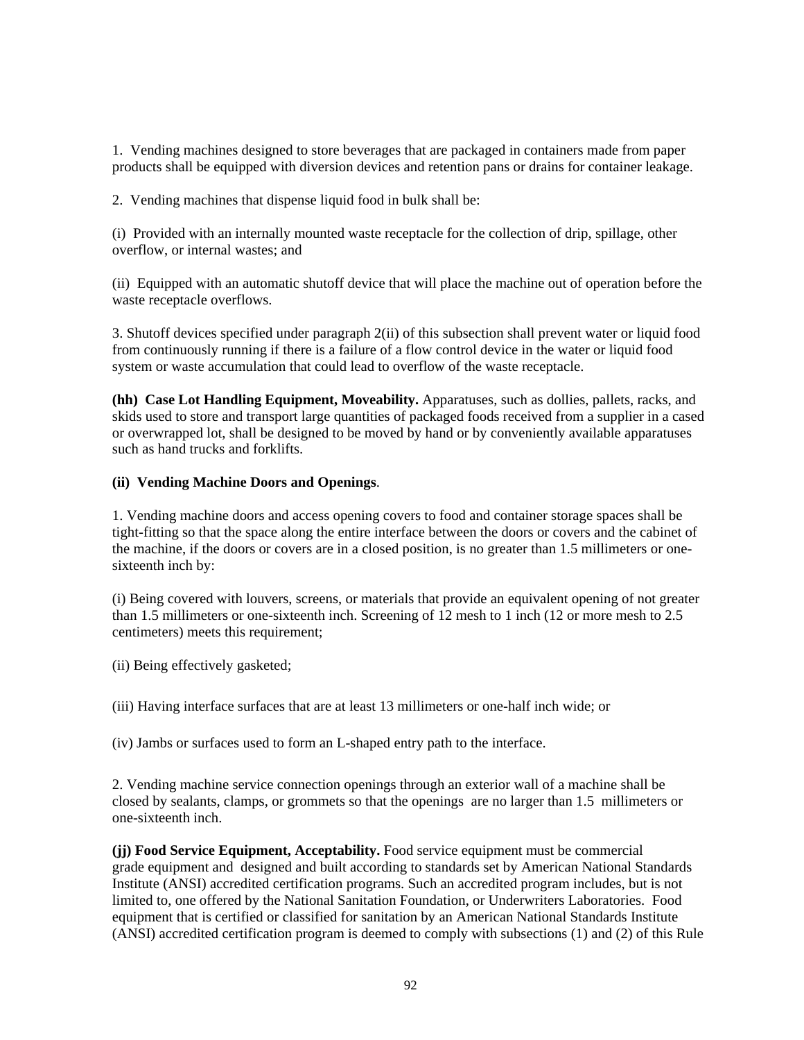1. Vending machines designed to store beverages that are packaged in containers made from paper products shall be equipped with diversion devices and retention pans or drains for container leakage.

2. Vending machines that dispense liquid food in bulk shall be:

(i) Provided with an internally mounted waste receptacle for the collection of drip, spillage, other overflow, or internal wastes; and

(ii) Equipped with an automatic shutoff device that will place the machine out of operation before the waste receptacle overflows.

3. Shutoff devices specified under paragraph 2(ii) of this subsection shall prevent water or liquid food from continuously running if there is a failure of a flow control device in the water or liquid food system or waste accumulation that could lead to overflow of the waste receptacle.

**(hh) Case Lot Handling Equipment, Moveability.** Apparatuses, such as dollies, pallets, racks, and skids used to store and transport large quantities of packaged foods received from a supplier in a cased or overwrapped lot, shall be designed to be moved by hand or by conveniently available apparatuses such as hand trucks and forklifts.

**(ii) Vending Machine Doors and Openings**.

1. Vending machine doors and access opening covers to food and container storage spaces shall be tight-fitting so that the space along the entire interface between the doors or covers and the cabinet of the machine, if the doors or covers are in a closed position, is no greater than 1.5 millimeters or one-sixteenth inch by:

(i) Being covered with louvers, screens, or materials that provide an equivalent opening of not greater than 1.5 millimeters or one-sixteenth inch. Screening of 12 mesh to 1 inch (12 or more mesh to 2.5 centimeters) meets this requirement;

(ii) Being effectively gasketed;

(iii) Having interface surfaces that are at least 13 millimeters or one-half inch wide; or

(iv) Jambs or surfaces used to form an L-shaped entry path to the interface.

2. Vending machine service connection openings through an exterior wall of a machine shall be closed by sealants, clamps, or grommets so that the openings are no larger than 1.5 millimeters or one-sixteenth inch.

**(jj) Food Service Equipment, Acceptability.** Food service equipment must be commercial grade equipment and designed and built according to standards set by American National Standards Institute (ANSI) accredited certification programs. Such an accredited program includes, but is not limited to, one offered by the National Sanitation Foundation, or Underwriters Laboratories. Food equipment that is certified or classified for sanitation by an American National Standards Institute (ANSI) accredited certification program is deemed to comply with subsections (1) and (2) of this Rule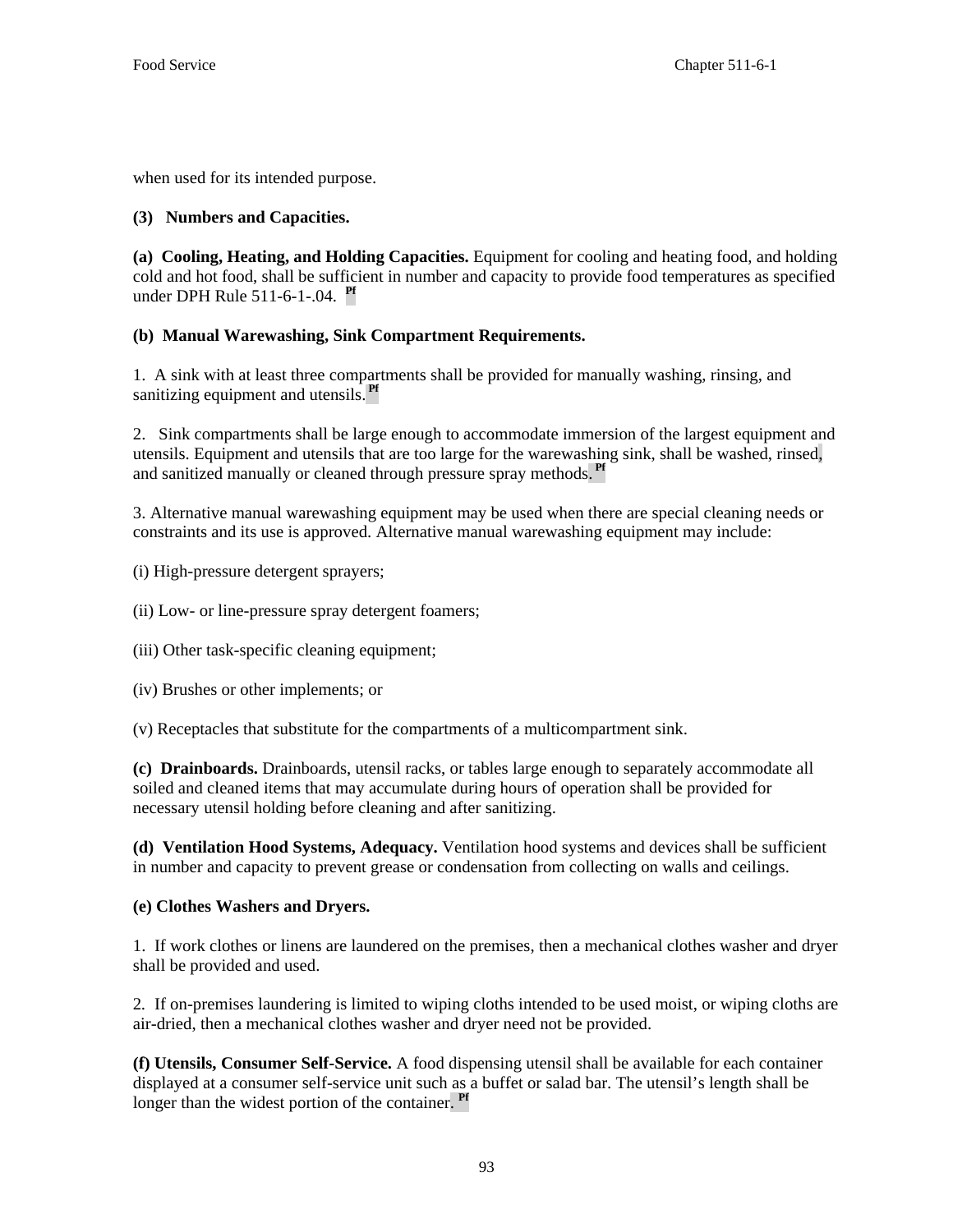when used for its intended purpose.

**(3) Numbers and Capacities.**

**(a) Cooling, Heating, and Holding Capacities.** Equipment for cooling and heating food, and holding cold and hot food, shall be sufficient in number and capacity to provide food temperatures as specified under DPH Rule 511-6-1-.04. Pf

**(b) Manual Warewashing, Sink Compartment Requirements.**

1. A sink with at least three compartments shall be provided for manually washing, rinsing, and sanitizing equipment and utensils. Pf

2. Sink compartments shall be large enough to accommodate immersion of the largest equipment and utensils. Equipment and utensils that are too large for the warewashing sink, shall be washed, rinsed, and sanitized manually or cleaned through pressure spray methods. Pf

3. Alternative manual warewashing equipment may be used when there are special cleaning needs or constraints and its use is approved. Alternative manual warewashing equipment may include:

(i) High-pressure detergent sprayers;

(ii) Low- or line-pressure spray detergent foamers;

(iii) Other task-specific cleaning equipment;

(iv) Brushes or other implements; or

(v) Receptacles that substitute for the compartments of a multicompartment sink.

**(c) Drainboards.** Drainboards, utensil racks, or tables large enough to separately accommodate all soiled and cleaned items that may accumulate during hours of operation shall be provided for necessary utensil holding before cleaning and after sanitizing.

**(d) Ventilation Hood Systems, Adequacy.** Ventilation hood systems and devices shall be sufficient in number and capacity to prevent grease or condensation from collecting on walls and ceilings.

**(e) Clothes Washers and Dryers.**

1. If work clothes or linens are laundered on the premises, then a mechanical clothes washer and dryer shall be provided and used.

2. If on-premises laundering is limited to wiping cloths intended to be used moist, or wiping cloths are air-dried, then a mechanical clothes washer and dryer need not be provided.

**(f) Utensils, Consumer Self-Service.** A food dispensing utensil shall be available for each container displayed at a consumer self-service unit such as a buffet or salad bar. The utensil's length shall be longer than the widest portion of the container. Pf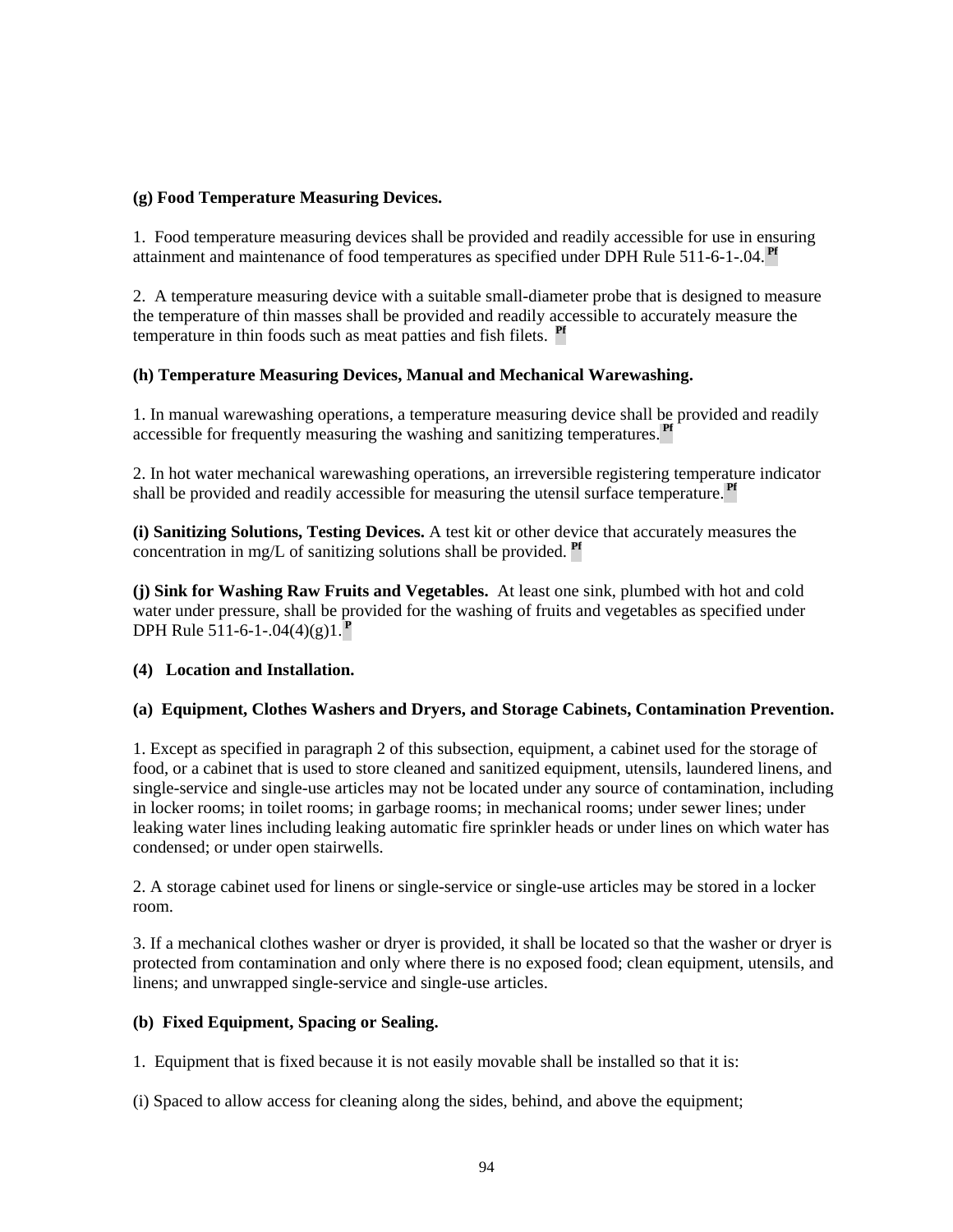**(g) Food Temperature Measuring Devices.**

1. Food temperature measuring devices shall be provided and readily accessible for use in ensuring attainment and maintenance of food temperatures as specified under DPH Rule 511-6-1-.04.[Pf]

2. A temperature measuring device with a suitable small-diameter probe that is designed to measure the temperature of thin masses shall be provided and readily accessible to accurately measure the temperature in thin foods such as meat patties and fish filets. [Pf]

**(h) Temperature Measuring Devices, Manual and Mechanical Warewashing.**

1. In manual warewashing operations, a temperature measuring device shall be provided and readily accessible for frequently measuring the washing and sanitizing temperatures.[Pf]

2. In hot water mechanical warewashing operations, an irreversible registering temperature indicator shall be provided and readily accessible for measuring the utensil surface temperature.[Pf]

**(i) Sanitizing Solutions, Testing Devices.** A test kit or other device that accurately measures the concentration in mg/L of sanitizing solutions shall be provided. [Pf]

**(j) Sink for Washing Raw Fruits and Vegetables.** At least one sink, plumbed with hot and cold water under pressure, shall be provided for the washing of fruits and vegetables as specified under DPH Rule 511-6-1-.04(4)(g)1.[P]

**(4) Location and Installation.**

**(a) Equipment, Clothes Washers and Dryers, and Storage Cabinets, Contamination Prevention.**

1. Except as specified in paragraph 2 of this subsection, equipment, a cabinet used for the storage of food, or a cabinet that is used to store cleaned and sanitized equipment, utensils, laundered linens, and single-service and single-use articles may not be located under any source of contamination, including in locker rooms; in toilet rooms; in garbage rooms; in mechanical rooms; under sewer lines; under leaking water lines including leaking automatic fire sprinkler heads or under lines on which water has condensed; or under open stairwells.

2. A storage cabinet used for linens or single-service or single-use articles may be stored in a locker room.

3. If a mechanical clothes washer or dryer is provided, it shall be located so that the washer or dryer is protected from contamination and only where there is no exposed food; clean equipment, utensils, and linens; and unwrapped single-service and single-use articles.

**(b) Fixed Equipment, Spacing or Sealing.**

1. Equipment that is fixed because it is not easily movable shall be installed so that it is:

(i) Spaced to allow access for cleaning along the sides, behind, and above the equipment;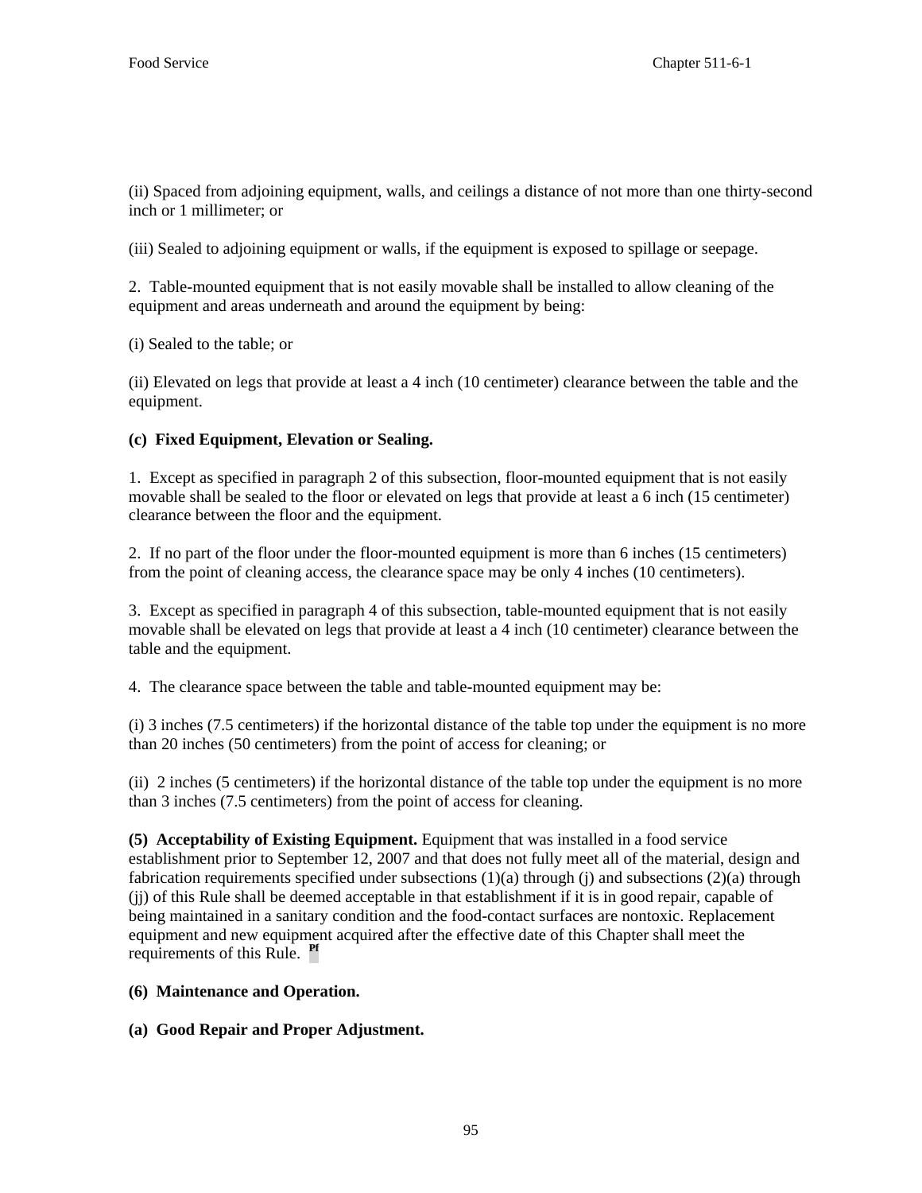(ii) Spaced from adjoining equipment, walls, and ceilings a distance of not more than one thirty-second inch or 1 millimeter; or

(iii) Sealed to adjoining equipment or walls, if the equipment is exposed to spillage or seepage.

2. Table-mounted equipment that is not easily movable shall be installed to allow cleaning of the equipment and areas underneath and around the equipment by being:

(i) Sealed to the table; or

(ii) Elevated on legs that provide at least a 4 inch (10 centimeter) clearance between the table and the equipment.

**(c) Fixed Equipment, Elevation or Sealing.**

1. Except as specified in paragraph 2 of this subsection, floor-mounted equipment that is not easily movable shall be sealed to the floor or elevated on legs that provide at least a 6 inch (15 centimeter) clearance between the floor and the equipment.

2. If no part of the floor under the floor-mounted equipment is more than 6 inches (15 centimeters) from the point of cleaning access, the clearance space may be only 4 inches (10 centimeters).

3. Except as specified in paragraph 4 of this subsection, table-mounted equipment that is not easily movable shall be elevated on legs that provide at least a 4 inch (10 centimeter) clearance between the table and the equipment.

4. The clearance space between the table and table-mounted equipment may be:

(i) 3 inches (7.5 centimeters) if the horizontal distance of the table top under the equipment is no more than 20 inches (50 centimeters) from the point of access for cleaning; or

(ii) 2 inches (5 centimeters) if the horizontal distance of the table top under the equipment is no more than 3 inches (7.5 centimeters) from the point of access for cleaning.

**(5) Acceptability of Existing Equipment.** Equipment that was installed in a food service establishment prior to September 12, 2007 and that does not fully meet all of the material, design and fabrication requirements specified under subsections (1)(a) through (j) and subsections (2)(a) through (jj) of this Rule shall be deemed acceptable in that establishment if it is in good repair, capable of being maintained in a sanitary condition and the food-contact surfaces are nontoxic. Replacement equipment and new equipment acquired after the effective date of this Chapter shall meet the requirements of this Rule. [Pf]

**(6) Maintenance and Operation.**

**(a) Good Repair and Proper Adjustment.**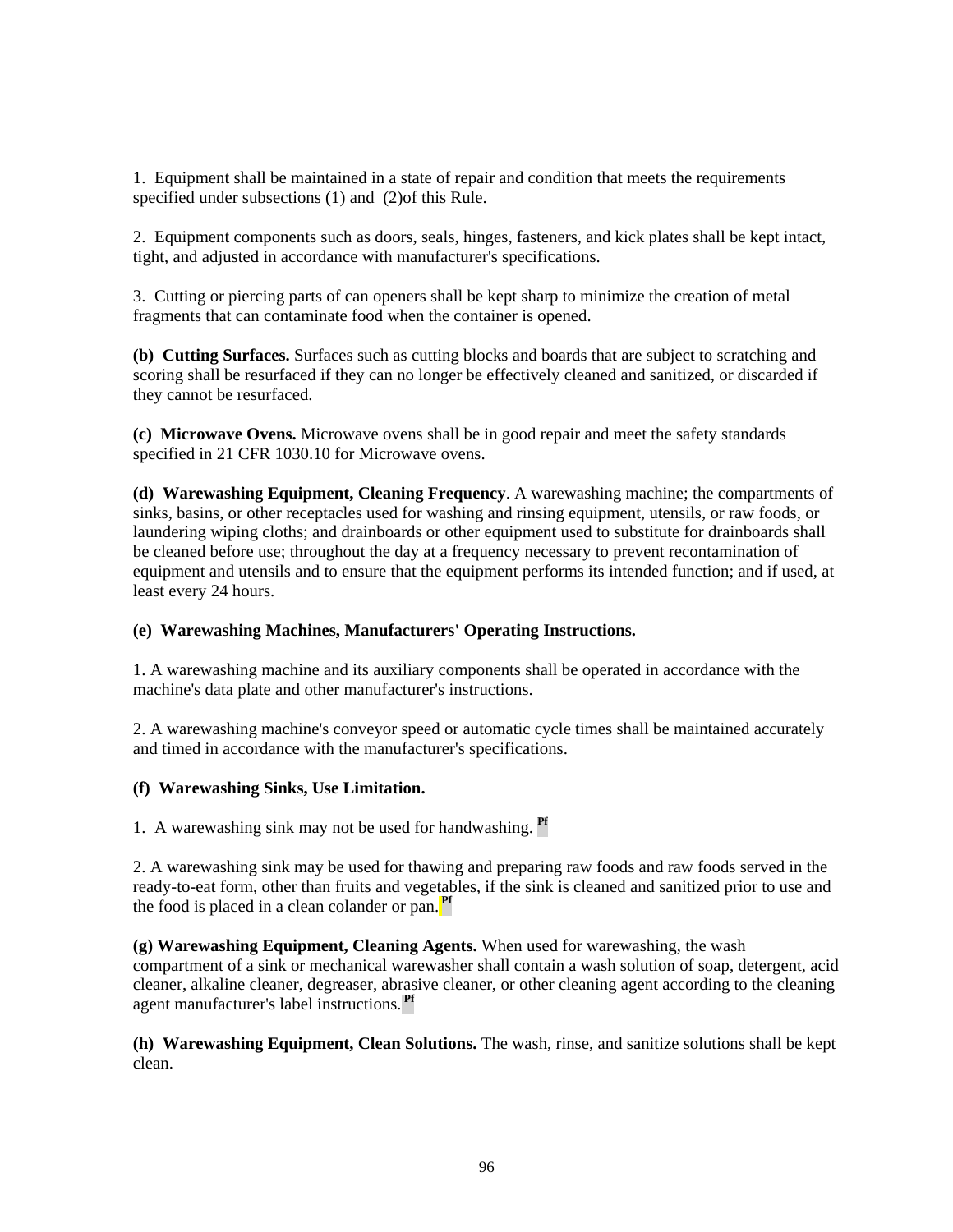1. Equipment shall be maintained in a state of repair and condition that meets the requirements specified under subsections (1) and (2)of this Rule.

2. Equipment components such as doors, seals, hinges, fasteners, and kick plates shall be kept intact, tight, and adjusted in accordance with manufacturer's specifications.

3. Cutting or piercing parts of can openers shall be kept sharp to minimize the creation of metal fragments that can contaminate food when the container is opened.

**(b) Cutting Surfaces.** Surfaces such as cutting blocks and boards that are subject to scratching and scoring shall be resurfaced if they can no longer be effectively cleaned and sanitized, or discarded if they cannot be resurfaced.

**(c) Microwave Ovens.** Microwave ovens shall be in good repair and meet the safety standards specified in 21 CFR 1030.10 for Microwave ovens.

**(d) Warewashing Equipment, Cleaning Frequency**. A warewashing machine; the compartments of sinks, basins, or other receptacles used for washing and rinsing equipment, utensils, or raw foods, or laundering wiping cloths; and drainboards or other equipment used to substitute for drainboards shall be cleaned before use; throughout the day at a frequency necessary to prevent recontamination of equipment and utensils and to ensure that the equipment performs its intended function; and if used, at least every 24 hours.

**(e) Warewashing Machines, Manufacturers' Operating Instructions.**

1. A warewashing machine and its auxiliary components shall be operated in accordance with the machine's data plate and other manufacturer's instructions.

2. A warewashing machine's conveyor speed or automatic cycle times shall be maintained accurately and timed in accordance with the manufacturer's specifications.

**(f) Warewashing Sinks, Use Limitation.**

1. A warewashing sink may not be used for handwashing. [Pf]

2. A warewashing sink may be used for thawing and preparing raw foods and raw foods served in the ready-to-eat form, other than fruits and vegetables, if the sink is cleaned and sanitized prior to use and the food is placed in a clean colander or pan.[Pf]

**(g) Warewashing Equipment, Cleaning Agents.** When used for warewashing, the wash compartment of a sink or mechanical warewasher shall contain a wash solution of soap, detergent, acid cleaner, alkaline cleaner, degreaser, abrasive cleaner, or other cleaning agent according to the cleaning agent manufacturer's label instructions.[Pf]

**(h) Warewashing Equipment, Clean Solutions.** The wash, rinse, and sanitize solutions shall be kept clean.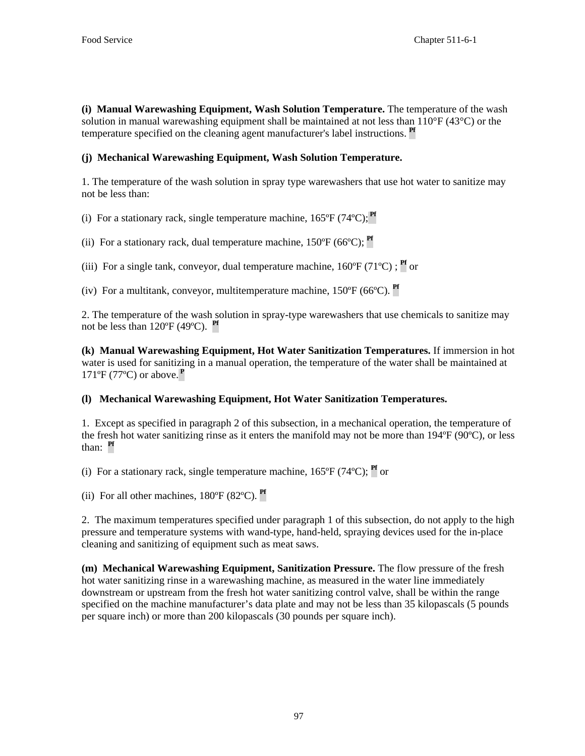**(i) Manual Warewashing Equipment, Wash Solution Temperature.** The temperature of the wash solution in manual warewashing equipment shall be maintained at not less than 110°F (43°C) or the temperature specified on the cleaning agent manufacturer's label instructions. Pf

**(j) Mechanical Warewashing Equipment, Wash Solution Temperature.**

1. The temperature of the wash solution in spray type warewashers that use hot water to sanitize may not be less than:

(i) For a stationary rack, single temperature machine, 165ºF (74ºC); Pf

(ii) For a stationary rack, dual temperature machine, 150ºF (66ºC); Pf

(iii) For a single tank, conveyor, dual temperature machine, 160ºF (71ºC) ; Pf or

(iv) For a multitank, conveyor, multitemperature machine, 150ºF (66ºC). Pf

2. The temperature of the wash solution in spray-type warewashers that use chemicals to sanitize may not be less than 120ºF (49ºC). Pf

**(k) Manual Warewashing Equipment, Hot Water Sanitization Temperatures.** If immersion in hot water is used for sanitizing in a manual operation, the temperature of the water shall be maintained at 171ºF (77ºC) or above. P

**(l) Mechanical Warewashing Equipment, Hot Water Sanitization Temperatures.**

1. Except as specified in paragraph 2 of this subsection, in a mechanical operation, the temperature of the fresh hot water sanitizing rinse as it enters the manifold may not be more than 194ºF (90ºC), or less than: Pf

(i) For a stationary rack, single temperature machine, 165ºF (74ºC); Pf or

(ii) For all other machines, 180ºF (82ºC). Pf

2. The maximum temperatures specified under paragraph 1 of this subsection, do not apply to the high pressure and temperature systems with wand-type, hand-held, spraying devices used for the in-place cleaning and sanitizing of equipment such as meat saws.

**(m) Mechanical Warewashing Equipment, Sanitization Pressure.** The flow pressure of the fresh hot water sanitizing rinse in a warewashing machine, as measured in the water line immediately downstream or upstream from the fresh hot water sanitizing control valve, shall be within the range specified on the machine manufacturer's data plate and may not be less than 35 kilopascals (5 pounds per square inch) or more than 200 kilopascals (30 pounds per square inch).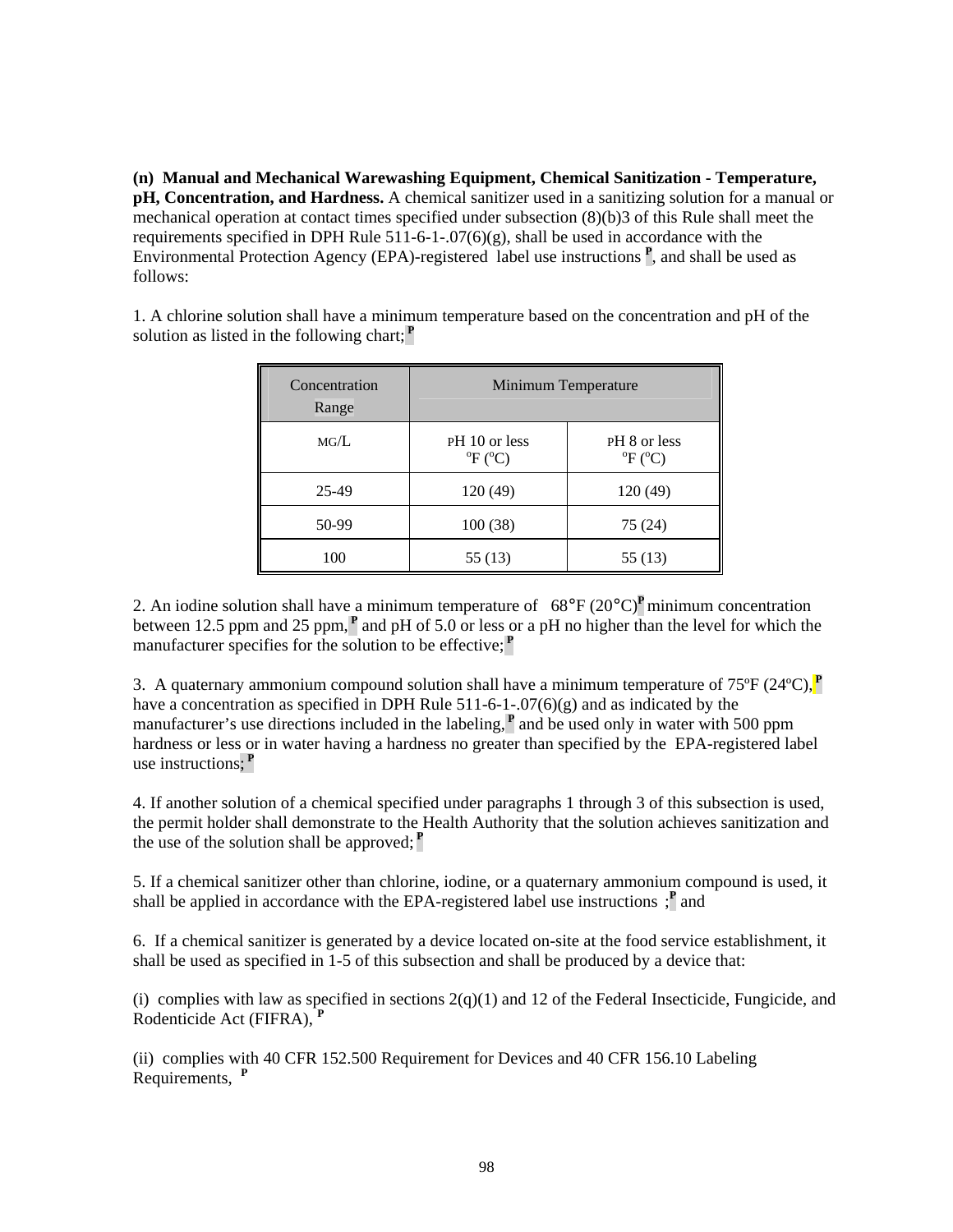**(n) Manual and Mechanical Warewashing Equipment, Chemical Sanitization - Temperature, pH, Concentration, and Hardness.** A chemical sanitizer used in a sanitizing solution for a manual or mechanical operation at contact times specified under subsection (8)(b)3 of this Rule shall meet the requirements specified in DPH Rule 511-6-1-.07(6)(g), shall be used in accordance with the Environmental Protection Agency (EPA)-registered label use instructions P, and shall be used as follows:

1. A chlorine solution shall have a minimum temperature based on the concentration and pH of the solution as listed in the following chart; P

| Concentration Range | Minimum Temperature | |
|---|---|---|
| MG/L | PH 10 or less °F (°C) | PH 8 or less °F (°C) |
| 25-49 | 120 (49) | 120 (49) |
| 50-99 | 100 (38) | 75 (24) |
| 100 | 55 (13) | 55 (13) |

2. An iodine solution shall have a minimum temperature of 68°F (20°C) P minimum concentration between 12.5 ppm and 25 ppm, P and pH of 5.0 or less or a pH no higher than the level for which the manufacturer specifies for the solution to be effective; P

3. A quaternary ammonium compound solution shall have a minimum temperature of 75ºF (24ºC), P have a concentration as specified in DPH Rule 511-6-1-.07(6)(g) and as indicated by the manufacturer's use directions included in the labeling, P and be used only in water with 500 ppm hardness or less or in water having a hardness no greater than specified by the EPA-registered label use instructions; P

4. If another solution of a chemical specified under paragraphs 1 through 3 of this subsection is used, the permit holder shall demonstrate to the Health Authority that the solution achieves sanitization and the use of the solution shall be approved; P

5. If a chemical sanitizer other than chlorine, iodine, or a quaternary ammonium compound is used, it shall be applied in accordance with the EPA-registered label use instructions ; P and

6. If a chemical sanitizer is generated by a device located on-site at the food service establishment, it shall be used as specified in 1-5 of this subsection and shall be produced by a device that:

(i) complies with law as specified in sections 2(q)(1) and 12 of the Federal Insecticide, Fungicide, and Rodenticide Act (FIFRA), P

(ii) complies with 40 CFR 152.500 Requirement for Devices and 40 CFR 156.10 Labeling Requirements, P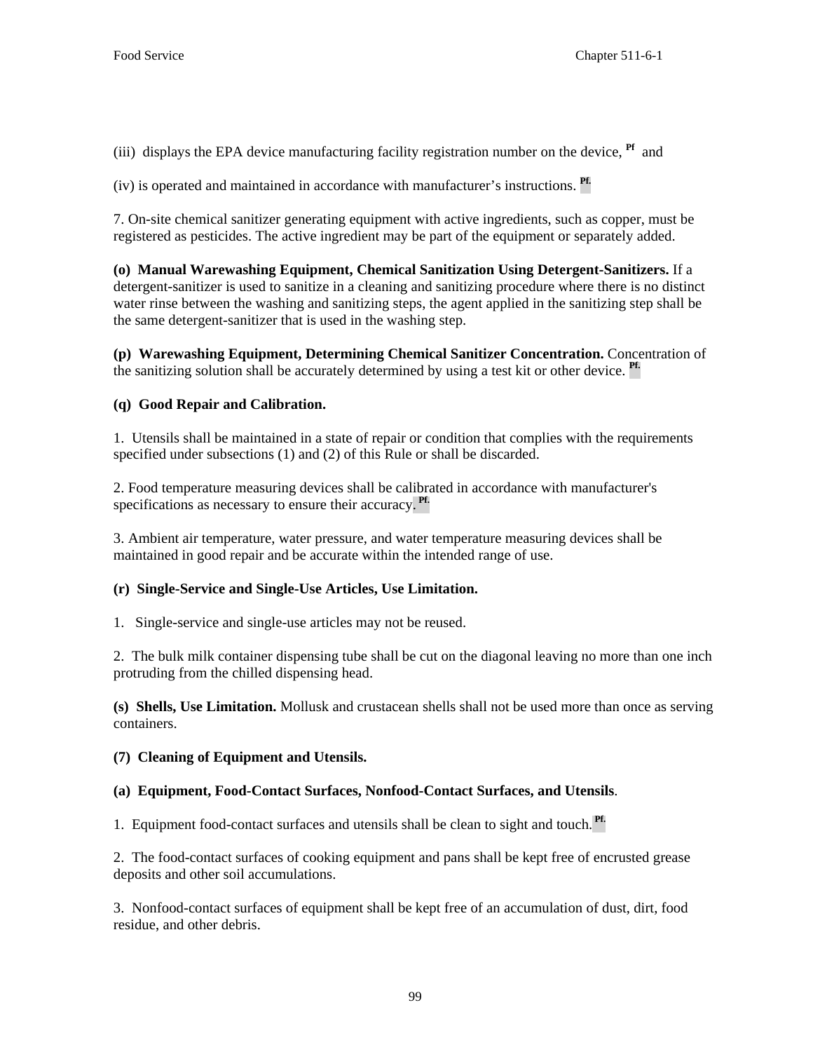(iii) displays the EPA device manufacturing facility registration number on the device, [Pf] and

(iv) is operated and maintained in accordance with manufacturer's instructions. [Pf.]

7. On-site chemical sanitizer generating equipment with active ingredients, such as copper, must be registered as pesticides. The active ingredient may be part of the equipment or separately added.

**(o) Manual Warewashing Equipment, Chemical Sanitization Using Detergent-Sanitizers.** If a detergent-sanitizer is used to sanitize in a cleaning and sanitizing procedure where there is no distinct water rinse between the washing and sanitizing steps, the agent applied in the sanitizing step shall be the same detergent-sanitizer that is used in the washing step.

**(p) Warewashing Equipment, Determining Chemical Sanitizer Concentration.** Concentration of the sanitizing solution shall be accurately determined by using a test kit or other device. [Pf.]

**(q) Good Repair and Calibration.**

1. Utensils shall be maintained in a state of repair or condition that complies with the requirements specified under subsections (1) and (2) of this Rule or shall be discarded.

2. Food temperature measuring devices shall be calibrated in accordance with manufacturer's specifications as necessary to ensure their accuracy. [Pf.]

3. Ambient air temperature, water pressure, and water temperature measuring devices shall be maintained in good repair and be accurate within the intended range of use.

**(r) Single-Service and Single-Use Articles, Use Limitation.**

1. Single-service and single-use articles may not be reused.

2. The bulk milk container dispensing tube shall be cut on the diagonal leaving no more than one inch protruding from the chilled dispensing head.

**(s) Shells, Use Limitation.** Mollusk and crustacean shells shall not be used more than once as serving containers.

**(7) Cleaning of Equipment and Utensils.**

**(a) Equipment, Food-Contact Surfaces, Nonfood-Contact Surfaces, and Utensils**.

1. Equipment food-contact surfaces and utensils shall be clean to sight and touch. [Pf.]

2. The food-contact surfaces of cooking equipment and pans shall be kept free of encrusted grease deposits and other soil accumulations.

3. Nonfood-contact surfaces of equipment shall be kept free of an accumulation of dust, dirt, food residue, and other debris.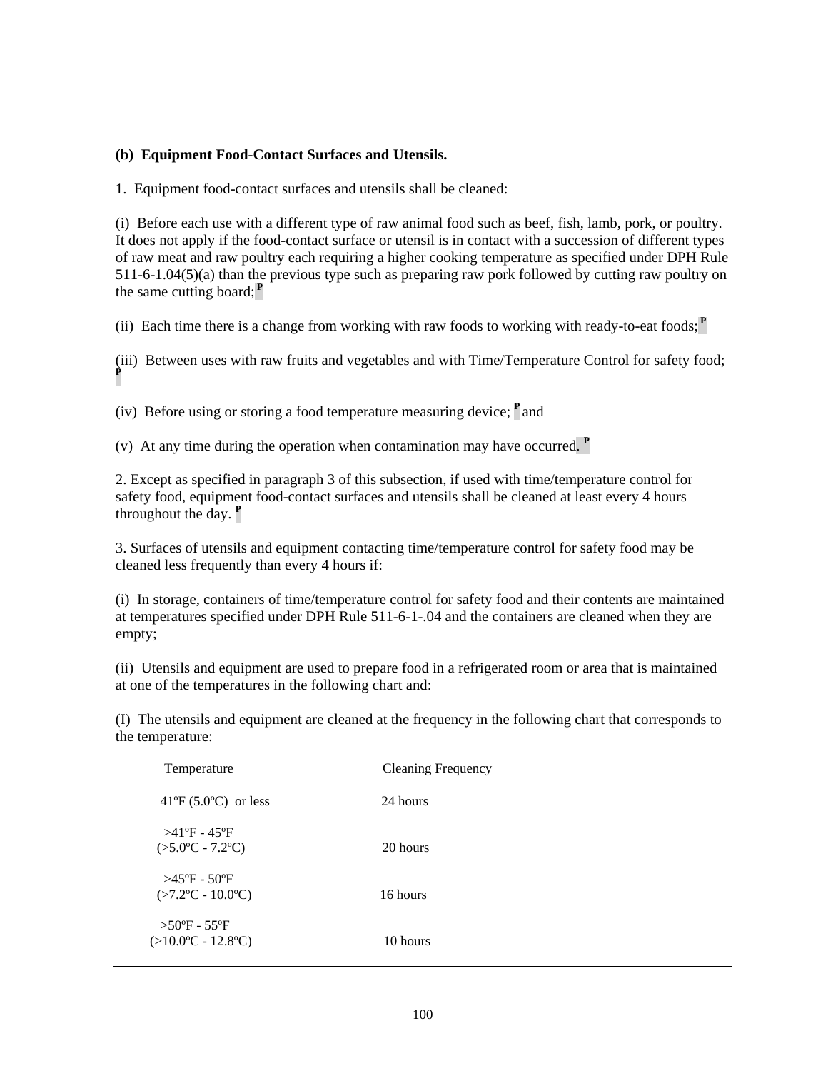**(b) Equipment Food-Contact Surfaces and Utensils.**

1. Equipment food-contact surfaces and utensils shall be cleaned:

(i) Before each use with a different type of raw animal food such as beef, fish, lamb, pork, or poultry. It does not apply if the food-contact surface or utensil is in contact with a succession of different types of raw meat and raw poultry each requiring a higher cooking temperature as specified under DPH Rule 511-6-1.04(5)(a) than the previous type such as preparing raw pork followed by cutting raw poultry on the same cutting board; **P**

(ii) Each time there is a change from working with raw foods to working with ready-to-eat foods; **P**

(iii) Between uses with raw fruits and vegetables and with Time/Temperature Control for safety food; **P**

(iv) Before using or storing a food temperature measuring device; **P** and

(v) At any time during the operation when contamination may have occurred. **P**

2. Except as specified in paragraph 3 of this subsection, if used with time/temperature control for safety food, equipment food-contact surfaces and utensils shall be cleaned at least every 4 hours throughout the day. **P**

3. Surfaces of utensils and equipment contacting time/temperature control for safety food may be cleaned less frequently than every 4 hours if:

(i) In storage, containers of time/temperature control for safety food and their contents are maintained at temperatures specified under DPH Rule 511-6-1-.04 and the containers are cleaned when they are empty;

(ii) Utensils and equipment are used to prepare food in a refrigerated room or area that is maintained at one of the temperatures in the following chart and:

(I) The utensils and equipment are cleaned at the frequency in the following chart that corresponds to the temperature:

| Temperature | Cleaning Frequency |
|---|---|
| 41ºF (5.0ºC) or less | 24 hours |
| >41ºF - 45ºF (>5.0ºC - 7.2ºC) | 20 hours |
| >45ºF - 50ºF (>7.2ºC - 10.0ºC) | 16 hours |
| >50ºF - 55ºF (>10.0ºC - 12.8ºC) | 10 hours |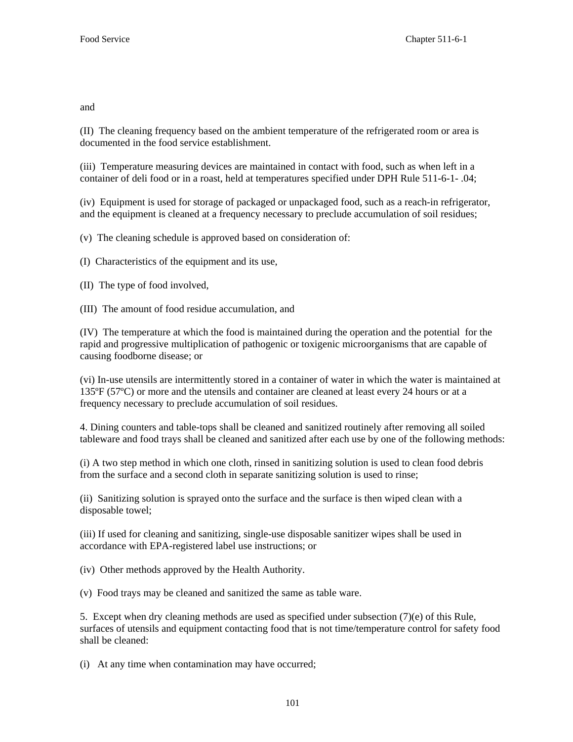and

(II) The cleaning frequency based on the ambient temperature of the refrigerated room or area is documented in the food service establishment.

(iii) Temperature measuring devices are maintained in contact with food, such as when left in a container of deli food or in a roast, held at temperatures specified under DPH Rule 511-6-1- .04;

(iv) Equipment is used for storage of packaged or unpackaged food, such as a reach-in refrigerator, and the equipment is cleaned at a frequency necessary to preclude accumulation of soil residues;

(v) The cleaning schedule is approved based on consideration of:

(I) Characteristics of the equipment and its use,

(II) The type of food involved,

(III) The amount of food residue accumulation, and

(IV) The temperature at which the food is maintained during the operation and the potential for the rapid and progressive multiplication of pathogenic or toxigenic microorganisms that are capable of causing foodborne disease; or

(vi) In-use utensils are intermittently stored in a container of water in which the water is maintained at 135ºF (57ºC) or more and the utensils and container are cleaned at least every 24 hours or at a frequency necessary to preclude accumulation of soil residues.

4. Dining counters and table-tops shall be cleaned and sanitized routinely after removing all soiled tableware and food trays shall be cleaned and sanitized after each use by one of the following methods:

(i) A two step method in which one cloth, rinsed in sanitizing solution is used to clean food debris from the surface and a second cloth in separate sanitizing solution is used to rinse;

(ii) Sanitizing solution is sprayed onto the surface and the surface is then wiped clean with a disposable towel;

(iii) If used for cleaning and sanitizing, single-use disposable sanitizer wipes shall be used in accordance with EPA-registered label use instructions; or

(iv) Other methods approved by the Health Authority.

(v) Food trays may be cleaned and sanitized the same as table ware.

5. Except when dry cleaning methods are used as specified under subsection (7)(e) of this Rule, surfaces of utensils and equipment contacting food that is not time/temperature control for safety food shall be cleaned:

(i) At any time when contamination may have occurred;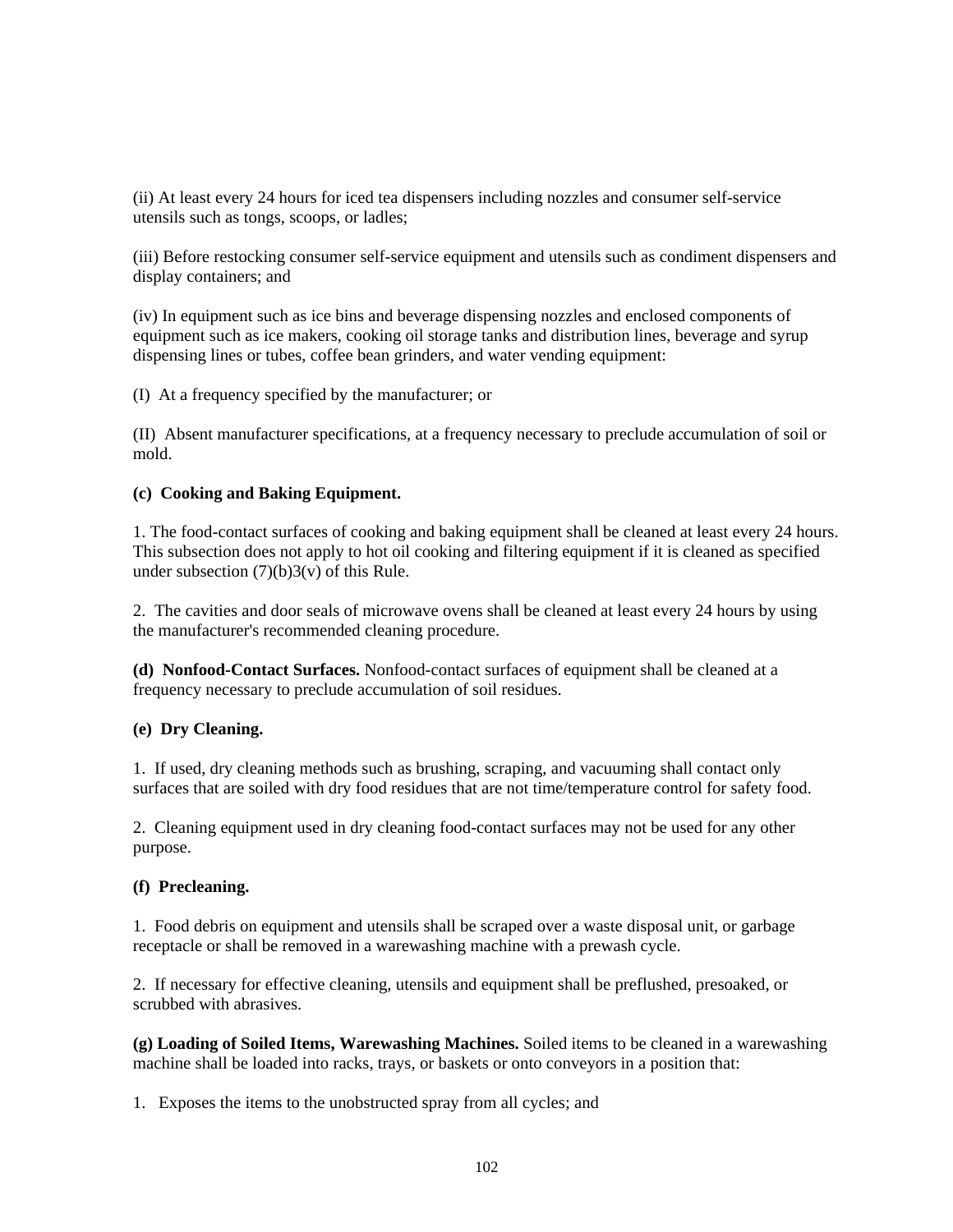(ii) At least every 24 hours for iced tea dispensers including nozzles and consumer self-service utensils such as tongs, scoops, or ladles;

(iii) Before restocking consumer self-service equipment and utensils such as condiment dispensers and display containers; and

(iv) In equipment such as ice bins and beverage dispensing nozzles and enclosed components of equipment such as ice makers, cooking oil storage tanks and distribution lines, beverage and syrup dispensing lines or tubes, coffee bean grinders, and water vending equipment:

(I) At a frequency specified by the manufacturer; or

(II) Absent manufacturer specifications, at a frequency necessary to preclude accumulation of soil or mold.

**(c) Cooking and Baking Equipment.**

1. The food-contact surfaces of cooking and baking equipment shall be cleaned at least every 24 hours. This subsection does not apply to hot oil cooking and filtering equipment if it is cleaned as specified under subsection (7)(b)3(v) of this Rule.

2. The cavities and door seals of microwave ovens shall be cleaned at least every 24 hours by using the manufacturer's recommended cleaning procedure.

**(d) Nonfood-Contact Surfaces.** Nonfood-contact surfaces of equipment shall be cleaned at a frequency necessary to preclude accumulation of soil residues.

**(e) Dry Cleaning.**

1. If used, dry cleaning methods such as brushing, scraping, and vacuuming shall contact only surfaces that are soiled with dry food residues that are not time/temperature control for safety food.

2. Cleaning equipment used in dry cleaning food-contact surfaces may not be used for any other purpose.

**(f) Precleaning.**

1. Food debris on equipment and utensils shall be scraped over a waste disposal unit, or garbage receptacle or shall be removed in a warewashing machine with a prewash cycle.

2. If necessary for effective cleaning, utensils and equipment shall be preflushed, presoaked, or scrubbed with abrasives.

**(g) Loading of Soiled Items, Warewashing Machines.** Soiled items to be cleaned in a warewashing machine shall be loaded into racks, trays, or baskets or onto conveyors in a position that:

1. Exposes the items to the unobstructed spray from all cycles; and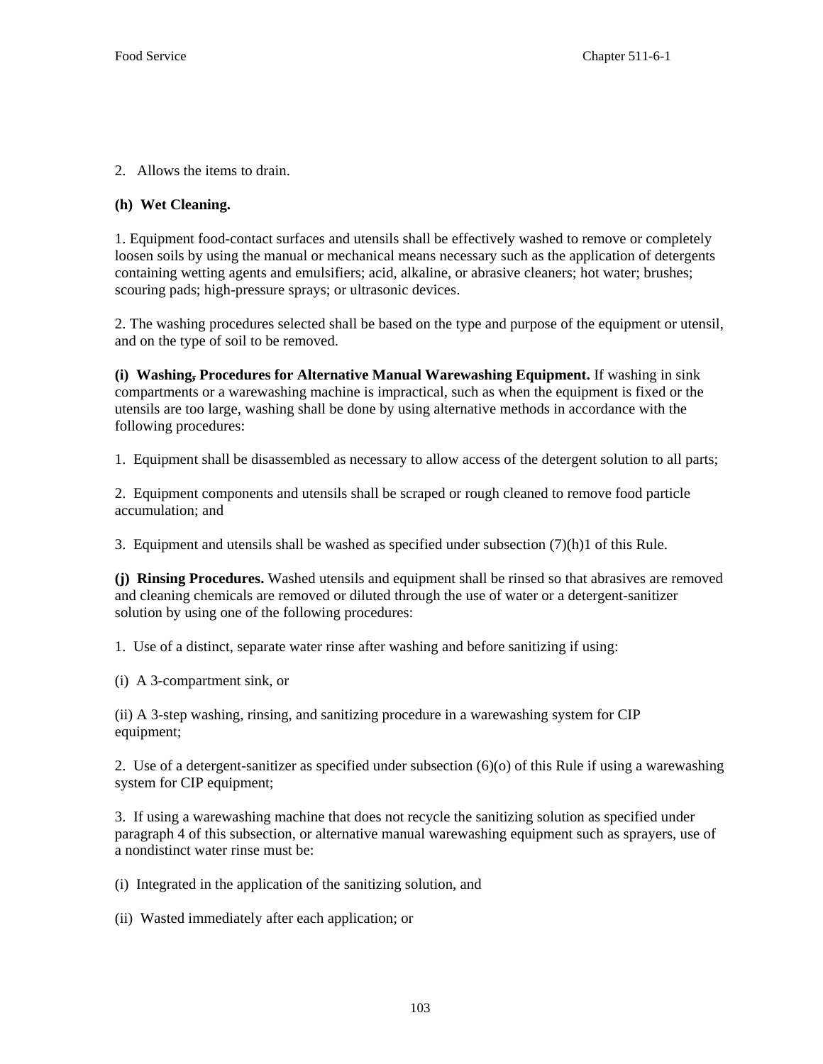2. Allows the items to drain.

**(h) Wet Cleaning.**

1. Equipment food-contact surfaces and utensils shall be effectively washed to remove or completely loosen soils by using the manual or mechanical means necessary such as the application of detergents containing wetting agents and emulsifiers; acid, alkaline, or abrasive cleaners; hot water; brushes; scouring pads; high-pressure sprays; or ultrasonic devices.

2. The washing procedures selected shall be based on the type and purpose of the equipment or utensil, and on the type of soil to be removed.

**(i) Washing, Procedures for Alternative Manual Warewashing Equipment.** If washing in sink compartments or a warewashing machine is impractical, such as when the equipment is fixed or the utensils are too large, washing shall be done by using alternative methods in accordance with the following procedures:

1. Equipment shall be disassembled as necessary to allow access of the detergent solution to all parts;

2. Equipment components and utensils shall be scraped or rough cleaned to remove food particle accumulation; and

3. Equipment and utensils shall be washed as specified under subsection (7)(h)1 of this Rule.

**(j) Rinsing Procedures.** Washed utensils and equipment shall be rinsed so that abrasives are removed and cleaning chemicals are removed or diluted through the use of water or a detergent-sanitizer solution by using one of the following procedures:

1. Use of a distinct, separate water rinse after washing and before sanitizing if using:

(i) A 3-compartment sink, or

(ii) A 3-step washing, rinsing, and sanitizing procedure in a warewashing system for CIP equipment;

2. Use of a detergent-sanitizer as specified under subsection (6)(o) of this Rule if using a warewashing system for CIP equipment;

3. If using a warewashing machine that does not recycle the sanitizing solution as specified under paragraph 4 of this subsection, or alternative manual warewashing equipment such as sprayers, use of a nondistinct water rinse must be:

(i) Integrated in the application of the sanitizing solution, and

(ii) Wasted immediately after each application; or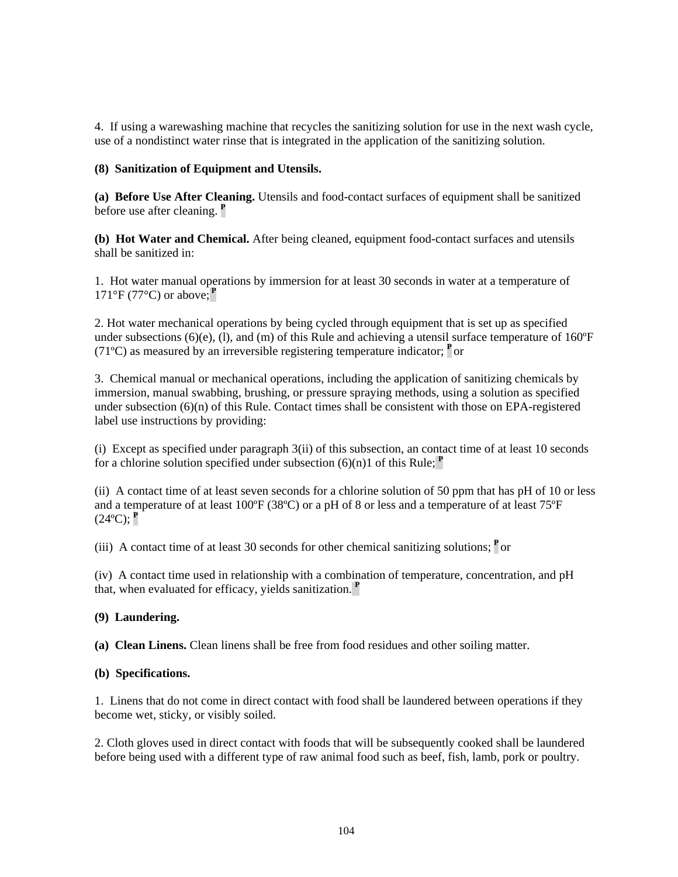4. If using a warewashing machine that recycles the sanitizing solution for use in the next wash cycle, use of a nondistinct water rinse that is integrated in the application of the sanitizing solution.

**(8) Sanitization of Equipment and Utensils.**

**(a) Before Use After Cleaning.** Utensils and food-contact surfaces of equipment shall be sanitized before use after cleaning. **P**

**(b) Hot Water and Chemical.** After being cleaned, equipment food-contact surfaces and utensils shall be sanitized in:

1. Hot water manual operations by immersion for at least 30 seconds in water at a temperature of 171°F (77°C) or above; **P**

2. Hot water mechanical operations by being cycled through equipment that is set up as specified under subsections (6)(e), (l), and (m) of this Rule and achieving a utensil surface temperature of 160ºF (71ºC) as measured by an irreversible registering temperature indicator; **P** or

3. Chemical manual or mechanical operations, including the application of sanitizing chemicals by immersion, manual swabbing, brushing, or pressure spraying methods, using a solution as specified under subsection (6)(n) of this Rule. Contact times shall be consistent with those on EPA-registered label use instructions by providing:

(i) Except as specified under paragraph 3(ii) of this subsection, an contact time of at least 10 seconds for a chlorine solution specified under subsection (6)(n)1 of this Rule; **P**

(ii) A contact time of at least seven seconds for a chlorine solution of 50 ppm that has pH of 10 or less and a temperature of at least 100ºF (38ºC) or a pH of 8 or less and a temperature of at least 75ºF (24ºC); **P**

(iii) A contact time of at least 30 seconds for other chemical sanitizing solutions; **P** or

(iv) A contact time used in relationship with a combination of temperature, concentration, and pH that, when evaluated for efficacy, yields sanitization. **P**

**(9) Laundering.**

**(a) Clean Linens.** Clean linens shall be free from food residues and other soiling matter.

**(b) Specifications.**

1. Linens that do not come in direct contact with food shall be laundered between operations if they become wet, sticky, or visibly soiled.

2. Cloth gloves used in direct contact with foods that will be subsequently cooked shall be laundered before being used with a different type of raw animal food such as beef, fish, lamb, pork or poultry.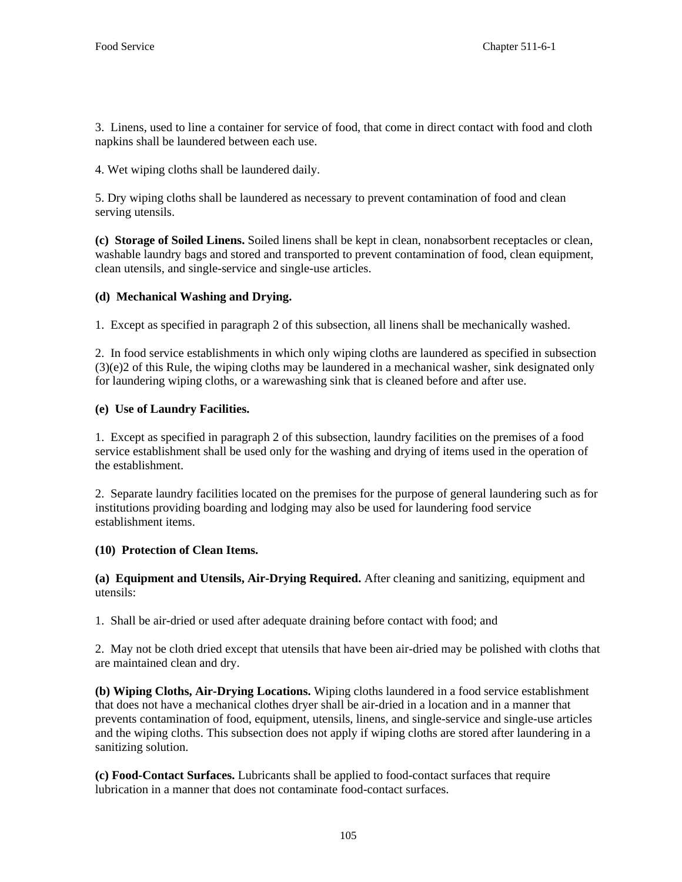3. Linens, used to line a container for service of food, that come in direct contact with food and cloth napkins shall be laundered between each use.

4. Wet wiping cloths shall be laundered daily.

5. Dry wiping cloths shall be laundered as necessary to prevent contamination of food and clean serving utensils.

**(c) Storage of Soiled Linens.** Soiled linens shall be kept in clean, nonabsorbent receptacles or clean, washable laundry bags and stored and transported to prevent contamination of food, clean equipment, clean utensils, and single-service and single-use articles.

**(d) Mechanical Washing and Drying.**

1. Except as specified in paragraph 2 of this subsection, all linens shall be mechanically washed.

2. In food service establishments in which only wiping cloths are laundered as specified in subsection (3)(e)2 of this Rule, the wiping cloths may be laundered in a mechanical washer, sink designated only for laundering wiping cloths, or a warewashing sink that is cleaned before and after use.

**(e) Use of Laundry Facilities.**

1. Except as specified in paragraph 2 of this subsection, laundry facilities on the premises of a food service establishment shall be used only for the washing and drying of items used in the operation of the establishment.

2. Separate laundry facilities located on the premises for the purpose of general laundering such as for institutions providing boarding and lodging may also be used for laundering food service establishment items.

**(10) Protection of Clean Items.**

**(a) Equipment and Utensils, Air-Drying Required.** After cleaning and sanitizing, equipment and utensils:

1. Shall be air-dried or used after adequate draining before contact with food; and

2. May not be cloth dried except that utensils that have been air-dried may be polished with cloths that are maintained clean and dry.

**(b) Wiping Cloths, Air-Drying Locations.** Wiping cloths laundered in a food service establishment that does not have a mechanical clothes dryer shall be air-dried in a location and in a manner that prevents contamination of food, equipment, utensils, linens, and single-service and single-use articles and the wiping cloths. This subsection does not apply if wiping cloths are stored after laundering in a sanitizing solution.

**(c) Food-Contact Surfaces.** Lubricants shall be applied to food-contact surfaces that require lubrication in a manner that does not contaminate food-contact surfaces.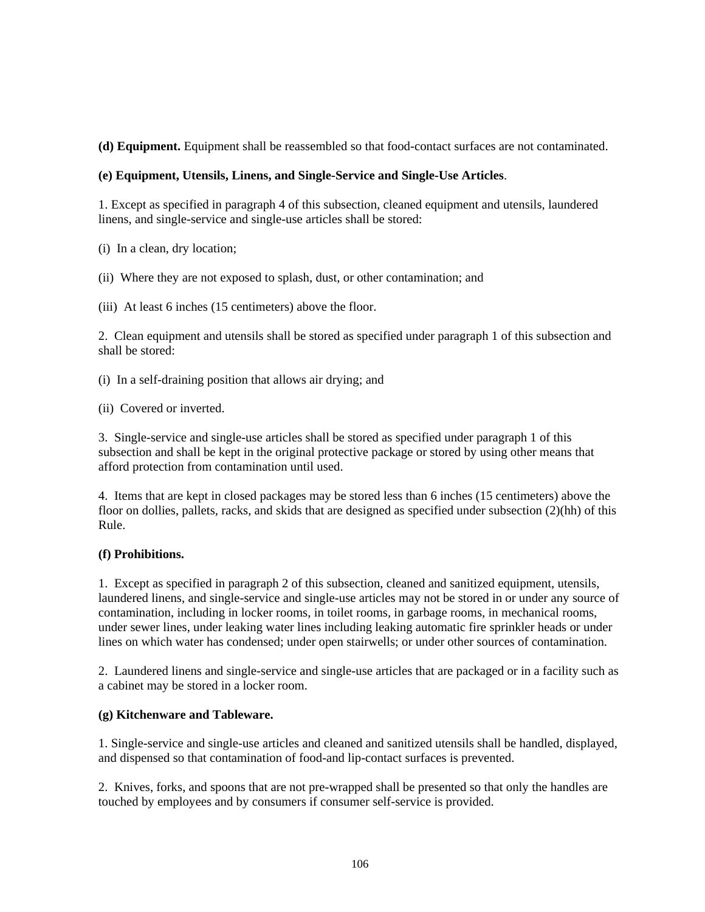**(d) Equipment.** Equipment shall be reassembled so that food-contact surfaces are not contaminated.

**(e) Equipment, Utensils, Linens, and Single-Service and Single-Use Articles**.

1. Except as specified in paragraph 4 of this subsection, cleaned equipment and utensils, laundered linens, and single-service and single-use articles shall be stored:

(i) In a clean, dry location;

(ii) Where they are not exposed to splash, dust, or other contamination; and

(iii) At least 6 inches (15 centimeters) above the floor.

2. Clean equipment and utensils shall be stored as specified under paragraph 1 of this subsection and shall be stored:

(i) In a self-draining position that allows air drying; and

(ii) Covered or inverted.

3. Single-service and single-use articles shall be stored as specified under paragraph 1 of this subsection and shall be kept in the original protective package or stored by using other means that afford protection from contamination until used.

4. Items that are kept in closed packages may be stored less than 6 inches (15 centimeters) above the floor on dollies, pallets, racks, and skids that are designed as specified under subsection (2)(hh) of this Rule.

**(f) Prohibitions.**

1. Except as specified in paragraph 2 of this subsection, cleaned and sanitized equipment, utensils, laundered linens, and single-service and single-use articles may not be stored in or under any source of contamination, including in locker rooms, in toilet rooms, in garbage rooms, in mechanical rooms, under sewer lines, under leaking water lines including leaking automatic fire sprinkler heads or under lines on which water has condensed; under open stairwells; or under other sources of contamination.

2. Laundered linens and single-service and single-use articles that are packaged or in a facility such as a cabinet may be stored in a locker room.

**(g) Kitchenware and Tableware.**

1. Single-service and single-use articles and cleaned and sanitized utensils shall be handled, displayed, and dispensed so that contamination of food-and lip-contact surfaces is prevented.

2. Knives, forks, and spoons that are not pre-wrapped shall be presented so that only the handles are touched by employees and by consumers if consumer self-service is provided.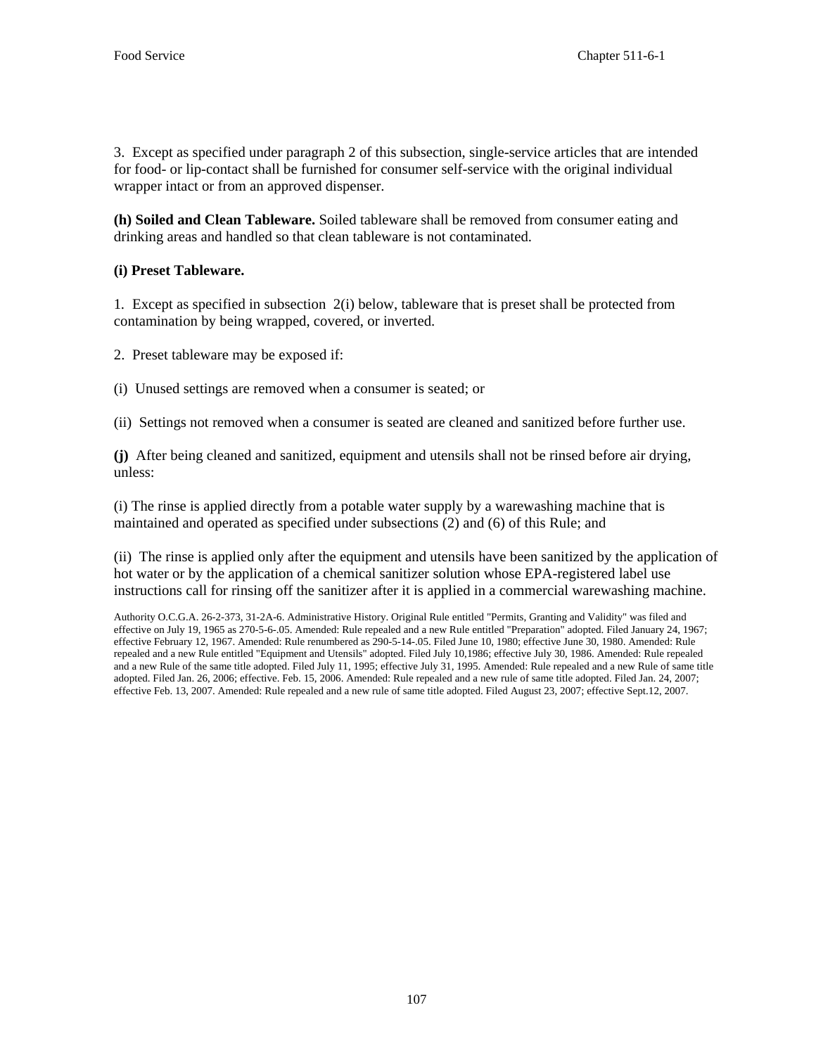3. Except as specified under paragraph 2 of this subsection, single-service articles that are intended for food- or lip-contact shall be furnished for consumer self-service with the original individual wrapper intact or from an approved dispenser.

**(h) Soiled and Clean Tableware.** Soiled tableware shall be removed from consumer eating and drinking areas and handled so that clean tableware is not contaminated.

**(i) Preset Tableware.**

1. Except as specified in subsection 2(i) below, tableware that is preset shall be protected from contamination by being wrapped, covered, or inverted.

2. Preset tableware may be exposed if:

(i) Unused settings are removed when a consumer is seated; or

(ii) Settings not removed when a consumer is seated are cleaned and sanitized before further use.

**(j)** After being cleaned and sanitized, equipment and utensils shall not be rinsed before air drying, unless:

(i) The rinse is applied directly from a potable water supply by a warewashing machine that is maintained and operated as specified under subsections (2) and (6) of this Rule; and

(ii) The rinse is applied only after the equipment and utensils have been sanitized by the application of hot water or by the application of a chemical sanitizer solution whose EPA-registered label use instructions call for rinsing off the sanitizer after it is applied in a commercial warewashing machine.

Authority O.C.G.A. 26-2-373, 31-2A-6. Administrative History. Original Rule entitled "Permits, Granting and Validity" was filed and effective on July 19, 1965 as 270-5-6-.05. Amended: Rule repealed and a new Rule entitled "Preparation" adopted. Filed January 24, 1967; effective February 12, 1967. Amended: Rule renumbered as 290-5-14-.05. Filed June 10, 1980; effective June 30, 1980. Amended: Rule repealed and a new Rule entitled "Equipment and Utensils" adopted. Filed July 10,1986; effective July 30, 1986. Amended: Rule repealed and a new Rule of the same title adopted. Filed July 11, 1995; effective July 31, 1995. Amended: Rule repealed and a new Rule of same title adopted. Filed Jan. 26, 2006; effective. Feb. 15, 2006. Amended: Rule repealed and a new rule of same title adopted. Filed Jan. 24, 2007; effective Feb. 13, 2007. Amended: Rule repealed and a new rule of same title adopted. Filed August 23, 2007; effective Sept.12, 2007.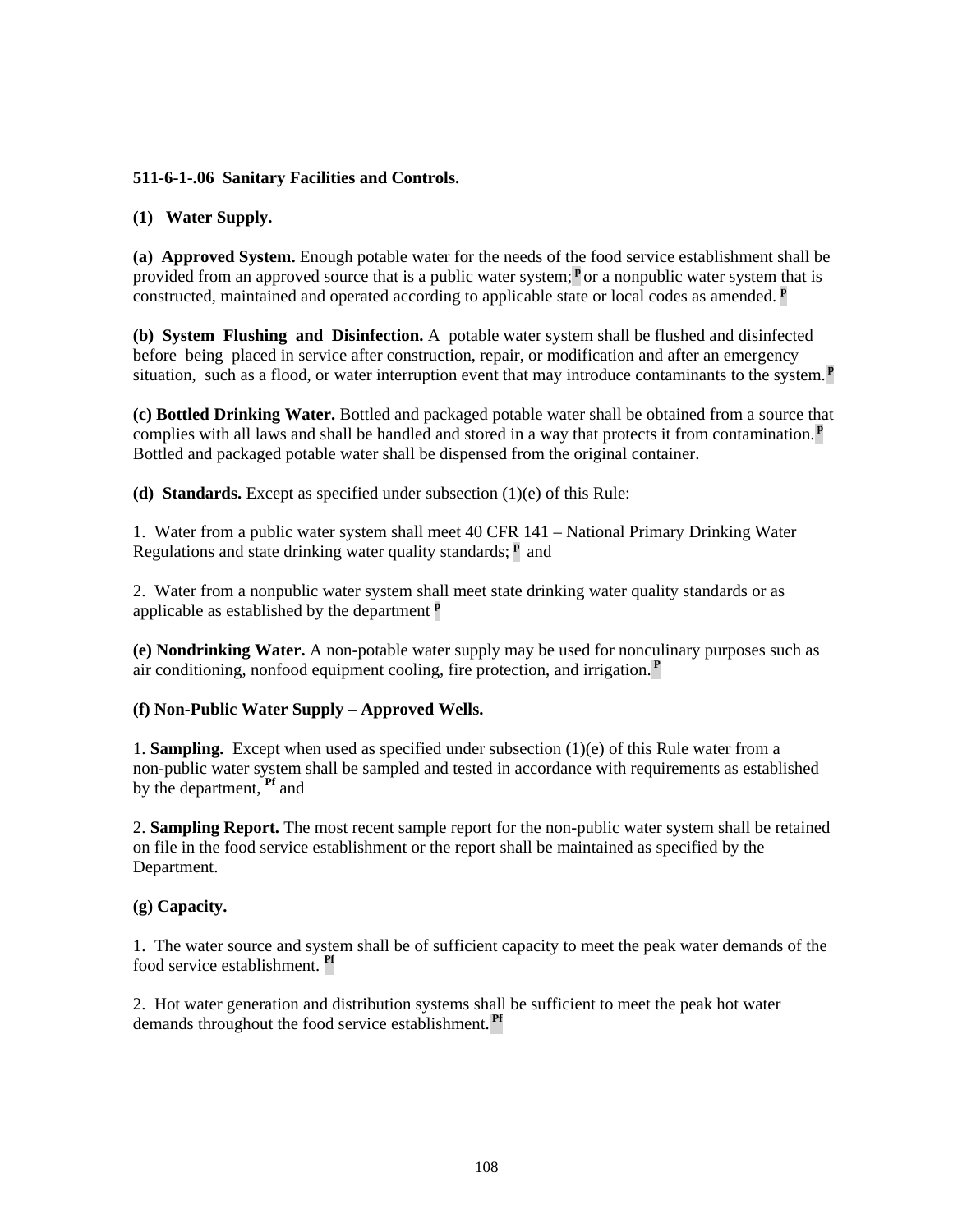**511-6-1-.06 Sanitary Facilities and Controls.**

**(1) Water Supply.**

**(a) Approved System.** Enough potable water for the needs of the food service establishment shall be provided from an approved source that is a public water system;[P] or a nonpublic water system that is constructed, maintained and operated according to applicable state or local codes as amended. [P]

**(b) System Flushing and Disinfection.** A potable water system shall be flushed and disinfected before being placed in service after construction, repair, or modification and after an emergency situation, such as a flood, or water interruption event that may introduce contaminants to the system.[P]

**(c) Bottled Drinking Water.** Bottled and packaged potable water shall be obtained from a source that complies with all laws and shall be handled and stored in a way that protects it from contamination.[P] Bottled and packaged potable water shall be dispensed from the original container.

**(d) Standards.** Except as specified under subsection (1)(e) of this Rule:

1. Water from a public water system shall meet 40 CFR 141 – National Primary Drinking Water Regulations and state drinking water quality standards; [P] and

2. Water from a nonpublic water system shall meet state drinking water quality standards or as applicable as established by the department [P]

**(e) Nondrinking Water.** A non-potable water supply may be used for nonculinary purposes such as air conditioning, nonfood equipment cooling, fire protection, and irrigation.[P]

**(f) Non-Public Water Supply – Approved Wells.**

1. **Sampling.** Except when used as specified under subsection (1)(e) of this Rule water from a non-public water system shall be sampled and tested in accordance with requirements as established by the department, [Pf] and

2. **Sampling Report.** The most recent sample report for the non-public water system shall be retained on file in the food service establishment or the report shall be maintained as specified by the Department.

**(g) Capacity.**

1. The water source and system shall be of sufficient capacity to meet the peak water demands of the food service establishment. [Pf]

2. Hot water generation and distribution systems shall be sufficient to meet the peak hot water demands throughout the food service establishment.[Pf]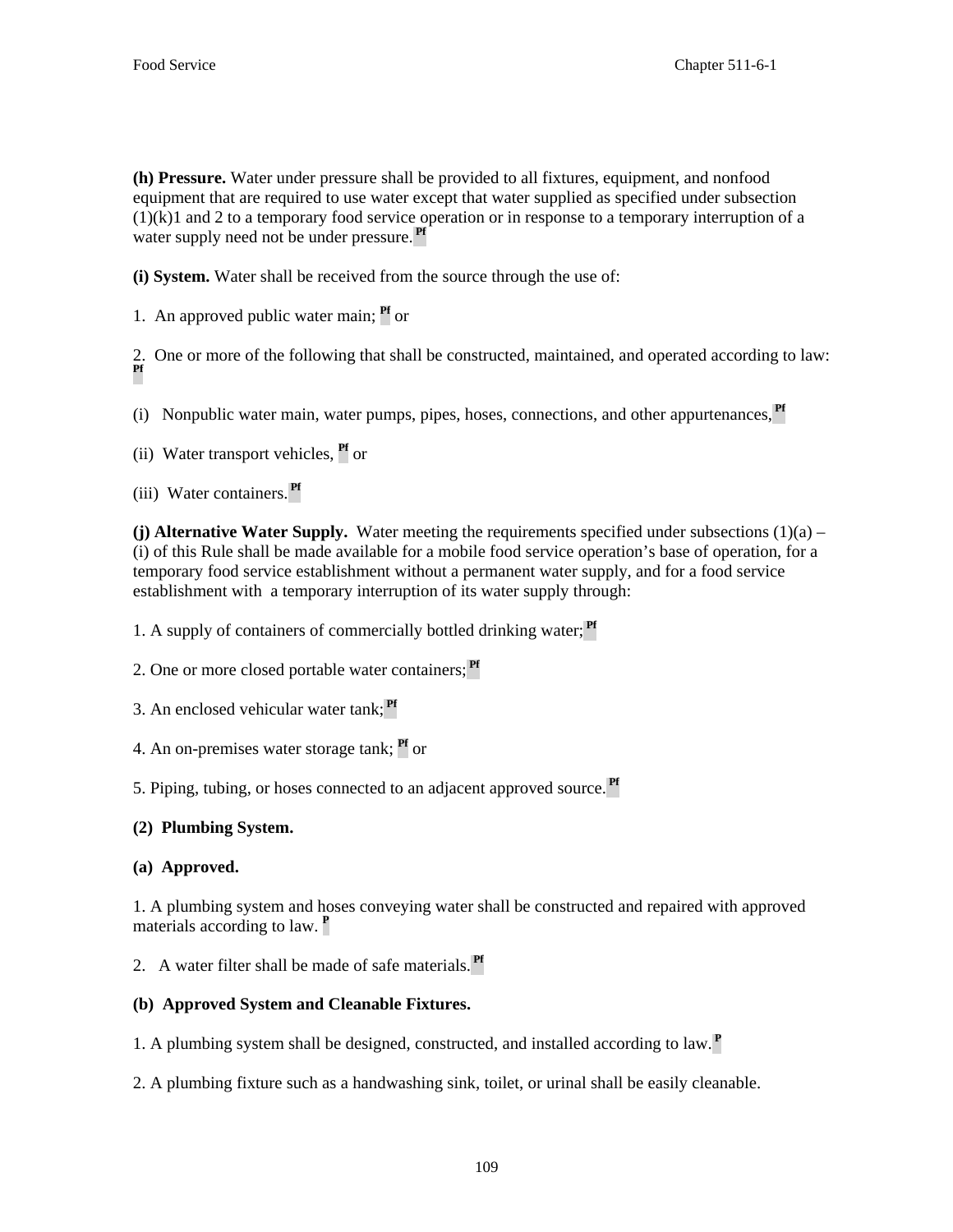**(h) Pressure.** Water under pressure shall be provided to all fixtures, equipment, and nonfood equipment that are required to use water except that water supplied as specified under subsection (1)(k)1 and 2 to a temporary food service operation or in response to a temporary interruption of a water supply need not be under pressure.[Pf]

**(i) System.** Water shall be received from the source through the use of:

1. An approved public water main; [Pf] or

2. One or more of the following that shall be constructed, maintained, and operated according to law: [Pf]

(i) Nonpublic water main, water pumps, pipes, hoses, connections, and other appurtenances,[Pf]

(ii) Water transport vehicles, [Pf] or

(iii) Water containers.[Pf]

**(j) Alternative Water Supply.** Water meeting the requirements specified under subsections (1)(a) – (i) of this Rule shall be made available for a mobile food service operation's base of operation, for a temporary food service establishment without a permanent water supply, and for a food service establishment with a temporary interruption of its water supply through:

1. A supply of containers of commercially bottled drinking water;[Pf]

2. One or more closed portable water containers;[Pf]

3. An enclosed vehicular water tank;[Pf]

4. An on-premises water storage tank; [Pf] or

5. Piping, tubing, or hoses connected to an adjacent approved source.[Pf]

**(2) Plumbing System.**

**(a) Approved.**

1. A plumbing system and hoses conveying water shall be constructed and repaired with approved materials according to law. [P]

2. A water filter shall be made of safe materials.[Pf]

**(b) Approved System and Cleanable Fixtures.**

1. A plumbing system shall be designed, constructed, and installed according to law.[P]

2. A plumbing fixture such as a handwashing sink, toilet, or urinal shall be easily cleanable.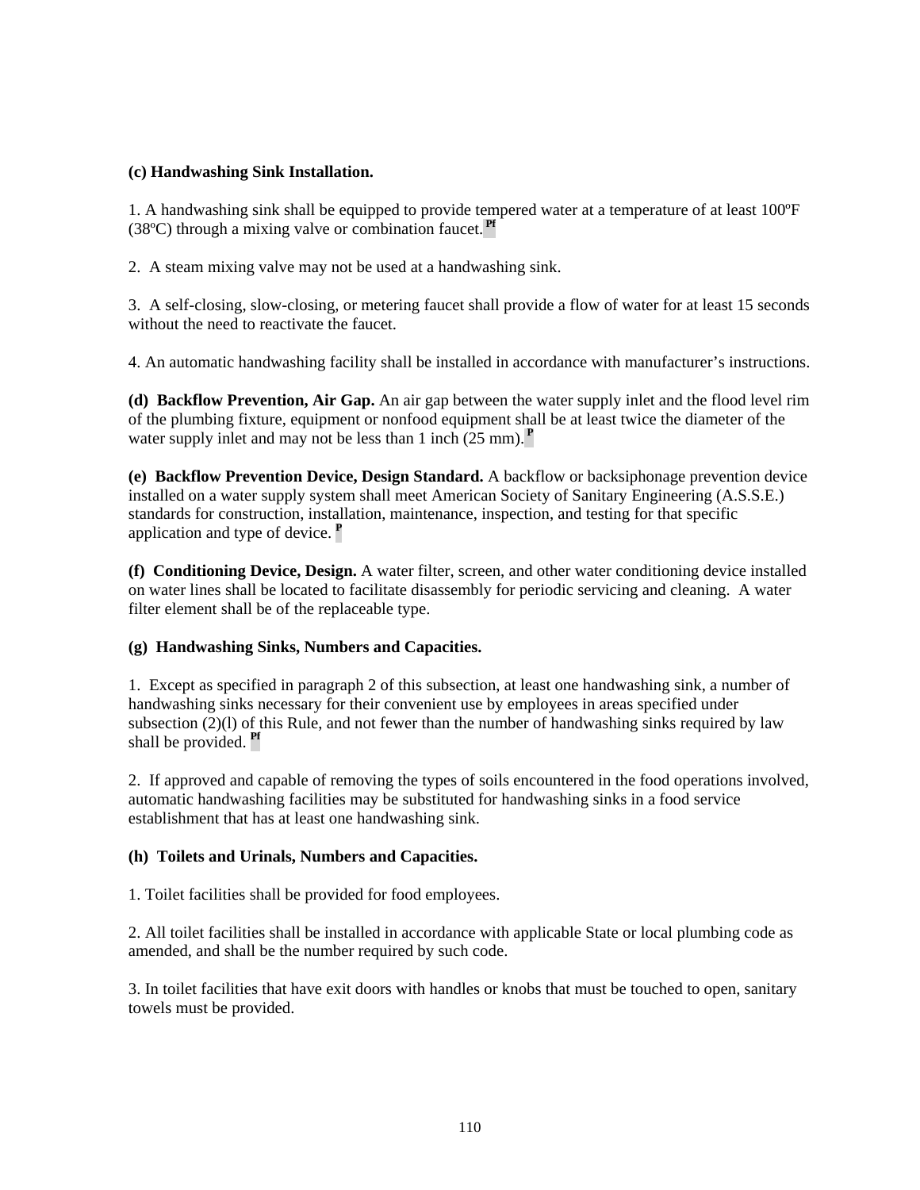**(c) Handwashing Sink Installation.**

1. A handwashing sink shall be equipped to provide tempered water at a temperature of at least 100ºF (38ºC) through a mixing valve or combination faucet. Pf

2. A steam mixing valve may not be used at a handwashing sink.

3. A self-closing, slow-closing, or metering faucet shall provide a flow of water for at least 15 seconds without the need to reactivate the faucet.

4. An automatic handwashing facility shall be installed in accordance with manufacturer's instructions.

**(d) Backflow Prevention, Air Gap.** An air gap between the water supply inlet and the flood level rim of the plumbing fixture, equipment or nonfood equipment shall be at least twice the diameter of the water supply inlet and may not be less than 1 inch (25 mm). P

**(e) Backflow Prevention Device, Design Standard.** A backflow or backsiphonage prevention device installed on a water supply system shall meet American Society of Sanitary Engineering (A.S.S.E.) standards for construction, installation, maintenance, inspection, and testing for that specific application and type of device. P

**(f) Conditioning Device, Design.** A water filter, screen, and other water conditioning device installed on water lines shall be located to facilitate disassembly for periodic servicing and cleaning. A water filter element shall be of the replaceable type.

**(g) Handwashing Sinks, Numbers and Capacities.**

1. Except as specified in paragraph 2 of this subsection, at least one handwashing sink, a number of handwashing sinks necessary for their convenient use by employees in areas specified under subsection (2)(l) of this Rule, and not fewer than the number of handwashing sinks required by law shall be provided. Pf

2. If approved and capable of removing the types of soils encountered in the food operations involved, automatic handwashing facilities may be substituted for handwashing sinks in a food service establishment that has at least one handwashing sink.

**(h) Toilets and Urinals, Numbers and Capacities.**

1. Toilet facilities shall be provided for food employees.

2. All toilet facilities shall be installed in accordance with applicable State or local plumbing code as amended, and shall be the number required by such code.

3. In toilet facilities that have exit doors with handles or knobs that must be touched to open, sanitary towels must be provided.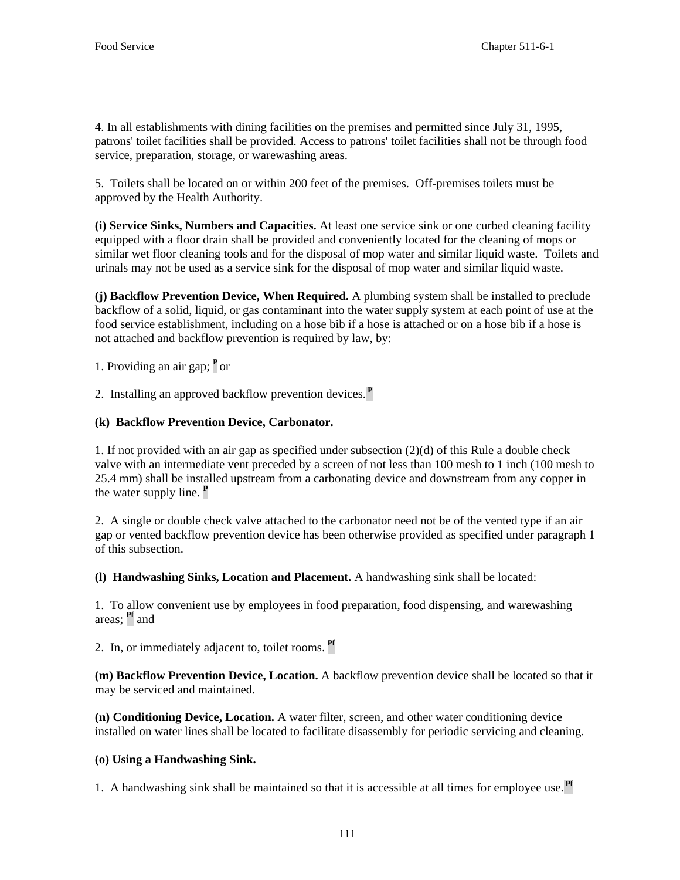4. In all establishments with dining facilities on the premises and permitted since July 31, 1995, patrons' toilet facilities shall be provided. Access to patrons' toilet facilities shall not be through food service, preparation, storage, or warewashing areas.

5. Toilets shall be located on or within 200 feet of the premises. Off-premises toilets must be approved by the Health Authority.

**(i) Service Sinks, Numbers and Capacities.** At least one service sink or one curbed cleaning facility equipped with a floor drain shall be provided and conveniently located for the cleaning of mops or similar wet floor cleaning tools and for the disposal of mop water and similar liquid waste. Toilets and urinals may not be used as a service sink for the disposal of mop water and similar liquid waste.

**(j) Backflow Prevention Device, When Required.** A plumbing system shall be installed to preclude backflow of a solid, liquid, or gas contaminant into the water supply system at each point of use at the food service establishment, including on a hose bib if a hose is attached or on a hose bib if a hose is not attached and backflow prevention is required by law, by:

1. Providing an air gap; [P] or

2. Installing an approved backflow prevention devices.[P]

**(k) Backflow Prevention Device, Carbonator.**

1. If not provided with an air gap as specified under subsection (2)(d) of this Rule a double check valve with an intermediate vent preceded by a screen of not less than 100 mesh to 1 inch (100 mesh to 25.4 mm) shall be installed upstream from a carbonating device and downstream from any copper in the water supply line. [P]

2. A single or double check valve attached to the carbonator need not be of the vented type if an air gap or vented backflow prevention device has been otherwise provided as specified under paragraph 1 of this subsection.

**(l) Handwashing Sinks, Location and Placement.** A handwashing sink shall be located:

1. To allow convenient use by employees in food preparation, food dispensing, and warewashing areas; [Pf] and

2. In, or immediately adjacent to, toilet rooms. [Pf]

**(m) Backflow Prevention Device, Location.** A backflow prevention device shall be located so that it may be serviced and maintained.

**(n) Conditioning Device, Location.** A water filter, screen, and other water conditioning device installed on water lines shall be located to facilitate disassembly for periodic servicing and cleaning.

**(o) Using a Handwashing Sink.**

1. A handwashing sink shall be maintained so that it is accessible at all times for employee use.[Pf]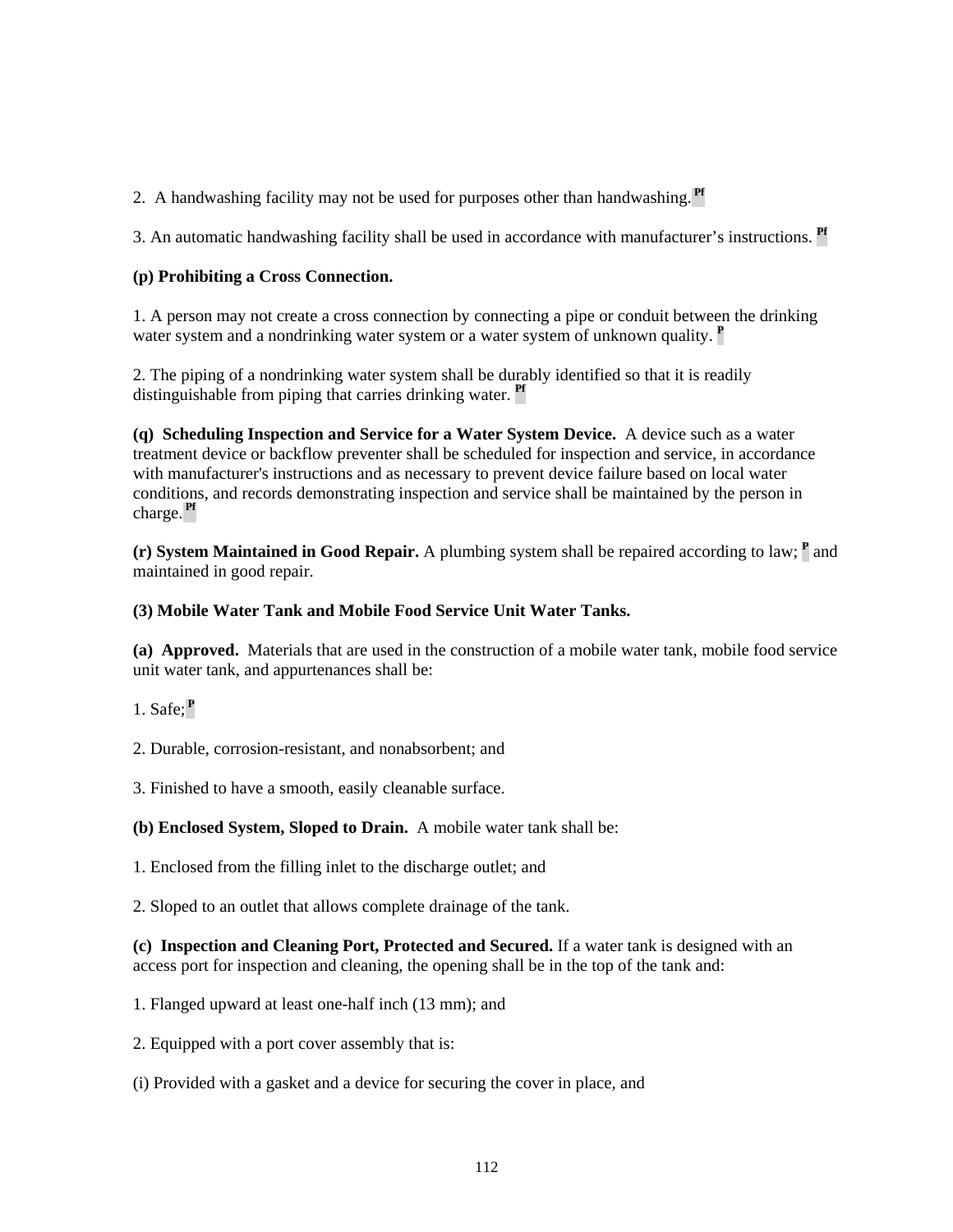2. A handwashing facility may not be used for purposes other than handwashing. [Pf]

3. An automatic handwashing facility shall be used in accordance with manufacturer's instructions. [Pf]

**(p) Prohibiting a Cross Connection.**

1. A person may not create a cross connection by connecting a pipe or conduit between the drinking water system and a nondrinking water system or a water system of unknown quality. [P]

2. The piping of a nondrinking water system shall be durably identified so that it is readily distinguishable from piping that carries drinking water. [Pf]

**(q) Scheduling Inspection and Service for a Water System Device.** A device such as a water treatment device or backflow preventer shall be scheduled for inspection and service, in accordance with manufacturer's instructions and as necessary to prevent device failure based on local water conditions, and records demonstrating inspection and service shall be maintained by the person in charge. [Pf]

**(r) System Maintained in Good Repair.** A plumbing system shall be repaired according to law; [P] and maintained in good repair.

**(3) Mobile Water Tank and Mobile Food Service Unit Water Tanks.**

**(a) Approved.** Materials that are used in the construction of a mobile water tank, mobile food service unit water tank, and appurtenances shall be:

1. Safe; [P]

2. Durable, corrosion-resistant, and nonabsorbent; and

3. Finished to have a smooth, easily cleanable surface.

**(b) Enclosed System, Sloped to Drain.** A mobile water tank shall be:

1. Enclosed from the filling inlet to the discharge outlet; and

2. Sloped to an outlet that allows complete drainage of the tank.

**(c) Inspection and Cleaning Port, Protected and Secured.** If a water tank is designed with an access port for inspection and cleaning, the opening shall be in the top of the tank and:

1. Flanged upward at least one-half inch (13 mm); and

2. Equipped with a port cover assembly that is:

(i) Provided with a gasket and a device for securing the cover in place, and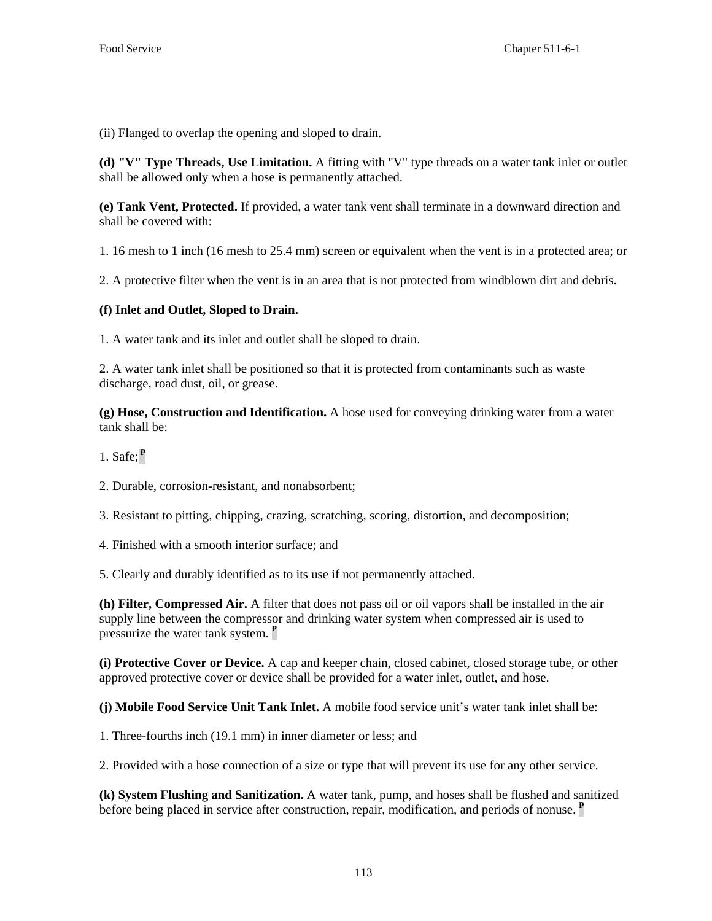(ii) Flanged to overlap the opening and sloped to drain.

**(d) "V" Type Threads, Use Limitation.** A fitting with "V" type threads on a water tank inlet or outlet shall be allowed only when a hose is permanently attached.

**(e) Tank Vent, Protected.** If provided, a water tank vent shall terminate in a downward direction and shall be covered with:

1. 16 mesh to 1 inch (16 mesh to 25.4 mm) screen or equivalent when the vent is in a protected area; or

2. A protective filter when the vent is in an area that is not protected from windblown dirt and debris.

**(f) Inlet and Outlet, Sloped to Drain.**

1. A water tank and its inlet and outlet shall be sloped to drain.

2. A water tank inlet shall be positioned so that it is protected from contaminants such as waste discharge, road dust, oil, or grease.

**(g) Hose, Construction and Identification.** A hose used for conveying drinking water from a water tank shall be:

1. Safe; **P**

2. Durable, corrosion-resistant, and nonabsorbent;

3. Resistant to pitting, chipping, crazing, scratching, scoring, distortion, and decomposition;

4. Finished with a smooth interior surface; and

5. Clearly and durably identified as to its use if not permanently attached.

**(h) Filter, Compressed Air.** A filter that does not pass oil or oil vapors shall be installed in the air supply line between the compressor and drinking water system when compressed air is used to pressurize the water tank system. **P**

**(i) Protective Cover or Device.** A cap and keeper chain, closed cabinet, closed storage tube, or other approved protective cover or device shall be provided for a water inlet, outlet, and hose.

**(j) Mobile Food Service Unit Tank Inlet.** A mobile food service unit's water tank inlet shall be:

1. Three-fourths inch (19.1 mm) in inner diameter or less; and

2. Provided with a hose connection of a size or type that will prevent its use for any other service.

**(k) System Flushing and Sanitization.** A water tank, pump, and hoses shall be flushed and sanitized before being placed in service after construction, repair, modification, and periods of nonuse. **P**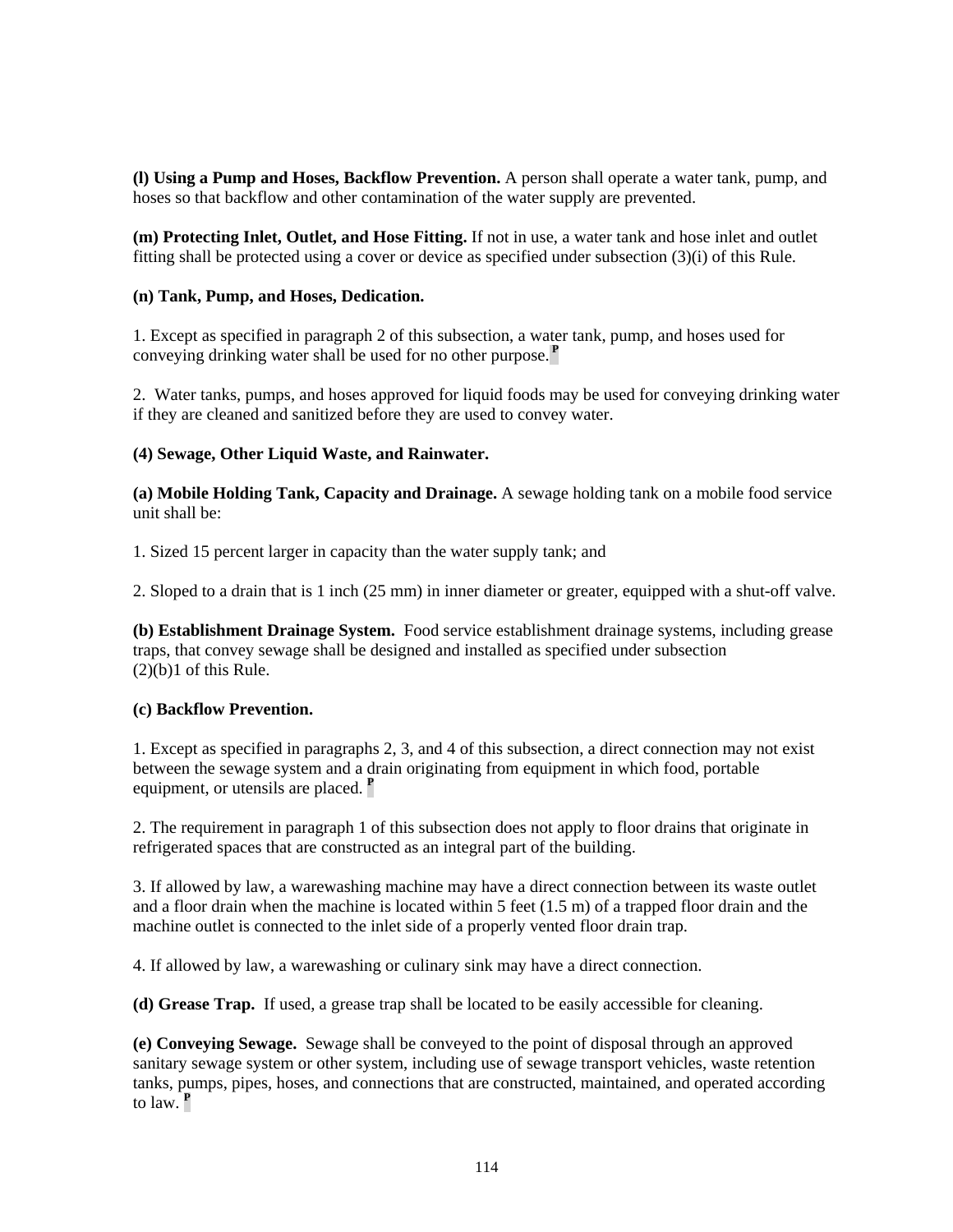**(l) Using a Pump and Hoses, Backflow Prevention.** A person shall operate a water tank, pump, and hoses so that backflow and other contamination of the water supply are prevented.

**(m) Protecting Inlet, Outlet, and Hose Fitting.** If not in use, a water tank and hose inlet and outlet fitting shall be protected using a cover or device as specified under subsection (3)(i) of this Rule.

**(n) Tank, Pump, and Hoses, Dedication.**

1. Except as specified in paragraph 2 of this subsection, a water tank, pump, and hoses used for conveying drinking water shall be used for no other purpose. [P]

2. Water tanks, pumps, and hoses approved for liquid foods may be used for conveying drinking water if they are cleaned and sanitized before they are used to convey water.

**(4) Sewage, Other Liquid Waste, and Rainwater.**

**(a) Mobile Holding Tank, Capacity and Drainage.** A sewage holding tank on a mobile food service unit shall be:

1. Sized 15 percent larger in capacity than the water supply tank; and

2. Sloped to a drain that is 1 inch (25 mm) in inner diameter or greater, equipped with a shut-off valve.

**(b) Establishment Drainage System.** Food service establishment drainage systems, including grease traps, that convey sewage shall be designed and installed as specified under subsection (2)(b)1 of this Rule.

**(c) Backflow Prevention.**

1. Except as specified in paragraphs 2, 3, and 4 of this subsection, a direct connection may not exist between the sewage system and a drain originating from equipment in which food, portable equipment, or utensils are placed. [P]

2. The requirement in paragraph 1 of this subsection does not apply to floor drains that originate in refrigerated spaces that are constructed as an integral part of the building.

3. If allowed by law, a warewashing machine may have a direct connection between its waste outlet and a floor drain when the machine is located within 5 feet (1.5 m) of a trapped floor drain and the machine outlet is connected to the inlet side of a properly vented floor drain trap.

4. If allowed by law, a warewashing or culinary sink may have a direct connection.

**(d) Grease Trap.** If used, a grease trap shall be located to be easily accessible for cleaning.

**(e) Conveying Sewage.** Sewage shall be conveyed to the point of disposal through an approved sanitary sewage system or other system, including use of sewage transport vehicles, waste retention tanks, pumps, pipes, hoses, and connections that are constructed, maintained, and operated according to law. [P]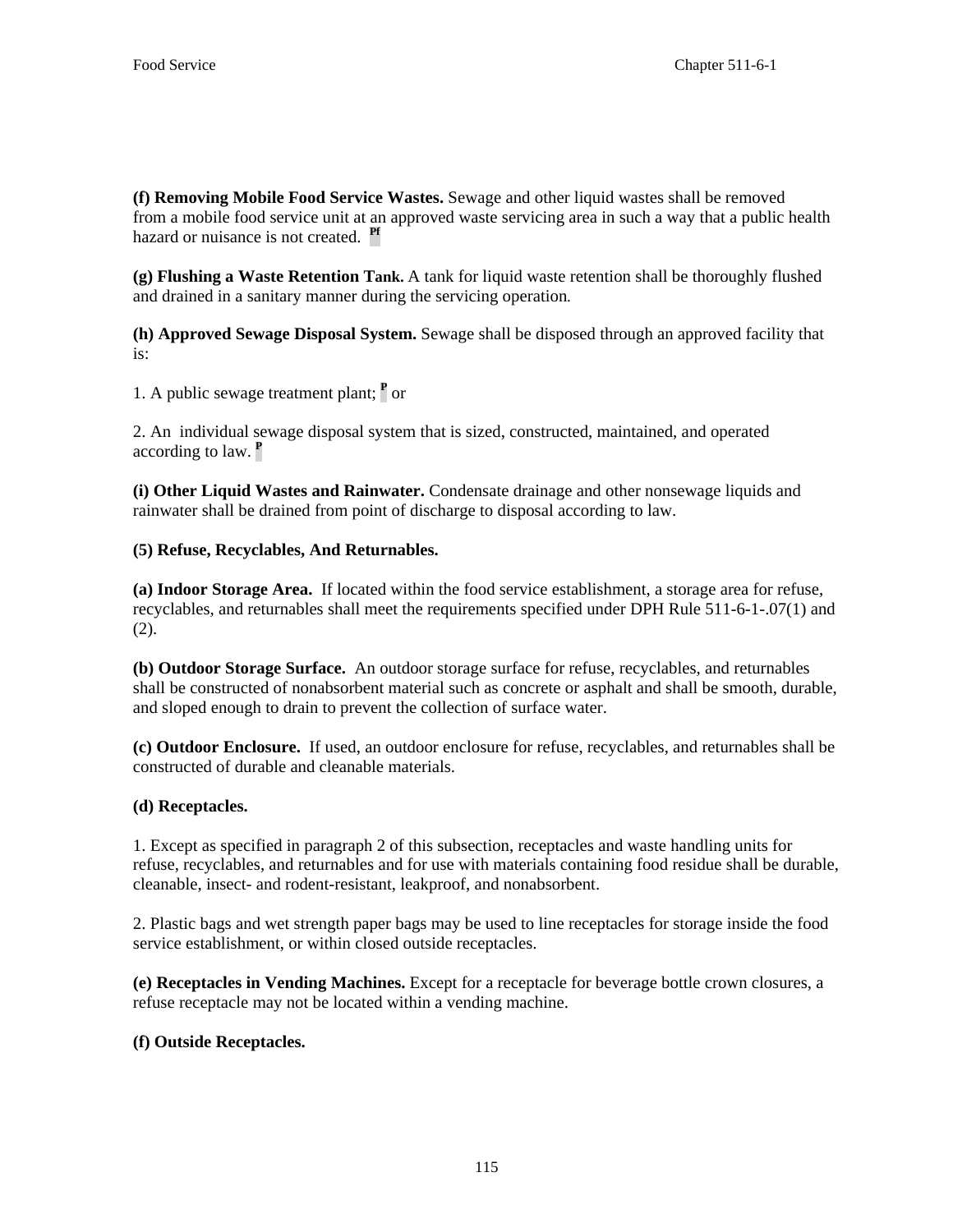**(f) Removing Mobile Food Service Wastes.** Sewage and other liquid wastes shall be removed from a mobile food service unit at an approved waste servicing area in such a way that a public health hazard or nuisance is not created. Pf

**(g) Flushing a Waste Retention Tank.** A tank for liquid waste retention shall be thoroughly flushed and drained in a sanitary manner during the servicing operation.

**(h) Approved Sewage Disposal System.** Sewage shall be disposed through an approved facility that is:

1. A public sewage treatment plant; P or

2. An individual sewage disposal system that is sized, constructed, maintained, and operated according to law. P

**(i) Other Liquid Wastes and Rainwater.** Condensate drainage and other nonsewage liquids and rainwater shall be drained from point of discharge to disposal according to law.

**(5) Refuse, Recyclables, And Returnables.**

**(a) Indoor Storage Area.** If located within the food service establishment, a storage area for refuse, recyclables, and returnables shall meet the requirements specified under DPH Rule 511-6-1-.07(1) and (2).

**(b) Outdoor Storage Surface.** An outdoor storage surface for refuse, recyclables, and returnables shall be constructed of nonabsorbent material such as concrete or asphalt and shall be smooth, durable, and sloped enough to drain to prevent the collection of surface water.

**(c) Outdoor Enclosure.** If used, an outdoor enclosure for refuse, recyclables, and returnables shall be constructed of durable and cleanable materials.

**(d) Receptacles.**

1. Except as specified in paragraph 2 of this subsection, receptacles and waste handling units for refuse, recyclables, and returnables and for use with materials containing food residue shall be durable, cleanable, insect- and rodent-resistant, leakproof, and nonabsorbent.

2. Plastic bags and wet strength paper bags may be used to line receptacles for storage inside the food service establishment, or within closed outside receptacles.

**(e) Receptacles in Vending Machines.** Except for a receptacle for beverage bottle crown closures, a refuse receptacle may not be located within a vending machine.

**(f) Outside Receptacles.**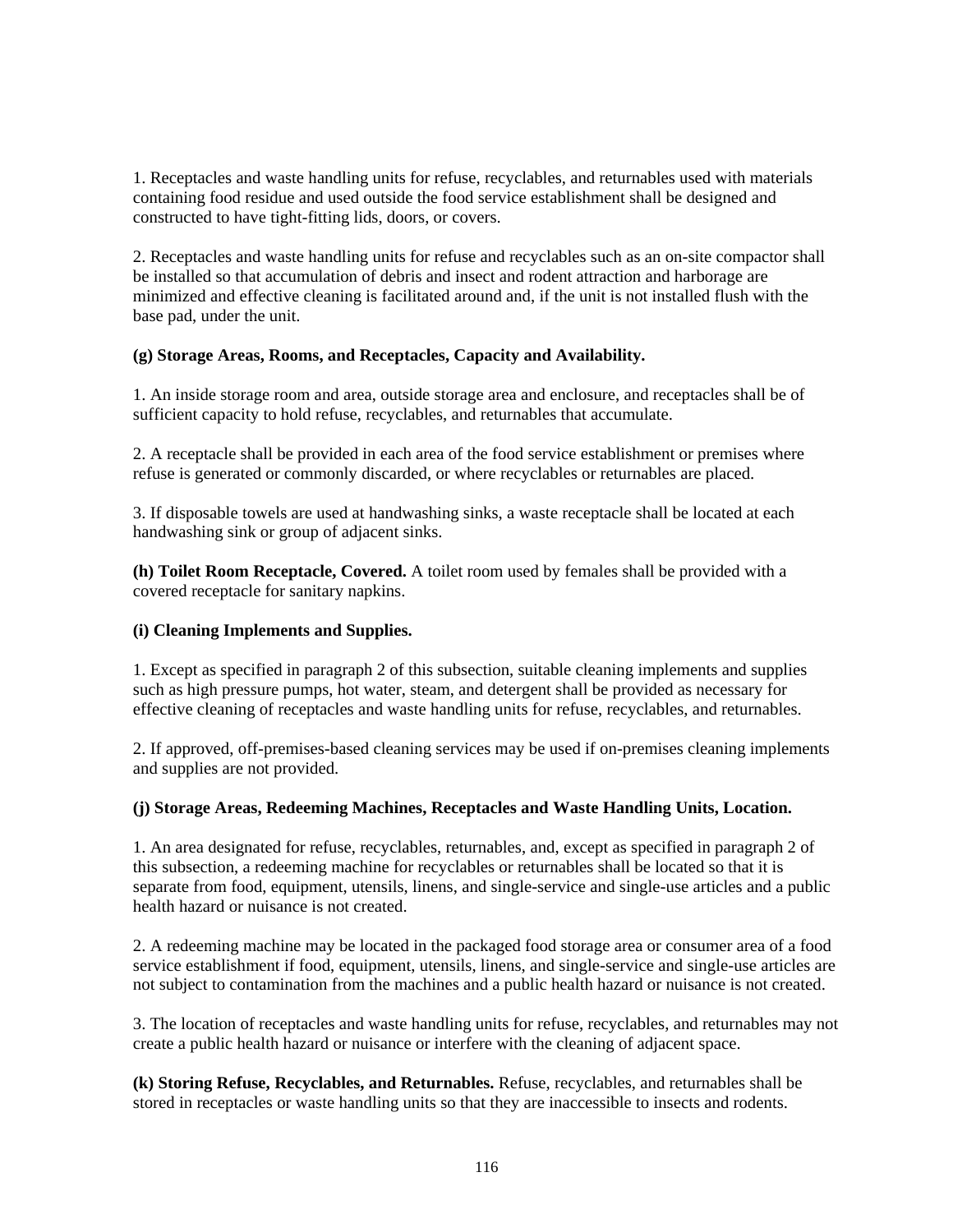1. Receptacles and waste handling units for refuse, recyclables, and returnables used with materials containing food residue and used outside the food service establishment shall be designed and constructed to have tight-fitting lids, doors, or covers.

2. Receptacles and waste handling units for refuse and recyclables such as an on-site compactor shall be installed so that accumulation of debris and insect and rodent attraction and harborage are minimized and effective cleaning is facilitated around and, if the unit is not installed flush with the base pad, under the unit.

**(g) Storage Areas, Rooms, and Receptacles, Capacity and Availability.**

1. An inside storage room and area, outside storage area and enclosure, and receptacles shall be of sufficient capacity to hold refuse, recyclables, and returnables that accumulate.

2. A receptacle shall be provided in each area of the food service establishment or premises where refuse is generated or commonly discarded, or where recyclables or returnables are placed.

3. If disposable towels are used at handwashing sinks, a waste receptacle shall be located at each handwashing sink or group of adjacent sinks.

**(h) Toilet Room Receptacle, Covered.** A toilet room used by females shall be provided with a covered receptacle for sanitary napkins.

**(i) Cleaning Implements and Supplies.**

1. Except as specified in paragraph 2 of this subsection, suitable cleaning implements and supplies such as high pressure pumps, hot water, steam, and detergent shall be provided as necessary for effective cleaning of receptacles and waste handling units for refuse, recyclables, and returnables.

2. If approved, off-premises-based cleaning services may be used if on-premises cleaning implements and supplies are not provided.

**(j) Storage Areas, Redeeming Machines, Receptacles and Waste Handling Units, Location.**

1. An area designated for refuse, recyclables, returnables, and, except as specified in paragraph 2 of this subsection, a redeeming machine for recyclables or returnables shall be located so that it is separate from food, equipment, utensils, linens, and single-service and single-use articles and a public health hazard or nuisance is not created.

2. A redeeming machine may be located in the packaged food storage area or consumer area of a food service establishment if food, equipment, utensils, linens, and single-service and single-use articles are not subject to contamination from the machines and a public health hazard or nuisance is not created.

3. The location of receptacles and waste handling units for refuse, recyclables, and returnables may not create a public health hazard or nuisance or interfere with the cleaning of adjacent space.

**(k) Storing Refuse, Recyclables, and Returnables.** Refuse, recyclables, and returnables shall be stored in receptacles or waste handling units so that they are inaccessible to insects and rodents.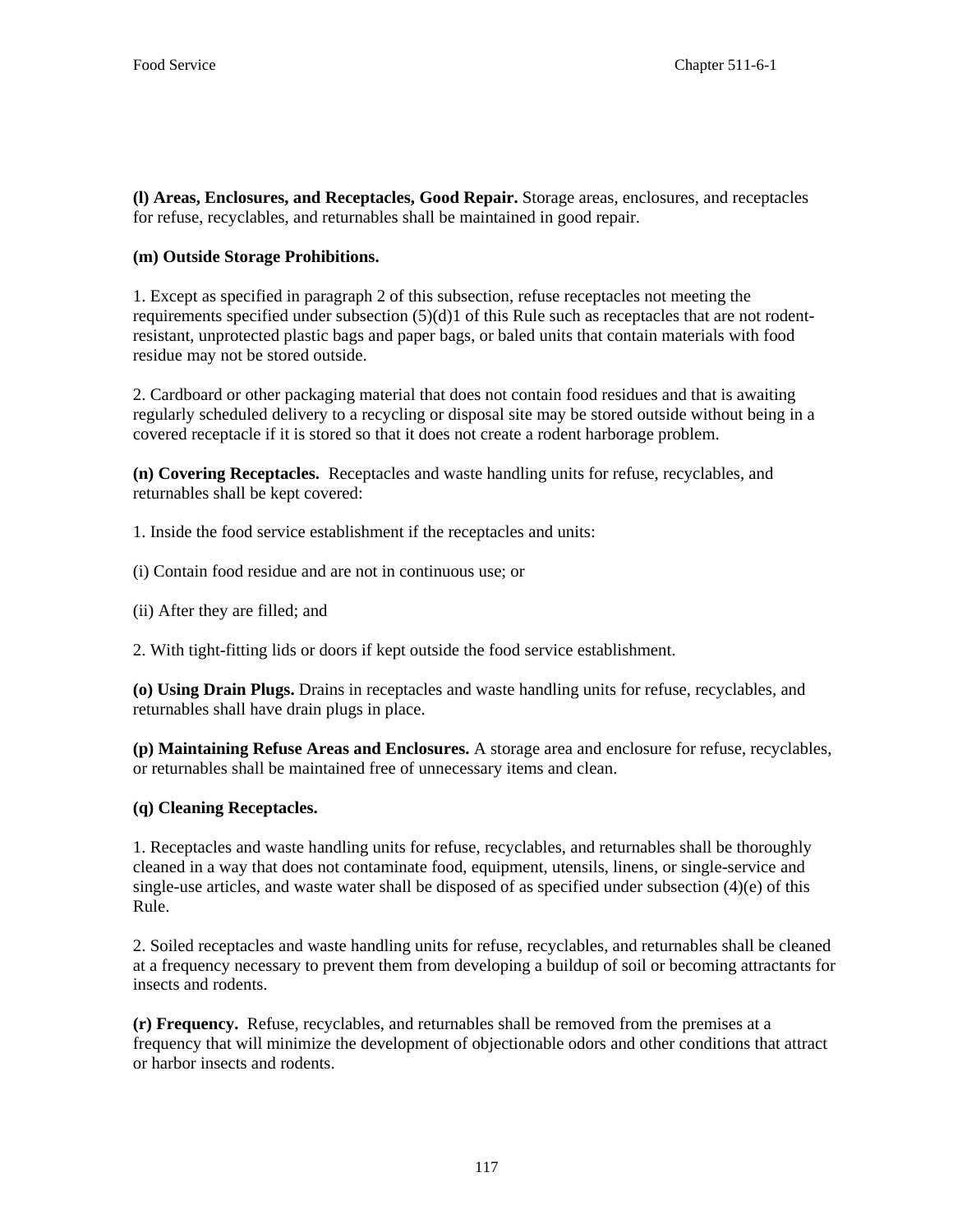**(l) Areas, Enclosures, and Receptacles, Good Repair.** Storage areas, enclosures, and receptacles for refuse, recyclables, and returnables shall be maintained in good repair.

**(m) Outside Storage Prohibitions.**

1. Except as specified in paragraph 2 of this subsection, refuse receptacles not meeting the requirements specified under subsection (5)(d)1 of this Rule such as receptacles that are not rodent-resistant, unprotected plastic bags and paper bags, or baled units that contain materials with food residue may not be stored outside.

2. Cardboard or other packaging material that does not contain food residues and that is awaiting regularly scheduled delivery to a recycling or disposal site may be stored outside without being in a covered receptacle if it is stored so that it does not create a rodent harborage problem.

**(n) Covering Receptacles.** Receptacles and waste handling units for refuse, recyclables, and returnables shall be kept covered:

1. Inside the food service establishment if the receptacles and units:

(i) Contain food residue and are not in continuous use; or

(ii) After they are filled; and

2. With tight-fitting lids or doors if kept outside the food service establishment.

**(o) Using Drain Plugs.** Drains in receptacles and waste handling units for refuse, recyclables, and returnables shall have drain plugs in place.

**(p) Maintaining Refuse Areas and Enclosures.** A storage area and enclosure for refuse, recyclables, or returnables shall be maintained free of unnecessary items and clean.

**(q) Cleaning Receptacles.**

1. Receptacles and waste handling units for refuse, recyclables, and returnables shall be thoroughly cleaned in a way that does not contaminate food, equipment, utensils, linens, or single-service and single-use articles, and waste water shall be disposed of as specified under subsection (4)(e) of this Rule.

2. Soiled receptacles and waste handling units for refuse, recyclables, and returnables shall be cleaned at a frequency necessary to prevent them from developing a buildup of soil or becoming attractants for insects and rodents.

**(r) Frequency.** Refuse, recyclables, and returnables shall be removed from the premises at a frequency that will minimize the development of objectionable odors and other conditions that attract or harbor insects and rodents.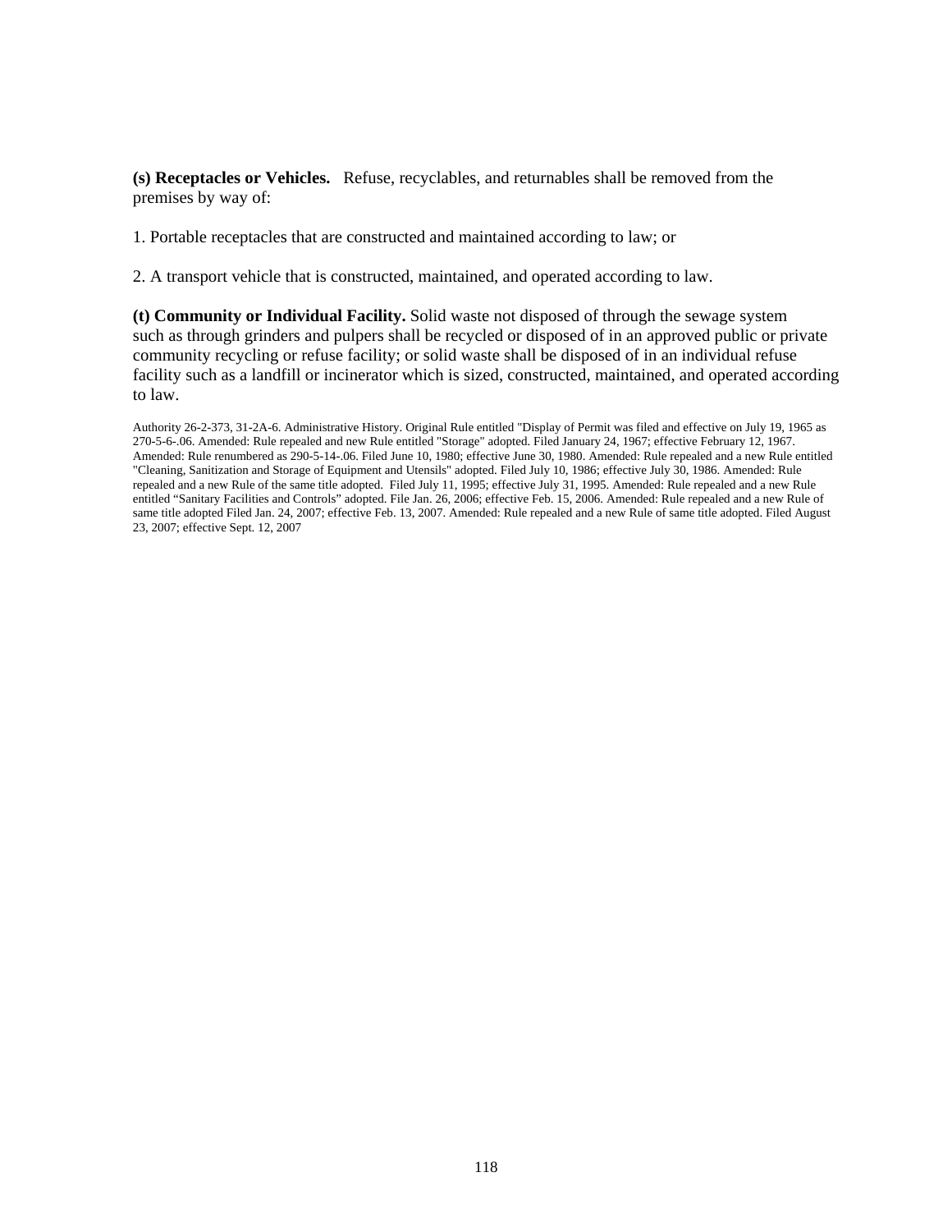**(s) Receptacles or Vehicles.** Refuse, recyclables, and returnables shall be removed from the premises by way of:

1. Portable receptacles that are constructed and maintained according to law; or

2. A transport vehicle that is constructed, maintained, and operated according to law.

**(t) Community or Individual Facility.** Solid waste not disposed of through the sewage system such as through grinders and pulpers shall be recycled or disposed of in an approved public or private community recycling or refuse facility; or solid waste shall be disposed of in an individual refuse facility such as a landfill or incinerator which is sized, constructed, maintained, and operated according to law.

Authority 26-2-373, 31-2A-6. Administrative History. Original Rule entitled "Display of Permit was filed and effective on July 19, 1965 as 270-5-6-.06. Amended: Rule repealed and new Rule entitled "Storage" adopted. Filed January 24, 1967; effective February 12, 1967. Amended: Rule renumbered as 290-5-14-.06. Filed June 10, 1980; effective June 30, 1980. Amended: Rule repealed and a new Rule entitled "Cleaning, Sanitization and Storage of Equipment and Utensils" adopted. Filed July 10, 1986; effective July 30, 1986. Amended: Rule repealed and a new Rule of the same title adopted. Filed July 11, 1995; effective July 31, 1995. Amended: Rule repealed and a new Rule entitled "Sanitary Facilities and Controls" adopted. File Jan. 26, 2006; effective Feb. 15, 2006. Amended: Rule repealed and a new Rule of same title adopted Filed Jan. 24, 2007; effective Feb. 13, 2007. Amended: Rule repealed and a new Rule of same title adopted. Filed August 23, 2007; effective Sept. 12, 2007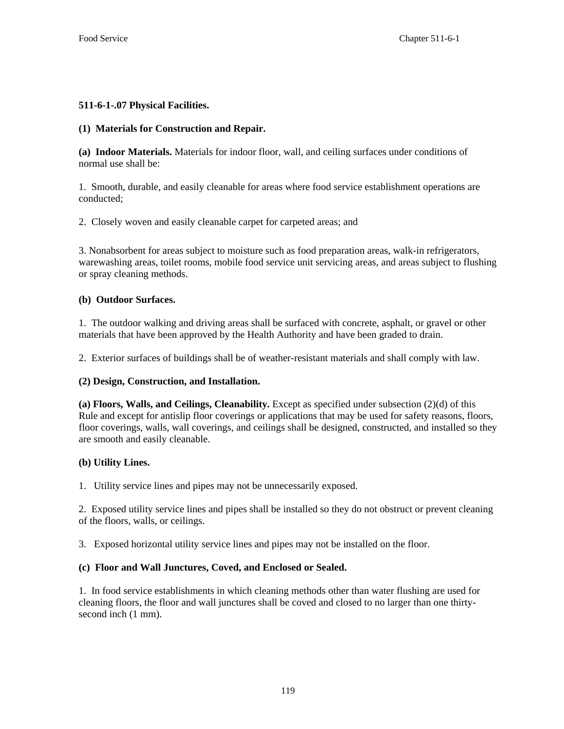**511-6-1-.07 Physical Facilities.**

**(1) Materials for Construction and Repair.**

**(a) Indoor Materials.** Materials for indoor floor, wall, and ceiling surfaces under conditions of normal use shall be:

1. Smooth, durable, and easily cleanable for areas where food service establishment operations are conducted;

2. Closely woven and easily cleanable carpet for carpeted areas; and

3. Nonabsorbent for areas subject to moisture such as food preparation areas, walk-in refrigerators, warewashing areas, toilet rooms, mobile food service unit servicing areas, and areas subject to flushing or spray cleaning methods.

**(b) Outdoor Surfaces.**

1. The outdoor walking and driving areas shall be surfaced with concrete, asphalt, or gravel or other materials that have been approved by the Health Authority and have been graded to drain.

2. Exterior surfaces of buildings shall be of weather-resistant materials and shall comply with law.

**(2) Design, Construction, and Installation.**

**(a) Floors, Walls, and Ceilings, Cleanability.** Except as specified under subsection (2)(d) of this Rule and except for antislip floor coverings or applications that may be used for safety reasons, floors, floor coverings, walls, wall coverings, and ceilings shall be designed, constructed, and installed so they are smooth and easily cleanable.

**(b) Utility Lines.**

1. Utility service lines and pipes may not be unnecessarily exposed.

2. Exposed utility service lines and pipes shall be installed so they do not obstruct or prevent cleaning of the floors, walls, or ceilings.

3. Exposed horizontal utility service lines and pipes may not be installed on the floor.

**(c) Floor and Wall Junctures, Coved, and Enclosed or Sealed.**

1. In food service establishments in which cleaning methods other than water flushing are used for cleaning floors, the floor and wall junctures shall be coved and closed to no larger than one thirty-second inch (1 mm).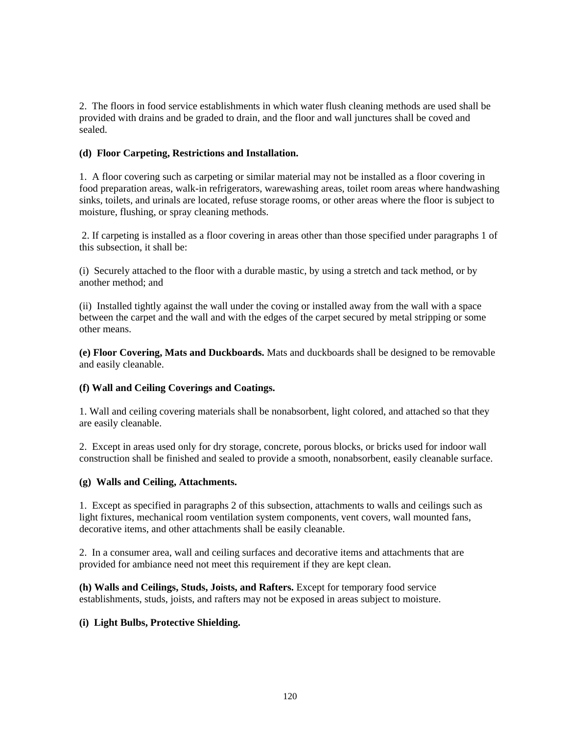2. The floors in food service establishments in which water flush cleaning methods are used shall be provided with drains and be graded to drain, and the floor and wall junctures shall be coved and sealed.

**(d) Floor Carpeting, Restrictions and Installation.**

1. A floor covering such as carpeting or similar material may not be installed as a floor covering in food preparation areas, walk-in refrigerators, warewashing areas, toilet room areas where handwashing sinks, toilets, and urinals are located, refuse storage rooms, or other areas where the floor is subject to moisture, flushing, or spray cleaning methods.

2. If carpeting is installed as a floor covering in areas other than those specified under paragraphs 1 of this subsection, it shall be:

(i) Securely attached to the floor with a durable mastic, by using a stretch and tack method, or by another method; and

(ii) Installed tightly against the wall under the coving or installed away from the wall with a space between the carpet and the wall and with the edges of the carpet secured by metal stripping or some other means.

**(e) Floor Covering, Mats and Duckboards.** Mats and duckboards shall be designed to be removable and easily cleanable.

**(f) Wall and Ceiling Coverings and Coatings.**

1. Wall and ceiling covering materials shall be nonabsorbent, light colored, and attached so that they are easily cleanable.

2. Except in areas used only for dry storage, concrete, porous blocks, or bricks used for indoor wall construction shall be finished and sealed to provide a smooth, nonabsorbent, easily cleanable surface.

**(g) Walls and Ceiling, Attachments.**

1. Except as specified in paragraphs 2 of this subsection, attachments to walls and ceilings such as light fixtures, mechanical room ventilation system components, vent covers, wall mounted fans, decorative items, and other attachments shall be easily cleanable.

2. In a consumer area, wall and ceiling surfaces and decorative items and attachments that are provided for ambiance need not meet this requirement if they are kept clean.

**(h) Walls and Ceilings, Studs, Joists, and Rafters.** Except for temporary food service establishments, studs, joists, and rafters may not be exposed in areas subject to moisture.

**(i) Light Bulbs, Protective Shielding.**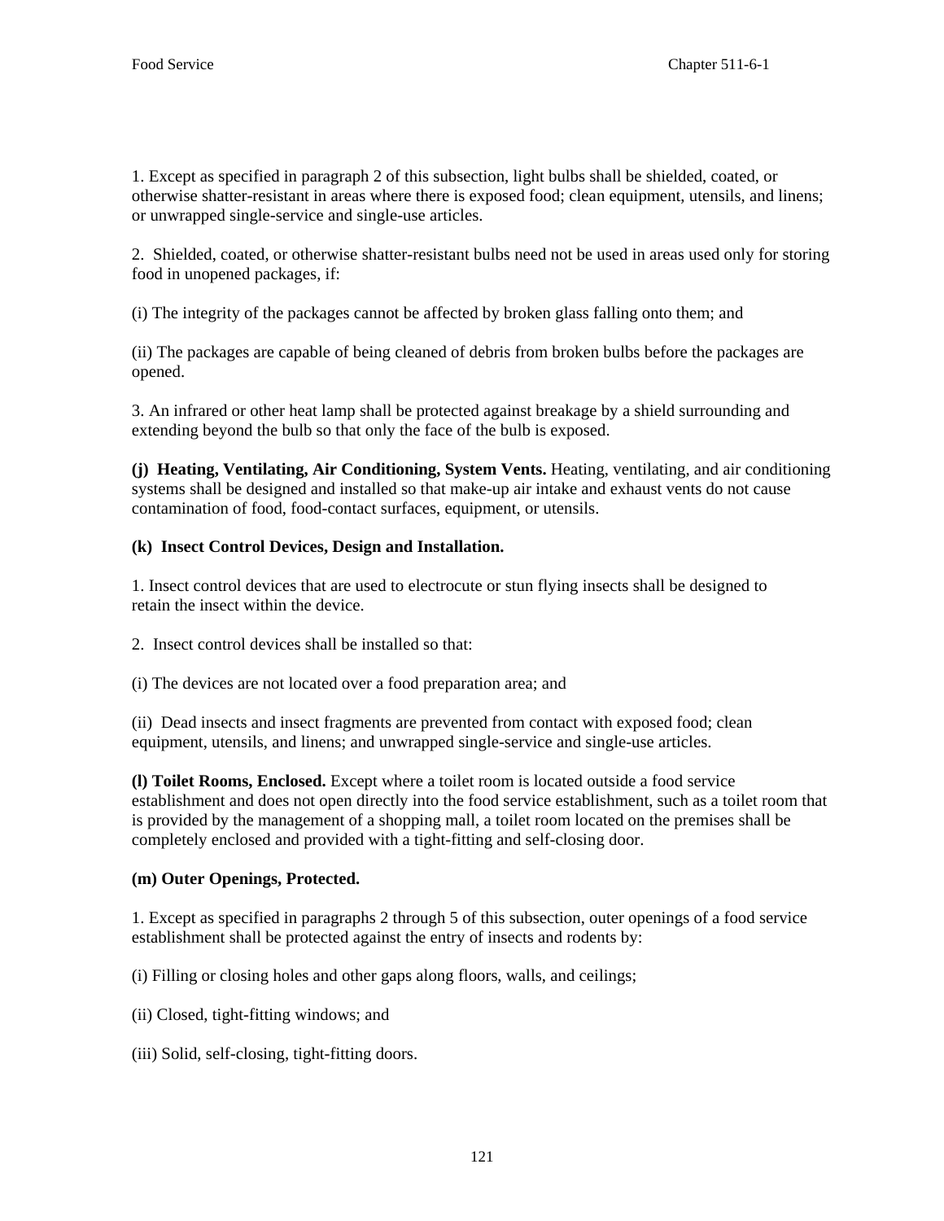1. Except as specified in paragraph 2 of this subsection, light bulbs shall be shielded, coated, or otherwise shatter-resistant in areas where there is exposed food; clean equipment, utensils, and linens; or unwrapped single-service and single-use articles.

2. Shielded, coated, or otherwise shatter-resistant bulbs need not be used in areas used only for storing food in unopened packages, if:

(i) The integrity of the packages cannot be affected by broken glass falling onto them; and

(ii) The packages are capable of being cleaned of debris from broken bulbs before the packages are opened.

3. An infrared or other heat lamp shall be protected against breakage by a shield surrounding and extending beyond the bulb so that only the face of the bulb is exposed.

**(j) Heating, Ventilating, Air Conditioning, System Vents.** Heating, ventilating, and air conditioning systems shall be designed and installed so that make-up air intake and exhaust vents do not cause contamination of food, food-contact surfaces, equipment, or utensils.

**(k) Insect Control Devices, Design and Installation.**

1. Insect control devices that are used to electrocute or stun flying insects shall be designed to retain the insect within the device.

2. Insect control devices shall be installed so that:

(i) The devices are not located over a food preparation area; and

(ii) Dead insects and insect fragments are prevented from contact with exposed food; clean equipment, utensils, and linens; and unwrapped single-service and single-use articles.

**(l) Toilet Rooms, Enclosed.** Except where a toilet room is located outside a food service establishment and does not open directly into the food service establishment, such as a toilet room that is provided by the management of a shopping mall, a toilet room located on the premises shall be completely enclosed and provided with a tight-fitting and self-closing door.

**(m) Outer Openings, Protected.**

1. Except as specified in paragraphs 2 through 5 of this subsection, outer openings of a food service establishment shall be protected against the entry of insects and rodents by:

(i) Filling or closing holes and other gaps along floors, walls, and ceilings;

(ii) Closed, tight-fitting windows; and

(iii) Solid, self-closing, tight-fitting doors.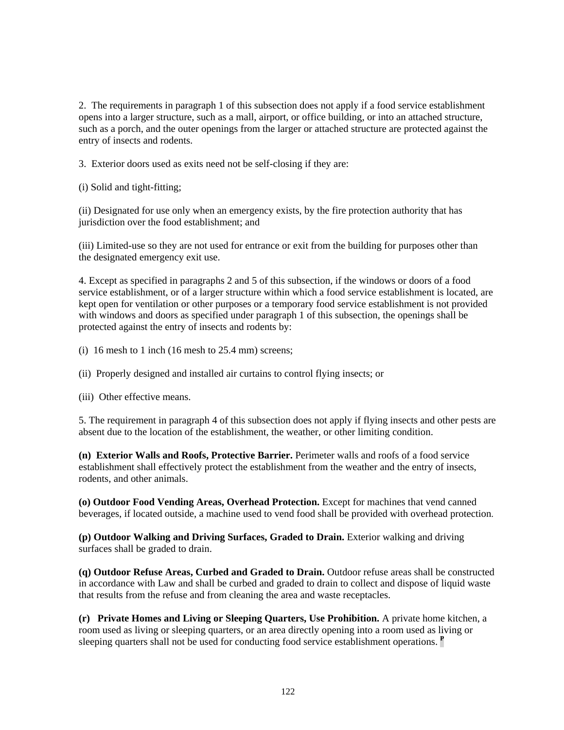2. The requirements in paragraph 1 of this subsection does not apply if a food service establishment opens into a larger structure, such as a mall, airport, or office building, or into an attached structure, such as a porch, and the outer openings from the larger or attached structure are protected against the entry of insects and rodents.

3. Exterior doors used as exits need not be self-closing if they are:

(i) Solid and tight-fitting;

(ii) Designated for use only when an emergency exists, by the fire protection authority that has jurisdiction over the food establishment; and

(iii) Limited-use so they are not used for entrance or exit from the building for purposes other than the designated emergency exit use.

4. Except as specified in paragraphs 2 and 5 of this subsection, if the windows or doors of a food service establishment, or of a larger structure within which a food service establishment is located, are kept open for ventilation or other purposes or a temporary food service establishment is not provided with windows and doors as specified under paragraph 1 of this subsection, the openings shall be protected against the entry of insects and rodents by:

(i) 16 mesh to 1 inch (16 mesh to 25.4 mm) screens;

(ii) Properly designed and installed air curtains to control flying insects; or

(iii) Other effective means.

5. The requirement in paragraph 4 of this subsection does not apply if flying insects and other pests are absent due to the location of the establishment, the weather, or other limiting condition.

**(n) Exterior Walls and Roofs, Protective Barrier.** Perimeter walls and roofs of a food service establishment shall effectively protect the establishment from the weather and the entry of insects, rodents, and other animals.

**(o) Outdoor Food Vending Areas, Overhead Protection.** Except for machines that vend canned beverages, if located outside, a machine used to vend food shall be provided with overhead protection.

**(p) Outdoor Walking and Driving Surfaces, Graded to Drain.** Exterior walking and driving surfaces shall be graded to drain.

**(q) Outdoor Refuse Areas, Curbed and Graded to Drain.** Outdoor refuse areas shall be constructed in accordance with Law and shall be curbed and graded to drain to collect and dispose of liquid waste that results from the refuse and from cleaning the area and waste receptacles.

**(r) Private Homes and Living or Sleeping Quarters, Use Prohibition.** A private home kitchen, a room used as living or sleeping quarters, or an area directly opening into a room used as living or sleeping quarters shall not be used for conducting food service establishment operations. **P**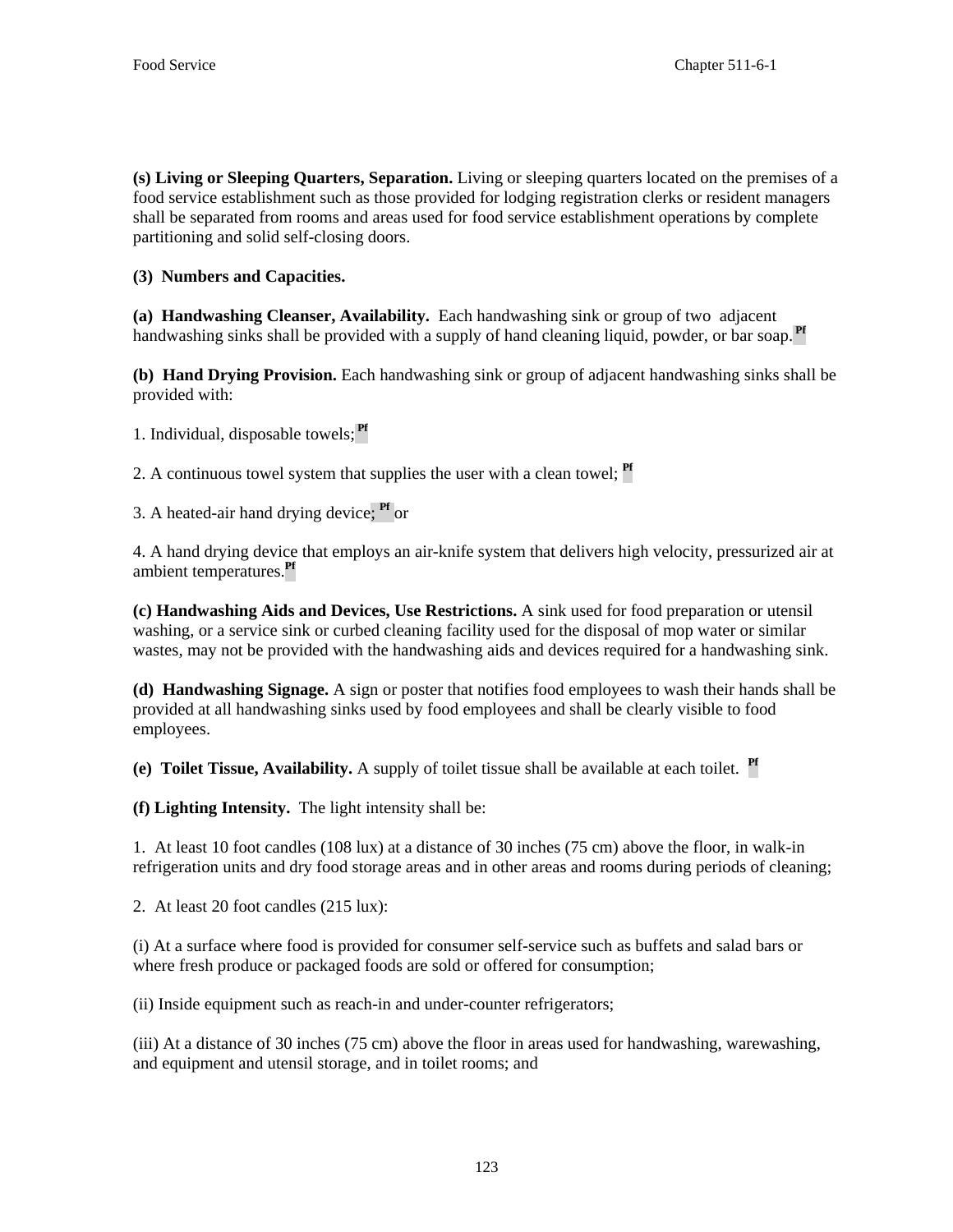**(s) Living or Sleeping Quarters, Separation.** Living or sleeping quarters located on the premises of a food service establishment such as those provided for lodging registration clerks or resident managers shall be separated from rooms and areas used for food service establishment operations by complete partitioning and solid self-closing doors.

**(3) Numbers and Capacities.**

**(a) Handwashing Cleanser, Availability.** Each handwashing sink or group of two adjacent handwashing sinks shall be provided with a supply of hand cleaning liquid, powder, or bar soap.[Pf]

**(b) Hand Drying Provision.** Each handwashing sink or group of adjacent handwashing sinks shall be provided with:

1. Individual, disposable towels;[Pf]

2. A continuous towel system that supplies the user with a clean towel; [Pf]

3. A heated-air hand drying device; [Pf] or

4. A hand drying device that employs an air-knife system that delivers high velocity, pressurized air at ambient temperatures.[Pf]

**(c) Handwashing Aids and Devices, Use Restrictions.** A sink used for food preparation or utensil washing, or a service sink or curbed cleaning facility used for the disposal of mop water or similar wastes, may not be provided with the handwashing aids and devices required for a handwashing sink.

**(d) Handwashing Signage.** A sign or poster that notifies food employees to wash their hands shall be provided at all handwashing sinks used by food employees and shall be clearly visible to food employees.

**(e) Toilet Tissue, Availability.** A supply of toilet tissue shall be available at each toilet. [Pf]

**(f) Lighting Intensity.** The light intensity shall be:

1. At least 10 foot candles (108 lux) at a distance of 30 inches (75 cm) above the floor, in walk-in refrigeration units and dry food storage areas and in other areas and rooms during periods of cleaning;

2. At least 20 foot candles (215 lux):

(i) At a surface where food is provided for consumer self-service such as buffets and salad bars or where fresh produce or packaged foods are sold or offered for consumption;

(ii) Inside equipment such as reach-in and under-counter refrigerators;

(iii) At a distance of 30 inches (75 cm) above the floor in areas used for handwashing, warewashing, and equipment and utensil storage, and in toilet rooms; and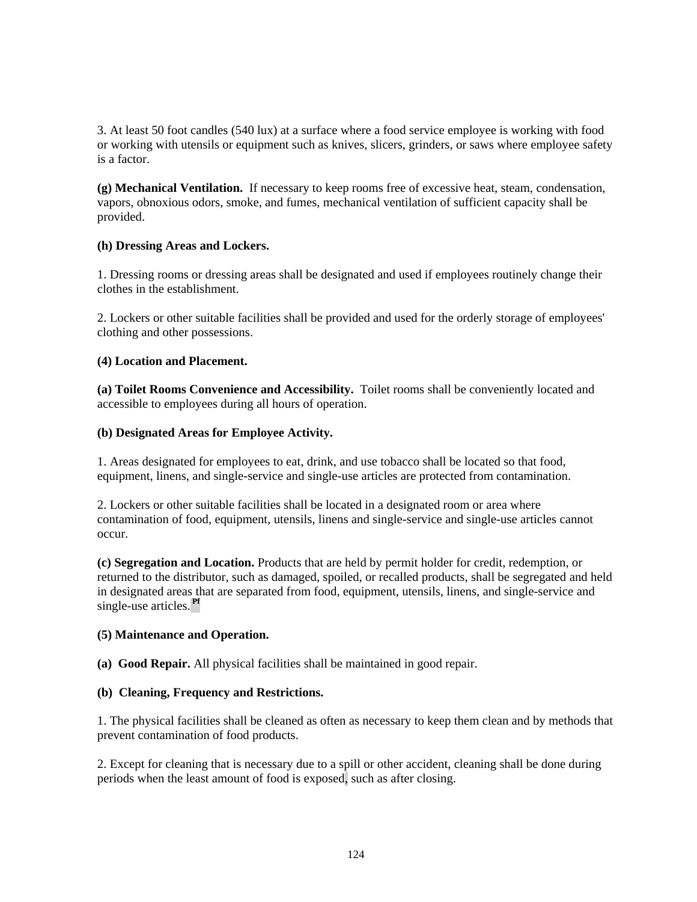3. At least 50 foot candles (540 lux) at a surface where a food service employee is working with food or working with utensils or equipment such as knives, slicers, grinders, or saws where employee safety is a factor.

**(g) Mechanical Ventilation.** If necessary to keep rooms free of excessive heat, steam, condensation, vapors, obnoxious odors, smoke, and fumes, mechanical ventilation of sufficient capacity shall be provided.

**(h) Dressing Areas and Lockers.**

1. Dressing rooms or dressing areas shall be designated and used if employees routinely change their clothes in the establishment.

2. Lockers or other suitable facilities shall be provided and used for the orderly storage of employees' clothing and other possessions.

**(4) Location and Placement.**

**(a) Toilet Rooms Convenience and Accessibility.** Toilet rooms shall be conveniently located and accessible to employees during all hours of operation.

**(b) Designated Areas for Employee Activity.**

1. Areas designated for employees to eat, drink, and use tobacco shall be located so that food, equipment, linens, and single-service and single-use articles are protected from contamination.

2. Lockers or other suitable facilities shall be located in a designated room or area where contamination of food, equipment, utensils, linens and single-service and single-use articles cannot occur.

**(c) Segregation and Location.** Products that are held by permit holder for credit, redemption, or returned to the distributor, such as damaged, spoiled, or recalled products, shall be segregated and held in designated areas that are separated from food, equipment, utensils, linens, and single-service and single-use articles.[Pf]

**(5) Maintenance and Operation.**

**(a) Good Repair.** All physical facilities shall be maintained in good repair.

**(b) Cleaning, Frequency and Restrictions.**

1. The physical facilities shall be cleaned as often as necessary to keep them clean and by methods that prevent contamination of food products.

2. Except for cleaning that is necessary due to a spill or other accident, cleaning shall be done during periods when the least amount of food is exposed, such as after closing.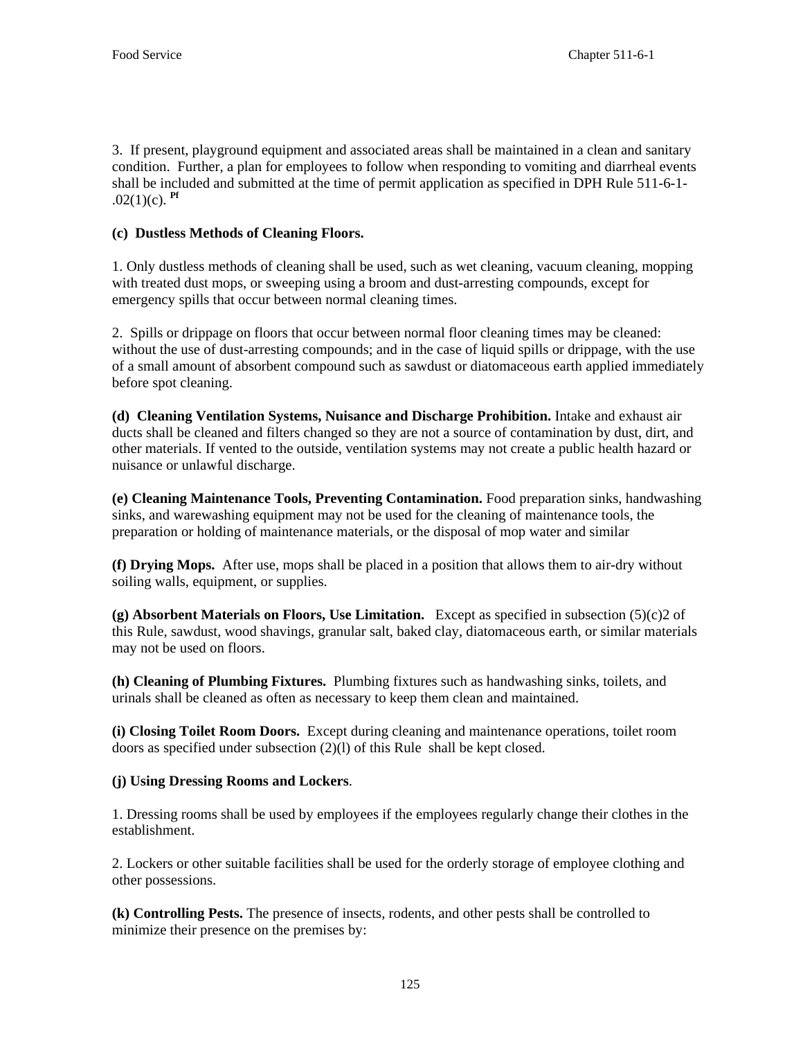3. If present, playground equipment and associated areas shall be maintained in a clean and sanitary condition. Further, a plan for employees to follow when responding to vomiting and diarrheal events shall be included and submitted at the time of permit application as specified in DPH Rule 511-6-1-.02(1)(c). [Pf]

**(c) Dustless Methods of Cleaning Floors.**

1. Only dustless methods of cleaning shall be used, such as wet cleaning, vacuum cleaning, mopping with treated dust mops, or sweeping using a broom and dust-arresting compounds, except for emergency spills that occur between normal cleaning times.

2. Spills or drippage on floors that occur between normal floor cleaning times may be cleaned: without the use of dust-arresting compounds; and in the case of liquid spills or drippage, with the use of a small amount of absorbent compound such as sawdust or diatomaceous earth applied immediately before spot cleaning.

**(d) Cleaning Ventilation Systems, Nuisance and Discharge Prohibition.** Intake and exhaust air ducts shall be cleaned and filters changed so they are not a source of contamination by dust, dirt, and other materials. If vented to the outside, ventilation systems may not create a public health hazard or nuisance or unlawful discharge.

**(e) Cleaning Maintenance Tools, Preventing Contamination.** Food preparation sinks, handwashing sinks, and warewashing equipment may not be used for the cleaning of maintenance tools, the preparation or holding of maintenance materials, or the disposal of mop water and similar

**(f) Drying Mops.** After use, mops shall be placed in a position that allows them to air-dry without soiling walls, equipment, or supplies.

**(g) Absorbent Materials on Floors, Use Limitation.** Except as specified in subsection (5)(c)2 of this Rule, sawdust, wood shavings, granular salt, baked clay, diatomaceous earth, or similar materials may not be used on floors.

**(h) Cleaning of Plumbing Fixtures.** Plumbing fixtures such as handwashing sinks, toilets, and urinals shall be cleaned as often as necessary to keep them clean and maintained.

**(i) Closing Toilet Room Doors.** Except during cleaning and maintenance operations, toilet room doors as specified under subsection (2)(l) of this Rule shall be kept closed.

**(j) Using Dressing Rooms and Lockers**.

1. Dressing rooms shall be used by employees if the employees regularly change their clothes in the establishment.

2. Lockers or other suitable facilities shall be used for the orderly storage of employee clothing and other possessions.

**(k) Controlling Pests.** The presence of insects, rodents, and other pests shall be controlled to minimize their presence on the premises by: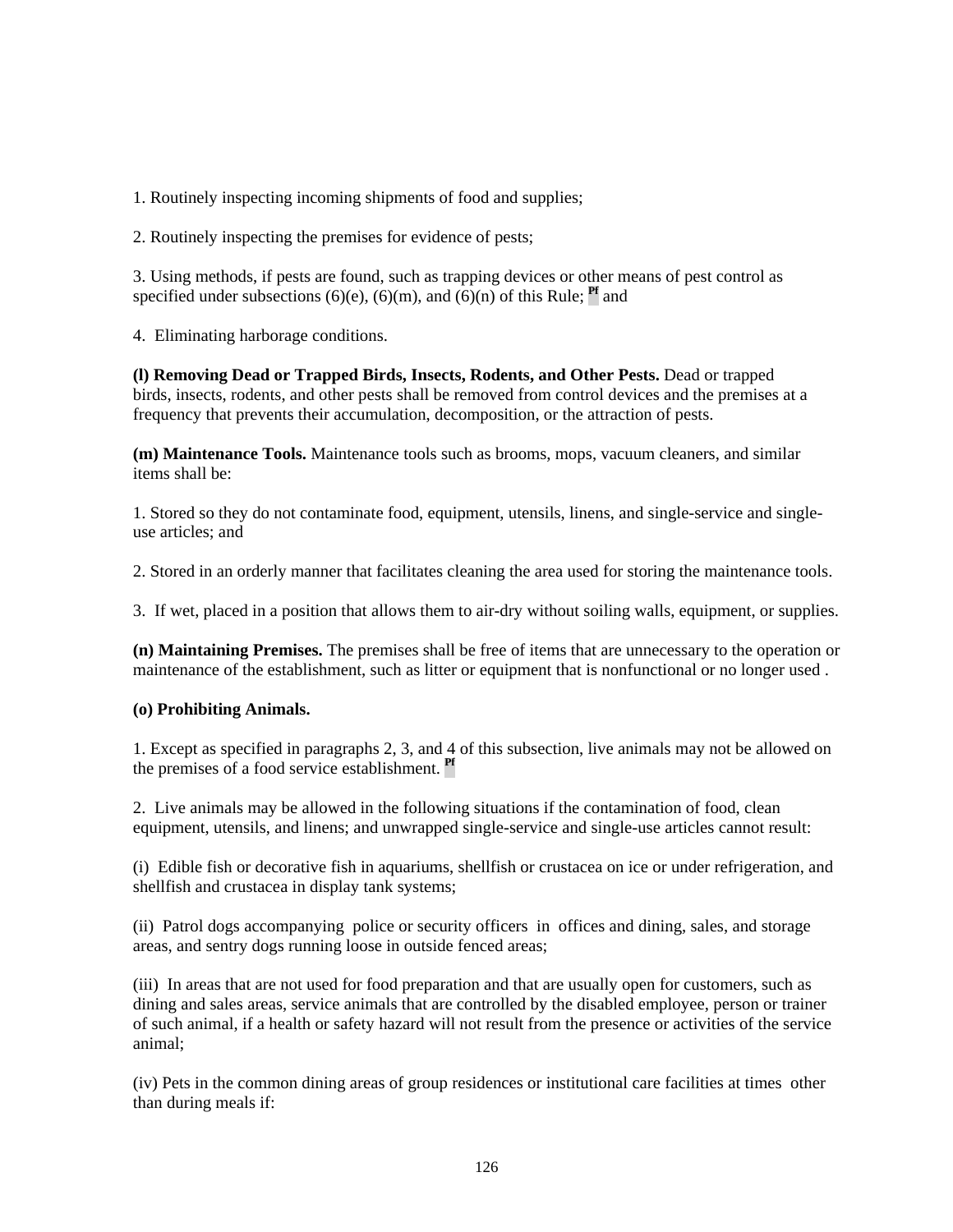1. Routinely inspecting incoming shipments of food and supplies;

2. Routinely inspecting the premises for evidence of pests;

3. Using methods, if pests are found, such as trapping devices or other means of pest control as specified under subsections (6)(e), (6)(m), and (6)(n) of this Rule; Pf and

4. Eliminating harborage conditions.

**(l) Removing Dead or Trapped Birds, Insects, Rodents, and Other Pests.** Dead or trapped birds, insects, rodents, and other pests shall be removed from control devices and the premises at a frequency that prevents their accumulation, decomposition, or the attraction of pests.

**(m) Maintenance Tools.** Maintenance tools such as brooms, mops, vacuum cleaners, and similar items shall be:

1. Stored so they do not contaminate food, equipment, utensils, linens, and single-service and single-use articles; and

2. Stored in an orderly manner that facilitates cleaning the area used for storing the maintenance tools.

3. If wet, placed in a position that allows them to air-dry without soiling walls, equipment, or supplies.

**(n) Maintaining Premises.** The premises shall be free of items that are unnecessary to the operation or maintenance of the establishment, such as litter or equipment that is nonfunctional or no longer used .

**(o) Prohibiting Animals.**

1. Except as specified in paragraphs 2, 3, and 4 of this subsection, live animals may not be allowed on the premises of a food service establishment. Pf

2. Live animals may be allowed in the following situations if the contamination of food, clean equipment, utensils, and linens; and unwrapped single-service and single-use articles cannot result:

(i) Edible fish or decorative fish in aquariums, shellfish or crustacea on ice or under refrigeration, and shellfish and crustacea in display tank systems;

(ii) Patrol dogs accompanying police or security officers in offices and dining, sales, and storage areas, and sentry dogs running loose in outside fenced areas;

(iii) In areas that are not used for food preparation and that are usually open for customers, such as dining and sales areas, service animals that are controlled by the disabled employee, person or trainer of such animal, if a health or safety hazard will not result from the presence or activities of the service animal;

(iv) Pets in the common dining areas of group residences or institutional care facilities at times other than during meals if: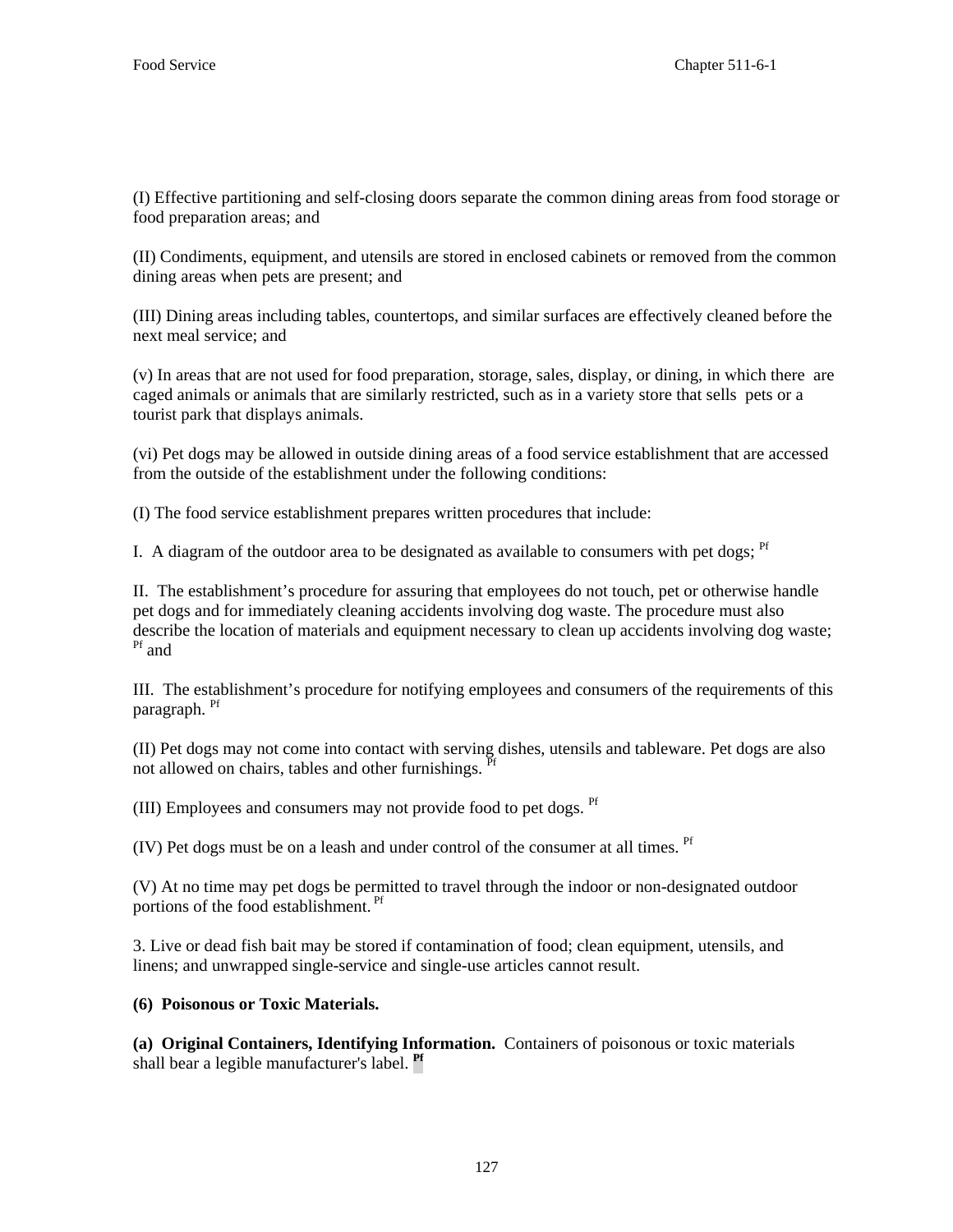(I) Effective partitioning and self-closing doors separate the common dining areas from food storage or food preparation areas; and

(II) Condiments, equipment, and utensils are stored in enclosed cabinets or removed from the common dining areas when pets are present; and

(III) Dining areas including tables, countertops, and similar surfaces are effectively cleaned before the next meal service; and

(v) In areas that are not used for food preparation, storage, sales, display, or dining, in which there are caged animals or animals that are similarly restricted, such as in a variety store that sells pets or a tourist park that displays animals.

(vi) Pet dogs may be allowed in outside dining areas of a food service establishment that are accessed from the outside of the establishment under the following conditions:

(I) The food service establishment prepares written procedures that include:

I. A diagram of the outdoor area to be designated as available to consumers with pet dogs; [Pf]

II. The establishment's procedure for assuring that employees do not touch, pet or otherwise handle pet dogs and for immediately cleaning accidents involving dog waste. The procedure must also describe the location of materials and equipment necessary to clean up accidents involving dog waste; [Pf] and

III. The establishment's procedure for notifying employees and consumers of the requirements of this paragraph. [Pf]

(II) Pet dogs may not come into contact with serving dishes, utensils and tableware. Pet dogs are also not allowed on chairs, tables and other furnishings. [Pf]

(III) Employees and consumers may not provide food to pet dogs. [Pf]

(IV) Pet dogs must be on a leash and under control of the consumer at all times. [Pf]

(V) At no time may pet dogs be permitted to travel through the indoor or non-designated outdoor portions of the food establishment. [Pf]

3. Live or dead fish bait may be stored if contamination of food; clean equipment, utensils, and linens; and unwrapped single-service and single-use articles cannot result.

**(6) Poisonous or Toxic Materials.**

**(a) Original Containers, Identifying Information.** Containers of poisonous or toxic materials shall bear a legible manufacturer's label. **[Pf]**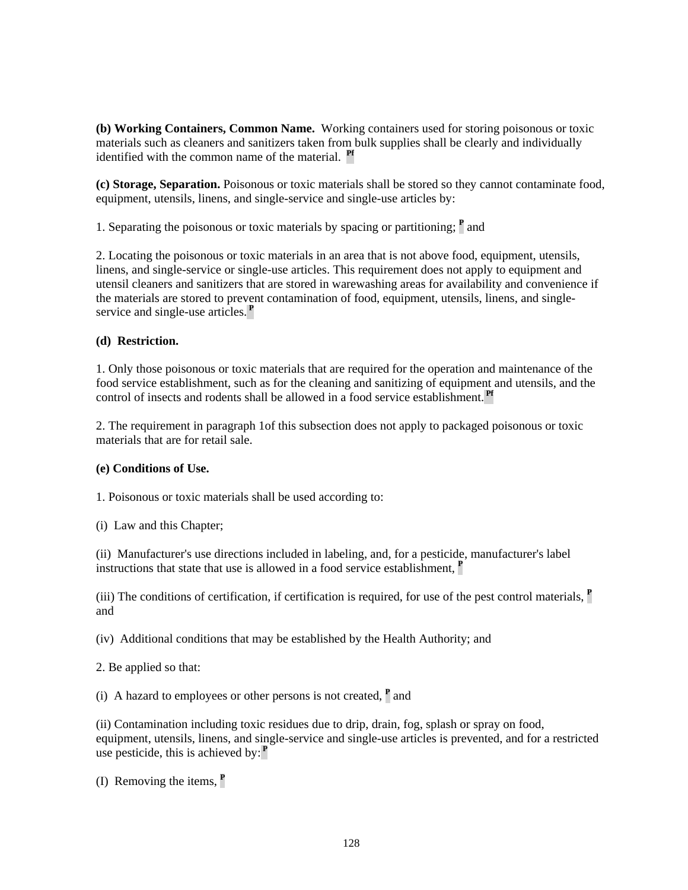**(b) Working Containers, Common Name.** Working containers used for storing poisonous or toxic materials such as cleaners and sanitizers taken from bulk supplies shall be clearly and individually identified with the common name of the material. [Pf]

**(c) Storage, Separation.** Poisonous or toxic materials shall be stored so they cannot contaminate food, equipment, utensils, linens, and single-service and single-use articles by:

1. Separating the poisonous or toxic materials by spacing or partitioning; [P] and

2. Locating the poisonous or toxic materials in an area that is not above food, equipment, utensils, linens, and single-service or single-use articles. This requirement does not apply to equipment and utensil cleaners and sanitizers that are stored in warewashing areas for availability and convenience if the materials are stored to prevent contamination of food, equipment, utensils, linens, and single-service and single-use articles.[P]

**(d) Restriction.**

1. Only those poisonous or toxic materials that are required for the operation and maintenance of the food service establishment, such as for the cleaning and sanitizing of equipment and utensils, and the control of insects and rodents shall be allowed in a food service establishment.[Pf]

2. The requirement in paragraph 1of this subsection does not apply to packaged poisonous or toxic materials that are for retail sale.

**(e) Conditions of Use.**

1. Poisonous or toxic materials shall be used according to:

(i) Law and this Chapter;

(ii) Manufacturer's use directions included in labeling, and, for a pesticide, manufacturer's label instructions that state that use is allowed in a food service establishment, [P]

(iii) The conditions of certification, if certification is required, for use of the pest control materials, [P] and

(iv) Additional conditions that may be established by the Health Authority; and

2. Be applied so that:

(i) A hazard to employees or other persons is not created, [P] and

(ii) Contamination including toxic residues due to drip, drain, fog, splash or spray on food, equipment, utensils, linens, and single-service and single-use articles is prevented, and for a restricted use pesticide, this is achieved by:[P]

(I) Removing the items, [P]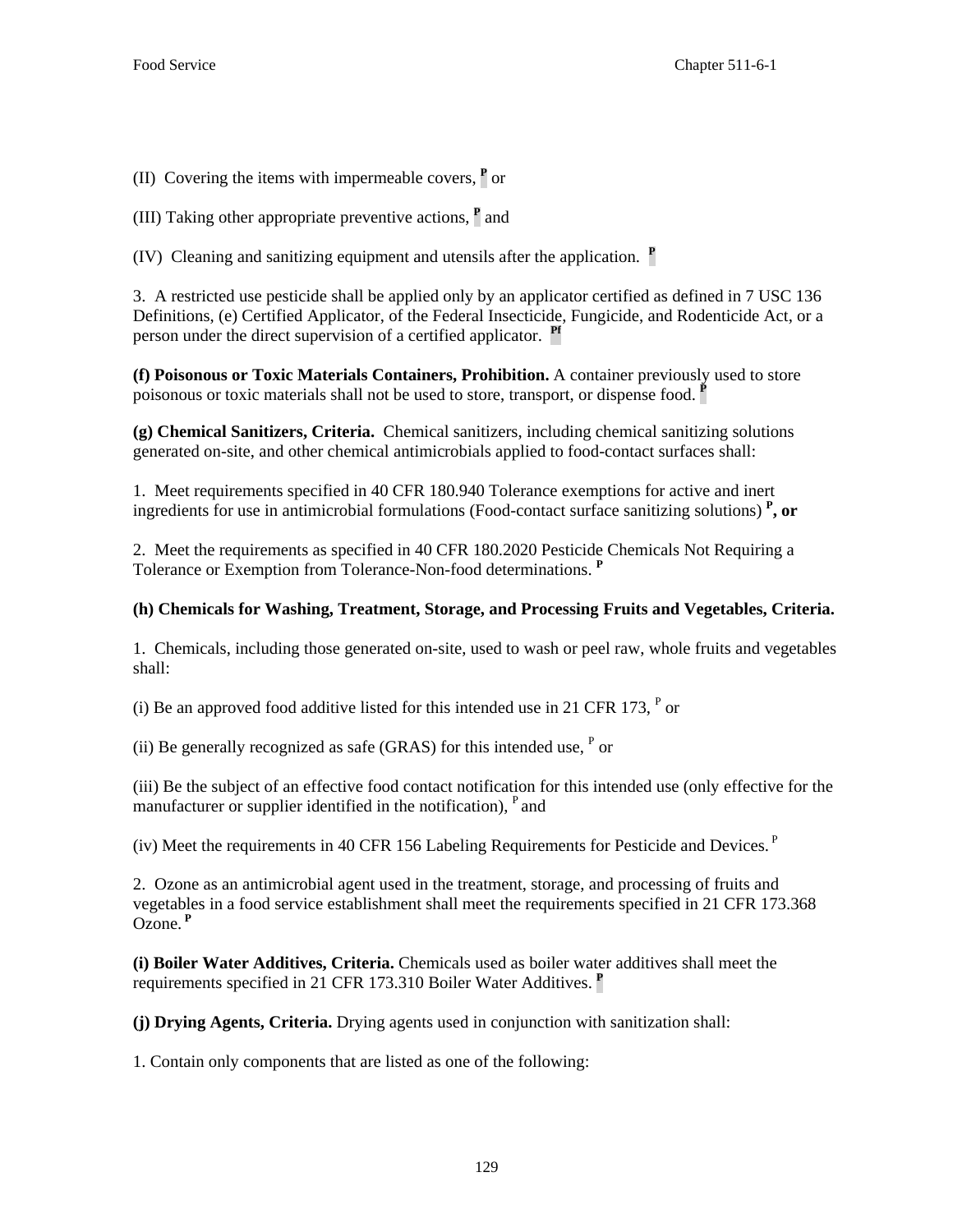(II) Covering the items with impermeable covers, P or

(III) Taking other appropriate preventive actions, P and

(IV) Cleaning and sanitizing equipment and utensils after the application. P

3. A restricted use pesticide shall be applied only by an applicator certified as defined in 7 USC 136 Definitions, (e) Certified Applicator, of the Federal Insecticide, Fungicide, and Rodenticide Act, or a person under the direct supervision of a certified applicator. Pf

**(f) Poisonous or Toxic Materials Containers, Prohibition.** A container previously used to store poisonous or toxic materials shall not be used to store, transport, or dispense food. P

**(g) Chemical Sanitizers, Criteria.** Chemical sanitizers, including chemical sanitizing solutions generated on-site, and other chemical antimicrobials applied to food-contact surfaces shall:

1. Meet requirements specified in 40 CFR 180.940 Tolerance exemptions for active and inert ingredients for use in antimicrobial formulations (Food-contact surface sanitizing solutions) **P, or**

2. Meet the requirements as specified in 40 CFR 180.2020 Pesticide Chemicals Not Requiring a Tolerance or Exemption from Tolerance-Non-food determinations. **P**

**(h) Chemicals for Washing, Treatment, Storage, and Processing Fruits and Vegetables, Criteria.**

1. Chemicals, including those generated on-site, used to wash or peel raw, whole fruits and vegetables shall:

(i) Be an approved food additive listed for this intended use in 21 CFR 173, P or

(ii) Be generally recognized as safe (GRAS) for this intended use, P or

(iii) Be the subject of an effective food contact notification for this intended use (only effective for the manufacturer or supplier identified in the notification), P and

(iv) Meet the requirements in 40 CFR 156 Labeling Requirements for Pesticide and Devices. P

2. Ozone as an antimicrobial agent used in the treatment, storage, and processing of fruits and vegetables in a food service establishment shall meet the requirements specified in 21 CFR 173.368 Ozone. **P**

**(i) Boiler Water Additives, Criteria.** Chemicals used as boiler water additives shall meet the requirements specified in 21 CFR 173.310 Boiler Water Additives. P

**(j) Drying Agents, Criteria.** Drying agents used in conjunction with sanitization shall:

1. Contain only components that are listed as one of the following: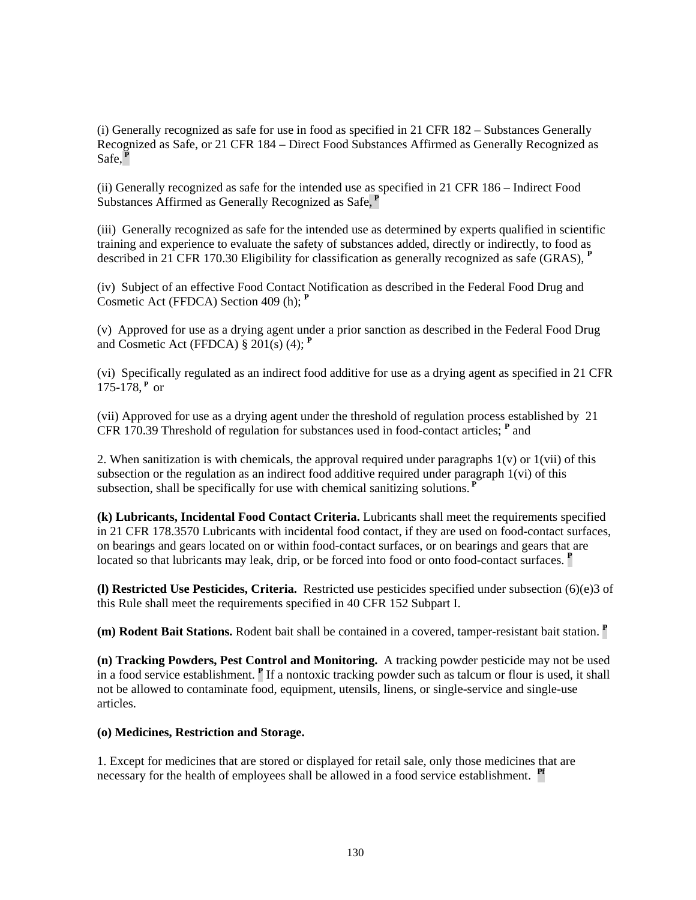(i) Generally recognized as safe for use in food as specified in 21 CFR 182 – Substances Generally Recognized as Safe, or 21 CFR 184 – Direct Food Substances Affirmed as Generally Recognized as Safe, [P]

(ii) Generally recognized as safe for the intended use as specified in 21 CFR 186 – Indirect Food Substances Affirmed as Generally Recognized as Safe, [P]

(iii) Generally recognized as safe for the intended use as determined by experts qualified in scientific training and experience to evaluate the safety of substances added, directly or indirectly, to food as described in 21 CFR 170.30 Eligibility for classification as generally recognized as safe (GRAS), [P]

(iv) Subject of an effective Food Contact Notification as described in the Federal Food Drug and Cosmetic Act (FFDCA) Section 409 (h); [P]

(v) Approved for use as a drying agent under a prior sanction as described in the Federal Food Drug and Cosmetic Act (FFDCA) § 201(s) (4); [P]

(vi) Specifically regulated as an indirect food additive for use as a drying agent as specified in 21 CFR 175-178, [P] or

(vii) Approved for use as a drying agent under the threshold of regulation process established by 21 CFR 170.39 Threshold of regulation for substances used in food-contact articles; [P] and

2. When sanitization is with chemicals, the approval required under paragraphs 1(v) or 1(vii) of this subsection or the regulation as an indirect food additive required under paragraph 1(vi) of this subsection, shall be specifically for use with chemical sanitizing solutions. [P]

**(k) Lubricants, Incidental Food Contact Criteria.** Lubricants shall meet the requirements specified in 21 CFR 178.3570 Lubricants with incidental food contact, if they are used on food-contact surfaces, on bearings and gears located on or within food-contact surfaces, or on bearings and gears that are located so that lubricants may leak, drip, or be forced into food or onto food-contact surfaces. [P]

**(l) Restricted Use Pesticides, Criteria.** Restricted use pesticides specified under subsection (6)(e)3 of this Rule shall meet the requirements specified in 40 CFR 152 Subpart I.

**(m) Rodent Bait Stations.** Rodent bait shall be contained in a covered, tamper-resistant bait station. [P]

**(n) Tracking Powders, Pest Control and Monitoring.** A tracking powder pesticide may not be used in a food service establishment. [P] If a nontoxic tracking powder such as talcum or flour is used, it shall not be allowed to contaminate food, equipment, utensils, linens, or single-service and single-use articles.

**(o) Medicines, Restriction and Storage.**

1. Except for medicines that are stored or displayed for retail sale, only those medicines that are necessary for the health of employees shall be allowed in a food service establishment. [Pf]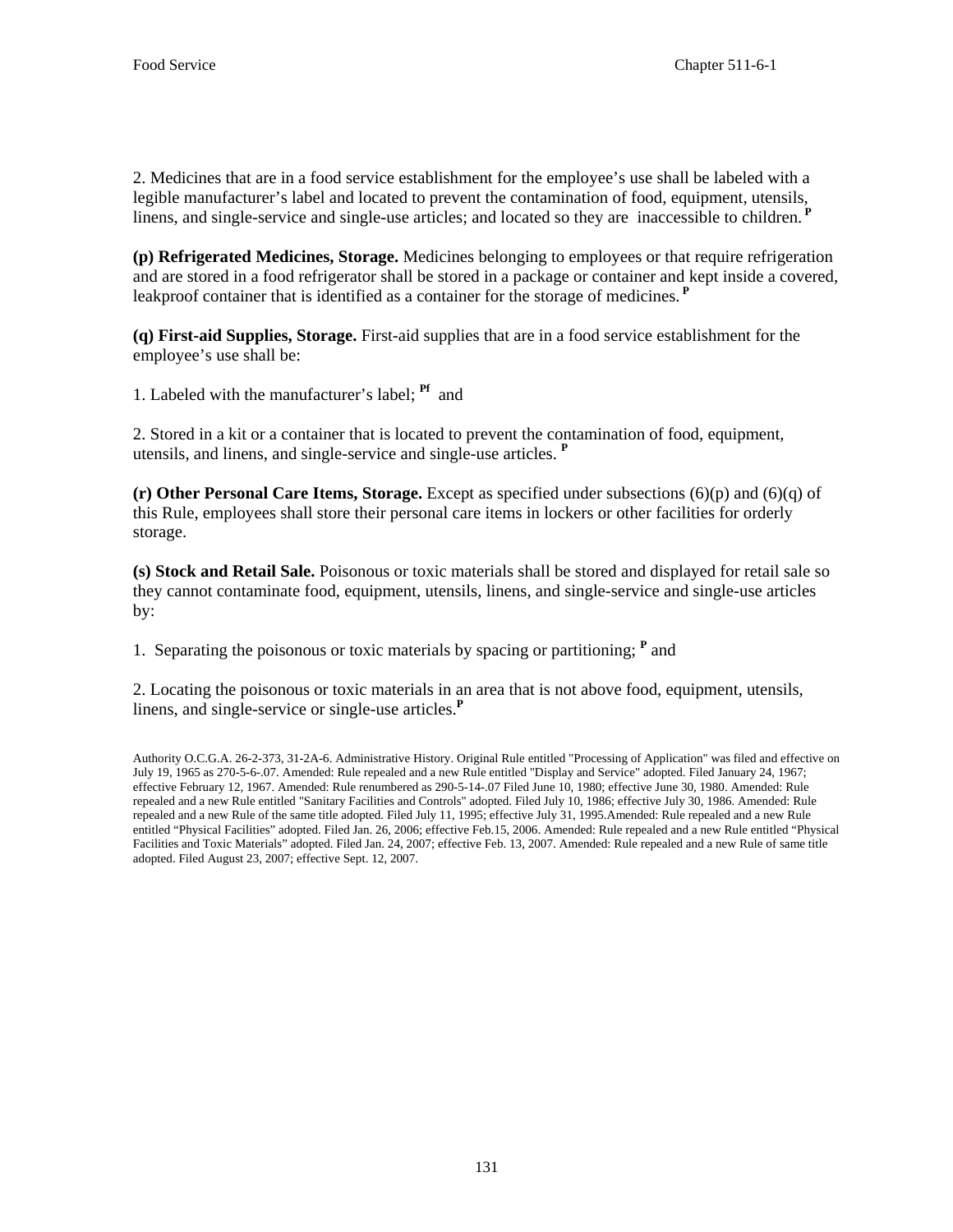2. Medicines that are in a food service establishment for the employee's use shall be labeled with a legible manufacturer's label and located to prevent the contamination of food, equipment, utensils, linens, and single-service and single-use articles; and located so they are inaccessible to children. [P]

**(p) Refrigerated Medicines, Storage.** Medicines belonging to employees or that require refrigeration and are stored in a food refrigerator shall be stored in a package or container and kept inside a covered, leakproof container that is identified as a container for the storage of medicines. [P]

**(q) First-aid Supplies, Storage.** First-aid supplies that are in a food service establishment for the employee's use shall be:

1. Labeled with the manufacturer's label; [Pf] and

2. Stored in a kit or a container that is located to prevent the contamination of food, equipment, utensils, and linens, and single-service and single-use articles. [P]

**(r) Other Personal Care Items, Storage.** Except as specified under subsections (6)(p) and (6)(q) of this Rule, employees shall store their personal care items in lockers or other facilities for orderly storage.

**(s) Stock and Retail Sale.** Poisonous or toxic materials shall be stored and displayed for retail sale so they cannot contaminate food, equipment, utensils, linens, and single-service and single-use articles by:

1. Separating the poisonous or toxic materials by spacing or partitioning; [P] and

2. Locating the poisonous or toxic materials in an area that is not above food, equipment, utensils, linens, and single-service or single-use articles.[P]

Authority O.C.G.A. 26-2-373, 31-2A-6. Administrative History. Original Rule entitled "Processing of Application" was filed and effective on July 19, 1965 as 270-5-6-.07. Amended: Rule repealed and a new Rule entitled "Display and Service" adopted. Filed January 24, 1967; effective February 12, 1967. Amended: Rule renumbered as 290-5-14-.07 Filed June 10, 1980; effective June 30, 1980. Amended: Rule repealed and a new Rule entitled "Sanitary Facilities and Controls" adopted. Filed July 10, 1986; effective July 30, 1986. Amended: Rule repealed and a new Rule of the same title adopted. Filed July 11, 1995; effective July 31, 1995.Amended: Rule repealed and a new Rule entitled "Physical Facilities" adopted. Filed Jan. 26, 2006; effective Feb.15, 2006. Amended: Rule repealed and a new Rule entitled "Physical Facilities and Toxic Materials" adopted. Filed Jan. 24, 2007; effective Feb. 13, 2007. Amended: Rule repealed and a new Rule of same title adopted. Filed August 23, 2007; effective Sept. 12, 2007.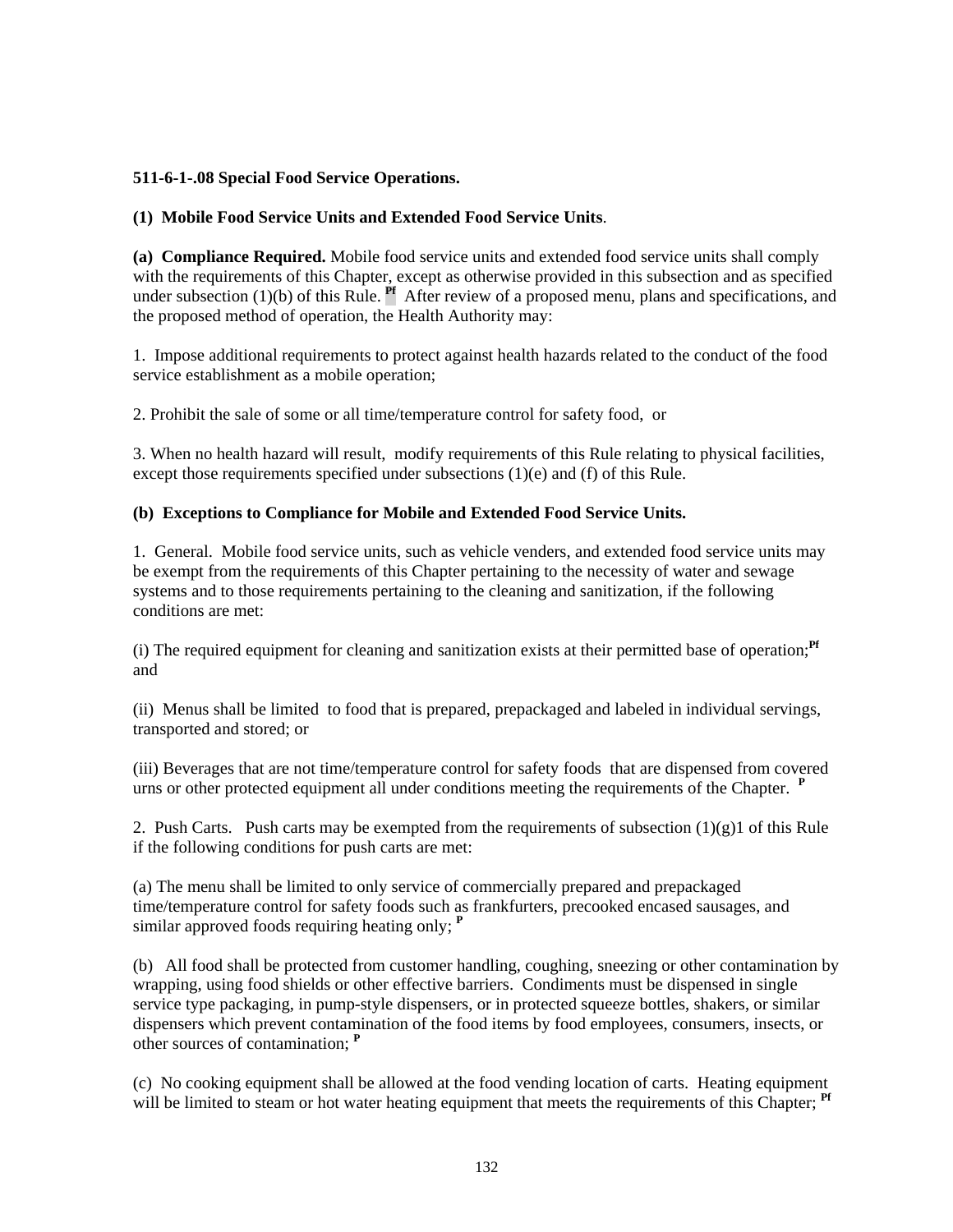**511-6-1-.08 Special Food Service Operations.**

**(1) Mobile Food Service Units and Extended Food Service Units**.

**(a) Compliance Required.** Mobile food service units and extended food service units shall comply with the requirements of this Chapter, except as otherwise provided in this subsection and as specified under subsection (1)(b) of this Rule. [Pf] After review of a proposed menu, plans and specifications, and the proposed method of operation, the Health Authority may:

1. Impose additional requirements to protect against health hazards related to the conduct of the food service establishment as a mobile operation;

2. Prohibit the sale of some or all time/temperature control for safety food, or

3. When no health hazard will result, modify requirements of this Rule relating to physical facilities, except those requirements specified under subsections (1)(e) and (f) of this Rule.

**(b) Exceptions to Compliance for Mobile and Extended Food Service Units.**

1. General. Mobile food service units, such as vehicle venders, and extended food service units may be exempt from the requirements of this Chapter pertaining to the necessity of water and sewage systems and to those requirements pertaining to the cleaning and sanitization, if the following conditions are met:

(i) The required equipment for cleaning and sanitization exists at their permitted base of operation;[Pf] and

(ii) Menus shall be limited to food that is prepared, prepackaged and labeled in individual servings, transported and stored; or

(iii) Beverages that are not time/temperature control for safety foods that are dispensed from covered urns or other protected equipment all under conditions meeting the requirements of the Chapter. [P]

2. Push Carts. Push carts may be exempted from the requirements of subsection (1)(g)1 of this Rule if the following conditions for push carts are met:

(a) The menu shall be limited to only service of commercially prepared and prepackaged time/temperature control for safety foods such as frankfurters, precooked encased sausages, and similar approved foods requiring heating only; [P]

(b) All food shall be protected from customer handling, coughing, sneezing or other contamination by wrapping, using food shields or other effective barriers. Condiments must be dispensed in single service type packaging, in pump-style dispensers, or in protected squeeze bottles, shakers, or similar dispensers which prevent contamination of the food items by food employees, consumers, insects, or other sources of contamination; [P]

(c) No cooking equipment shall be allowed at the food vending location of carts. Heating equipment will be limited to steam or hot water heating equipment that meets the requirements of this Chapter; [Pf]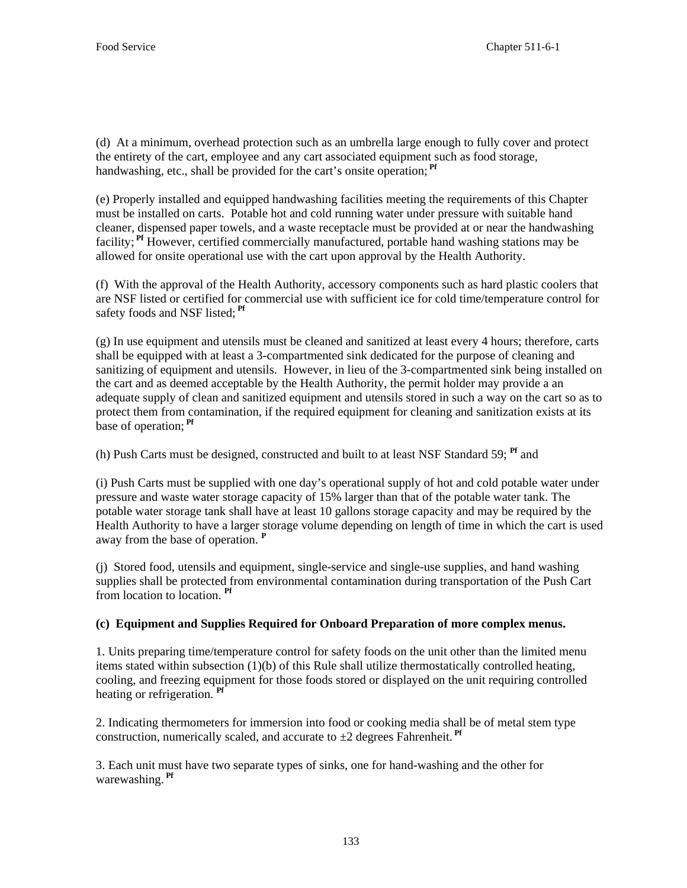(d) At a minimum, overhead protection such as an umbrella large enough to fully cover and protect the entirety of the cart, employee and any cart associated equipment such as food storage, handwashing, etc., shall be provided for the cart's onsite operation; [Pf]

(e) Properly installed and equipped handwashing facilities meeting the requirements of this Chapter must be installed on carts. Potable hot and cold running water under pressure with suitable hand cleaner, dispensed paper towels, and a waste receptacle must be provided at or near the handwashing facility; [Pf] However, certified commercially manufactured, portable hand washing stations may be allowed for onsite operational use with the cart upon approval by the Health Authority.

(f) With the approval of the Health Authority, accessory components such as hard plastic coolers that are NSF listed or certified for commercial use with sufficient ice for cold time/temperature control for safety foods and NSF listed; [Pf]

(g) In use equipment and utensils must be cleaned and sanitized at least every 4 hours; therefore, carts shall be equipped with at least a 3-compartmented sink dedicated for the purpose of cleaning and sanitizing of equipment and utensils. However, in lieu of the 3-compartmented sink being installed on the cart and as deemed acceptable by the Health Authority, the permit holder may provide a an adequate supply of clean and sanitized equipment and utensils stored in such a way on the cart so as to protect them from contamination, if the required equipment for cleaning and sanitization exists at its base of operation; [Pf]

(h) Push Carts must be designed, constructed and built to at least NSF Standard 59; [Pf] and

(i) Push Carts must be supplied with one day's operational supply of hot and cold potable water under pressure and waste water storage capacity of 15% larger than that of the potable water tank. The potable water storage tank shall have at least 10 gallons storage capacity and may be required by the Health Authority to have a larger storage volume depending on length of time in which the cart is used away from the base of operation. [P]

(j) Stored food, utensils and equipment, single-service and single-use supplies, and hand washing supplies shall be protected from environmental contamination during transportation of the Push Cart from location to location. [Pf]

**(c) Equipment and Supplies Required for Onboard Preparation of more complex menus.**

1. Units preparing time/temperature control for safety foods on the unit other than the limited menu items stated within subsection (1)(b) of this Rule shall utilize thermostatically controlled heating, cooling, and freezing equipment for those foods stored or displayed on the unit requiring controlled heating or refrigeration. [Pf]

2. Indicating thermometers for immersion into food or cooking media shall be of metal stem type construction, numerically scaled, and accurate to ±2 degrees Fahrenheit. [Pf]

3. Each unit must have two separate types of sinks, one for hand-washing and the other for warewashing. [Pf]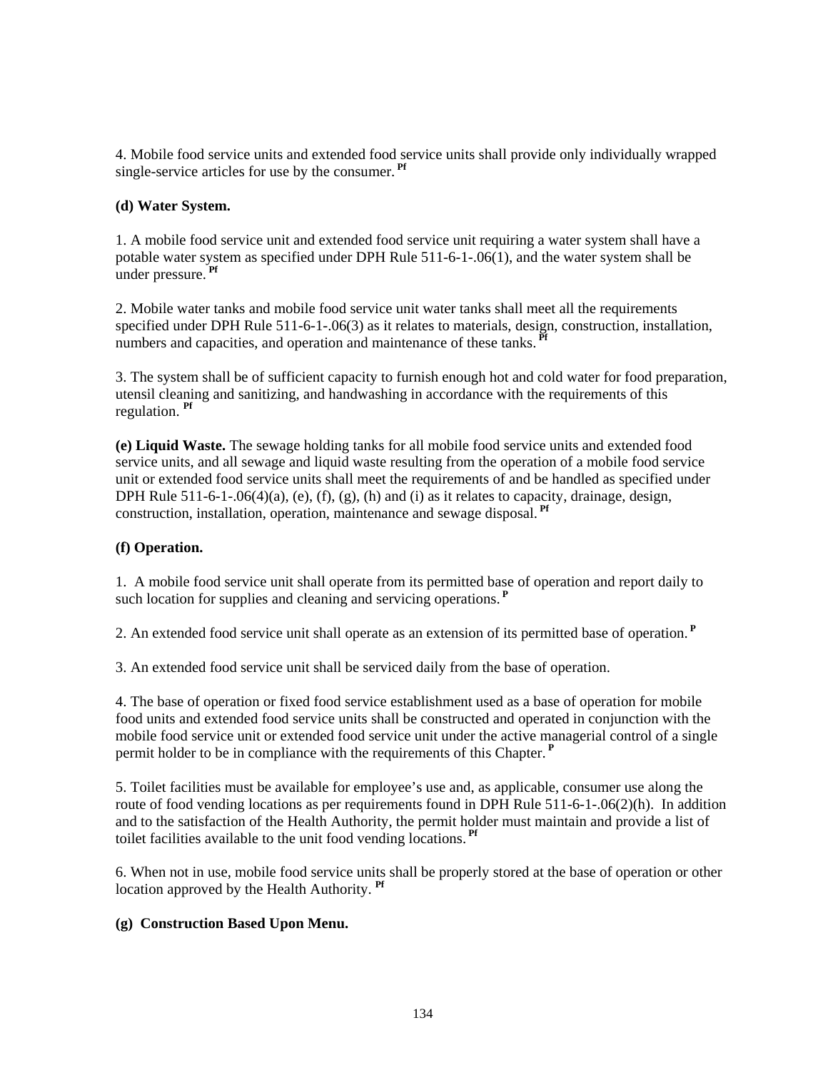4. Mobile food service units and extended food service units shall provide only individually wrapped single-service articles for use by the consumer. [Pf]

**(d) Water System.**

1. A mobile food service unit and extended food service unit requiring a water system shall have a potable water system as specified under DPH Rule 511-6-1-.06(1), and the water system shall be under pressure. [Pf]

2. Mobile water tanks and mobile food service unit water tanks shall meet all the requirements specified under DPH Rule 511-6-1-.06(3) as it relates to materials, design, construction, installation, numbers and capacities, and operation and maintenance of these tanks. [Pf]

3. The system shall be of sufficient capacity to furnish enough hot and cold water for food preparation, utensil cleaning and sanitizing, and handwashing in accordance with the requirements of this regulation. [Pf]

**(e) Liquid Waste.** The sewage holding tanks for all mobile food service units and extended food service units, and all sewage and liquid waste resulting from the operation of a mobile food service unit or extended food service units shall meet the requirements of and be handled as specified under DPH Rule 511-6-1-.06(4)(a), (e), (f), (g), (h) and (i) as it relates to capacity, drainage, design, construction, installation, operation, maintenance and sewage disposal. [Pf]

**(f) Operation.**

1. A mobile food service unit shall operate from its permitted base of operation and report daily to such location for supplies and cleaning and servicing operations. [P]

2. An extended food service unit shall operate as an extension of its permitted base of operation. [P]

3. An extended food service unit shall be serviced daily from the base of operation.

4. The base of operation or fixed food service establishment used as a base of operation for mobile food units and extended food service units shall be constructed and operated in conjunction with the mobile food service unit or extended food service unit under the active managerial control of a single permit holder to be in compliance with the requirements of this Chapter. [P]

5. Toilet facilities must be available for employee's use and, as applicable, consumer use along the route of food vending locations as per requirements found in DPH Rule 511-6-1-.06(2)(h). In addition and to the satisfaction of the Health Authority, the permit holder must maintain and provide a list of toilet facilities available to the unit food vending locations. [Pf]

6. When not in use, mobile food service units shall be properly stored at the base of operation or other location approved by the Health Authority. [Pf]

**(g) Construction Based Upon Menu.**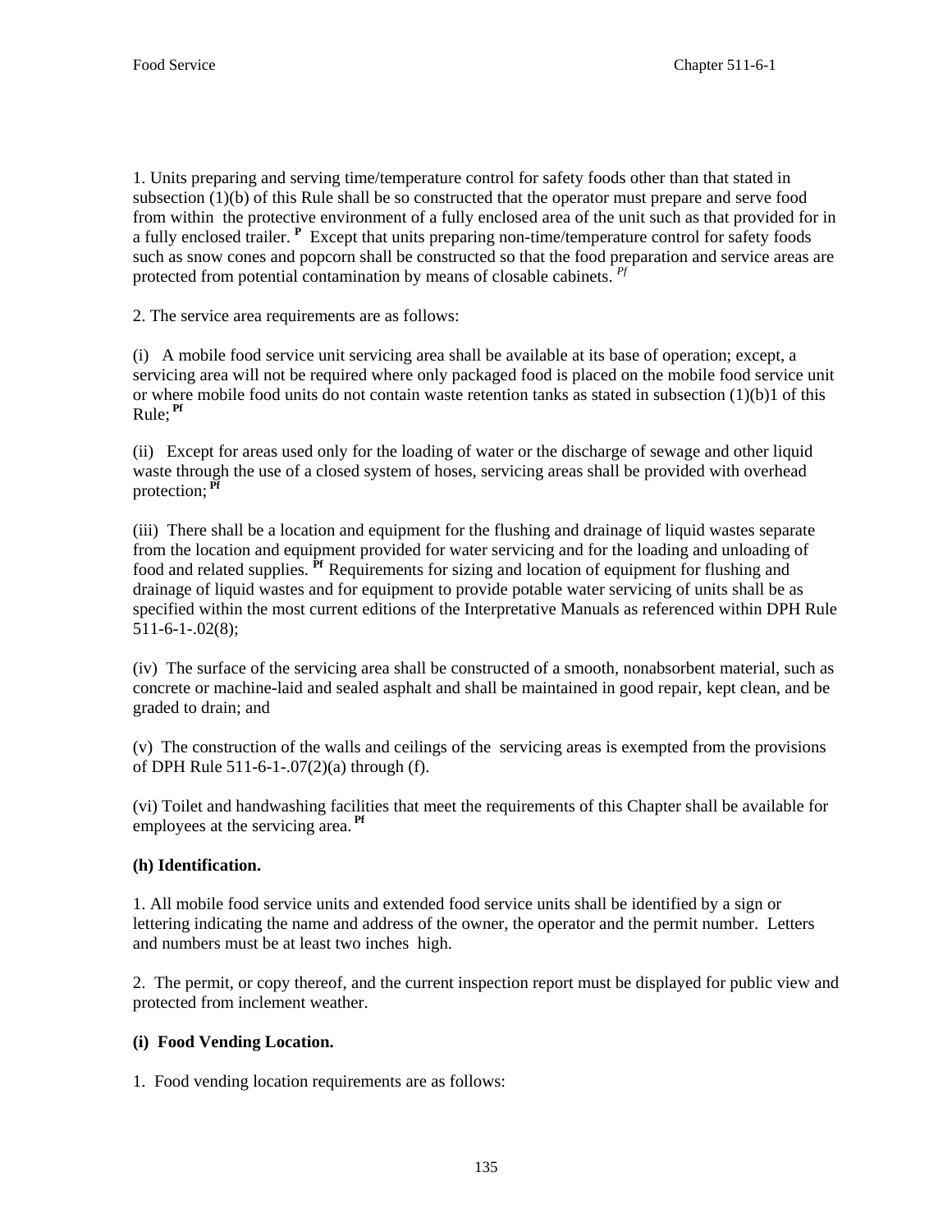1. Units preparing and serving time/temperature control for safety foods other than that stated in subsection (1)(b) of this Rule shall be so constructed that the operator must prepare and serve food from within the protective environment of a fully enclosed area of the unit such as that provided for in a fully enclosed trailer. **P** Except that units preparing non-time/temperature control for safety foods such as snow cones and popcorn shall be constructed so that the food preparation and service areas are protected from potential contamination by means of closable cabinets. *Pf*

2. The service area requirements are as follows:

(i) A mobile food service unit servicing area shall be available at its base of operation; except, a servicing area will not be required where only packaged food is placed on the mobile food service unit or where mobile food units do not contain waste retention tanks as stated in subsection (1)(b)1 of this Rule; **Pf**

(ii) Except for areas used only for the loading of water or the discharge of sewage and other liquid waste through the use of a closed system of hoses, servicing areas shall be provided with overhead protection; **Pf**

(iii) There shall be a location and equipment for the flushing and drainage of liquid wastes separate from the location and equipment provided for water servicing and for the loading and unloading of food and related supplies. **Pf** Requirements for sizing and location of equipment for flushing and drainage of liquid wastes and for equipment to provide potable water servicing of units shall be as specified within the most current editions of the Interpretative Manuals as referenced within DPH Rule 511-6-1-.02(8);

(iv) The surface of the servicing area shall be constructed of a smooth, nonabsorbent material, such as concrete or machine-laid and sealed asphalt and shall be maintained in good repair, kept clean, and be graded to drain; and

(v) The construction of the walls and ceilings of the servicing areas is exempted from the provisions of DPH Rule 511-6-1-.07(2)(a) through (f).

(vi) Toilet and handwashing facilities that meet the requirements of this Chapter shall be available for employees at the servicing area. **Pf**

**(h) Identification.**

1. All mobile food service units and extended food service units shall be identified by a sign or lettering indicating the name and address of the owner, the operator and the permit number. Letters and numbers must be at least two inches high.

2. The permit, or copy thereof, and the current inspection report must be displayed for public view and protected from inclement weather.

**(i) Food Vending Location.**

1. Food vending location requirements are as follows: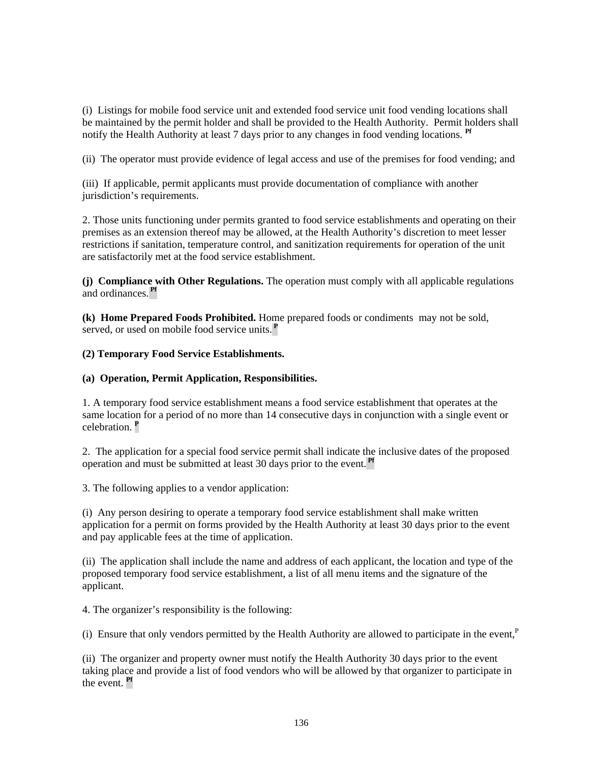(i) Listings for mobile food service unit and extended food service unit food vending locations shall be maintained by the permit holder and shall be provided to the Health Authority. Permit holders shall notify the Health Authority at least 7 days prior to any changes in food vending locations. [Pf]

(ii) The operator must provide evidence of legal access and use of the premises for food vending; and

(iii) If applicable, permit applicants must provide documentation of compliance with another jurisdiction's requirements.

2. Those units functioning under permits granted to food service establishments and operating on their premises as an extension thereof may be allowed, at the Health Authority's discretion to meet lesser restrictions if sanitation, temperature control, and sanitization requirements for operation of the unit are satisfactorily met at the food service establishment.

**(j) Compliance with Other Regulations.** The operation must comply with all applicable regulations and ordinances.[Pf]

**(k) Home Prepared Foods Prohibited.** Home prepared foods or condiments may not be sold, served, or used on mobile food service units.[P]

**(2) Temporary Food Service Establishments.**

**(a) Operation, Permit Application, Responsibilities.**

1. A temporary food service establishment means a food service establishment that operates at the same location for a period of no more than 14 consecutive days in conjunction with a single event or celebration. [P]

2. The application for a special food service permit shall indicate the inclusive dates of the proposed operation and must be submitted at least 30 days prior to the event.[Pf]

3. The following applies to a vendor application:

(i) Any person desiring to operate a temporary food service establishment shall make written application for a permit on forms provided by the Health Authority at least 30 days prior to the event and pay applicable fees at the time of application.

(ii) The application shall include the name and address of each applicant, the location and type of the proposed temporary food service establishment, a list of all menu items and the signature of the applicant.

4. The organizer's responsibility is the following:

(i) Ensure that only vendors permitted by the Health Authority are allowed to participate in the event,[P]

(ii) The organizer and property owner must notify the Health Authority 30 days prior to the event taking place and provide a list of food vendors who will be allowed by that organizer to participate in the event. [Pf]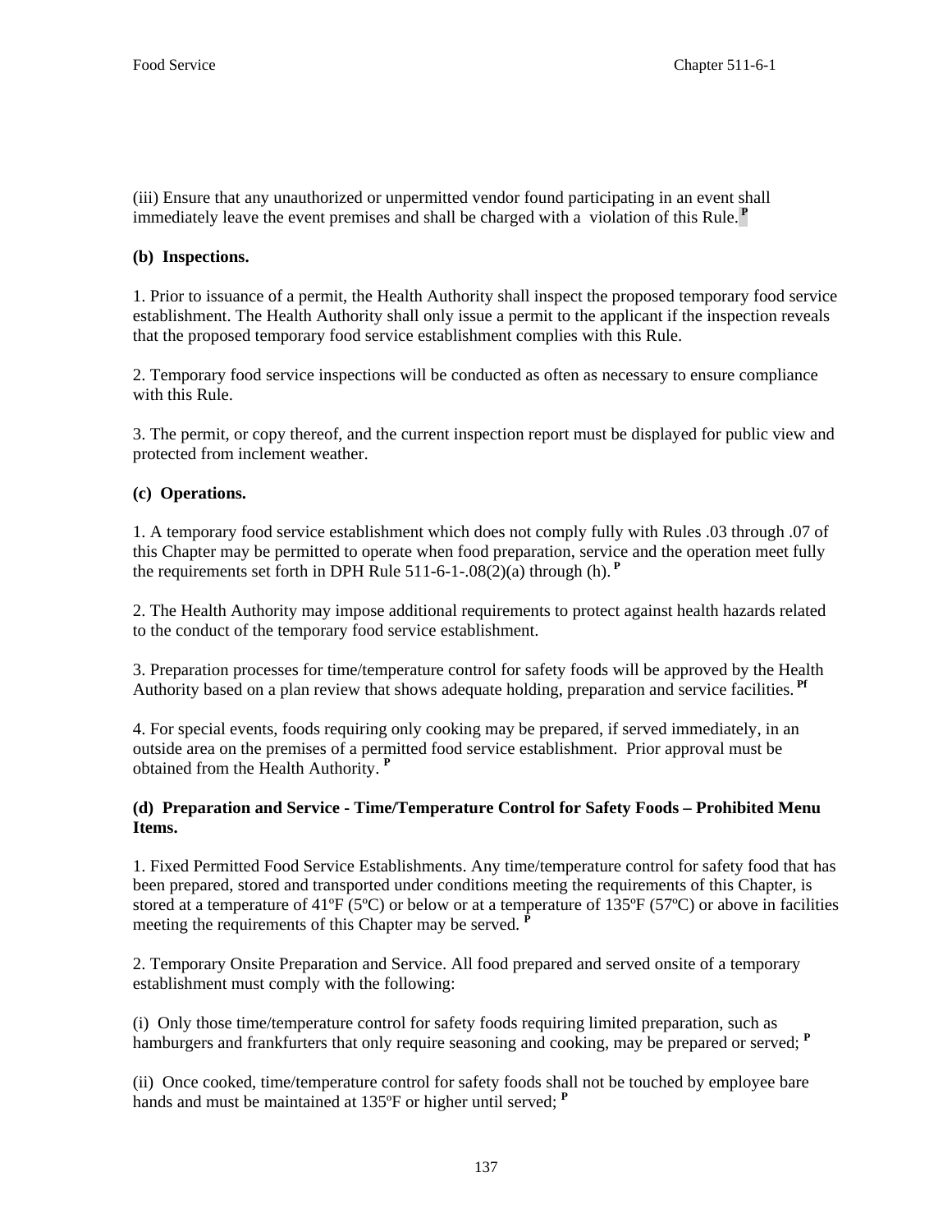(iii) Ensure that any unauthorized or unpermitted vendor found participating in an event shall immediately leave the event premises and shall be charged with a violation of this Rule. [P]

**(b) Inspections.**

1. Prior to issuance of a permit, the Health Authority shall inspect the proposed temporary food service establishment. The Health Authority shall only issue a permit to the applicant if the inspection reveals that the proposed temporary food service establishment complies with this Rule.

2. Temporary food service inspections will be conducted as often as necessary to ensure compliance with this Rule.

3. The permit, or copy thereof, and the current inspection report must be displayed for public view and protected from inclement weather.

**(c) Operations.**

1. A temporary food service establishment which does not comply fully with Rules .03 through .07 of this Chapter may be permitted to operate when food preparation, service and the operation meet fully the requirements set forth in DPH Rule 511-6-1-.08(2)(a) through (h). [P]

2. The Health Authority may impose additional requirements to protect against health hazards related to the conduct of the temporary food service establishment.

3. Preparation processes for time/temperature control for safety foods will be approved by the Health Authority based on a plan review that shows adequate holding, preparation and service facilities. [Pf]

4. For special events, foods requiring only cooking may be prepared, if served immediately, in an outside area on the premises of a permitted food service establishment. Prior approval must be obtained from the Health Authority. [P]

**(d) Preparation and Service - Time/Temperature Control for Safety Foods – Prohibited Menu Items.**

1. Fixed Permitted Food Service Establishments. Any time/temperature control for safety food that has been prepared, stored and transported under conditions meeting the requirements of this Chapter, is stored at a temperature of 41ºF (5ºC) or below or at a temperature of 135ºF (57ºC) or above in facilities meeting the requirements of this Chapter may be served. [P]

2. Temporary Onsite Preparation and Service. All food prepared and served onsite of a temporary establishment must comply with the following:

(i) Only those time/temperature control for safety foods requiring limited preparation, such as hamburgers and frankfurters that only require seasoning and cooking, may be prepared or served; [P]

(ii) Once cooked, time/temperature control for safety foods shall not be touched by employee bare hands and must be maintained at 135ºF or higher until served; [P]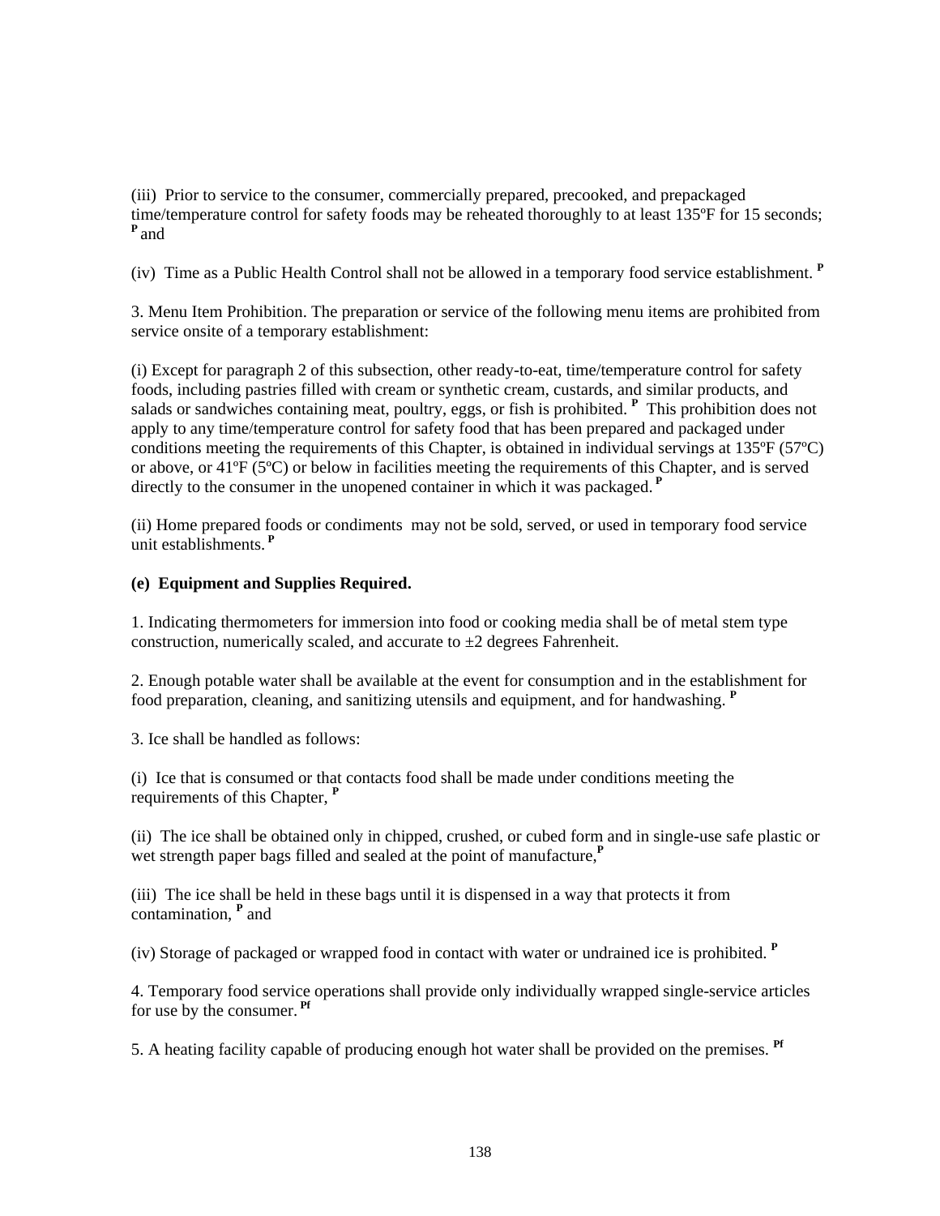(iii) Prior to service to the consumer, commercially prepared, precooked, and prepackaged time/temperature control for safety foods may be reheated thoroughly to at least 135ºF for 15 seconds; [P] and

(iv) Time as a Public Health Control shall not be allowed in a temporary food service establishment. [P]

3. Menu Item Prohibition. The preparation or service of the following menu items are prohibited from service onsite of a temporary establishment:

(i) Except for paragraph 2 of this subsection, other ready-to-eat, time/temperature control for safety foods, including pastries filled with cream or synthetic cream, custards, and similar products, and salads or sandwiches containing meat, poultry, eggs, or fish is prohibited. [P] This prohibition does not apply to any time/temperature control for safety food that has been prepared and packaged under conditions meeting the requirements of this Chapter, is obtained in individual servings at 135ºF (57ºC) or above, or 41ºF (5ºC) or below in facilities meeting the requirements of this Chapter, and is served directly to the consumer in the unopened container in which it was packaged. [P]

(ii) Home prepared foods or condiments may not be sold, served, or used in temporary food service unit establishments. [P]

**(e) Equipment and Supplies Required.**

1. Indicating thermometers for immersion into food or cooking media shall be of metal stem type construction, numerically scaled, and accurate to ±2 degrees Fahrenheit.

2. Enough potable water shall be available at the event for consumption and in the establishment for food preparation, cleaning, and sanitizing utensils and equipment, and for handwashing. [P]

3. Ice shall be handled as follows:

(i) Ice that is consumed or that contacts food shall be made under conditions meeting the requirements of this Chapter, [P]

(ii) The ice shall be obtained only in chipped, crushed, or cubed form and in single-use safe plastic or wet strength paper bags filled and sealed at the point of manufacture,[P]

(iii) The ice shall be held in these bags until it is dispensed in a way that protects it from contamination, [P] and

(iv) Storage of packaged or wrapped food in contact with water or undrained ice is prohibited. [P]

4. Temporary food service operations shall provide only individually wrapped single-service articles for use by the consumer. [Pf]

5. A heating facility capable of producing enough hot water shall be provided on the premises. [Pf]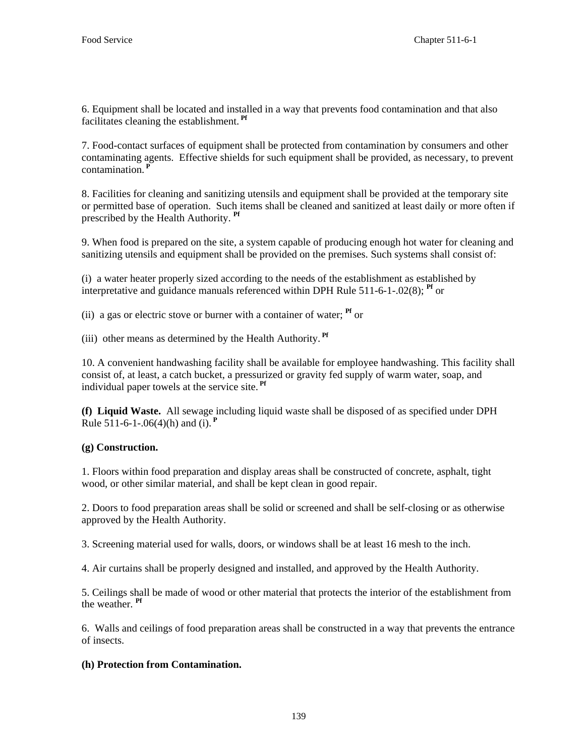6. Equipment shall be located and installed in a way that prevents food contamination and that also facilitates cleaning the establishment. [Pf]

7. Food-contact surfaces of equipment shall be protected from contamination by consumers and other contaminating agents. Effective shields for such equipment shall be provided, as necessary, to prevent contamination. [P]

8. Facilities for cleaning and sanitizing utensils and equipment shall be provided at the temporary site or permitted base of operation. Such items shall be cleaned and sanitized at least daily or more often if prescribed by the Health Authority. [Pf]

9. When food is prepared on the site, a system capable of producing enough hot water for cleaning and sanitizing utensils and equipment shall be provided on the premises. Such systems shall consist of:

(i) a water heater properly sized according to the needs of the establishment as established by interpretative and guidance manuals referenced within DPH Rule 511-6-1-.02(8); [Pf] or

(ii) a gas or electric stove or burner with a container of water; [Pf] or

(iii) other means as determined by the Health Authority. [Pf]

10. A convenient handwashing facility shall be available for employee handwashing. This facility shall consist of, at least, a catch bucket, a pressurized or gravity fed supply of warm water, soap, and individual paper towels at the service site. [Pf]

**(f) Liquid Waste.** All sewage including liquid waste shall be disposed of as specified under DPH Rule 511-6-1-.06(4)(h) and (i). [P]

**(g) Construction.**

1. Floors within food preparation and display areas shall be constructed of concrete, asphalt, tight wood, or other similar material, and shall be kept clean in good repair.

2. Doors to food preparation areas shall be solid or screened and shall be self-closing or as otherwise approved by the Health Authority.

3. Screening material used for walls, doors, or windows shall be at least 16 mesh to the inch.

4. Air curtains shall be properly designed and installed, and approved by the Health Authority.

5. Ceilings shall be made of wood or other material that protects the interior of the establishment from the weather. [Pf]

6. Walls and ceilings of food preparation areas shall be constructed in a way that prevents the entrance of insects.

**(h) Protection from Contamination.**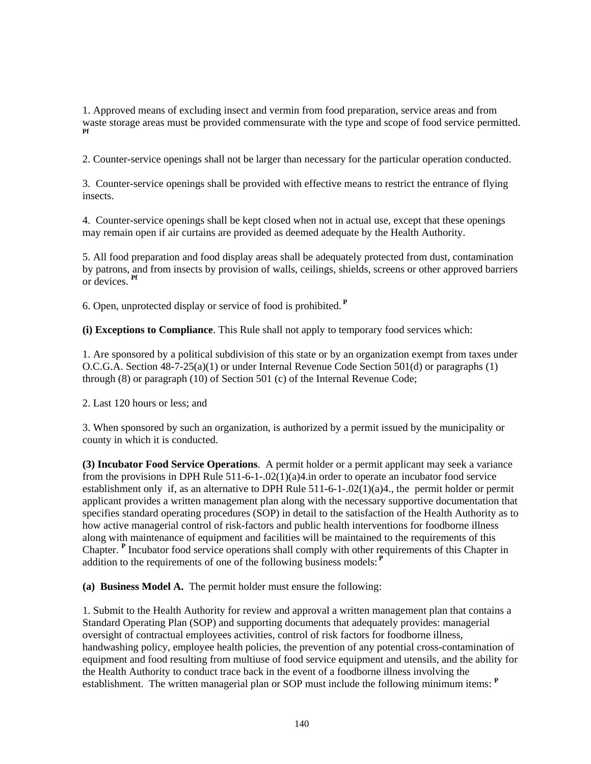1. Approved means of excluding insect and vermin from food preparation, service areas and from waste storage areas must be provided commensurate with the type and scope of food service permitted. **Pf**

2. Counter-service openings shall not be larger than necessary for the particular operation conducted.

3. Counter-service openings shall be provided with effective means to restrict the entrance of flying insects.

4. Counter-service openings shall be kept closed when not in actual use, except that these openings may remain open if air curtains are provided as deemed adequate by the Health Authority.

5. All food preparation and food display areas shall be adequately protected from dust, contamination by patrons, and from insects by provision of walls, ceilings, shields, screens or other approved barriers or devices. **Pf**

6. Open, unprotected display or service of food is prohibited. **P**

**(i) Exceptions to Compliance**. This Rule shall not apply to temporary food services which:

1. Are sponsored by a political subdivision of this state or by an organization exempt from taxes under O.C.G.A. Section 48-7-25(a)(1) or under Internal Revenue Code Section 501(d) or paragraphs (1) through (8) or paragraph (10) of Section 501 (c) of the Internal Revenue Code;

2. Last 120 hours or less; and

3. When sponsored by such an organization, is authorized by a permit issued by the municipality or county in which it is conducted.

**(3) Incubator Food Service Operations**. A permit holder or a permit applicant may seek a variance from the provisions in DPH Rule 511-6-1-.02(1)(a)4.in order to operate an incubator food service establishment only if, as an alternative to DPH Rule 511-6-1-.02(1)(a)4., the permit holder or permit applicant provides a written management plan along with the necessary supportive documentation that specifies standard operating procedures (SOP) in detail to the satisfaction of the Health Authority as to how active managerial control of risk-factors and public health interventions for foodborne illness along with maintenance of equipment and facilities will be maintained to the requirements of this Chapter. **P** Incubator food service operations shall comply with other requirements of this Chapter in addition to the requirements of one of the following business models: **P**

**(a) Business Model A.** The permit holder must ensure the following:

1. Submit to the Health Authority for review and approval a written management plan that contains a Standard Operating Plan (SOP) and supporting documents that adequately provides: managerial oversight of contractual employees activities, control of risk factors for foodborne illness, handwashing policy, employee health policies, the prevention of any potential cross-contamination of equipment and food resulting from multiuse of food service equipment and utensils, and the ability for the Health Authority to conduct trace back in the event of a foodborne illness involving the establishment. The written managerial plan or SOP must include the following minimum items: **P**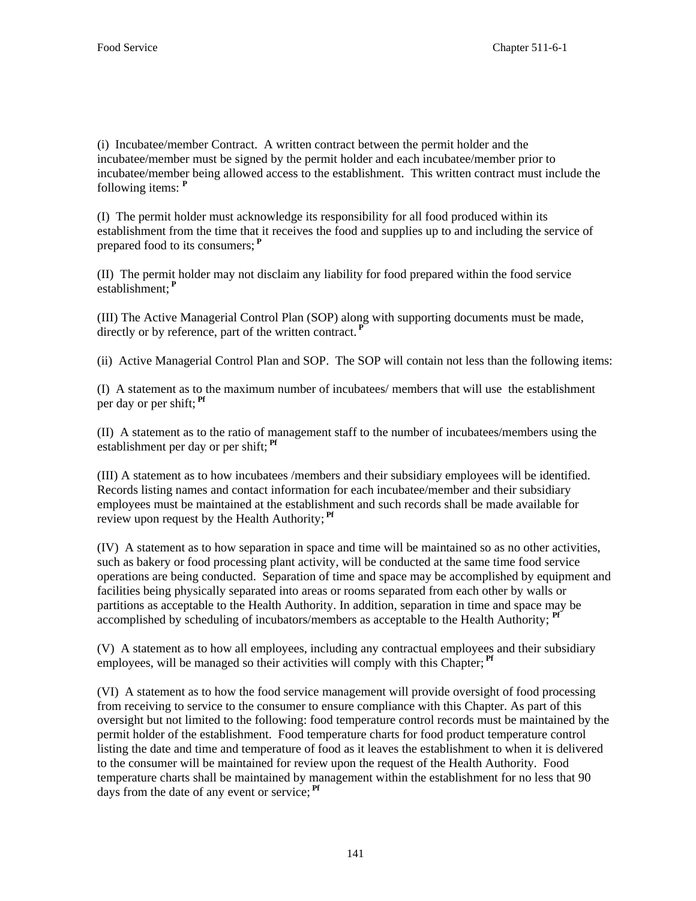(i) Incubatee/member Contract. A written contract between the permit holder and the incubatee/member must be signed by the permit holder and each incubatee/member prior to incubatee/member being allowed access to the establishment. This written contract must include the following items: [P]

(I) The permit holder must acknowledge its responsibility for all food produced within its establishment from the time that it receives the food and supplies up to and including the service of prepared food to its consumers; [P]

(II) The permit holder may not disclaim any liability for food prepared within the food service establishment; [P]

(III) The Active Managerial Control Plan (SOP) along with supporting documents must be made, directly or by reference, part of the written contract. [P]

(ii) Active Managerial Control Plan and SOP. The SOP will contain not less than the following items:

(I) A statement as to the maximum number of incubatees/ members that will use the establishment per day or per shift; [Pf]

(II) A statement as to the ratio of management staff to the number of incubatees/members using the establishment per day or per shift; [Pf]

(III) A statement as to how incubatees /members and their subsidiary employees will be identified. Records listing names and contact information for each incubatee/member and their subsidiary employees must be maintained at the establishment and such records shall be made available for review upon request by the Health Authority; [Pf]

(IV) A statement as to how separation in space and time will be maintained so as no other activities, such as bakery or food processing plant activity, will be conducted at the same time food service operations are being conducted. Separation of time and space may be accomplished by equipment and facilities being physically separated into areas or rooms separated from each other by walls or partitions as acceptable to the Health Authority. In addition, separation in time and space may be accomplished by scheduling of incubators/members as acceptable to the Health Authority; [Pf]

(V) A statement as to how all employees, including any contractual employees and their subsidiary employees, will be managed so their activities will comply with this Chapter; [Pf]

(VI) A statement as to how the food service management will provide oversight of food processing from receiving to service to the consumer to ensure compliance with this Chapter. As part of this oversight but not limited to the following: food temperature control records must be maintained by the permit holder of the establishment. Food temperature charts for food product temperature control listing the date and time and temperature of food as it leaves the establishment to when it is delivered to the consumer will be maintained for review upon the request of the Health Authority. Food temperature charts shall be maintained by management within the establishment for no less that 90 days from the date of any event or service; [Pf]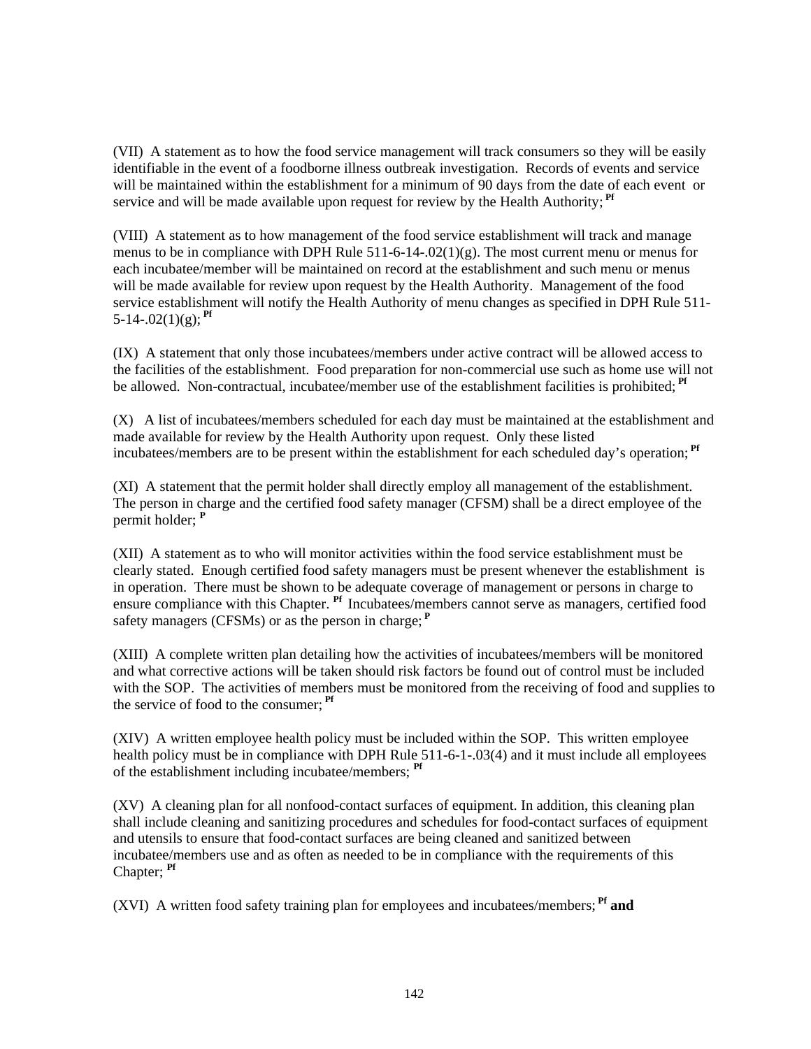(VII) A statement as to how the food service management will track consumers so they will be easily identifiable in the event of a foodborne illness outbreak investigation. Records of events and service will be maintained within the establishment for a minimum of 90 days from the date of each event or service and will be made available upon request for review by the Health Authority; [Pf]

(VIII) A statement as to how management of the food service establishment will track and manage menus to be in compliance with DPH Rule 511-6-14-.02(1)(g). The most current menu or menus for each incubatee/member will be maintained on record at the establishment and such menu or menus will be made available for review upon request by the Health Authority. Management of the food service establishment will notify the Health Authority of menu changes as specified in DPH Rule 511-5-14-.02(1)(g); [Pf]

(IX) A statement that only those incubatees/members under active contract will be allowed access to the facilities of the establishment. Food preparation for non-commercial use such as home use will not be allowed. Non-contractual, incubatee/member use of the establishment facilities is prohibited; [Pf]

(X) A list of incubatees/members scheduled for each day must be maintained at the establishment and made available for review by the Health Authority upon request. Only these listed incubatees/members are to be present within the establishment for each scheduled day's operation; [Pf]

(XI) A statement that the permit holder shall directly employ all management of the establishment. The person in charge and the certified food safety manager (CFSM) shall be a direct employee of the permit holder; [P]

(XII) A statement as to who will monitor activities within the food service establishment must be clearly stated. Enough certified food safety managers must be present whenever the establishment is in operation. There must be shown to be adequate coverage of management or persons in charge to ensure compliance with this Chapter. [Pf] Incubatees/members cannot serve as managers, certified food safety managers (CFSMs) or as the person in charge; [P]

(XIII) A complete written plan detailing how the activities of incubatees/members will be monitored and what corrective actions will be taken should risk factors be found out of control must be included with the SOP. The activities of members must be monitored from the receiving of food and supplies to the service of food to the consumer; [Pf]

(XIV) A written employee health policy must be included within the SOP. This written employee health policy must be in compliance with DPH Rule 511-6-1-.03(4) and it must include all employees of the establishment including incubatee/members; [Pf]

(XV) A cleaning plan for all nonfood-contact surfaces of equipment. In addition, this cleaning plan shall include cleaning and sanitizing procedures and schedules for food-contact surfaces of equipment and utensils to ensure that food-contact surfaces are being cleaned and sanitized between incubatee/members use and as often as needed to be in compliance with the requirements of this Chapter; [Pf]

(XVI) A written food safety training plan for employees and incubatees/members; [Pf] **and**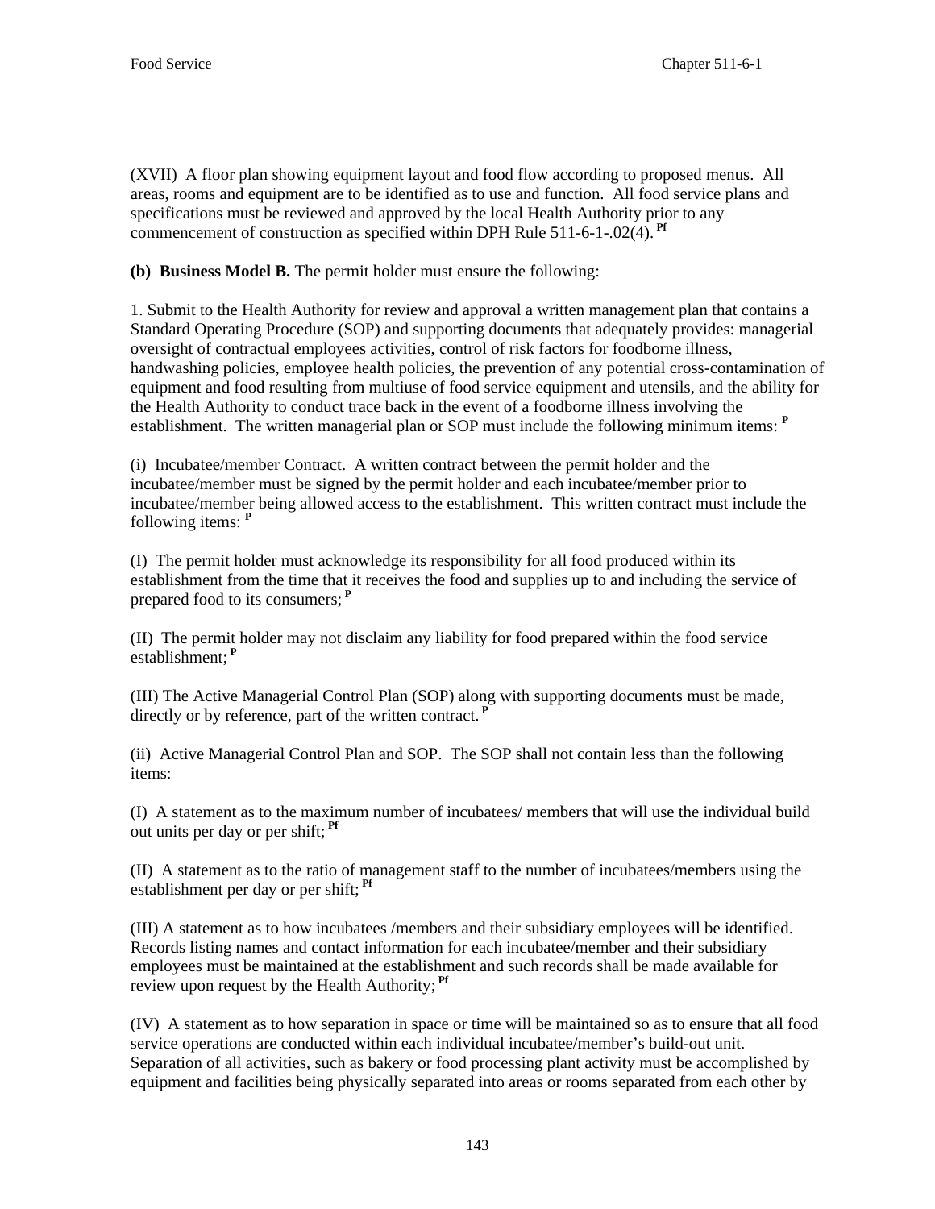(XVII) A floor plan showing equipment layout and food flow according to proposed menus. All areas, rooms and equipment are to be identified as to use and function. All food service plans and specifications must be reviewed and approved by the local Health Authority prior to any commencement of construction as specified within DPH Rule 511-6-1-.02(4). [Pf]

**(b) Business Model B.** The permit holder must ensure the following:

1. Submit to the Health Authority for review and approval a written management plan that contains a Standard Operating Procedure (SOP) and supporting documents that adequately provides: managerial oversight of contractual employees activities, control of risk factors for foodborne illness, handwashing policies, employee health policies, the prevention of any potential cross-contamination of equipment and food resulting from multiuse of food service equipment and utensils, and the ability for the Health Authority to conduct trace back in the event of a foodborne illness involving the establishment. The written managerial plan or SOP must include the following minimum items: [P]

(i) Incubatee/member Contract. A written contract between the permit holder and the incubatee/member must be signed by the permit holder and each incubatee/member prior to incubatee/member being allowed access to the establishment. This written contract must include the following items: [P]

(I) The permit holder must acknowledge its responsibility for all food produced within its establishment from the time that it receives the food and supplies up to and including the service of prepared food to its consumers; [P]

(II) The permit holder may not disclaim any liability for food prepared within the food service establishment; [P]

(III) The Active Managerial Control Plan (SOP) along with supporting documents must be made, directly or by reference, part of the written contract. [P]

(ii) Active Managerial Control Plan and SOP. The SOP shall not contain less than the following items:

(I) A statement as to the maximum number of incubatees/ members that will use the individual build out units per day or per shift; [Pf]

(II) A statement as to the ratio of management staff to the number of incubatees/members using the establishment per day or per shift; [Pf]

(III) A statement as to how incubatees /members and their subsidiary employees will be identified. Records listing names and contact information for each incubatee/member and their subsidiary employees must be maintained at the establishment and such records shall be made available for review upon request by the Health Authority; [Pf]

(IV) A statement as to how separation in space or time will be maintained so as to ensure that all food service operations are conducted within each individual incubatee/member's build-out unit. Separation of all activities, such as bakery or food processing plant activity must be accomplished by equipment and facilities being physically separated into areas or rooms separated from each other by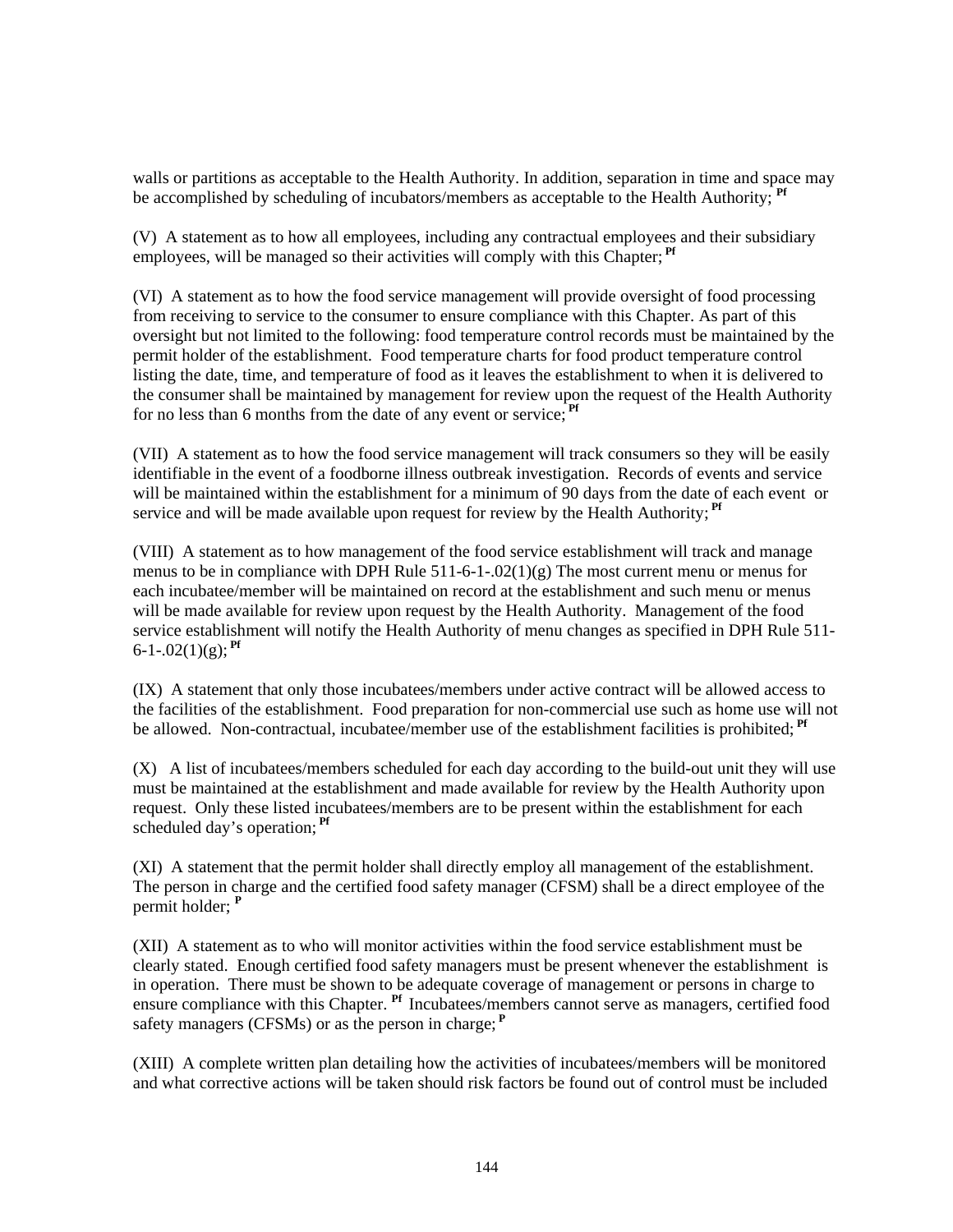walls or partitions as acceptable to the Health Authority. In addition, separation in time and space may be accomplished by scheduling of incubators/members as acceptable to the Health Authority; [Pf]

(V) A statement as to how all employees, including any contractual employees and their subsidiary employees, will be managed so their activities will comply with this Chapter; [Pf]

(VI) A statement as to how the food service management will provide oversight of food processing from receiving to service to the consumer to ensure compliance with this Chapter. As part of this oversight but not limited to the following: food temperature control records must be maintained by the permit holder of the establishment. Food temperature charts for food product temperature control listing the date, time, and temperature of food as it leaves the establishment to when it is delivered to the consumer shall be maintained by management for review upon the request of the Health Authority for no less than 6 months from the date of any event or service; [Pf]

(VII) A statement as to how the food service management will track consumers so they will be easily identifiable in the event of a foodborne illness outbreak investigation. Records of events and service will be maintained within the establishment for a minimum of 90 days from the date of each event or service and will be made available upon request for review by the Health Authority; [Pf]

(VIII) A statement as to how management of the food service establishment will track and manage menus to be in compliance with DPH Rule 511-6-1-.02(1)(g) The most current menu or menus for each incubatee/member will be maintained on record at the establishment and such menu or menus will be made available for review upon request by the Health Authority. Management of the food service establishment will notify the Health Authority of menu changes as specified in DPH Rule 511-6-1-.02(1)(g); [Pf]

(IX) A statement that only those incubatees/members under active contract will be allowed access to the facilities of the establishment. Food preparation for non-commercial use such as home use will not be allowed. Non-contractual, incubatee/member use of the establishment facilities is prohibited; [Pf]

(X) A list of incubatees/members scheduled for each day according to the build-out unit they will use must be maintained at the establishment and made available for review by the Health Authority upon request. Only these listed incubatees/members are to be present within the establishment for each scheduled day's operation; [Pf]

(XI) A statement that the permit holder shall directly employ all management of the establishment. The person in charge and the certified food safety manager (CFSM) shall be a direct employee of the permit holder; [P]

(XII) A statement as to who will monitor activities within the food service establishment must be clearly stated. Enough certified food safety managers must be present whenever the establishment is in operation. There must be shown to be adequate coverage of management or persons in charge to ensure compliance with this Chapter. [Pf] Incubatees/members cannot serve as managers, certified food safety managers (CFSMs) or as the person in charge; [P]

(XIII) A complete written plan detailing how the activities of incubatees/members will be monitored and what corrective actions will be taken should risk factors be found out of control must be included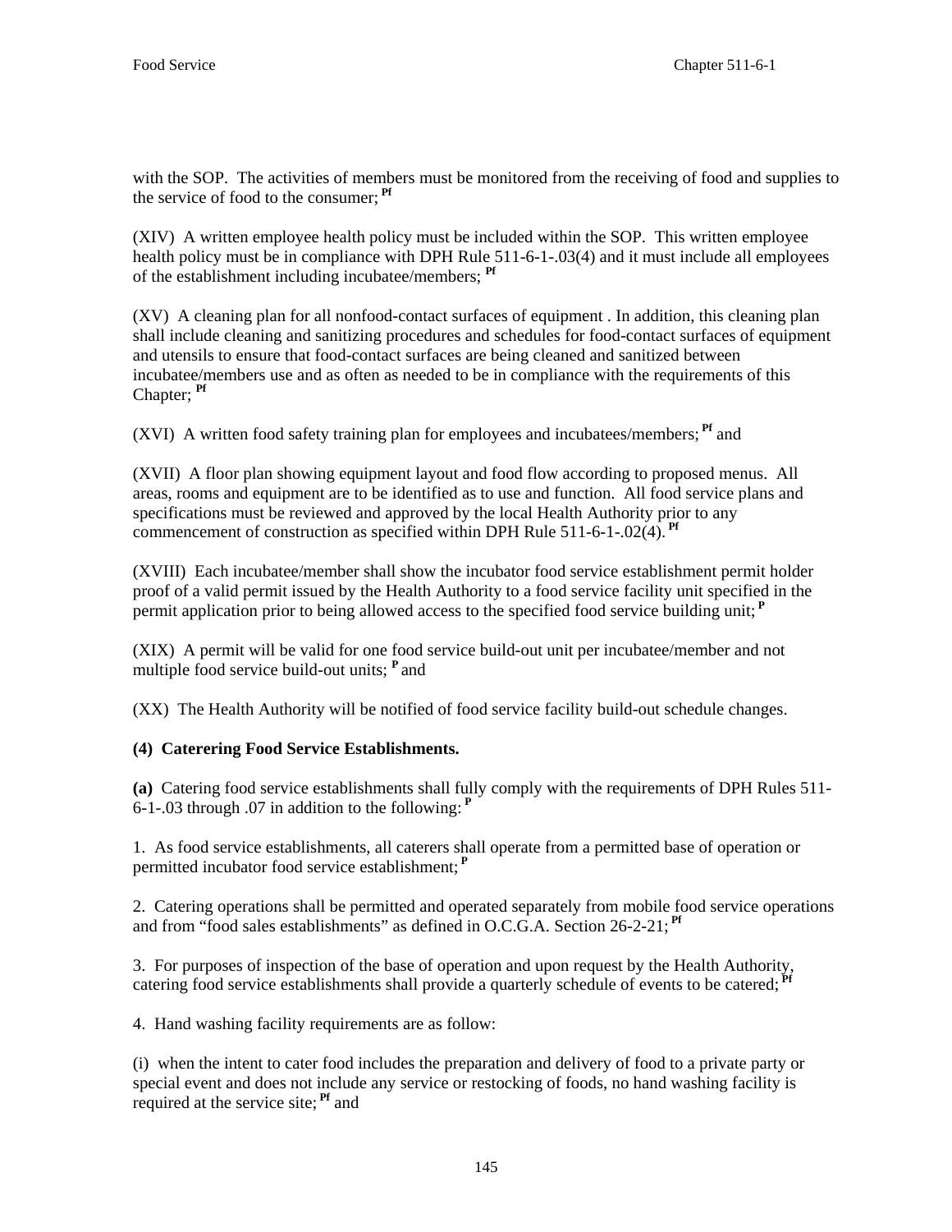with the SOP. The activities of members must be monitored from the receiving of food and supplies to the service of food to the consumer; [Pf]

(XIV) A written employee health policy must be included within the SOP. This written employee health policy must be in compliance with DPH Rule 511-6-1-.03(4) and it must include all employees of the establishment including incubatee/members; [Pf]

(XV) A cleaning plan for all nonfood-contact surfaces of equipment . In addition, this cleaning plan shall include cleaning and sanitizing procedures and schedules for food-contact surfaces of equipment and utensils to ensure that food-contact surfaces are being cleaned and sanitized between incubatee/members use and as often as needed to be in compliance with the requirements of this Chapter; [Pf]

(XVI) A written food safety training plan for employees and incubatees/members; [Pf] and

(XVII) A floor plan showing equipment layout and food flow according to proposed menus. All areas, rooms and equipment are to be identified as to use and function. All food service plans and specifications must be reviewed and approved by the local Health Authority prior to any commencement of construction as specified within DPH Rule 511-6-1-.02(4). [Pf]

(XVIII) Each incubatee/member shall show the incubator food service establishment permit holder proof of a valid permit issued by the Health Authority to a food service facility unit specified in the permit application prior to being allowed access to the specified food service building unit; [P]

(XIX) A permit will be valid for one food service build-out unit per incubatee/member and not multiple food service build-out units; [P] and

(XX) The Health Authority will be notified of food service facility build-out schedule changes.

**(4) Caterering Food Service Establishments.**

**(a)** Catering food service establishments shall fully comply with the requirements of DPH Rules 511-6-1-.03 through .07 in addition to the following: [P]

1. As food service establishments, all caterers shall operate from a permitted base of operation or permitted incubator food service establishment; [P]

2. Catering operations shall be permitted and operated separately from mobile food service operations and from "food sales establishments" as defined in O.C.G.A. Section 26-2-21; [Pf]

3. For purposes of inspection of the base of operation and upon request by the Health Authority, catering food service establishments shall provide a quarterly schedule of events to be catered; [Pf]

4. Hand washing facility requirements are as follow:

(i) when the intent to cater food includes the preparation and delivery of food to a private party or special event and does not include any service or restocking of foods, no hand washing facility is required at the service site; [Pf] and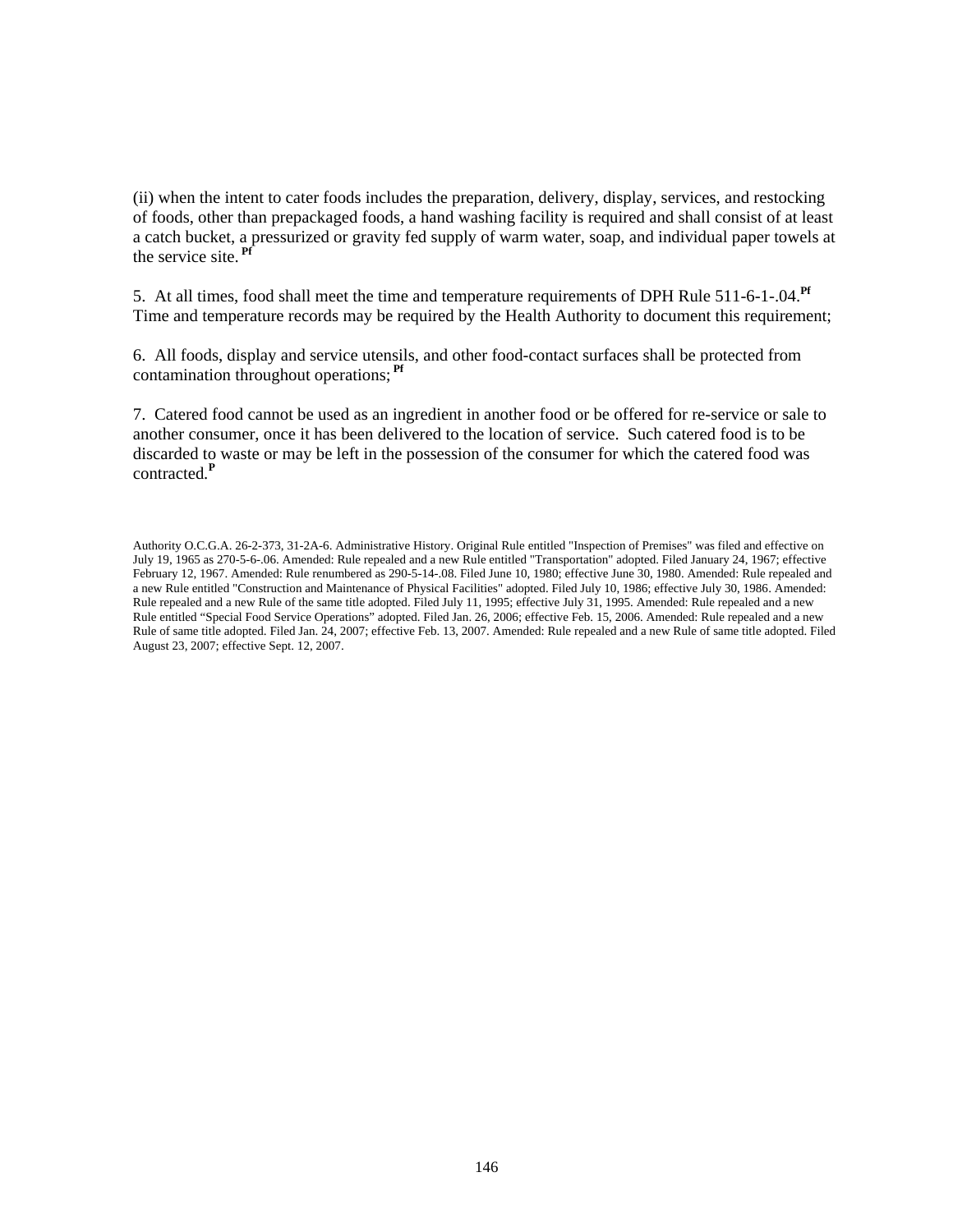(ii) when the intent to cater foods includes the preparation, delivery, display, services, and restocking of foods, other than prepackaged foods, a hand washing facility is required and shall consist of at least a catch bucket, a pressurized or gravity fed supply of warm water, soap, and individual paper towels at the service site. [Pf]

5. At all times, food shall meet the time and temperature requirements of DPH Rule 511-6-1-.04.[Pf] Time and temperature records may be required by the Health Authority to document this requirement;

6. All foods, display and service utensils, and other food-contact surfaces shall be protected from contamination throughout operations; [Pf]

7. Catered food cannot be used as an ingredient in another food or be offered for re-service or sale to another consumer, once it has been delivered to the location of service. Such catered food is to be discarded to waste or may be left in the possession of the consumer for which the catered food was contracted.[P]

Authority O.C.G.A. 26-2-373, 31-2A-6. Administrative History. Original Rule entitled "Inspection of Premises" was filed and effective on July 19, 1965 as 270-5-6-.06. Amended: Rule repealed and a new Rule entitled "Transportation" adopted. Filed January 24, 1967; effective February 12, 1967. Amended: Rule renumbered as 290-5-14-.08. Filed June 10, 1980; effective June 30, 1980. Amended: Rule repealed and a new Rule entitled "Construction and Maintenance of Physical Facilities" adopted. Filed July 10, 1986; effective July 30, 1986. Amended: Rule repealed and a new Rule of the same title adopted. Filed July 11, 1995; effective July 31, 1995. Amended: Rule repealed and a new Rule entitled "Special Food Service Operations" adopted. Filed Jan. 26, 2006; effective Feb. 15, 2006. Amended: Rule repealed and a new Rule of same title adopted. Filed Jan. 24, 2007; effective Feb. 13, 2007. Amended: Rule repealed and a new Rule of same title adopted. Filed August 23, 2007; effective Sept. 12, 2007.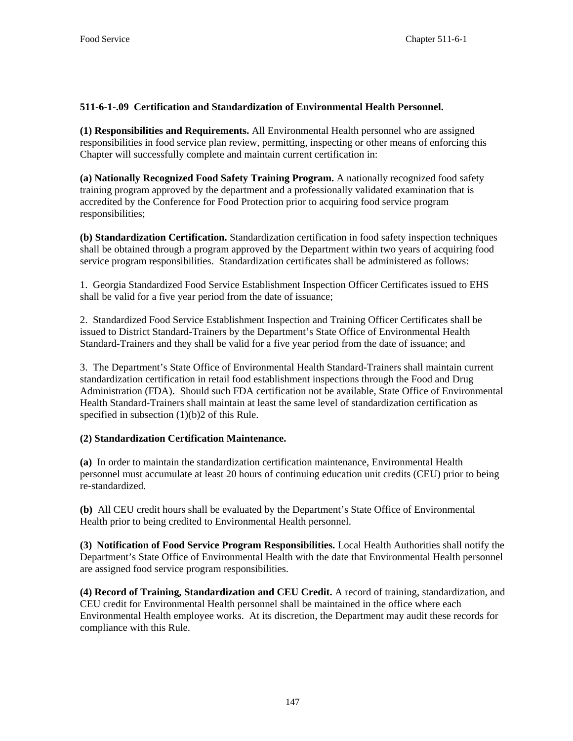**511-6-1-.09 Certification and Standardization of Environmental Health Personnel.**

**(1) Responsibilities and Requirements.** All Environmental Health personnel who are assigned responsibilities in food service plan review, permitting, inspecting or other means of enforcing this Chapter will successfully complete and maintain current certification in:

**(a) Nationally Recognized Food Safety Training Program.** A nationally recognized food safety training program approved by the department and a professionally validated examination that is accredited by the Conference for Food Protection prior to acquiring food service program responsibilities;

**(b) Standardization Certification.** Standardization certification in food safety inspection techniques shall be obtained through a program approved by the Department within two years of acquiring food service program responsibilities. Standardization certificates shall be administered as follows:

1. Georgia Standardized Food Service Establishment Inspection Officer Certificates issued to EHS shall be valid for a five year period from the date of issuance;

2. Standardized Food Service Establishment Inspection and Training Officer Certificates shall be issued to District Standard-Trainers by the Department's State Office of Environmental Health Standard-Trainers and they shall be valid for a five year period from the date of issuance; and

3. The Department's State Office of Environmental Health Standard-Trainers shall maintain current standardization certification in retail food establishment inspections through the Food and Drug Administration (FDA). Should such FDA certification not be available, State Office of Environmental Health Standard-Trainers shall maintain at least the same level of standardization certification as specified in subsection (1)(b)2 of this Rule.

**(2) Standardization Certification Maintenance.**

**(a)** In order to maintain the standardization certification maintenance, Environmental Health personnel must accumulate at least 20 hours of continuing education unit credits (CEU) prior to being re-standardized.

**(b)** All CEU credit hours shall be evaluated by the Department's State Office of Environmental Health prior to being credited to Environmental Health personnel.

**(3) Notification of Food Service Program Responsibilities.** Local Health Authorities shall notify the Department's State Office of Environmental Health with the date that Environmental Health personnel are assigned food service program responsibilities.

**(4) Record of Training, Standardization and CEU Credit.** A record of training, standardization, and CEU credit for Environmental Health personnel shall be maintained in the office where each Environmental Health employee works. At its discretion, the Department may audit these records for compliance with this Rule.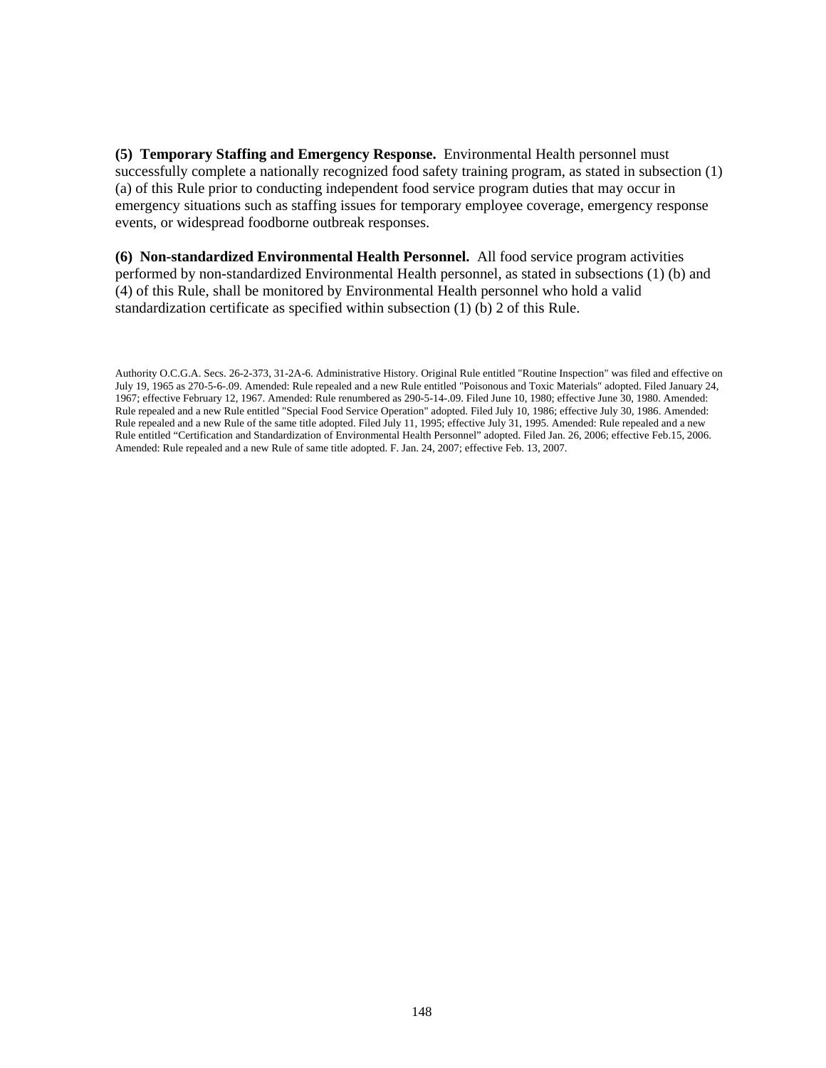**(5) Temporary Staffing and Emergency Response.** Environmental Health personnel must successfully complete a nationally recognized food safety training program, as stated in subsection (1) (a) of this Rule prior to conducting independent food service program duties that may occur in emergency situations such as staffing issues for temporary employee coverage, emergency response events, or widespread foodborne outbreak responses.

**(6) Non-standardized Environmental Health Personnel.** All food service program activities performed by non-standardized Environmental Health personnel, as stated in subsections (1) (b) and (4) of this Rule, shall be monitored by Environmental Health personnel who hold a valid standardization certificate as specified within subsection (1) (b) 2 of this Rule.

Authority O.C.G.A. Secs. 26-2-373, 31-2A-6. Administrative History. Original Rule entitled "Routine Inspection" was filed and effective on July 19, 1965 as 270-5-6-.09. Amended: Rule repealed and a new Rule entitled "Poisonous and Toxic Materials" adopted. Filed January 24, 1967; effective February 12, 1967. Amended: Rule renumbered as 290-5-14-.09. Filed June 10, 1980; effective June 30, 1980. Amended: Rule repealed and a new Rule entitled "Special Food Service Operation" adopted. Filed July 10, 1986; effective July 30, 1986. Amended: Rule repealed and a new Rule of the same title adopted. Filed July 11, 1995; effective July 31, 1995. Amended: Rule repealed and a new Rule entitled "Certification and Standardization of Environmental Health Personnel" adopted. Filed Jan. 26, 2006; effective Feb.15, 2006. Amended: Rule repealed and a new Rule of same title adopted. F. Jan. 24, 2007; effective Feb. 13, 2007.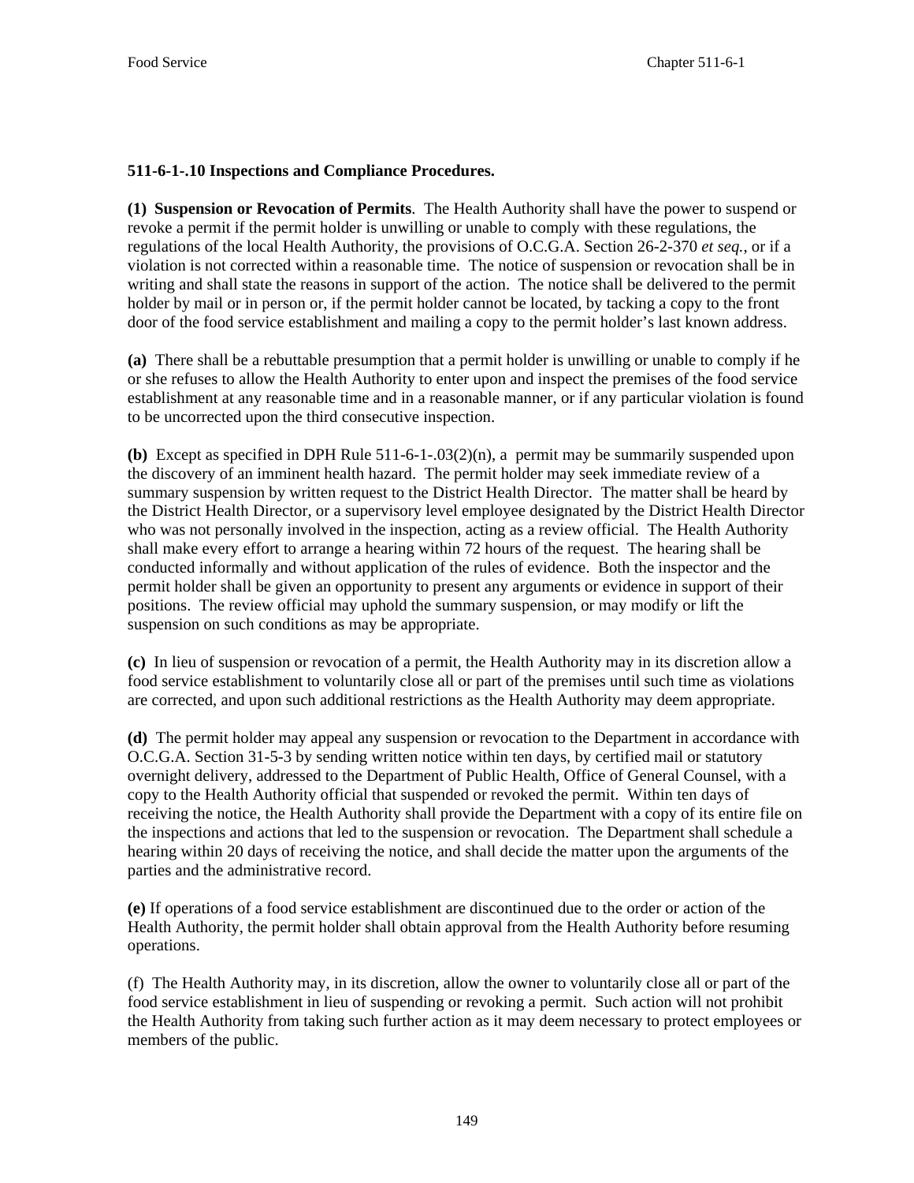**511-6-1-.10 Inspections and Compliance Procedures.**

**(1) Suspension or Revocation of Permits**. The Health Authority shall have the power to suspend or revoke a permit if the permit holder is unwilling or unable to comply with these regulations, the regulations of the local Health Authority, the provisions of O.C.G.A. Section 26-2-370 *et seq.*, or if a violation is not corrected within a reasonable time. The notice of suspension or revocation shall be in writing and shall state the reasons in support of the action. The notice shall be delivered to the permit holder by mail or in person or, if the permit holder cannot be located, by tacking a copy to the front door of the food service establishment and mailing a copy to the permit holder's last known address.

**(a)** There shall be a rebuttable presumption that a permit holder is unwilling or unable to comply if he or she refuses to allow the Health Authority to enter upon and inspect the premises of the food service establishment at any reasonable time and in a reasonable manner, or if any particular violation is found to be uncorrected upon the third consecutive inspection.

**(b)** Except as specified in DPH Rule 511-6-1-.03(2)(n), a permit may be summarily suspended upon the discovery of an imminent health hazard. The permit holder may seek immediate review of a summary suspension by written request to the District Health Director. The matter shall be heard by the District Health Director, or a supervisory level employee designated by the District Health Director who was not personally involved in the inspection, acting as a review official. The Health Authority shall make every effort to arrange a hearing within 72 hours of the request. The hearing shall be conducted informally and without application of the rules of evidence. Both the inspector and the permit holder shall be given an opportunity to present any arguments or evidence in support of their positions. The review official may uphold the summary suspension, or may modify or lift the suspension on such conditions as may be appropriate.

**(c)** In lieu of suspension or revocation of a permit, the Health Authority may in its discretion allow a food service establishment to voluntarily close all or part of the premises until such time as violations are corrected, and upon such additional restrictions as the Health Authority may deem appropriate.

**(d)** The permit holder may appeal any suspension or revocation to the Department in accordance with O.C.G.A. Section 31-5-3 by sending written notice within ten days, by certified mail or statutory overnight delivery, addressed to the Department of Public Health, Office of General Counsel, with a copy to the Health Authority official that suspended or revoked the permit. Within ten days of receiving the notice, the Health Authority shall provide the Department with a copy of its entire file on the inspections and actions that led to the suspension or revocation. The Department shall schedule a hearing within 20 days of receiving the notice, and shall decide the matter upon the arguments of the parties and the administrative record.

**(e)** If operations of a food service establishment are discontinued due to the order or action of the Health Authority, the permit holder shall obtain approval from the Health Authority before resuming operations.

(f) The Health Authority may, in its discretion, allow the owner to voluntarily close all or part of the food service establishment in lieu of suspending or revoking a permit. Such action will not prohibit the Health Authority from taking such further action as it may deem necessary to protect employees or members of the public.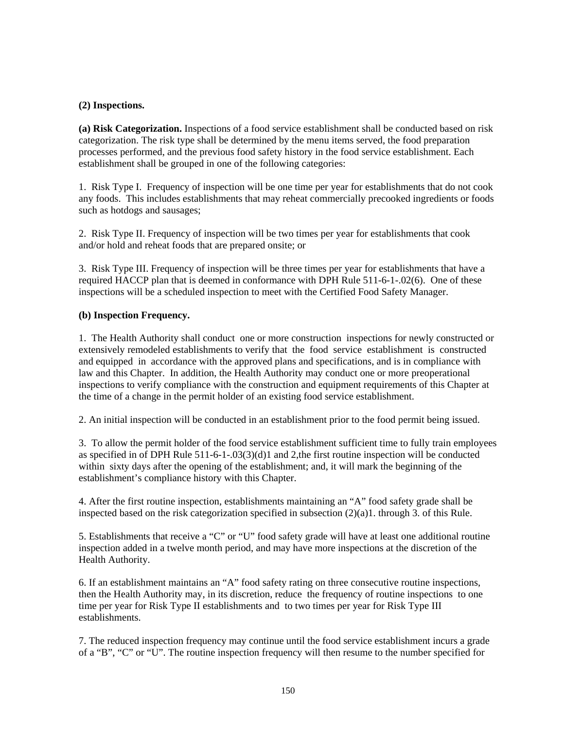**(2) Inspections.**

**(a) Risk Categorization.** Inspections of a food service establishment shall be conducted based on risk categorization. The risk type shall be determined by the menu items served, the food preparation processes performed, and the previous food safety history in the food service establishment. Each establishment shall be grouped in one of the following categories:

1. Risk Type I. Frequency of inspection will be one time per year for establishments that do not cook any foods. This includes establishments that may reheat commercially precooked ingredients or foods such as hotdogs and sausages;

2. Risk Type II. Frequency of inspection will be two times per year for establishments that cook and/or hold and reheat foods that are prepared onsite; or

3. Risk Type III. Frequency of inspection will be three times per year for establishments that have a required HACCP plan that is deemed in conformance with DPH Rule 511-6-1-.02(6). One of these inspections will be a scheduled inspection to meet with the Certified Food Safety Manager.

**(b) Inspection Frequency.**

1. The Health Authority shall conduct one or more construction inspections for newly constructed or extensively remodeled establishments to verify that the food service establishment is constructed and equipped in accordance with the approved plans and specifications, and is in compliance with law and this Chapter. In addition, the Health Authority may conduct one or more preoperational inspections to verify compliance with the construction and equipment requirements of this Chapter at the time of a change in the permit holder of an existing food service establishment.

2. An initial inspection will be conducted in an establishment prior to the food permit being issued.

3. To allow the permit holder of the food service establishment sufficient time to fully train employees as specified in of DPH Rule 511-6-1-.03(3)(d)1 and 2,the first routine inspection will be conducted within sixty days after the opening of the establishment; and, it will mark the beginning of the establishment's compliance history with this Chapter.

4. After the first routine inspection, establishments maintaining an "A" food safety grade shall be inspected based on the risk categorization specified in subsection (2)(a)1. through 3. of this Rule.

5. Establishments that receive a "C" or "U" food safety grade will have at least one additional routine inspection added in a twelve month period, and may have more inspections at the discretion of the Health Authority.

6. If an establishment maintains an "A" food safety rating on three consecutive routine inspections, then the Health Authority may, in its discretion, reduce the frequency of routine inspections to one time per year for Risk Type II establishments and to two times per year for Risk Type III establishments.

7. The reduced inspection frequency may continue until the food service establishment incurs a grade of a "B", "C" or "U". The routine inspection frequency will then resume to the number specified for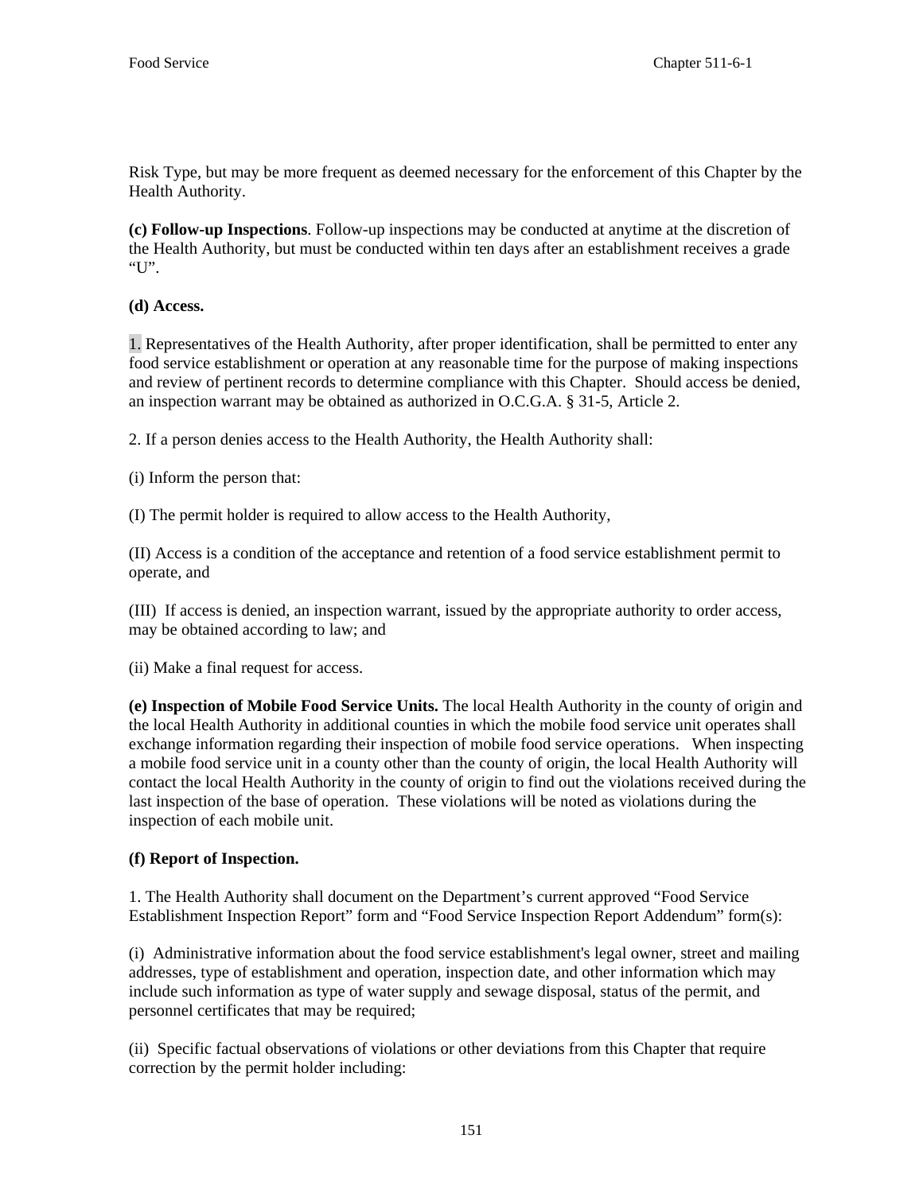Risk Type, but may be more frequent as deemed necessary for the enforcement of this Chapter by the Health Authority.

**(c) Follow-up Inspections**. Follow-up inspections may be conducted at anytime at the discretion of the Health Authority, but must be conducted within ten days after an establishment receives a grade "U".

**(d) Access.**

1. Representatives of the Health Authority, after proper identification, shall be permitted to enter any food service establishment or operation at any reasonable time for the purpose of making inspections and review of pertinent records to determine compliance with this Chapter. Should access be denied, an inspection warrant may be obtained as authorized in O.C.G.A. § 31-5, Article 2.

2. If a person denies access to the Health Authority, the Health Authority shall:

(i) Inform the person that:

(I) The permit holder is required to allow access to the Health Authority,

(II) Access is a condition of the acceptance and retention of a food service establishment permit to operate, and

(III) If access is denied, an inspection warrant, issued by the appropriate authority to order access, may be obtained according to law; and

(ii) Make a final request for access.

**(e) Inspection of Mobile Food Service Units.** The local Health Authority in the county of origin and the local Health Authority in additional counties in which the mobile food service unit operates shall exchange information regarding their inspection of mobile food service operations. When inspecting a mobile food service unit in a county other than the county of origin, the local Health Authority will contact the local Health Authority in the county of origin to find out the violations received during the last inspection of the base of operation. These violations will be noted as violations during the inspection of each mobile unit.

**(f) Report of Inspection.**

1. The Health Authority shall document on the Department's current approved "Food Service Establishment Inspection Report" form and "Food Service Inspection Report Addendum" form(s):

(i) Administrative information about the food service establishment's legal owner, street and mailing addresses, type of establishment and operation, inspection date, and other information which may include such information as type of water supply and sewage disposal, status of the permit, and personnel certificates that may be required;

(ii) Specific factual observations of violations or other deviations from this Chapter that require correction by the permit holder including: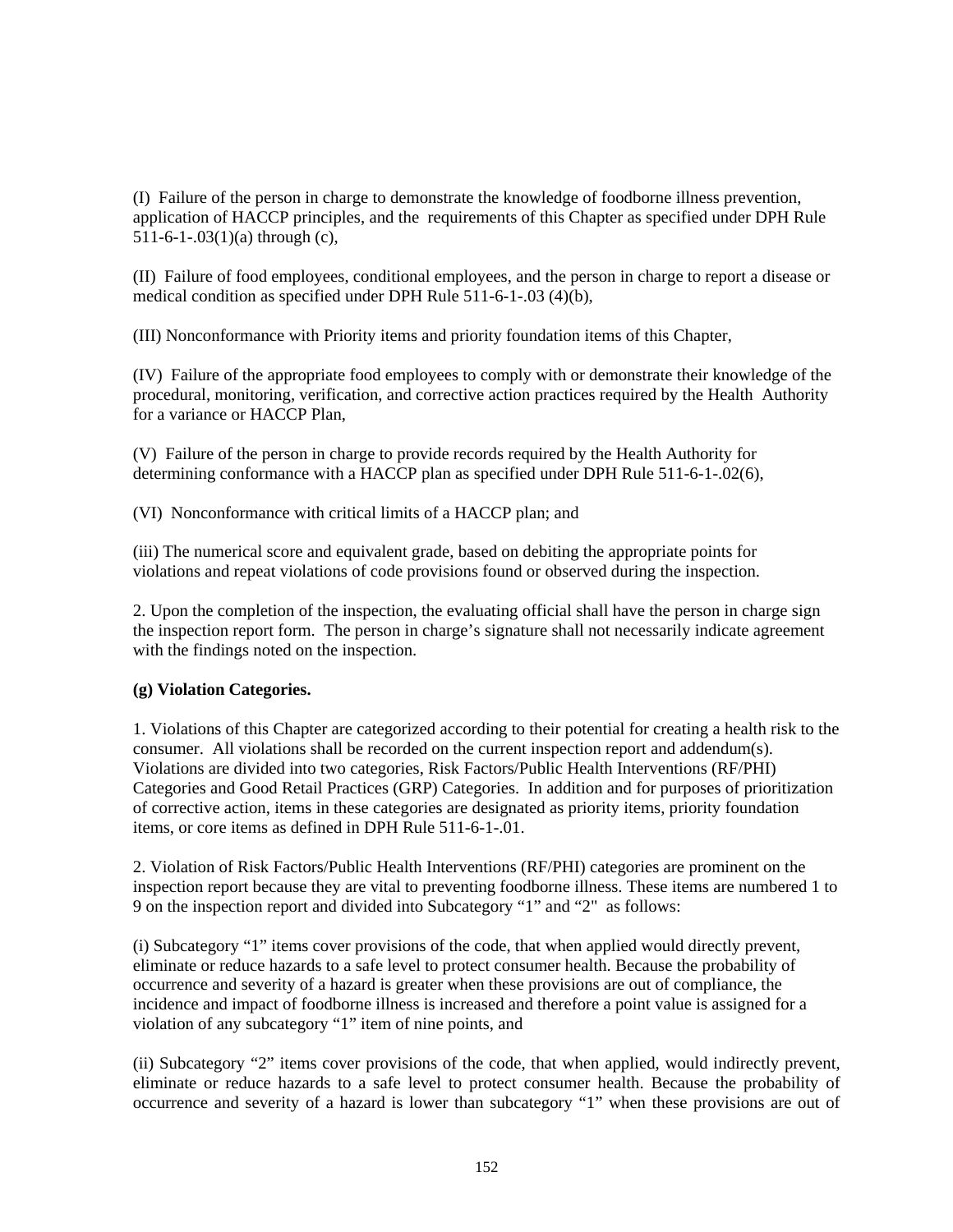(I) Failure of the person in charge to demonstrate the knowledge of foodborne illness prevention, application of HACCP principles, and the requirements of this Chapter as specified under DPH Rule 511-6-1-.03(1)(a) through (c),

(II) Failure of food employees, conditional employees, and the person in charge to report a disease or medical condition as specified under DPH Rule 511-6-1-.03 (4)(b),

(III) Nonconformance with Priority items and priority foundation items of this Chapter,

(IV) Failure of the appropriate food employees to comply with or demonstrate their knowledge of the procedural, monitoring, verification, and corrective action practices required by the Health Authority for a variance or HACCP Plan,

(V) Failure of the person in charge to provide records required by the Health Authority for determining conformance with a HACCP plan as specified under DPH Rule 511-6-1-.02(6),

(VI) Nonconformance with critical limits of a HACCP plan; and

(iii) The numerical score and equivalent grade, based on debiting the appropriate points for violations and repeat violations of code provisions found or observed during the inspection.

2. Upon the completion of the inspection, the evaluating official shall have the person in charge sign the inspection report form. The person in charge's signature shall not necessarily indicate agreement with the findings noted on the inspection.

**(g) Violation Categories.**

1. Violations of this Chapter are categorized according to their potential for creating a health risk to the consumer. All violations shall be recorded on the current inspection report and addendum(s). Violations are divided into two categories, Risk Factors/Public Health Interventions (RF/PHI) Categories and Good Retail Practices (GRP) Categories. In addition and for purposes of prioritization of corrective action, items in these categories are designated as priority items, priority foundation items, or core items as defined in DPH Rule 511-6-1-.01.

2. Violation of Risk Factors/Public Health Interventions (RF/PHI) categories are prominent on the inspection report because they are vital to preventing foodborne illness. These items are numbered 1 to 9 on the inspection report and divided into Subcategory "1" and "2" as follows:

(i) Subcategory "1" items cover provisions of the code, that when applied would directly prevent, eliminate or reduce hazards to a safe level to protect consumer health. Because the probability of occurrence and severity of a hazard is greater when these provisions are out of compliance, the incidence and impact of foodborne illness is increased and therefore a point value is assigned for a violation of any subcategory "1" item of nine points, and

(ii) Subcategory "2" items cover provisions of the code, that when applied, would indirectly prevent, eliminate or reduce hazards to a safe level to protect consumer health. Because the probability of occurrence and severity of a hazard is lower than subcategory "1" when these provisions are out of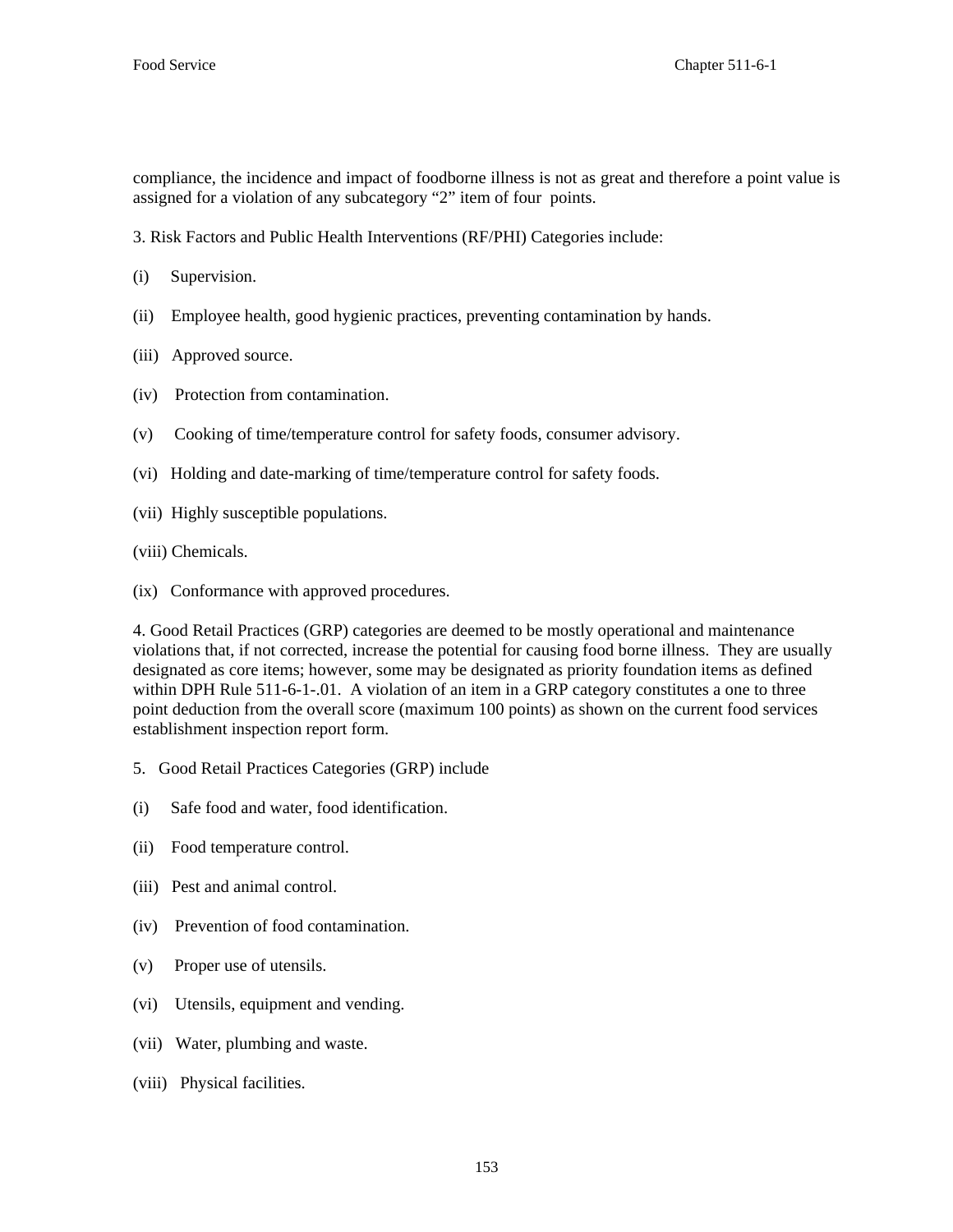compliance, the incidence and impact of foodborne illness is not as great and therefore a point value is assigned for a violation of any subcategory “2” item of four points.

3. Risk Factors and Public Health Interventions (RF/PHI) Categories include:

(i) Supervision.

(ii) Employee health, good hygienic practices, preventing contamination by hands.

(iii) Approved source.

(iv) Protection from contamination.

(v) Cooking of time/temperature control for safety foods, consumer advisory.

(vi) Holding and date-marking of time/temperature control for safety foods.

(vii) Highly susceptible populations.

(viii) Chemicals.

(ix) Conformance with approved procedures.

4. Good Retail Practices (GRP) categories are deemed to be mostly operational and maintenance violations that, if not corrected, increase the potential for causing food borne illness. They are usually designated as core items; however, some may be designated as priority foundation items as defined within DPH Rule 511-6-1-.01. A violation of an item in a GRP category constitutes a one to three point deduction from the overall score (maximum 100 points) as shown on the current food services establishment inspection report form.

5. Good Retail Practices Categories (GRP) include

(i) Safe food and water, food identification.

(ii) Food temperature control.

(iii) Pest and animal control.

(iv) Prevention of food contamination.

(v) Proper use of utensils.

(vi) Utensils, equipment and vending.

(vii) Water, plumbing and waste.

(viii) Physical facilities.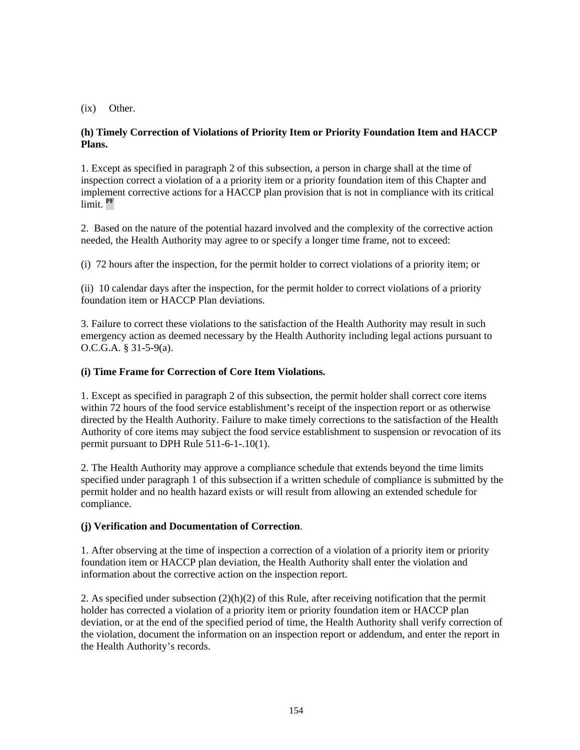(ix) Other.

**(h) Timely Correction of Violations of Priority Item or Priority Foundation Item and HACCP Plans.**

1. Except as specified in paragraph 2 of this subsection, a person in charge shall at the time of inspection correct a violation of a a priority item or a priority foundation item of this Chapter and implement corrective actions for a HACCP plan provision that is not in compliance with its critical limit. **PF**

2. Based on the nature of the potential hazard involved and the complexity of the corrective action needed, the Health Authority may agree to or specify a longer time frame, not to exceed:

(i) 72 hours after the inspection, for the permit holder to correct violations of a priority item; or

(ii) 10 calendar days after the inspection, for the permit holder to correct violations of a priority foundation item or HACCP Plan deviations.

3. Failure to correct these violations to the satisfaction of the Health Authority may result in such emergency action as deemed necessary by the Health Authority including legal actions pursuant to O.C.G.A. § 31-5-9(a).

**(i) Time Frame for Correction of Core Item Violations.**

1. Except as specified in paragraph 2 of this subsection, the permit holder shall correct core items within 72 hours of the food service establishment's receipt of the inspection report or as otherwise directed by the Health Authority. Failure to make timely corrections to the satisfaction of the Health Authority of core items may subject the food service establishment to suspension or revocation of its permit pursuant to DPH Rule 511-6-1-.10(1).

2. The Health Authority may approve a compliance schedule that extends beyond the time limits specified under paragraph 1 of this subsection if a written schedule of compliance is submitted by the permit holder and no health hazard exists or will result from allowing an extended schedule for compliance.

**(j) Verification and Documentation of Correction**.

1. After observing at the time of inspection a correction of a violation of a priority item or priority foundation item or HACCP plan deviation, the Health Authority shall enter the violation and information about the corrective action on the inspection report.

2. As specified under subsection (2)(h)(2) of this Rule, after receiving notification that the permit holder has corrected a violation of a priority item or priority foundation item or HACCP plan deviation, or at the end of the specified period of time, the Health Authority shall verify correction of the violation, document the information on an inspection report or addendum, and enter the report in the Health Authority's records.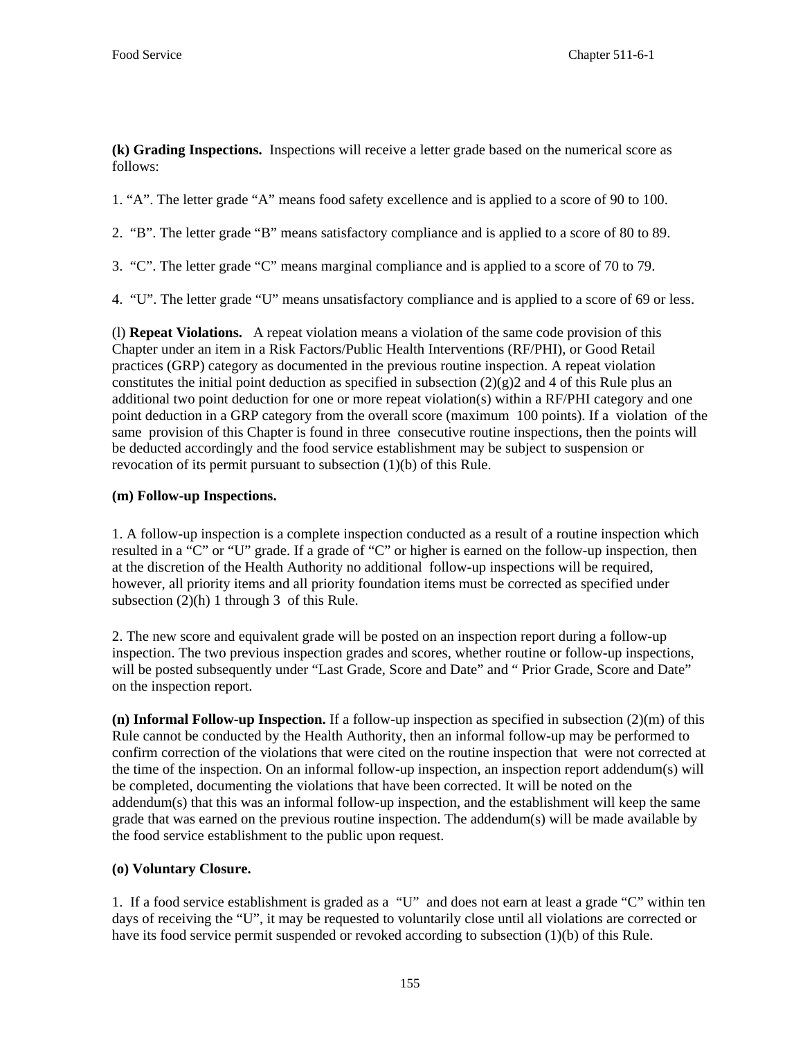**(k) Grading Inspections.** Inspections will receive a letter grade based on the numerical score as follows:

1. "A". The letter grade "A" means food safety excellence and is applied to a score of 90 to 100.

2. "B". The letter grade "B" means satisfactory compliance and is applied to a score of 80 to 89.

3. "C". The letter grade "C" means marginal compliance and is applied to a score of 70 to 79.

4. "U". The letter grade "U" means unsatisfactory compliance and is applied to a score of 69 or less.

(l) **Repeat Violations.** A repeat violation means a violation of the same code provision of this Chapter under an item in a Risk Factors/Public Health Interventions (RF/PHI), or Good Retail practices (GRP) category as documented in the previous routine inspection. A repeat violation constitutes the initial point deduction as specified in subsection (2)(g)2 and 4 of this Rule plus an additional two point deduction for one or more repeat violation(s) within a RF/PHI category and one point deduction in a GRP category from the overall score (maximum 100 points). If a violation of the same provision of this Chapter is found in three consecutive routine inspections, then the points will be deducted accordingly and the food service establishment may be subject to suspension or revocation of its permit pursuant to subsection (1)(b) of this Rule.

**(m) Follow-up Inspections.**

1. A follow-up inspection is a complete inspection conducted as a result of a routine inspection which resulted in a "C" or "U" grade. If a grade of "C" or higher is earned on the follow-up inspection, then at the discretion of the Health Authority no additional follow-up inspections will be required, however, all priority items and all priority foundation items must be corrected as specified under subsection (2)(h) 1 through 3 of this Rule.

2. The new score and equivalent grade will be posted on an inspection report during a follow-up inspection. The two previous inspection grades and scores, whether routine or follow-up inspections, will be posted subsequently under "Last Grade, Score and Date" and " Prior Grade, Score and Date" on the inspection report.

**(n) Informal Follow-up Inspection.** If a follow-up inspection as specified in subsection (2)(m) of this Rule cannot be conducted by the Health Authority, then an informal follow-up may be performed to confirm correction of the violations that were cited on the routine inspection that were not corrected at the time of the inspection. On an informal follow-up inspection, an inspection report addendum(s) will be completed, documenting the violations that have been corrected. It will be noted on the addendum(s) that this was an informal follow-up inspection, and the establishment will keep the same grade that was earned on the previous routine inspection. The addendum(s) will be made available by the food service establishment to the public upon request.

**(o) Voluntary Closure.**

1. If a food service establishment is graded as a "U" and does not earn at least a grade "C" within ten days of receiving the "U", it may be requested to voluntarily close until all violations are corrected or have its food service permit suspended or revoked according to subsection (1)(b) of this Rule.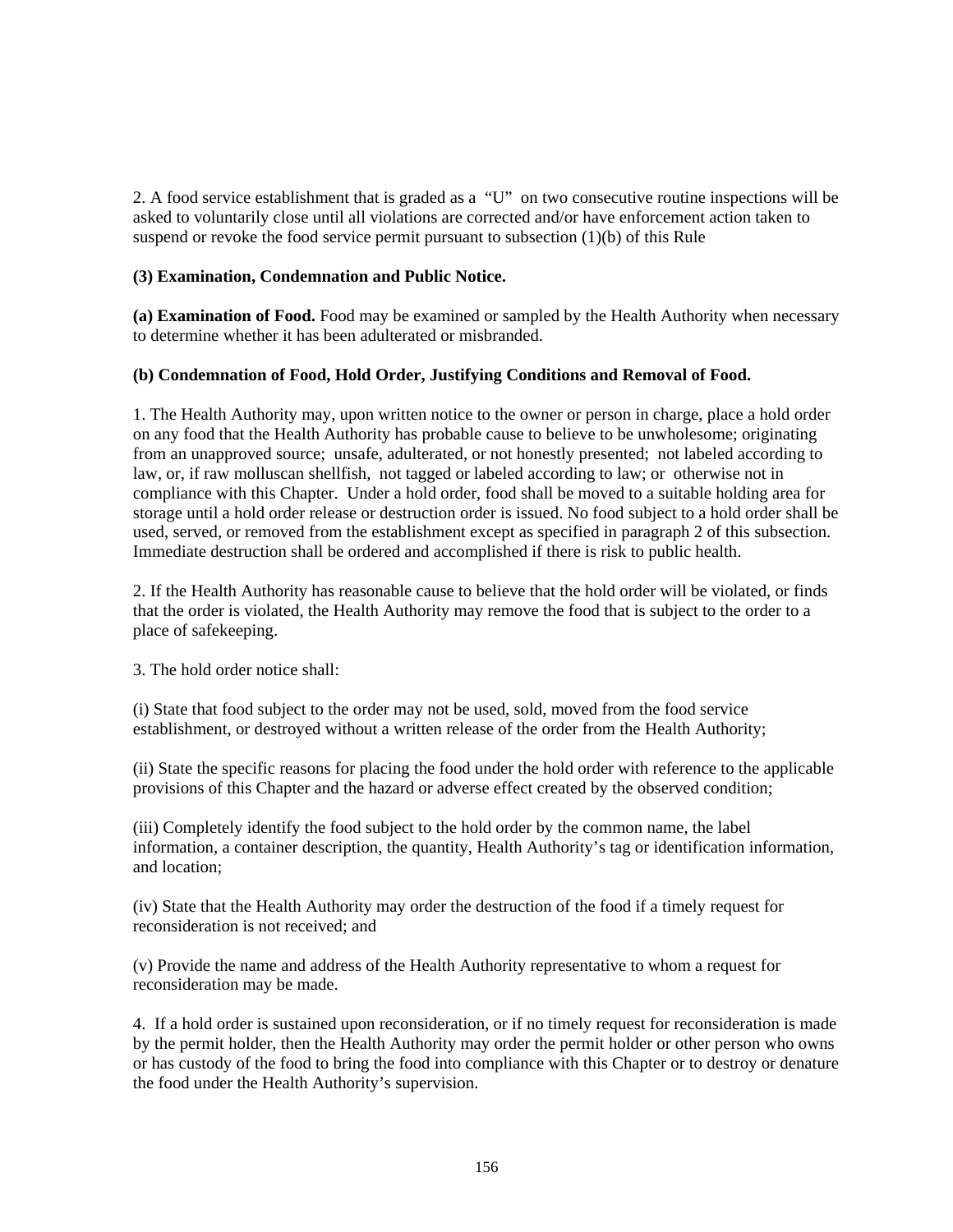2. A food service establishment that is graded as a "U" on two consecutive routine inspections will be asked to voluntarily close until all violations are corrected and/or have enforcement action taken to suspend or revoke the food service permit pursuant to subsection (1)(b) of this Rule

**(3) Examination, Condemnation and Public Notice.**

**(a) Examination of Food.** Food may be examined or sampled by the Health Authority when necessary to determine whether it has been adulterated or misbranded.

**(b) Condemnation of Food, Hold Order, Justifying Conditions and Removal of Food.**

1. The Health Authority may, upon written notice to the owner or person in charge, place a hold order on any food that the Health Authority has probable cause to believe to be unwholesome; originating from an unapproved source; unsafe, adulterated, or not honestly presented; not labeled according to law, or, if raw molluscan shellfish, not tagged or labeled according to law; or otherwise not in compliance with this Chapter. Under a hold order, food shall be moved to a suitable holding area for storage until a hold order release or destruction order is issued. No food subject to a hold order shall be used, served, or removed from the establishment except as specified in paragraph 2 of this subsection. Immediate destruction shall be ordered and accomplished if there is risk to public health.

2. If the Health Authority has reasonable cause to believe that the hold order will be violated, or finds that the order is violated, the Health Authority may remove the food that is subject to the order to a place of safekeeping.

3. The hold order notice shall:

(i) State that food subject to the order may not be used, sold, moved from the food service establishment, or destroyed without a written release of the order from the Health Authority;

(ii) State the specific reasons for placing the food under the hold order with reference to the applicable provisions of this Chapter and the hazard or adverse effect created by the observed condition;

(iii) Completely identify the food subject to the hold order by the common name, the label information, a container description, the quantity, Health Authority's tag or identification information, and location;

(iv) State that the Health Authority may order the destruction of the food if a timely request for reconsideration is not received; and

(v) Provide the name and address of the Health Authority representative to whom a request for reconsideration may be made.

4. If a hold order is sustained upon reconsideration, or if no timely request for reconsideration is made by the permit holder, then the Health Authority may order the permit holder or other person who owns or has custody of the food to bring the food into compliance with this Chapter or to destroy or denature the food under the Health Authority's supervision.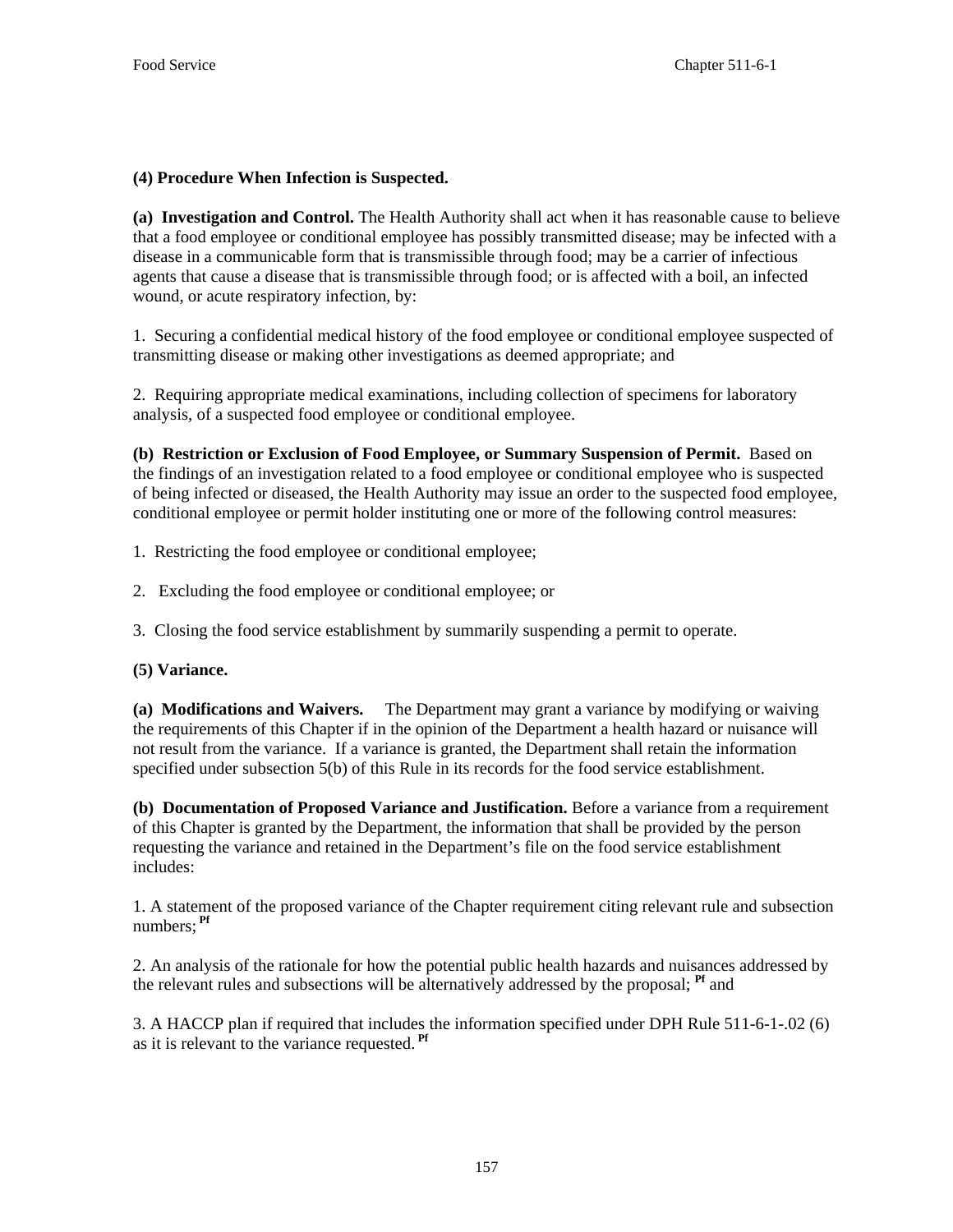**(4) Procedure When Infection is Suspected.**

**(a) Investigation and Control.** The Health Authority shall act when it has reasonable cause to believe that a food employee or conditional employee has possibly transmitted disease; may be infected with a disease in a communicable form that is transmissible through food; may be a carrier of infectious agents that cause a disease that is transmissible through food; or is affected with a boil, an infected wound, or acute respiratory infection, by:

1. Securing a confidential medical history of the food employee or conditional employee suspected of transmitting disease or making other investigations as deemed appropriate; and

2. Requiring appropriate medical examinations, including collection of specimens for laboratory analysis, of a suspected food employee or conditional employee.

**(b) Restriction or Exclusion of Food Employee, or Summary Suspension of Permit.** Based on the findings of an investigation related to a food employee or conditional employee who is suspected of being infected or diseased, the Health Authority may issue an order to the suspected food employee, conditional employee or permit holder instituting one or more of the following control measures:

1. Restricting the food employee or conditional employee;

2. Excluding the food employee or conditional employee; or

3. Closing the food service establishment by summarily suspending a permit to operate.

**(5) Variance.**

**(a) Modifications and Waivers.** The Department may grant a variance by modifying or waiving the requirements of this Chapter if in the opinion of the Department a health hazard or nuisance will not result from the variance. If a variance is granted, the Department shall retain the information specified under subsection 5(b) of this Rule in its records for the food service establishment.

**(b) Documentation of Proposed Variance and Justification.** Before a variance from a requirement of this Chapter is granted by the Department, the information that shall be provided by the person requesting the variance and retained in the Department's file on the food service establishment includes:

1. A statement of the proposed variance of the Chapter requirement citing relevant rule and subsection numbers; [Pf]

2. An analysis of the rationale for how the potential public health hazards and nuisances addressed by the relevant rules and subsections will be alternatively addressed by the proposal; [Pf] and

3. A HACCP plan if required that includes the information specified under DPH Rule 511-6-1-.02 (6) as it is relevant to the variance requested. [Pf]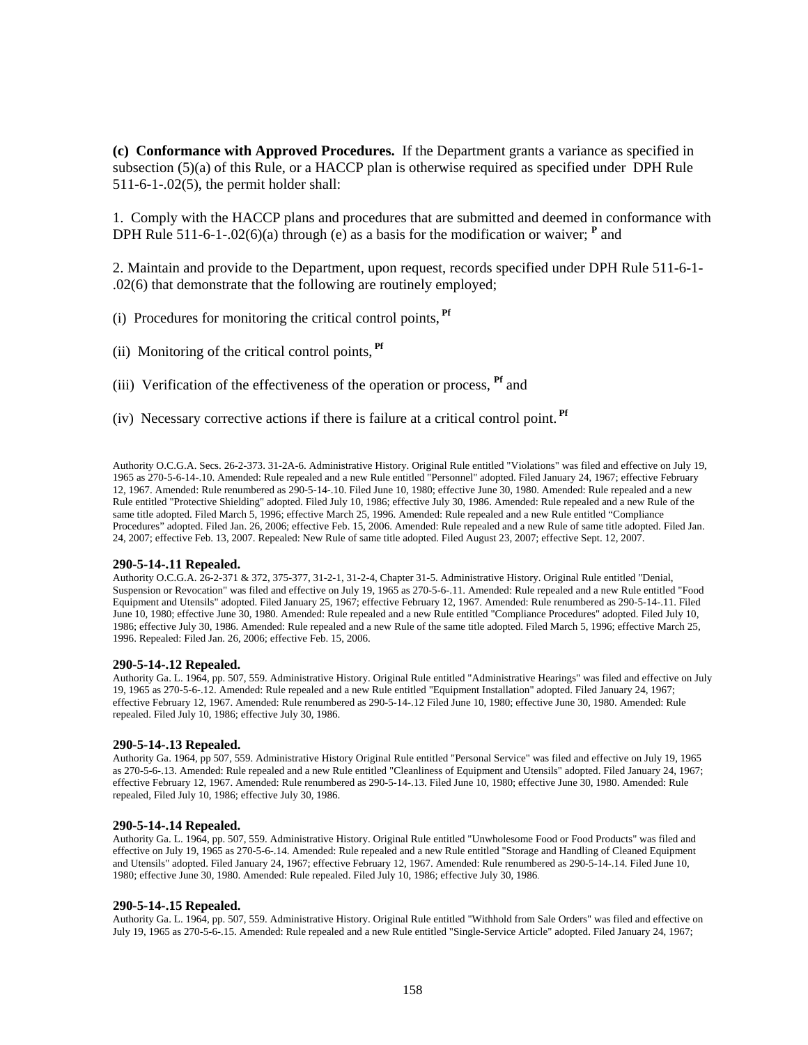**(c) Conformance with Approved Procedures.** If the Department grants a variance as specified in subsection (5)(a) of this Rule, or a HACCP plan is otherwise required as specified under DPH Rule 511-6-1-.02(5), the permit holder shall:

1. Comply with the HACCP plans and procedures that are submitted and deemed in conformance with DPH Rule 511-6-1-.02(6)(a) through (e) as a basis for the modification or waiver; [P] and

2. Maintain and provide to the Department, upon request, records specified under DPH Rule 511-6-1-.02(6) that demonstrate that the following are routinely employed;

(i) Procedures for monitoring the critical control points, [Pf]

(ii) Monitoring of the critical control points, [Pf]

(iii) Verification of the effectiveness of the operation or process, [Pf] and

(iv) Necessary corrective actions if there is failure at a critical control point. [Pf]

Authority O.C.G.A. Secs. 26-2-373. 31-2A-6. Administrative History. Original Rule entitled "Violations" was filed and effective on July 19, 1965 as 270-5-6-14-.10. Amended: Rule repealed and a new Rule entitled "Personnel" adopted. Filed January 24, 1967; effective February 12, 1967. Amended: Rule renumbered as 290-5-14-.10. Filed June 10, 1980; effective June 30, 1980. Amended: Rule repealed and a new Rule entitled "Protective Shielding" adopted. Filed July 10, 1986; effective July 30, 1986. Amended: Rule repealed and a new Rule of the same title adopted. Filed March 5, 1996; effective March 25, 1996. Amended: Rule repealed and a new Rule entitled "Compliance Procedures" adopted. Filed Jan. 26, 2006; effective Feb. 15, 2006. Amended: Rule repealed and a new Rule of same title adopted. Filed Jan. 24, 2007; effective Feb. 13, 2007. Repealed: New Rule of same title adopted. Filed August 23, 2007; effective Sept. 12, 2007.

**290-5-14-.11 Repealed.**

Authority O.C.G.A. 26-2-371 & 372, 375-377, 31-2-1, 31-2-4, Chapter 31-5. Administrative History. Original Rule entitled "Denial, Suspension or Revocation" was filed and effective on July 19, 1965 as 270-5-6-.11. Amended: Rule repealed and a new Rule entitled "Food Equipment and Utensils" adopted. Filed January 25, 1967; effective February 12, 1967. Amended: Rule renumbered as 290-5-14-.11. Filed June 10, 1980; effective June 30, 1980. Amended: Rule repealed and a new Rule entitled "Compliance Procedures" adopted. Filed July 10, 1986; effective July 30, 1986. Amended: Rule repealed and a new Rule of the same title adopted. Filed March 5, 1996; effective March 25, 1996. Repealed: Filed Jan. 26, 2006; effective Feb. 15, 2006.

**290-5-14-.12 Repealed.**

Authority Ga. L. 1964, pp. 507, 559. Administrative History. Original Rule entitled "Administrative Hearings" was filed and effective on July 19, 1965 as 270-5-6-.12. Amended: Rule repealed and a new Rule entitled "Equipment Installation" adopted. Filed January 24, 1967; effective February 12, 1967. Amended: Rule renumbered as 290-5-14-.12 Filed June 10, 1980; effective June 30, 1980. Amended: Rule repealed. Filed July 10, 1986; effective July 30, 1986.

**290-5-14-.13 Repealed.**

Authority Ga. 1964, pp 507, 559. Administrative History Original Rule entitled "Personal Service" was filed and effective on July 19, 1965 as 270-5-6-.13. Amended: Rule repealed and a new Rule entitled "Cleanliness of Equipment and Utensils" adopted. Filed January 24, 1967; effective February 12, 1967. Amended: Rule renumbered as 290-5-14-.13. Filed June 10, 1980; effective June 30, 1980. Amended: Rule repealed, Filed July 10, 1986; effective July 30, 1986.

**290-5-14-.14 Repealed.**

Authority Ga. L. 1964, pp. 507, 559. Administrative History. Original Rule entitled "Unwholesome Food or Food Products" was filed and effective on July 19, 1965 as 270-5-6-.14. Amended: Rule repealed and a new Rule entitled "Storage and Handling of Cleaned Equipment and Utensils" adopted. Filed January 24, 1967; effective February 12, 1967. Amended: Rule renumbered as 290-5-14-.14. Filed June 10, 1980; effective June 30, 1980. Amended: Rule repealed. Filed July 10, 1986; effective July 30, 1986.

**290-5-14-.15 Repealed.**

Authority Ga. L. 1964, pp. 507, 559. Administrative History. Original Rule entitled "Withhold from Sale Orders" was filed and effective on July 19, 1965 as 270-5-6-.15. Amended: Rule repealed and a new Rule entitled "Single-Service Article" adopted. Filed January 24, 1967;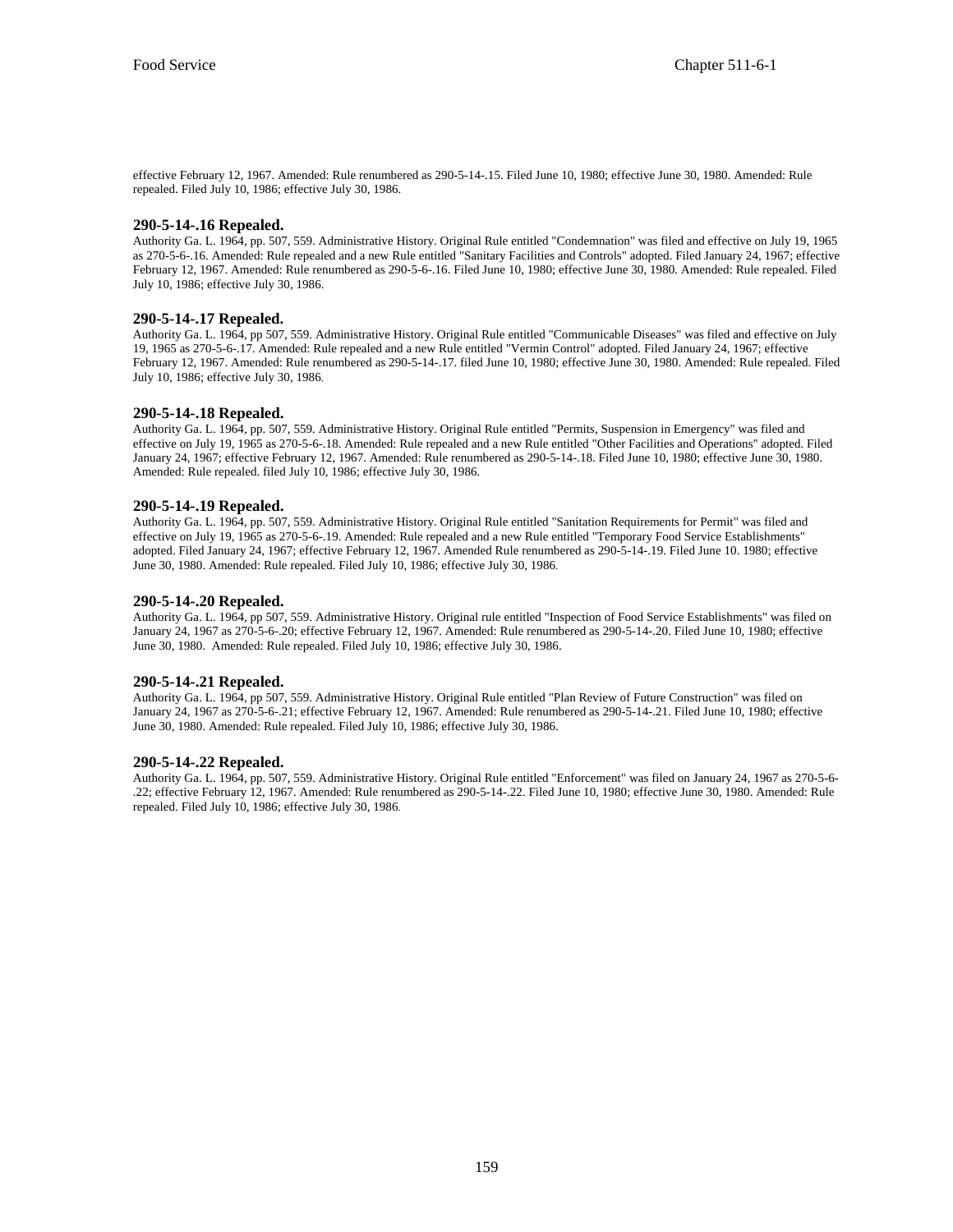effective February 12, 1967. Amended: Rule renumbered as 290-5-14-.15. Filed June 10, 1980; effective June 30, 1980. Amended: Rule repealed. Filed July 10, 1986; effective July 30, 1986.

### 290-5-14-.16 Repealed.

Authority Ga. L. 1964, pp. 507, 559. Administrative History. Original Rule entitled "Condemnation" was filed and effective on July 19, 1965 as 270-5-6-.16. Amended: Rule repealed and a new Rule entitled "Sanitary Facilities and Controls" adopted. Filed January 24, 1967; effective February 12, 1967. Amended: Rule renumbered as 290-5-6-.16. Filed June 10, 1980; effective June 30, 1980. Amended: Rule repealed. Filed July 10, 1986; effective July 30, 1986.

### 290-5-14-.17 Repealed.

Authority Ga. L. 1964, pp 507, 559. Administrative History. Original Rule entitled "Communicable Diseases" was filed and effective on July 19, 1965 as 270-5-6-.17. Amended: Rule repealed and a new Rule entitled "Vermin Control" adopted. Filed January 24, 1967; effective February 12, 1967. Amended: Rule renumbered as 290-5-14-.17. filed June 10, 1980; effective June 30, 1980. Amended: Rule repealed. Filed July 10, 1986; effective July 30, 1986.

### 290-5-14-.18 Repealed.

Authority Ga. L. 1964, pp. 507, 559. Administrative History. Original Rule entitled "Permits, Suspension in Emergency" was filed and effective on July 19, 1965 as 270-5-6-.18. Amended: Rule repealed and a new Rule entitled "Other Facilities and Operations" adopted. Filed January 24, 1967; effective February 12, 1967. Amended: Rule renumbered as 290-5-14-.18. Filed June 10, 1980; effective June 30, 1980. Amended: Rule repealed. filed July 10, 1986; effective July 30, 1986.

### 290-5-14-.19 Repealed.

Authority Ga. L. 1964, pp. 507, 559. Administrative History. Original Rule entitled "Sanitation Requirements for Permit" was filed and effective on July 19, 1965 as 270-5-6-.19. Amended: Rule repealed and a new Rule entitled "Temporary Food Service Establishments" adopted. Filed January 24, 1967; effective February 12, 1967. Amended Rule renumbered as 290-5-14-.19. Filed June 10. 1980; effective June 30, 1980. Amended: Rule repealed. Filed July 10, 1986; effective July 30, 1986.

### 290-5-14-.20 Repealed.

Authority Ga. L. 1964, pp 507, 559. Administrative History. Original rule entitled "Inspection of Food Service Establishments" was filed on January 24, 1967 as 270-5-6-.20; effective February 12, 1967. Amended: Rule renumbered as 290-5-14-.20. Filed June 10, 1980; effective June 30, 1980. Amended: Rule repealed. Filed July 10, 1986; effective July 30, 1986.

### 290-5-14-.21 Repealed.

Authority Ga. L. 1964, pp 507, 559. Administrative History. Original Rule entitled "Plan Review of Future Construction" was filed on January 24, 1967 as 270-5-6-.21; effective February 12, 1967. Amended: Rule renumbered as 290-5-14-.21. Filed June 10, 1980; effective June 30, 1980. Amended: Rule repealed. Filed July 10, 1986; effective July 30, 1986.

### 290-5-14-.22 Repealed.

Authority Ga. L. 1964, pp. 507, 559. Administrative History. Original Rule entitled "Enforcement" was filed on January 24, 1967 as 270-5-6-.22; effective February 12, 1967. Amended: Rule renumbered as 290-5-14-.22. Filed June 10, 1980; effective June 30, 1980. Amended: Rule repealed. Filed July 10, 1986; effective July 30, 1986.